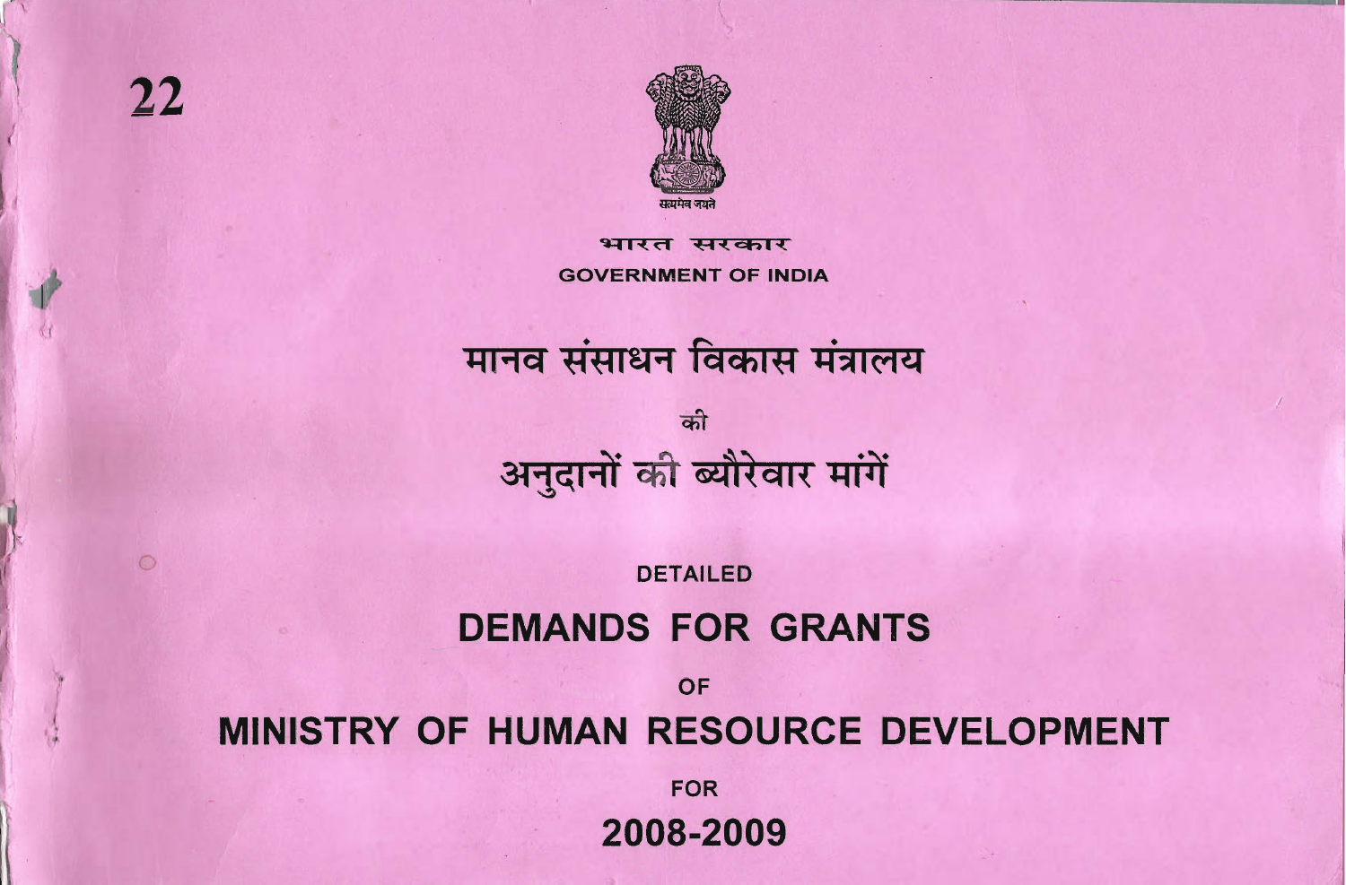22

सत्यमेव जयते

भारत सरकार

GOVERNMENT OF INDIA

# मानव संसाधन विकास मंत्रालय

की

# अनुदानों की ब्यौरेवार मांगें

DETAILED

# DEMANDS FOR GRANTS

OF

# MINISTRY OF HUMAN RESOURCE DEVELOPMENT

FOR

## 2008-2009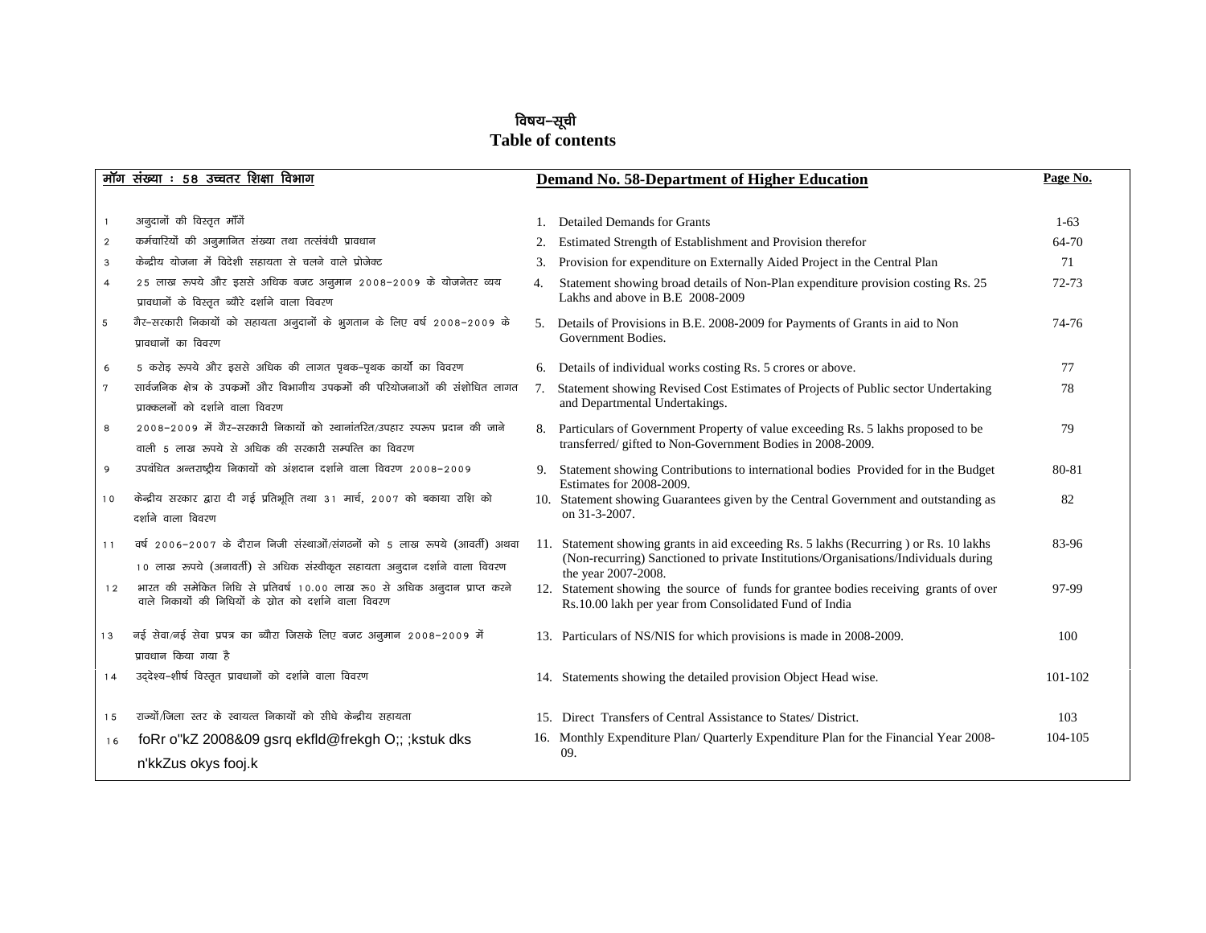# विषय-सूची
# Table of contents

| | मॉंग संख्या : 58 उच्चतर शिक्षा विभाग | Demand No. 58-Department of Higher Education | Page No. |
|---|---|---|---|
| 1 | अनुदानों की विस्तृत मॉंगें | 1. Detailed Demands for Grants | 1-63 |
| 2 | कर्मचारियों की अनुमानित संख्या तथा तत्संबंधी प्रावधान | 2. Estimated Strength of Establishment and Provision therefor | 64-70 |
| 3 | केन्द्रीय योजना में विदेशी सहायता से चलने वाले प्रोजेक्ट | 3. Provision for expenditure on Externally Aided Project in the Central Plan | 71 |
| 4 | 25 लाख रूपये और इससे अधिक बजट अनुमान 2008-2009 के योजनेतर व्यय प्रावधानों के विस्तृत ब्यौरे दर्शाने वाला विवरण | 4. Statement showing broad details of Non-Plan expenditure provision costing Rs. 25 Lakhs and above in B.E 2008-2009 | 72-73 |
| 5 | गैर-सरकारी निकायों को सहायता अनुदानों के भुगतान के लिए वर्ष 2008-2009 के प्रावधानों का विवरण | 5. Details of Provisions in B.E. 2008-2009 for Payments of Grants in aid to Non Government Bodies. | 74-76 |
| 6 | 5 करोड़ रूपये और इससे अधिक की लागत पृथक-पृथक कार्यों का विवरण | 6. Details of individual works costing Rs. 5 crores or above. | 77 |
| 7 | सार्वजनिक क्षेत्र के उपक्रमों और विभागीय उपक्रमों की परियोजनाओं की संशोधित लागत प्राक्कलनों को दर्शाने वाला विवरण | 7. Statement showing Revised Cost Estimates of Projects of Public sector Undertaking and Departmental Undertakings. | 78 |
| 8 | 2008-2009 में गैर-सरकारी निकायों को स्थानांतरित/उपहार स्वरूप प्रदान की जाने वाली 5 लाख रूपये से अधिक की सरकारी सम्पत्ति का विवरण | 8. Particulars of Government Property of value exceeding Rs. 5 lakhs proposed to be transferred/ gifted to Non-Government Bodies in 2008-2009. | 79 |
| 9 | उपबंधित अन्तराष्ट्रीय निकायों को अंशदान दर्शाने वाला विवरण 2008-2009 | 9. Statement showing Contributions to international bodies Provided for in the Budget Estimates for 2008-2009. | 80-81 |
| 10 | केन्द्रीय सरकार द्वारा दी गई प्रतिभूति तथा 31 मार्च, 2007 को बकाया राशि को दर्शाने वाला विवरण | 10. Statement showing Guarantees given by the Central Government and outstanding as on 31-3-2007. | 82 |
| 11 | वर्ष 2006-2007 के दौरान निजी संस्थाओं/संगठनों को 5 लाख रूपये (आवर्ती) अथवा 10 लाख रूपये (अनावर्ती) से अधिक संस्वीकृत सहायता अनुदान दर्शाने वाला विवरण | 11. Statement showing grants in aid exceeding Rs. 5 lakhs (Recurring ) or Rs. 10 lakhs (Non-recurring) Sanctioned to private Institutions/Organisations/Individuals during the year 2007-2008. | 83-96 |
| 12 | भारत की समेकित निधि से प्रतिवर्ष 10.00 लाख रू0 से अधिक अनुदान प्राप्त करने वाले निकायों की निधियों के स्रोत को दर्शाने वाला विवरण | 12. Statement showing the source of funds for grantee bodies receiving grants of over Rs.10.00 lakh per year from Consolidated Fund of India | 97-99 |
| 13 | नई सेवा/नई सेवा प्रपत्र का ब्यौरा जिसके लिए बजट अनुमान 2008-2009 में प्रावधान किया गया है | 13. Particulars of NS/NIS for which provisions is made in 2008-2009. | 100 |
| 14 | उद्देश्य-शीर्ष विस्तृत प्रावधानों को दर्शाने वाला विवरण | 14. Statements showing the detailed provision Object Head wise. | 101-102 |
| 15 | राज्यों/जिला स्तर के स्वायत्त निकायों को सीधे केन्द्रीय सहायता | 15. Direct Transfers of Central Assistance to States/ District. | 103 |
| 16 | foRr o"kZ 2008&09 gsrq ekfld@frekgh O;; ;kstuk dks n'kkZus okys fooj.k | 16. Monthly Expenditure Plan/ Quarterly Expenditure Plan for the Financial Year 2008-09. | 104-105 |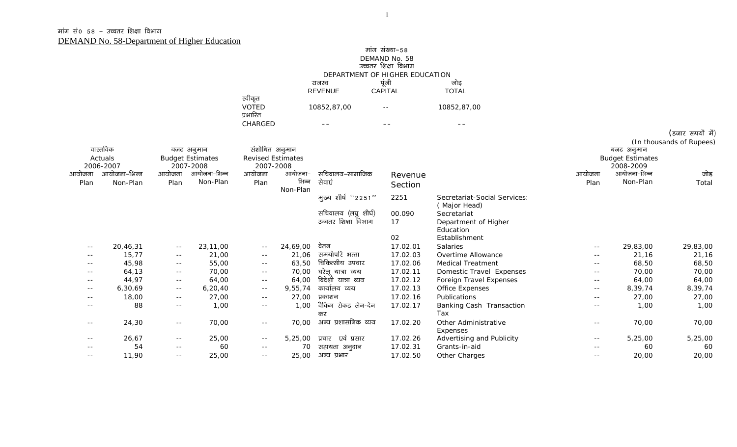मांग सं0 58 – उच्चतर शिक्षा विभाग

DEMAND No. 58-Department of Higher Education

मांग संख्या–58

DEMAND No. 58

उच्चतर शिक्षा विभाग

DEPARTMENT OF HIGHER EDUCATION

| | राजस्व REVENUE | पूंजी CAPITAL | जोड़ TOTAL |
|---|---|---|---|
| स्वीकृत VOTED | 10852,87,00 | -- | 10852,87,00 |
| प्रभारित CHARGED | -- | -- | -- |

(हजार रूपयों में)
(In thousands of Rupees)

| वास्तविक Actuals 2006-2007 | | बजट अनुमान Budget Estimates 2007-2008 | | संशोधित अनुमान Revised Estimates 2007-2008 | | | | | बजट अनुमान Budget Estimates 2008-2009 | | |
|---|---|---|---|---|---|---|---|---|---|---|---|
| आयोजना Plan | आयोजना–भिन्न Non-Plan | आयोजना Plan | आयोजना–भिन्न Non-Plan | आयोजना Plan | आयोजना–भिन्न Non-Plan | सचिवालय–सामाजिक सेवाएं | Revenue Section | | आयोजना Plan | आयोजना–भिन्न Non-Plan | जोड़ Total |
| | | | | | | मुख्य शीर्ष "2251" | 2251 | Secretariat-Social Services: ( Major Head) | | | |
| | | | | | | सचिवालय (लघु शीर्ष) | 00.090 | Secretariat | | | |
| | | | | | | उच्चतर शिक्षा विभाग | 17 | Department of Higher Education | | | |
| | | | | | | | 02 | Establishment | | | |
| -- | 20,46,31 | -- | 23,11,00 | -- | 24,69,00 | वेतन | 17.02.01 | Salaries | -- | 29,83,00 | 29,83,00 |
| -- | 15,77 | -- | 21,00 | -- | 21,06 | समयोपरि भत्ता | 17.02.03 | Overtime Allowance | -- | 21,16 | 21,16 |
| -- | 45,98 | -- | 55,00 | -- | 63,50 | चिकित्सीय उपचार | 17.02.06 | Medical Treatment | -- | 68,50 | 68,50 |
| -- | 64,13 | -- | 70,00 | -- | 70,00 | घरेलू यात्रा व्यय | 17.02.11 | Domestic Travel Expenses | -- | 70,00 | 70,00 |
| -- | 44,97 | -- | 64,00 | -- | 64,00 | विदेशी यात्रा व्यय | 17.02.12 | Foreign Travel Expenses | -- | 64,00 | 64,00 |
| -- | 6,30,69 | -- | 6,20,40 | -- | 9,55,74 | कार्यालय व्यय | 17.02.13 | Office Expenses | -- | 8,39,74 | 8,39,74 |
| -- | 18,00 | -- | 27,00 | -- | 27,00 | प्रकाशन | 17.02.16 | Publications | -- | 27,00 | 27,00 |
| -- | 88 | -- | 1,00 | -- | 1,00 | बैंकिंग रोकड लेन-देन कर | 17.02.17 | Banking Cash Transaction Tax | -- | 1,00 | 1,00 |
| -- | 24,30 | -- | 70,00 | -- | 70,00 | अन्य प्रशासनिक व्यय | 17.02.20 | Other Administrative Expenses | -- | 70,00 | 70,00 |
| -- | 26,67 | -- | 25,00 | -- | 5,25,00 | प्रचार एवं प्रसार | 17.02.26 | Advertising and Publicity | -- | 5,25,00 | 5,25,00 |
| -- | 54 | -- | 60 | -- | 70 | सहायता अनुदान | 17.02.31 | Grants-in-aid | -- | 60 | 60 |
| -- | 11,90 | -- | 25,00 | -- | 25,00 | अन्य प्रभार | 17.02.50 | Other Charges | -- | 20,00 | 20,00 |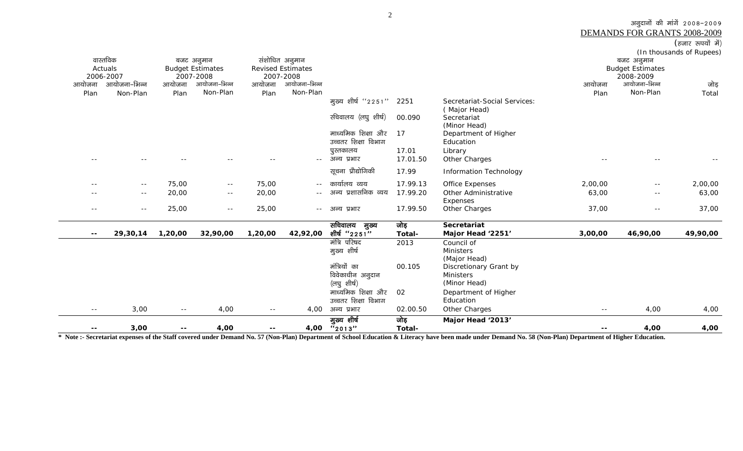अनुदानों की मांगें 2008–2009
DEMANDS FOR GRANTS 2008-2009

(हजार रूपयों में)
(In thousands of Rupees)

| वास्तविक Actuals 2006-2007 | | बजट अनुमान Budget Estimates 2007-2008 | | संशोधित अनुमान Revised Estimates 2007-2008 | | | | | बजट अनुमान Budget Estimates 2008-2009 | | |
|---|---|---|---|---|---|---|---|---|---|---|---|
| आयोजना Plan | आयोजना–भिन्न Non-Plan | आयोजना Plan | आयोजना–भिन्न Non-Plan | आयोजना Plan | आयोजना–भिन्न Non-Plan | | | | आयोजना Plan | आयोजना–भिन्न Non-Plan | जोड़ Total |
| | | | | | | मुख्य शीर्ष ''2251'' | 2251 | Secretariat-Social Services: (Major Head) | | | |
| | | | | | | सचिवालय (लघु शीर्ष) | 00.090 | Secretariat (Minor Head) | | | |
| | | | | | | माध्यमिक शिक्षा और उच्चतर शिक्षा विभाग | 17 | Department of Higher Education | | | |
| | | | | | | पुस्तकालय | 17.01 | Library | | | |
| -- | -- | -- | -- | -- | -- | अन्य प्रभार | 17.01.50 | Other Charges | -- | -- | -- |
| | | | | | | सूचना प्रौद्योगिकी | 17.99 | Information Technology | | | |
| -- | -- | 75,00 | -- | 75,00 | -- | कार्यालय व्यय | 17.99.13 | Office Expenses | 2,00,00 | -- | 2,00,00 |
| -- | -- | 20,00 | -- | 20,00 | -- | अन्य प्रशासनिक व्यय | 17.99.20 | Other Administrative Expenses | 63,00 | -- | 63,00 |
| -- | -- | 25,00 | -- | 25,00 | -- | अन्य प्रभार | 17.99.50 | Other Charges | 37,00 | -- | 37,00 |
| **--** | **29,30,14** | **1,20,00** | **32,90,00** | **1,20,00** | **42,92,00** | **सचिवालय मुख्य शीर्ष ''2251''** | **जोड़ Total-** | **Secretariat Major Head '2251'** | **3,00,00** | **46,90,00** | **49,90,00** |
| | | | | | | मंत्रि परिषद मुख्य शीर्ष | 2013 | Council of Ministers (Major Head) | | | |
| | | | | | | मंत्रियों का विवेकाधीन अनुदान (लघु शीर्ष) | 00.105 | Discretionary Grant by Ministers (Minor Head) | | | |
| | | | | | | माध्यमिक शिक्षा और उच्चतर शिक्षा विभाग | 02 | Department of Higher Education | | | |
| -- | 3,00 | -- | 4,00 | -- | 4,00 | अन्य प्रभार | 02.00.50 | Other Charges | -- | 4,00 | 4,00 |
| **--** | **3,00** | **--** | **4,00** | **--** | **4,00** | **मुख्य शीर्ष ''2013''** | **जोड़ Total-** | **Major Head '2013'** | **--** | **4,00** | **4,00** |

**\* Note :- Secretariat expenses of the Staff covered under Demand No. 57 (Non-Plan) Department of School Education & Literacy have been made under Demand No. 58 (Non-Plan) Department of Higher Education.**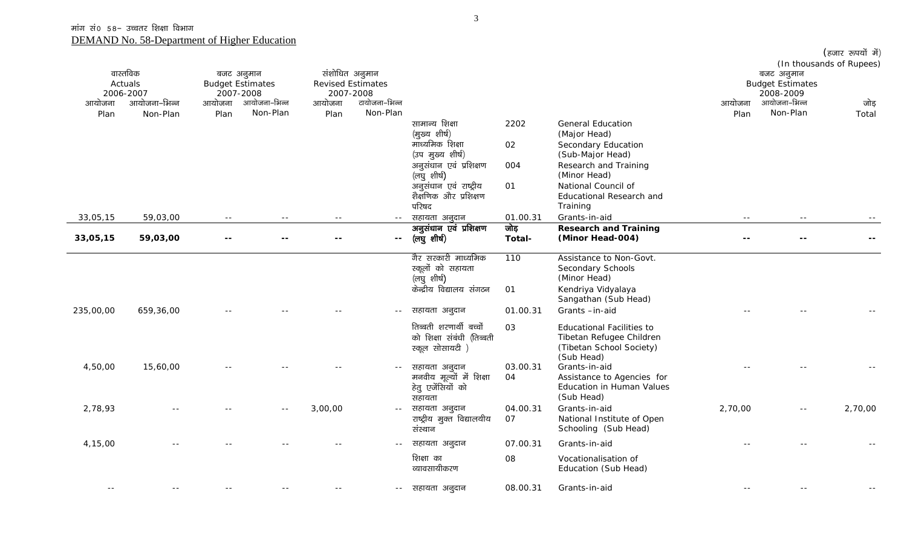मांग सं0 58– उच्चतर शिक्षा विभाग

DEMAND No. 58-Department of Higher Education

(हजार रूपयों में)
(In thousands of Rupees)

| वास्तविक Actuals 2006-2007 | | बजट अनुमान Budget Estimates 2007-2008 | | संशोधित अनुमान Revised Estimates 2007-2008 | | | | | बजट अनुमान Budget Estimates 2008-2009 | | |
|---|---|---|---|---|---|---|---|---|---|---|---|
| आयोजना Plan | आयोजना–भिन्न Non-Plan | आयोजना Plan | आयोजना–भिन्न Non-Plan | आयोजना Plan | आयोजना–भिन्न Non-Plan | | | | आयोजना Plan | आयोजना–भिन्न Non-Plan | जोड़ Total |
| | | | | | | सामान्य शिक्षा (मुख्य शीर्ष) | 2202 | General Education (Major Head) | | | |
| | | | | | | माध्यमिक शिक्षा (उप मुख्य शीर्ष) | 02 | Secondary Education (Sub-Major Head) | | | |
| | | | | | | अनुसंधान एवं प्रशिक्षण (लघु शीर्ष) | 004 | Research and Training (Minor Head) | | | |
| | | | | | | अनुसंधान एवं राष्ट्रीय शैक्षणिक और प्रशिक्षण परिषद | 01 | National Council of Educational Research and Training | | | |
| 33,05,15 | 59,03,00 | -- | -- | -- | -- | सहायता अनुदान | 01.00.31 | Grants-in-aid | -- | -- | -- |
| **33,05,15** | **59,03,00** | **--** | **--** | **--** | **--** | **अनुसंधान एवं प्रशिक्षण (लघु शीर्ष)** | **जोड़ Total-** | **Research and Training (Minor Head-004)** | **--** | **--** | **--** |
| | | | | | | गैर सरकारी माध्यमिक स्कूलों को सहायता (लघु शीर्ष) | 110 | Assistance to Non-Govt. Secondary Schools (Minor Head) | | | |
| | | | | | | केन्द्रीय विद्यालय संगठन | 01 | Kendriya Vidyalaya Sangathan (Sub Head) | | | |
| 235,00,00 | 659,36,00 | -- | -- | -- | -- | सहायता अनुदान | 01.00.31 | Grants –in-aid | -- | -- | -- |
| | | | | | | तिब्बती शरणार्थी बच्चों को शिक्षा संबंधी (तिब्बती स्कूल सोसायटी ) | 03 | Educational Facilities to Tibetan Refugee Children (Tibetan School Society) (Sub Head) | | | |
| 4,50,00 | 15,60,00 | -- | -- | -- | -- | सहायता अनुदान | 03.00.31 | Grants-in-aid | -- | -- | -- |
| | | | | | | मनवीय मूल्यों में शिक्षा हेतु एजेंसियों को सहायता | 04 | Assistance to Agencies for Education in Human Values (Sub Head) | | | |
| 2,78,93 | -- | -- | -- | 3,00,00 | -- | सहायता अनुदान | 04.00.31 | Grants-in-aid | 2,70,00 | -- | 2,70,00 |
| | | | | | | राष्ट्रीय मुक्त विद्यालयीय संस्थान | 07 | National Institute of Open Schooling (Sub Head) | | | |
| 4,15,00 | -- | -- | -- | -- | -- | सहायता अनुदान | 07.00.31 | Grants-in-aid | -- | -- | -- |
| | | | | | | शिक्षा का व्यावसायीकरण | 08 | Vocationalisation of Education (Sub Head) | | | |
| -- | -- | -- | -- | -- | -- | सहायता अनुदान | 08.00.31 | Grants-in-aid | -- | -- | -- |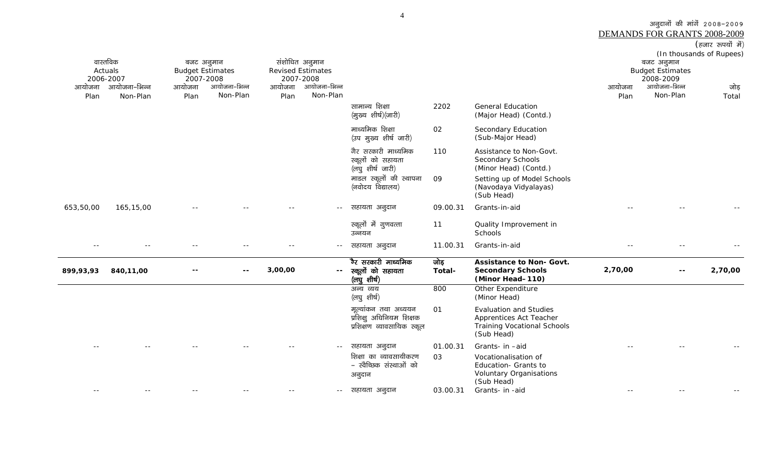अनुदानों की मांगें 2008-2009
DEMANDS FOR GRANTS 2008-2009

(हजार रूपयों में)
(In thousands of Rupees)

| वास्तविक Actuals 2006-2007 | | बजट अनुमान Budget Estimates 2007-2008 | | संशोधित अनुमान Revised Estimates 2007-2008 | | | | | बजट अनुमान Budget Estimates 2008-2009 | | |
|---|---|---|---|---|---|---|---|---|---|---|---|
| आयोजना Plan | आयोजना-भिन्न Non-Plan | आयोजना Plan | आयोजना-भिन्न Non-Plan | आयोजना Plan | आयोजना-भिन्न Non-Plan | | | | आयोजना Plan | आयोजना-भिन्न Non-Plan | जोड़ Total |
| | | | | | | सामान्य शिक्षा (मुख्य शीर्ष)(जारी) | 2202 | General Education (Major Head) (Contd.) | | | |
| | | | | | | माध्यमिक शिक्षा (उप मुख्य शीर्ष जारी) | 02 | Secondary Education (Sub-Major Head) | | | |
| | | | | | | गैर सरकारी माध्यमिक स्कूलों को सहायता (लघु शीर्ष जारी) | 110 | Assistance to Non-Govt. Secondary Schools (Minor Head) (Contd.) | | | |
| | | | | | | माडल स्कूलों की स्थापना (नवोदय विद्यालय) | 09 | Setting up of Model Schools (Navodaya Vidyalayas) (Sub Head) | | | |
| 653,50,00 | 165,15,00 | -- | -- | -- | -- | सहायता अनुदान | 09.00.31 | Grants-in-aid | -- | -- | -- |
| | | | | | | स्कूलों में गुणवत्ता उन्नयन | 11 | Quality Improvement in Schools | | | |
| -- | -- | -- | -- | -- | -- | सहायता अनुदान | 11.00.31 | Grants-in-aid | -- | -- | -- |
| **899,93,93** | **840,11,00** | **--** | **--** | **3,00,00** | **--** | **गैर सरकारी माध्यमिक स्कूलों को सहायता (लघु शीर्ष)** | **जोड़ Total-** | **Assistance to Non- Govt. Secondary Schools (Minor Head-110)** | **2,70,00** | **--** | **2,70,00** |
| | | | | | | अन्य व्यय (लघु शीर्ष) | 800 | Other Expenditure (Minor Head) | | | |
| | | | | | | मूल्यांकन तथा अध्ययन प्रशिक्षु अधिनियम शिक्षक प्रशिक्षण व्यावसायिक स्कूल | 01 | Evaluation and Studies Apprentices Act Teacher Training Vocational Schools (Sub Head) | | | |
| -- | -- | -- | -- | -- | -- | सहायता अनुदान | 01.00.31 | Grants- in -aid | -- | -- | -- |
| | | | | | | शिक्षा का व्यावसायीकरण - स्वैच्छिक संस्थाओं को अनुदान | 03 | Vocationalisation of Education- Grants to Voluntary Organisations (Sub Head) | | | |
| -- | -- | -- | -- | -- | -- | सहायता अनुदान | 03.00.31 | Grants- in -aid | -- | -- | -- |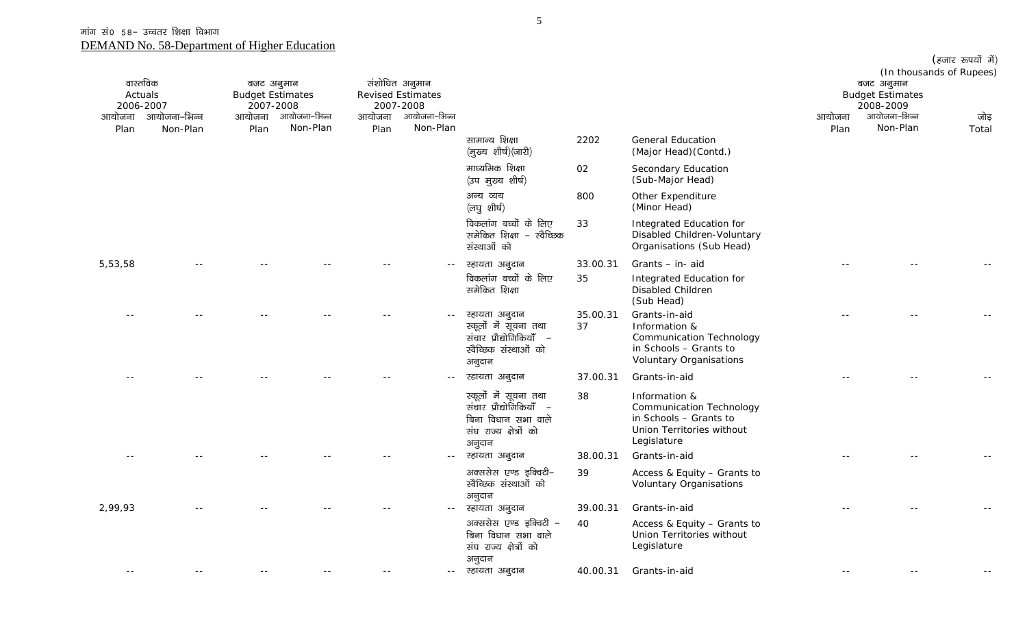मांग सं0 58– उच्चतर शिक्षा विभाग

DEMAND No. 58-Department of Higher Education

(हजार रूपयों में)
(In thousands of Rupees)

| वास्तविक Actuals 2006-2007 | | बजट अनुमान Budget Estimates 2007-2008 | | संशोधित अनुमान Revised Estimates 2007-2008 | | | | | बजट अनुमान Budget Estimates 2008-2009 | | |
|---|---|---|---|---|---|---|---|---|---|---|---|
| आयोजना Plan | आयोजना-भिन्न Non-Plan | आयोजना Plan | आयोजना-भिन्न Non-Plan | आयोजना Plan | आयोजना-भिन्न Non-Plan | | | | आयोजना Plan | आयोजना-भिन्न Non-Plan | जोड़ Total |
| | | | | | | सामान्य शिक्षा (मुख्य शीर्ष)(जारी) | 2202 | General Education (Major Head)(Contd.) | | | |
| | | | | | | माध्यमिक शिक्षा (उप मुख्य शीर्ष) | 02 | Secondary Education (Sub-Major Head) | | | |
| | | | | | | अन्य व्यय (लघु शीर्ष) | 800 | Other Expenditure (Minor Head) | | | |
| | | | | | | विकलांग बच्चों के लिए समेकित शिक्षा – स्वैच्छिक संस्थाओं को | 33 | Integrated Education for Disabled Children-Voluntary Organisations (Sub Head) | | | |
| 5,53,58 | -- | -- | -- | -- | -- | स्हायता अनुदान | 33.00.31 | Grants – in- aid | -- | -- | -- |
| | | | | | | विकलांग बच्चों के लिए समेकित शिक्षा | 35 | Integrated Education for Disabled Children (Sub Head) | | | |
| -- | -- | -- | -- | -- | -- | स्हायता अनुदान | 35.00.31 | Grants-in-aid | -- | -- | -- |
| | | | | | | स्कूलों में सूचना तथा संचार प्रौद्योगिकियाँ – स्वैच्छिक संस्थाओं को अनुदान | 37 | Information & Communication Technology in Schools – Grants to Voluntary Organisations | | | |
| -- | -- | -- | -- | -- | -- | स्हायता अनुदान | 37.00.31 | Grants-in-aid | -- | -- | -- |
| | | | | | | स्कूलों में सूचना तथा संचार प्रौद्योगिकियाँ – बिना विधान सभा वाले संघ राज्य क्षेत्रों को अनुदान | 38 | Information & Communication Technology in Schools – Grants to Union Territories without Legislature | | | |
| -- | -- | -- | -- | -- | -- | स्हायता अनुदान | 38.00.31 | Grants-in-aid | -- | -- | -- |
| | | | | | | अक्सेस एण्ड इक्विटी– स्वैच्छिक संस्थाओं को अनुदान | 39 | Access & Equity – Grants to Voluntary Organisations | | | |
| 2,99,93 | -- | -- | -- | -- | -- | स्हायता अनुदान | 39.00.31 | Grants-in-aid | -- | -- | -- |
| | | | | | | अक्सेस एण्ड इक्विटी – बिना विधान सभा वाले संघ राज्य क्षेत्रों को अनुदान | 40 | Access & Equity – Grants to Union Territories without Legislature | | | |
| -- | -- | -- | -- | -- | -- | स्हायता अनुदान | 40.00.31 | Grants-in-aid | -- | -- | -- |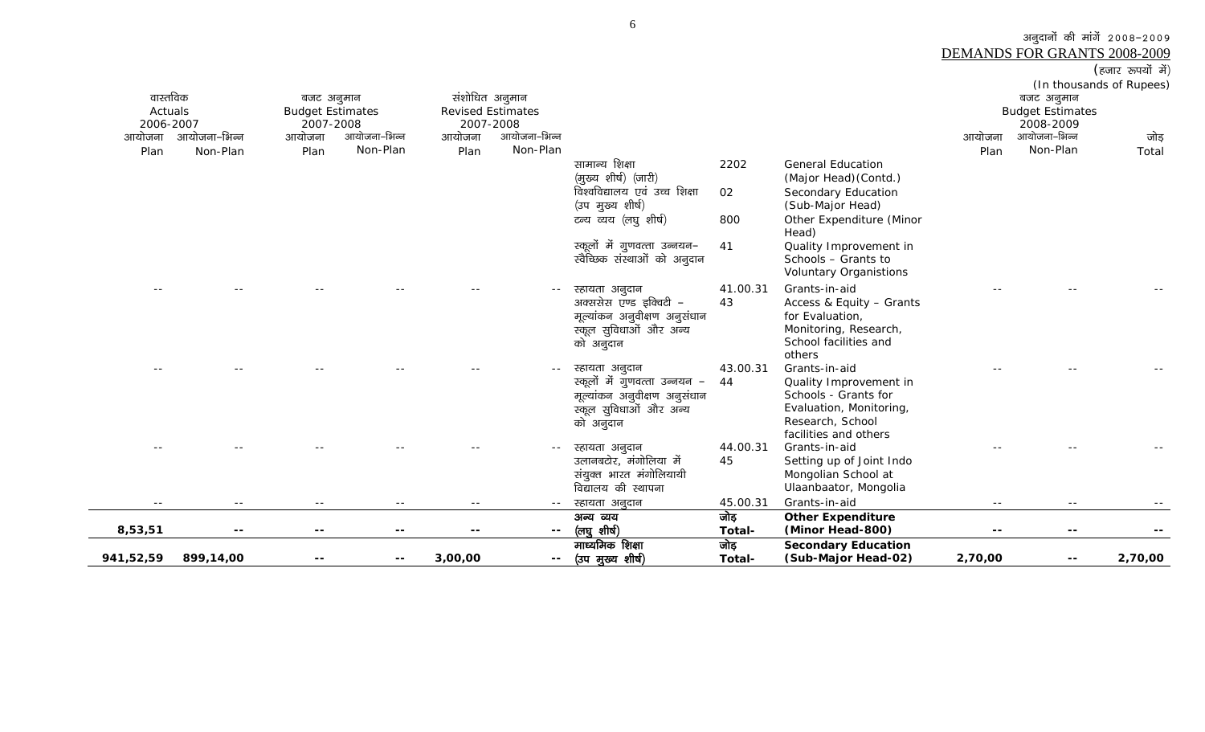अनुदानों की मांगें 2008-2009

DEMANDS FOR GRANTS 2008-2009

(हजार रूपयों में)
(In thousands of Rupees)

| वास्तविक Actuals 2006-2007 | | बजट अनुमान Budget Estimates 2007-2008 | | संशोधित अनुमान Revised Estimates 2007-2008 | | | | | बजट अनुमान Budget Estimates 2008-2009 | | |
|---|---|---|---|---|---|---|---|---|---|---|---|
| आयोजना Plan | आयोजना-भिन्न Non-Plan | आयोजना Plan | आयोजना-भिन्न Non-Plan | आयोजना Plan | आयोजना-भिन्न Non-Plan | | | | आयोजना Plan | आयोजना-भिन्न Non-Plan | जोड़ Total |
| | | | | | | सामान्य शिक्षा (मुख्य शीर्ष) (जारी) | 2202 | General Education (Major Head)(Contd.) | | | |
| | | | | | | विश्वविद्यालय एवं उच्च शिक्षा (उप मुख्य शीर्ष) | 02 | Secondary Education (Sub-Major Head) | | | |
| | | | | | | टन्य व्यय (लघु शीर्ष) | 800 | Other Expenditure (Minor Head) | | | |
| | | | | | | स्कूलों में गुणवत्ता उन्नयन-स्वैच्छिक संस्थाओं को अनुदान | 41 | Quality Improvement in Schools – Grants to Voluntary Organistions | | | |
| -- | -- | -- | -- | -- | -- | स्हायता अनुदान | 41.00.31 | Grants-in-aid | -- | -- | -- |
| | | | | | | अक्ससेस एण्ड इक्विटी – मूल्यांकन अनुवीक्षण अनुसंधान स्कूल सुविधाओं और अन्य को अनुदान | 43 | Access & Equity – Grants for Evaluation, Monitoring, Research, School facilities and others | | | |
| -- | -- | -- | -- | -- | -- | स्हायता अनुदान | 43.00.31 | Grants-in-aid | -- | -- | -- |
| | | | | | | स्कूलों में गुणवत्ता उन्नयन – मूल्यांकन अनुवीक्षण अनुसंधान स्कूल सुविधाओं और अन्य को अनुदान | 44 | Quality Improvement in Schools - Grants for Evaluation, Monitoring, Research, School facilities and others | | | |
| -- | -- | -- | -- | -- | -- | स्हायता अनुदान | 44.00.31 | Grants-in-aid | -- | -- | -- |
| | | | | | | उलानबटोर, मंगोलिया में संयुक्त भारत मंगोलियायी विद्यालय की स्थापना | 45 | Setting up of Joint Indo Mongolian School at Ulaanbaator, Mongolia | | | |
| -- | -- | -- | -- | -- | -- | स्हायता अनुदान | 45.00.31 | Grants-in-aid | -- | -- | -- |
| **8,53,51** | **--** | **--** | **--** | **--** | **--** | **अन्य व्यय (लघु शीर्ष)** | **जोड़ Total-** | **Other Expenditure (Minor Head-800)** | **--** | **--** | **--** |
| **941,52,59** | **899,14,00** | **--** | **--** | **3,00,00** | **--** | **माध्यमिक शिक्षा (उप मुख्य शीर्ष)** | **जोड़ Total-** | **Secondary Education (Sub-Major Head-02)** | **2,70,00** | **--** | **2,70,00** |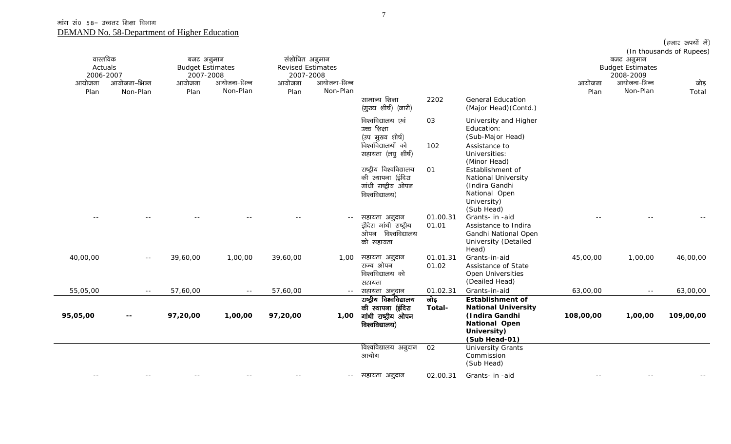मांग सं0 58– उच्चतर शिक्षा विभाग
DEMAND No. 58-Department of Higher Education

(हजार रूपयों में)
(In thousands of Rupees)

| वास्तविक Actuals 2006-2007 | | बजट अनुमान Budget Estimates 2007-2008 | | संशोधित अनुमान Revised Estimates 2007-2008 | | | | | बजट अनुमान Budget Estimates 2008-2009 | | |
|---|---|---|---|---|---|---|---|---|---|---|---|
| आयोजना Plan | आयोजना–भिन्न Non-Plan | आयोजना Plan | आयोजना–भिन्न Non-Plan | आयोजना Plan | आयोजना–भिन्न Non-Plan | | | | आयोजना Plan | आयोजना–भिन्न Non-Plan | जोड़ Total |
| | | | | | | सामान्य शिक्षा (मुख्य शीर्ष) (जारी) | 2202 | General Education (Major Head)(Contd.) | | | |
| | | | | | | विश्वविद्यालय एवं उच्च शिक्षा (उप मुख्य शीर्ष) | 03 | University and Higher Education: (Sub-Major Head) | | | |
| | | | | | | विश्वविद्यालयों को सहायता (लघु शीर्ष) | 102 | Assistance to Universities: (Minor Head) | | | |
| | | | | | | राष्ट्रीय विश्वविद्यालय की स्थापना (इंदिरा गांधी राष्ट्रीय ओपन विश्वविद्यालय) | 01 | Establishment of National University (Indira Gandhi National Open University) (Sub Head) | | | |
| -- | -- | -- | -- | -- | -- | सहायता अनुदान | 01.00.31 | Grants- in -aid | -- | -- | -- |
| | | | | | | इंदिरा गांधी राष्ट्रीय ओपन विश्वविद्यालय को सहायता | 01.01 | Assistance to Indira Gandhi National Open University (Detailed Head) | | | |
| 40,00,00 | -- | 39,60,00 | 1,00,00 | 39,60,00 | 1,00 | सहायता अनुदान | 01.01.31 | Grants-in-aid | 45,00,00 | 1,00,00 | 46,00,00 |
| | | | | | | राज्य ओपन विश्वविद्यालय को सहायता | 01.02 | Assistance of State Open Universities (Deailed Head) | | | |
| 55,05,00 | -- | 57,60,00 | -- | 57,60,00 | -- | सहायता अनुदान | 01.02.31 | Grants-in-aid | 63,00,00 | -- | 63,00,00 |
| **95,05,00** | **--** | **97,20,00** | **1,00,00** | **97,20,00** | **1,00** | **राष्ट्रीय विश्वविद्यालय की स्थापना (इंदिरा गांधी राष्ट्रीय ओपन विश्वविद्यालय)** | **जोड़ Total-** | **Establishment of National University (Indira Gandhi National Open University) (Sub Head-01)** | **108,00,00** | **1,00,00** | **109,00,00** |
| | | | | | | विश्वविद्यालय अनुदान आयोग | 02 | University Grants Commission (Sub Head) | | | |
| -- | -- | -- | -- | -- | -- | सहायता अनुदान | 02.00.31 | Grants- in -aid | -- | -- | -- |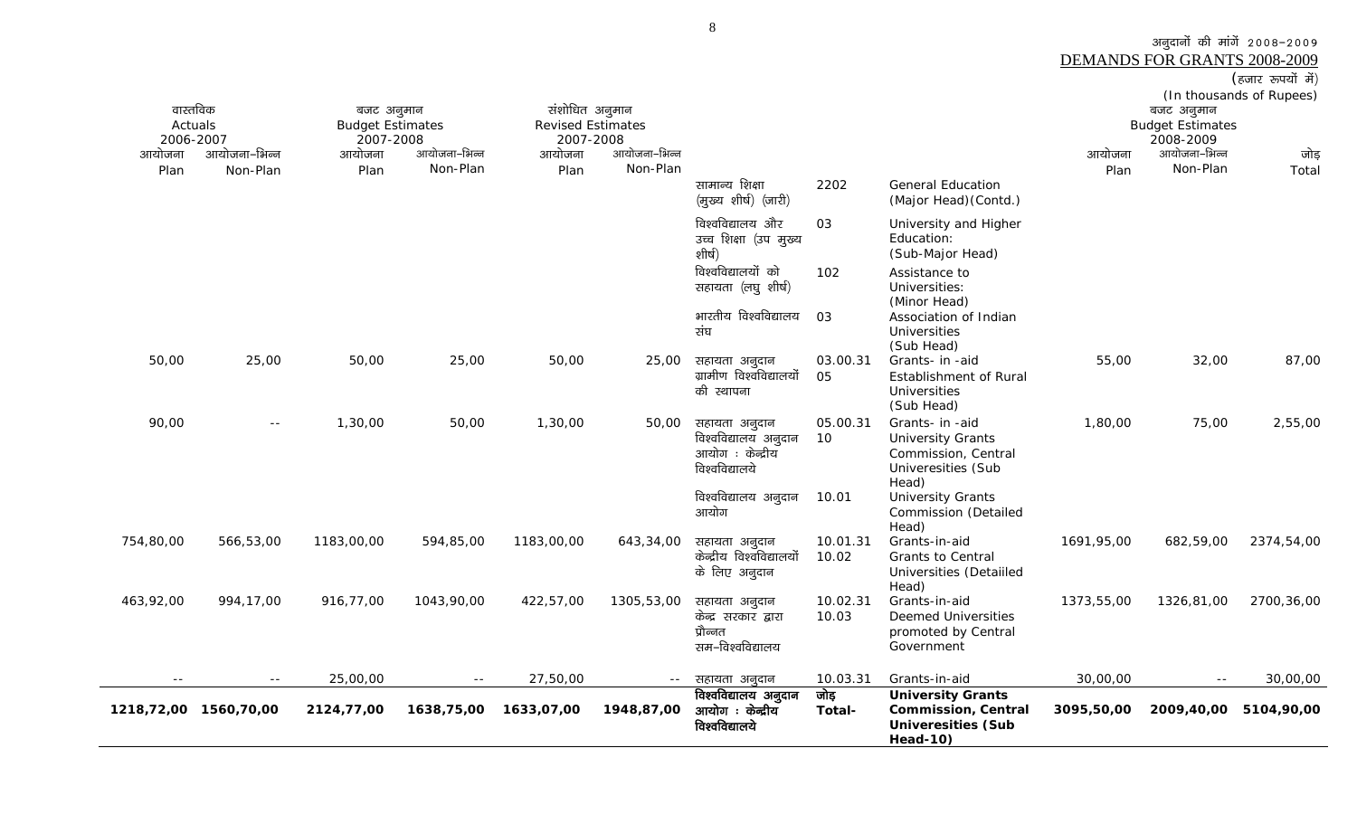अनुदानों की मांगें 2008–2009
DEMANDS FOR GRANTS 2008-2009

(हजार रूपयों में)
(In thousands of Rupees)

| वास्तविक Actuals 2006-2007 | | बजट अनुमान Budget Estimates 2007-2008 | | संशोधित अनुमान Revised Estimates 2007-2008 | | | | | बजट अनुमान Budget Estimates 2008-2009 | | |
|---|---|---|---|---|---|---|---|---|---|---|---|
| आयोजना Plan | आयोजना–भिन्न Non-Plan | आयोजना Plan | आयोजना–भिन्न Non-Plan | आयोजना Plan | आयोजना–भिन्न Non-Plan | | | | आयोजना Plan | आयोजना–भिन्न Non-Plan | जोड़ Total |
| | | | | | | सामान्य शिक्षा (मुख्य शीर्ष) (जारी) | 2202 | General Education (Major Head)(Contd.) | | | |
| | | | | | | विश्वविद्यालय और उच्च शिक्षा (उप मुख्य शीर्ष) | 03 | University and Higher Education: (Sub-Major Head) | | | |
| | | | | | | विश्वविद्यालयों को सहायता (लघु शीर्ष) | 102 | Assistance to Universities: (Minor Head) | | | |
| | | | | | | भारतीय विश्वविद्यालय संघ | 03 | Association of Indian Universities (Sub Head) | | | |
| 50,00 | 25,00 | 50,00 | 25,00 | 50,00 | 25,00 | सहायता अनुदान | 03.00.31 | Grants- in -aid | 55,00 | 32,00 | 87,00 |
| | | | | | | ग्रामीण विश्वविद्यालयों की स्थापना | 05 | Establishment of Rural Universities (Sub Head) | | | |
| 90,00 | -- | 1,30,00 | 50,00 | 1,30,00 | 50,00 | सहायता अनुदान | 05.00.31 | Grants- in -aid | 1,80,00 | 75,00 | 2,55,00 |
| | | | | | | विश्वविद्यालय अनुदान आयोग : केन्द्रीय विश्वविद्यालये | 10 | University Grants Commission, Central Univeresities (Sub Head) | | | |
| | | | | | | विश्वविद्यालय अनुदान आयोग | 10.01 | University Grants Commission (Detailed Head) | | | |
| 754,80,00 | 566,53,00 | 1183,00,00 | 594,85,00 | 1183,00,00 | 643,34,00 | सहायता अनुदान | 10.01.31 | Grants-in-aid | 1691,95,00 | 682,59,00 | 2374,54,00 |
| | | | | | | केन्द्रीय विश्वविद्यालयों के लिए अनुदान | 10.02 | Grants to Central Universities (Detaiiled Head) | | | |
| 463,92,00 | 994,17,00 | 916,77,00 | 1043,90,00 | 422,57,00 | 1305,53,00 | सहायता अनुदान | 10.02.31 | Grants-in-aid | 1373,55,00 | 1326,81,00 | 2700,36,00 |
| | | | | | | केन्द्र सरकार द्वारा प्रौन्नत सम–विश्वविद्यालय | 10.03 | Deemed Universities promoted by Central Government | | | |
| -- | -- | 25,00,00 | -- | 27,50,00 | -- | सहायता अनुदान | 10.03.31 | Grants-in-aid | 30,00,00 | -- | 30,00,00 |
| **1218,72,00** | **1560,70,00** | **2124,77,00** | **1638,75,00** | **1633,07,00** | **1948,87,00** | **विश्वविद्यालय अनुदान आयोग : केन्द्रीय विश्वविद्यालये** | **जोड़ Total-** | **University Grants Commission, Central Univeresities (Sub Head-10)** | **3095,50,00** | **2009,40,00** | **5104,90,00** |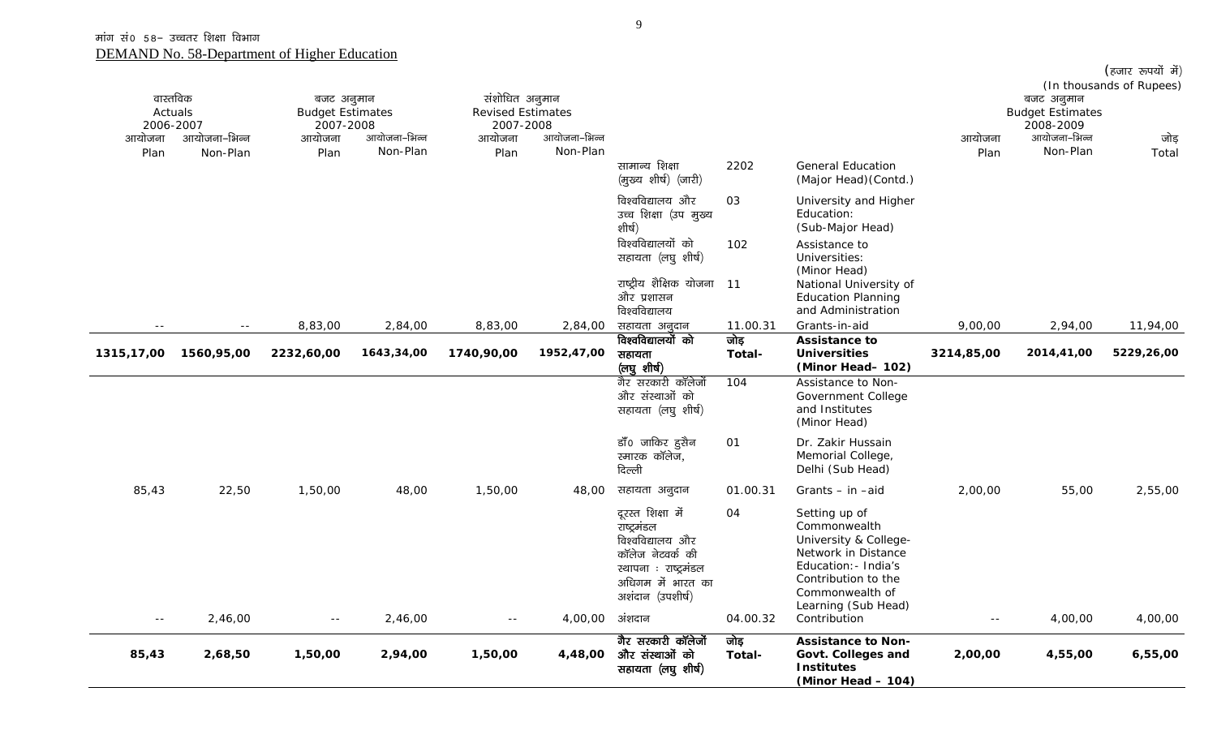मांग सं0 58– उच्चतर शिक्षा विभाग

DEMAND No. 58-Department of Higher Education

(हजार रूपयों में)
(In thousands of Rupees)

| वास्तविक Actuals 2006-2007 | | बजट अनुमान Budget Estimates 2007-2008 | | संशोधित अनुमान Revised Estimates 2007-2008 | | | | | बजट अनुमान Budget Estimates 2008-2009 | | |
|---|---|---|---|---|---|---|---|---|---|---|---|
| आयोजना Plan | आयोजना–भिन्न Non-Plan | आयोजना Plan | आयोजना–भिन्न Non-Plan | आयोजना Plan | आयोजना–भिन्न Non-Plan | | | | आयोजना Plan | आयोजना–भिन्न Non-Plan | जोड़ Total |
| | | | | | | सामान्य शिक्षा (मुख्य शीर्ष) (जारी) | 2202 | General Education (Major Head)(Contd.) | | | |
| | | | | | | विश्वविद्यालय और उच्च शिक्षा (उप मुख्य शीर्ष) | 03 | University and Higher Education: (Sub-Major Head) | | | |
| | | | | | | विश्वविद्यालयों को सहायता (लघु शीर्ष) | 102 | Assistance to Universities: (Minor Head) | | | |
| | | | | | | राष्ट्रीय शैक्षिक योजना और प्रशासन विश्वविद्यालय | 11 | National University of Education Planning and Administration | | | |
| -- | -- | 8,83,00 | 2,84,00 | 8,83,00 | 2,84,00 | सहायता अनुदान | 11.00.31 | Grants-in-aid | 9,00,00 | 2,94,00 | 11,94,00 |
| **1315,17,00** | **1560,95,00** | **2232,60,00** | **1643,34,00** | **1740,90,00** | **1952,47,00** | **विश्वविद्यालयों को सहायता (लघु शीर्ष)** | **जोड़ Total-** | **Assistance to Universities (Minor Head- 102)** | **3214,85,00** | **2014,41,00** | **5229,26,00** |
| | | | | | | गैर सरकारी कॉलेजों और संस्थाओं को सहायता (लघु शीर्ष) | 104 | Assistance to Non-Government College and Institutes (Minor Head) | | | |
| | | | | | | डॉ0 जाकिर हुसैन स्मारक कॉलेज, दिल्ली | 01 | Dr. Zakir Hussain Memorial College, Delhi (Sub Head) | | | |
| 85,43 | 22,50 | 1,50,00 | 48,00 | 1,50,00 | 48,00 | सहायता अनुदान | 01.00.31 | Grants – in –aid | 2,00,00 | 55,00 | 2,55,00 |
| | | | | | | दूरस्त शिक्षा में राष्ट्रमंडल विश्वविद्यालय और कॉलेज नेटवर्क की स्थापना : राष्ट्रमंडल अधिगम में भारत का अशंदान (उपशीर्ष) | 04 | Setting up of Commonwealth University & College-Network in Distance Education:- India's Contribution to the Commonwealth of Learning (Sub Head) | | | |
| -- | 2,46,00 | -- | 2,46,00 | -- | 4,00,00 | अंशदान | 04.00.32 | Contribution | -- | 4,00,00 | 4,00,00 |
| **85,43** | **2,68,50** | **1,50,00** | **2,94,00** | **1,50,00** | **4,48,00** | **गैर सरकारी कॉलेजों और संस्थाओं को सहायता (लघु शीर्ष)** | **जोड़ Total-** | **Assistance to Non-Govt. Colleges and Institutes (Minor Head – 104)** | **2,00,00** | **4,55,00** | **6,55,00** |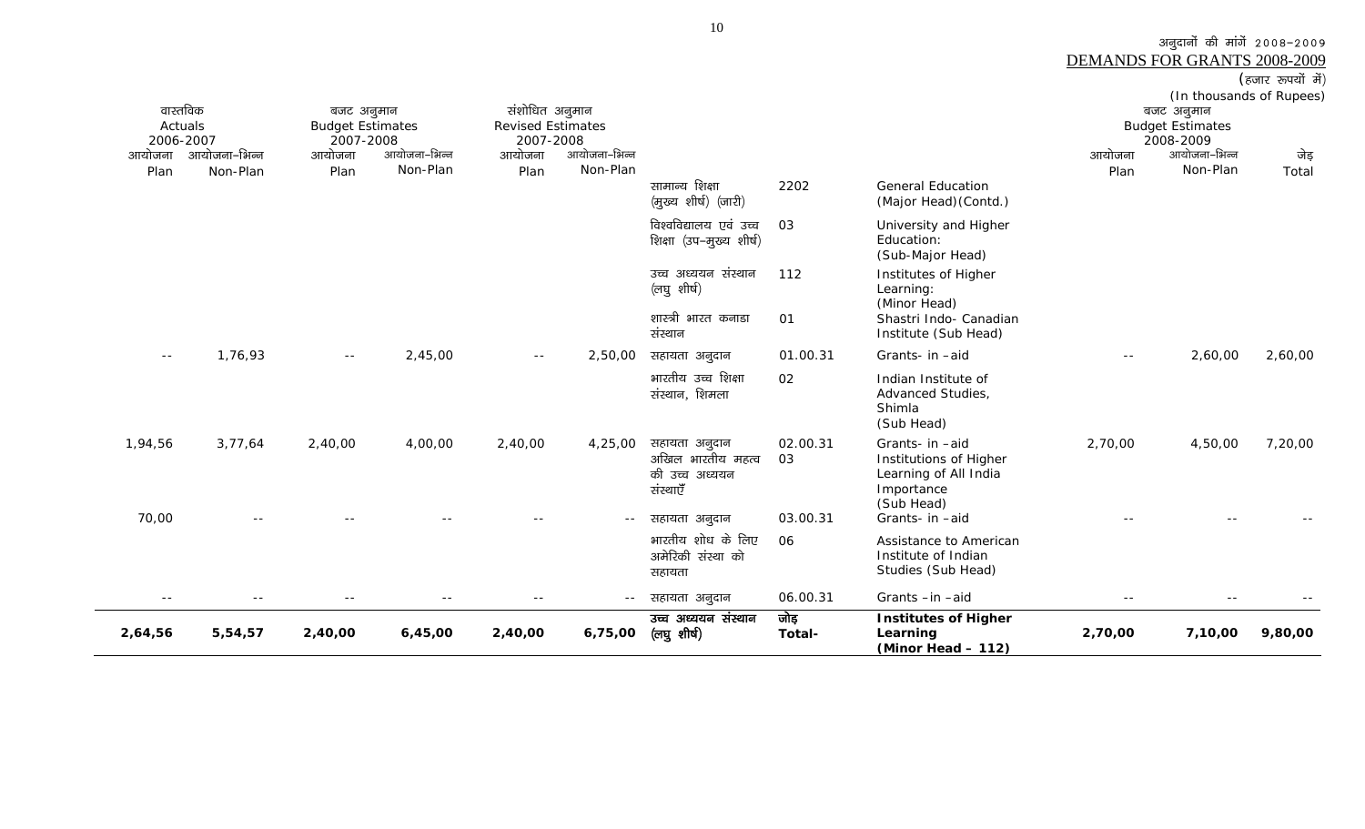अनुदानों की मांगें 2008-2009

DEMANDS FOR GRANTS 2008-2009

(हजार रूपयों में)
(In thousands of Rupees)

| वास्तविक Actuals 2006-2007 | | बजट अनुमान Budget Estimates 2007-2008 | | संशोधित अनुमान Revised Estimates 2007-2008 | | | | | बजट अनुमान Budget Estimates 2008-2009 | | |
|---|---|---|---|---|---|---|---|---|---|---|---|
| आयोजना Plan | आयोजना–भिन्न Non-Plan | आयोजना Plan | आयोजना–भिन्न Non-Plan | आयोजना Plan | आयोजना–भिन्न Non-Plan | | | | आयोजना Plan | आयोजना–भिन्न Non-Plan | जोड़ Total |
| | | | | | | सामान्य शिक्षा (मुख्य शीर्ष) (जारी) | 2202 | General Education (Major Head)(Contd.) | | | |
| | | | | | | विश्वविद्यालय एवं उच्च शिक्षा (उप–मुख्य शीर्ष) | 03 | University and Higher Education: (Sub-Major Head) | | | |
| | | | | | | उच्च अध्ययन संस्थान (लघु शीर्ष) | 112 | Institutes of Higher Learning: (Minor Head) | | | |
| | | | | | | शास्त्री भारत कनाडा संस्थान | 01 | Shastri Indo- Canadian Institute (Sub Head) | | | |
| -- | 1,76,93 | -- | 2,45,00 | -- | 2,50,00 | सहायता अनुदान | 01.00.31 | Grants- in –aid | -- | 2,60,00 | 2,60,00 |
| | | | | | | भारतीय उच्च शिक्षा संस्थान, शिमला | 02 | Indian Institute of Advanced Studies, Shimla (Sub Head) | | | |
| 1,94,56 | 3,77,64 | 2,40,00 | 4,00,00 | 2,40,00 | 4,25,00 | सहायता अनुदान | 02.00.31 | Grants- in –aid | 2,70,00 | 4,50,00 | 7,20,00 |
| | | | | | | अखिल भारतीय महत्व की उच्च अध्ययन संस्थाएँ | 03 | Institutions of Higher Learning of All India Importance (Sub Head) | | | |
| 70,00 | -- | -- | -- | -- | -- | सहायता अनुदान | 03.00.31 | Grants- in –aid | -- | -- | -- |
| | | | | | | भारतीय शोध के लिए अमेरिकी संस्था को सहायता | 06 | Assistance to American Institute of Indian Studies (Sub Head) | | | |
| -- | -- | -- | -- | -- | -- | सहायता अनुदान | 06.00.31 | Grants –in –aid | -- | -- | -- |
| **2,64,56** | **5,54,57** | **2,40,00** | **6,45,00** | **2,40,00** | **6,75,00** | **उच्च अध्ययन संस्थान (लघु शीर्ष)** | **जोड़ Total-** | **Institutes of Higher Learning (Minor Head – 112)** | **2,70,00** | **7,10,00** | **9,80,00** |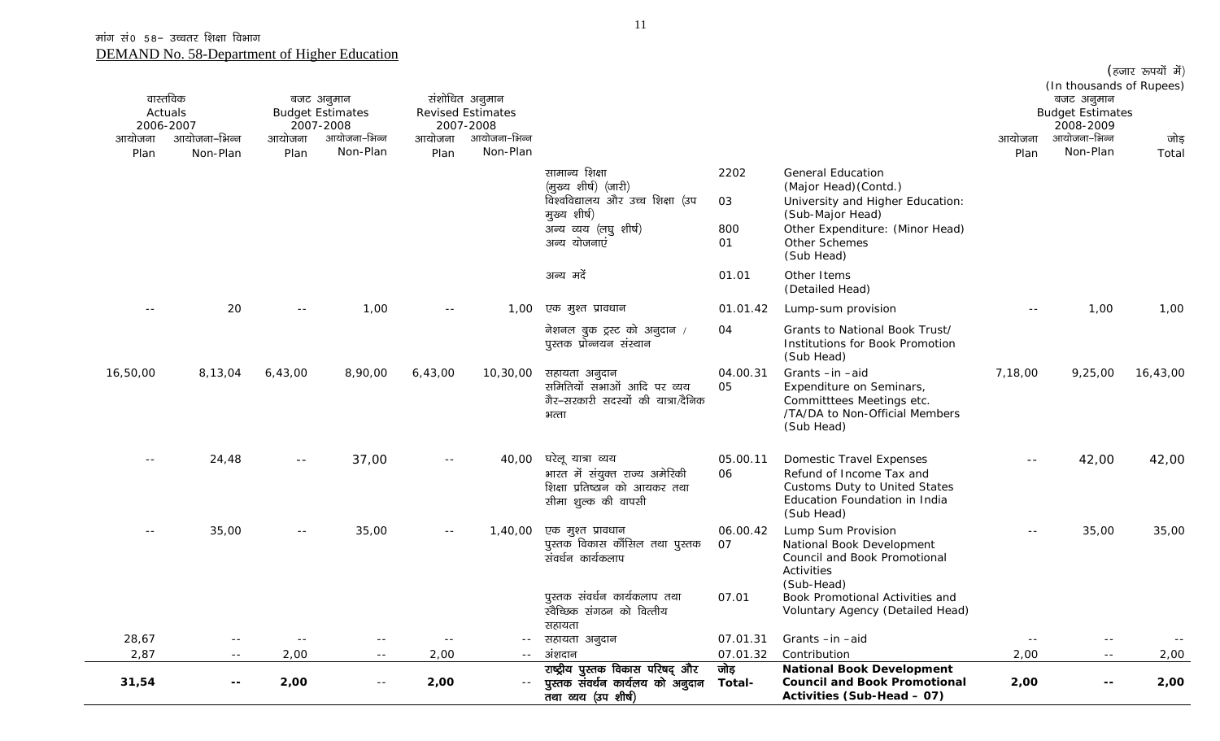मांग सं0 58– उच्चतर शिक्षा विभाग

DEMAND No. 58-Department of Higher Education

(हजार रूपयों में)
(In thousands of Rupees)

| वास्तविक Actuals 2006-2007 | | बजट अनुमान Budget Estimates 2007-2008 | | संशोधित अनुमान Revised Estimates 2007-2008 | | | | | बजट अनुमान Budget Estimates 2008-2009 | | |
|---|---|---|---|---|---|---|---|---|---|---|---|
| आयोजना Plan | आयोजना–भिन्न Non-Plan | आयोजना Plan | आयोजना–भिन्न Non-Plan | आयोजना Plan | आयोजना–भिन्न Non-Plan | | | | आयोजना Plan | आयोजना–भिन्न Non-Plan | जोड़ Total |
| | | | | | | सामान्य शिक्षा (मुख्य शीर्ष) (जारी) | 2202 | General Education (Major Head)(Contd.) | | | |
| | | | | | | विश्वविद्यालय और उच्च शिक्षा (उप मुख्य शीर्ष) | 03 | University and Higher Education: (Sub-Major Head) | | | |
| | | | | | | अन्य व्यय (लघु शीर्ष) | 800 | Other Expenditure: (Minor Head) | | | |
| | | | | | | अन्य योजनाएं | 01 | Other Schemes (Sub Head) | | | |
| | | | | | | अन्य मदें | 01.01 | Other Items (Detailed Head) | | | |
| -- | 20 | -- | 1,00 | -- | 1,00 | एक मुश्त प्रावधान | 01.01.42 | Lump-sum provision | -- | 1,00 | 1,00 |
| | | | | | | नेशनल बुक ट्रस्ट को अनुदान / पुस्तक प्रोन्नयन संस्थान | 04 | Grants to National Book Trust/ Institutions for Book Promotion (Sub Head) | | | |
| 16,50,00 | 8,13,04 | 6,43,00 | 8,90,00 | 6,43,00 | 10,30,00 | सहायता अनुदान | 04.00.31 | Grants –in –aid | 7,18,00 | 9,25,00 | 16,43,00 |
| | | | | | | समितियों सभाओं आदि पर व्यय गैर–सरकारी सदस्यों की यात्रा/दैनिक भत्ता | 05 | Expenditure on Seminars, Committtees Meetings etc. /TA/DA to Non-Official Members (Sub Head) | | | |
| -- | 24,48 | -- | 37,00 | -- | 40,00 | घरेलू यात्रा व्यय | 05.00.11 | Domestic Travel Expenses | -- | 42,00 | 42,00 |
| | | | | | | भारत में संयुक्त राज्य अमेरिकी शिक्षा प्रतिष्ठान को आयकर तथा सीमा शुल्क की वापसी | 06 | Refund of Income Tax and Customs Duty to United States Education Foundation in India (Sub Head) | | | |
| -- | 35,00 | -- | 35,00 | -- | 1,40,00 | एक मुश्त प्रावधान | 06.00.42 | Lump Sum Provision | -- | 35,00 | 35,00 |
| | | | | | | पुस्तक विकास कौंसिल तथा पुस्तक संवर्धन कार्यकलाप | 07 | National Book Development Council and Book Promotional Activities (Sub-Head) | | | |
| | | | | | | पुस्तक संवर्धन कार्यकलाप तथा स्वैच्छिक संगठन को वित्तीय सहायता | 07.01 | Book Promotional Activities and Voluntary Agency (Detailed Head) | | | |
| 28,67 | -- | -- | -- | -- | -- | सहायता अनुदान | 07.01.31 | Grants –in –aid | -- | -- | -- |
| 2,87 | -- | 2,00 | -- | 2,00 | -- | अंशदान | 07.01.32 | Contribution | 2,00 | -- | 2,00 |
| **31,54** | **--** | **2,00** | -- | **2,00** | -- | **राष्ट्रीय पुस्तक विकास परिषद् और पुस्तक संवर्धन कार्यालय को अनुदान तथा व्यय (उप शीर्ष)** | **जोड़ Total-** | **National Book Development Council and Book Promotional Activities (Sub-Head – 07)** | **2,00** | **--** | **2,00** |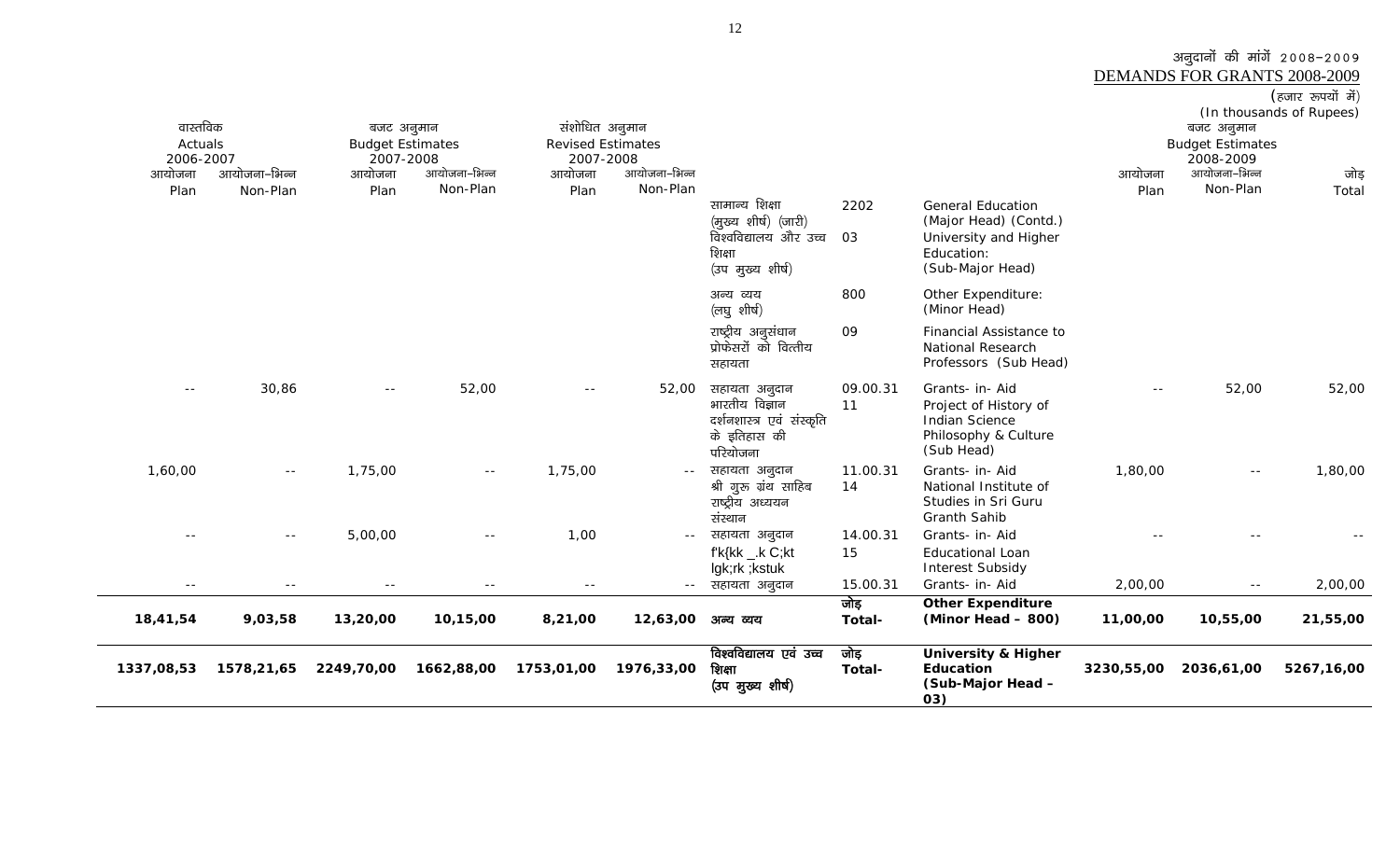अनुदानों की मांगें 2008–2009
DEMANDS FOR GRANTS 2008-2009

(हजार रूपयों में)
(In thousands of Rupees)

| वास्तविक Actuals 2006-2007 | | बजट अनुमान Budget Estimates 2007-2008 | | संशोधित अनुमान Revised Estimates 2007-2008 | | | | | बजट अनुमान Budget Estimates 2008-2009 | | |
|---|---|---|---|---|---|---|---|---|---|---|---|
| आयोजना Plan | आयोजना–भिन्न Non-Plan | आयोजना Plan | आयोजना–भिन्न Non-Plan | आयोजना Plan | आयोजना–भिन्न Non-Plan | | | | आयोजना Plan | आयोजना–भिन्न Non-Plan | जोड़ Total |
| | | | | | | सामान्य शिक्षा (मुख्य शीर्ष) (जारी) | 2202 | General Education (Major Head) (Contd.) | | | |
| | | | | | | विश्वविद्यालय और उच्च शिक्षा (उप मुख्य शीर्ष) | 03 | University and Higher Education: (Sub-Major Head) | | | |
| | | | | | | अन्य व्यय (लघु शीर्ष) | 800 | Other Expenditure: (Minor Head) | | | |
| | | | | | | राष्ट्रीय अनुसंधान प्रोफेसरों को वित्तीय सहायता | 09 | Financial Assistance to National Research Professors (Sub Head) | | | |
| -- | 30,86 | -- | 52,00 | -- | 52,00 | सहायता अनुदान | 09.00.31 | Grants- in- Aid | -- | 52,00 | 52,00 |
| | | | | | | भारतीय विज्ञान दर्शनशास्त्र एवं संस्कृति के इतिहास की परियोजना | 11 | Project of History of Indian Science Philosophy & Culture (Sub Head) | | | |
| 1,60,00 | -- | 1,75,00 | -- | 1,75,00 | -- | सहायता अनुदान | 11.00.31 | Grants- in- Aid | 1,80,00 | -- | 1,80,00 |
| | | | | | | श्री गुरू ग्रंथ साहिब राष्ट्रीय अध्ययन संस्थान | 14 | National Institute of Studies in Sri Guru Granth Sahib | | | |
| -- | -- | 5,00,00 | -- | 1,00 | -- | सहायता अनुदान | 14.00.31 | Grants- in- Aid | -- | -- | -- |
| | | | | | | f'k{kk _.k C;kt lgk;rk ;kstuk | 15 | Educational Loan Interest Subsidy | | | |
| -- | -- | -- | -- | -- | -- | सहायता अनुदान | 15.00.31 | Grants- in- Aid | 2,00,00 | -- | 2,00,00 |
| **18,41,54** | **9,03,58** | **13,20,00** | **10,15,00** | **8,21,00** | **12,63,00** | **अन्य व्यय** | **जोड़ Total-** | **Other Expenditure (Minor Head – 800)** | **11,00,00** | **10,55,00** | **21,55,00** |
| **1337,08,53** | **1578,21,65** | **2249,70,00** | **1662,88,00** | **1753,01,00** | **1976,33,00** | **विश्वविद्यालय एवं उच्च शिक्षा (उप मुख्य शीर्ष)** | **जोड़ Total-** | **University & Higher Education (Sub-Major Head – 03)** | **3230,55,00** | **2036,61,00** | **5267,16,00** |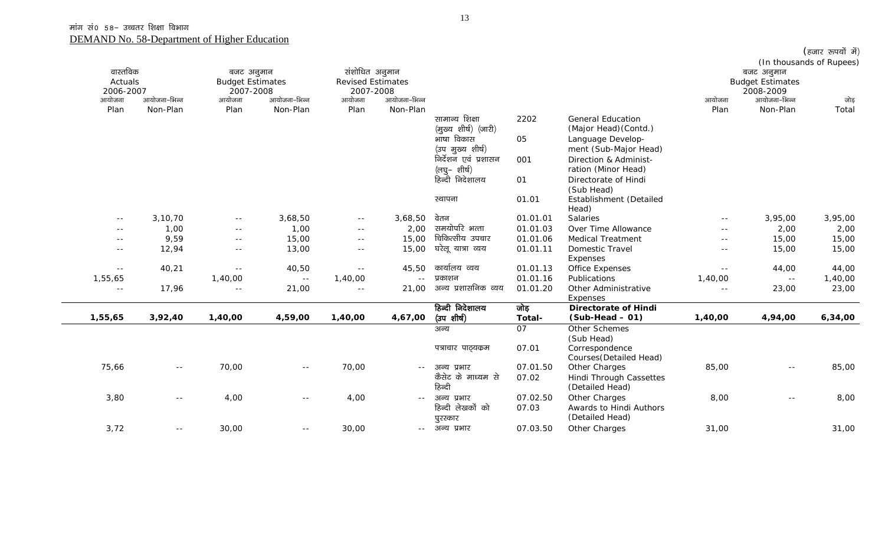मांग सं0 58– उच्चतर शिक्षा विभाग

DEMAND No. 58-Department of Higher Education

(हजार रूपयों में)
(In thousands of Rupees)

| वास्तविक Actuals 2006-2007 | | बजट अनुमान Budget Estimates 2007-2008 | | संशोधित अनुमान Revised Estimates 2007-2008 | | | | | बजट अनुमान Budget Estimates 2008-2009 | | |
|---|---|---|---|---|---|---|---|---|---|---|---|
| आयोजना Plan | आयोजना–भिन्न Non-Plan | आयोजना Plan | आयोजना–भिन्न Non-Plan | आयोजना Plan | आयोजना–भिन्न Non-Plan | | | | आयोजना Plan | आयोजना–भिन्न Non-Plan | जोड़ Total |
| | | | | | | सामान्य शिक्षा (मुख्य शीर्ष) (जारी) | 2202 | General Education (Major Head)(Contd.) | | | |
| | | | | | | भाषा विकास (उप मुख्य शीर्ष) | 05 | Language Development (Sub-Major Head) | | | |
| | | | | | | निर्देशन एवं प्रशासन (लघु– शीर्ष) | 001 | Direction & Administration (Minor Head) | | | |
| | | | | | | हिन्दी निदेशालय | 01 | Directorate of Hindi (Sub Head) | | | |
| | | | | | | स्थापना | 01.01 | Establishment (Detailed Head) | | | |
| -- | 3,10,70 | -- | 3,68,50 | -- | 3,68,50 | वेतन | 01.01.01 | Salaries | -- | 3,95,00 | 3,95,00 |
| -- | 1,00 | -- | 1,00 | -- | 2,00 | समयोपरि भत्ता | 01.01.03 | Over Time Allowance | -- | 2,00 | 2,00 |
| -- | 9,59 | -- | 15,00 | -- | 15,00 | चिकित्सीय उपचार | 01.01.06 | Medical Treatment | -- | 15,00 | 15,00 |
| -- | 12,94 | -- | 13,00 | -- | 15,00 | घरेलू यात्रा व्यय | 01.01.11 | Domestic Travel Expenses | -- | 15,00 | 15,00 |
| -- | 40,21 | -- | 40,50 | -- | 45,50 | कार्यालय व्यय | 01.01.13 | Office Expenses | -- | 44,00 | 44,00 |
| 1,55,65 | | 1,40,00 | -- | 1,40,00 | -- | प्रकाशन | 01.01.16 | Publications | 1,40,00 | -- | 1,40,00 |
| -- | 17,96 | -- | 21,00 | -- | 21,00 | अन्य प्रशासनिक व्यय | 01.01.20 | Other Administrative Expenses | -- | 23,00 | 23,00 |
| **1,55,65** | **3,92,40** | **1,40,00** | **4,59,00** | **1,40,00** | **4,67,00** | **हिन्दी निदेशालय (उप शीर्ष)** | **जोड़ Total-** | **Directorate of Hindi (Sub-Head – 01)** | **1,40,00** | **4,94,00** | **6,34,00** |
| | | | | | | अन्य | 07 | Other Schemes (Sub Head) | | | |
| | | | | | | पत्राचार पाठ्यक्रम | 07.01 | Correspondence Courses(Detailed Head) | | | |
| 75,66 | -- | 70,00 | -- | 70,00 | -- | अन्य प्रभार | 07.01.50 | Other Charges | 85,00 | -- | 85,00 |
| | | | | | | कैसेट के माध्यम से हिन्दी | 07.02 | Hindi Through Cassettes (Detailed Head) | | | |
| 3,80 | -- | 4,00 | -- | 4,00 | -- | अन्य प्रभार | 07.02.50 | Other Charges | 8,00 | -- | 8,00 |
| | | | | | | हिन्दी लेखकों को पुरस्कार | 07.03 | Awards to Hindi Authors (Detailed Head) | | | |
| 3,72 | -- | 30,00 | -- | 30,00 | -- | अन्य प्रभार | 07.03.50 | Other Charges | 31,00 | | 31,00 |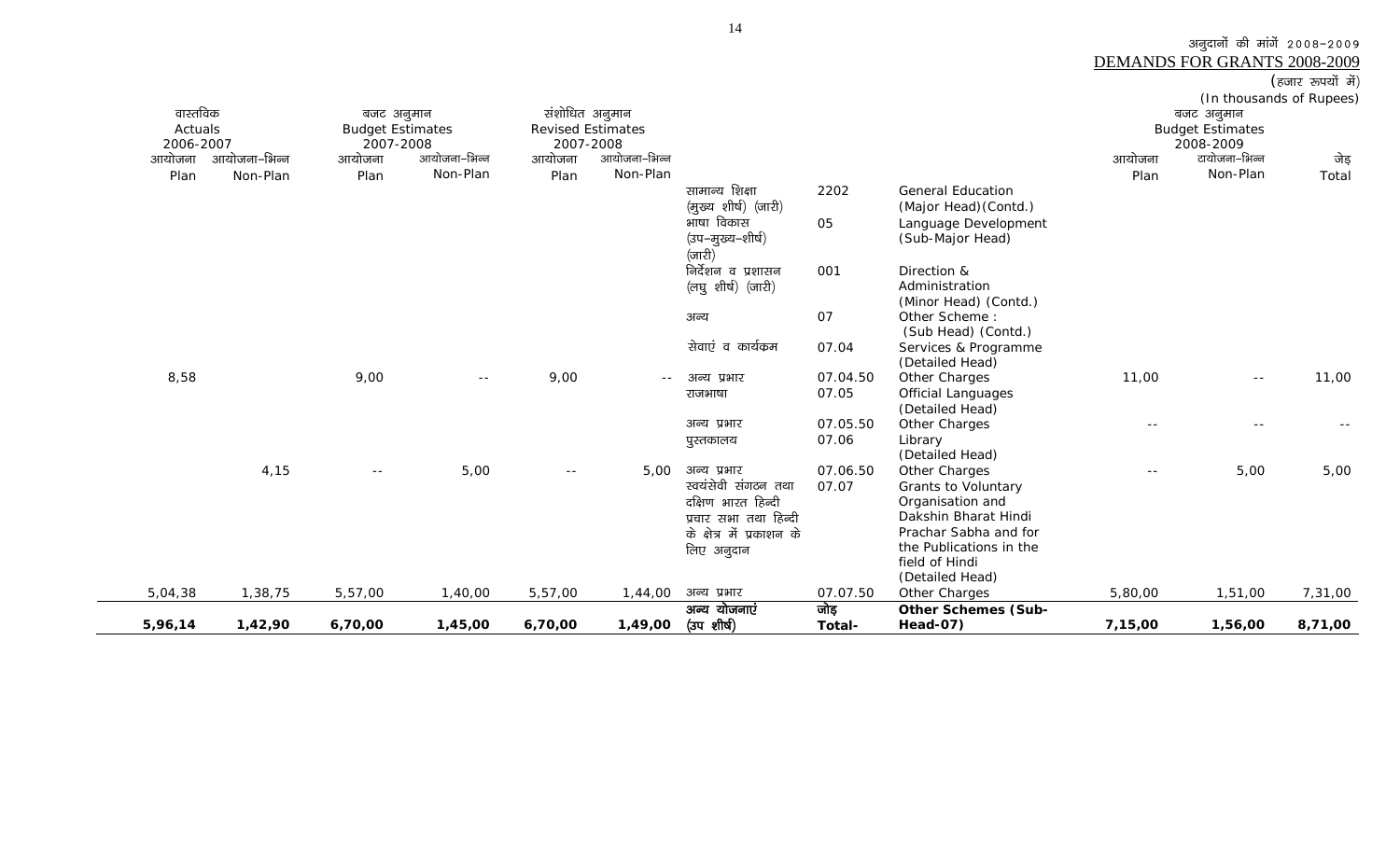अनुदानों की मांगें 2008-2009
DEMANDS FOR GRANTS 2008-2009

(हजार रूपयों में)
(In thousands of Rupees)

| वास्तविक Actuals 2006-2007 | | बजट अनुमान Budget Estimates 2007-2008 | | संशोधित अनुमान Revised Estimates 2007-2008 | | | | | बजट अनुमान Budget Estimates 2008-2009 | | |
|---|---|---|---|---|---|---|---|---|---|---|---|
| आयोजना Plan | आयोजना-भिन्न Non-Plan | आयोजना Plan | आयोजना-भिन्न Non-Plan | आयोजना Plan | आयोजना-भिन्न Non-Plan | | | | आयोजना Plan | आयोजना-भिन्न Non-Plan | जोड़ Total |
| | | | | | | सामान्य शिक्षा (मुख्य शीर्ष) (जारी) | 2202 | General Education (Major Head)(Contd.) | | | |
| | | | | | | भाषा विकास (उप-मुख्य-शीर्ष) (जारी) | 05 | Language Development (Sub-Major Head) | | | |
| | | | | | | निर्देशन व प्रशासन (लघु शीर्ष) (जारी) | 001 | Direction & Administration (Minor Head) (Contd.) | | | |
| | | | | | | अन्य | 07 | Other Scheme : (Sub Head) (Contd.) | | | |
| | | | | | | सेवाएं व कार्यक्रम | 07.04 | Services & Programme (Detailed Head) | | | |
| 8,58 | | 9,00 | -- | 9,00 | -- | अन्य प्रभार | 07.04.50 | Other Charges | 11,00 | -- | 11,00 |
| | | | | | | राजभाषा | 07.05 | Official Languages (Detailed Head) | | | |
| | | | | | | अन्य प्रभार | 07.05.50 | Other Charges | -- | -- | -- |
| | | | | | | पुस्तकालय | 07.06 | Library (Detailed Head) | | | |
| | 4,15 | -- | 5,00 | -- | 5,00 | अन्य प्रभार | 07.06.50 | Other Charges | -- | 5,00 | 5,00 |
| | | | | | | स्वयंसेवी संगठन तथा दक्षिण भारत हिन्दी प्रचार सभा तथा हिन्दी के क्षेत्र में प्रकाशन के लिए अनुदान | 07.07 | Grants to Voluntary Organisation and Dakshin Bharat Hindi Prachar Sabha and for the Publications in the field of Hindi (Detailed Head) | | | |
| 5,04,38 | 1,38,75 | 5,57,00 | 1,40,00 | 5,57,00 | 1,44,00 | अन्य प्रभार | 07.07.50 | Other Charges | 5,80,00 | 1,51,00 | 7,31,00 |
| **5,96,14** | **1,42,90** | **6,70,00** | **1,45,00** | **6,70,00** | **1,49,00** | **अन्य योजनाएं (उप शीर्ष)** | **जोड़ Total-** | **Other Schemes (Sub-Head-07)** | **7,15,00** | **1,56,00** | **8,71,00** |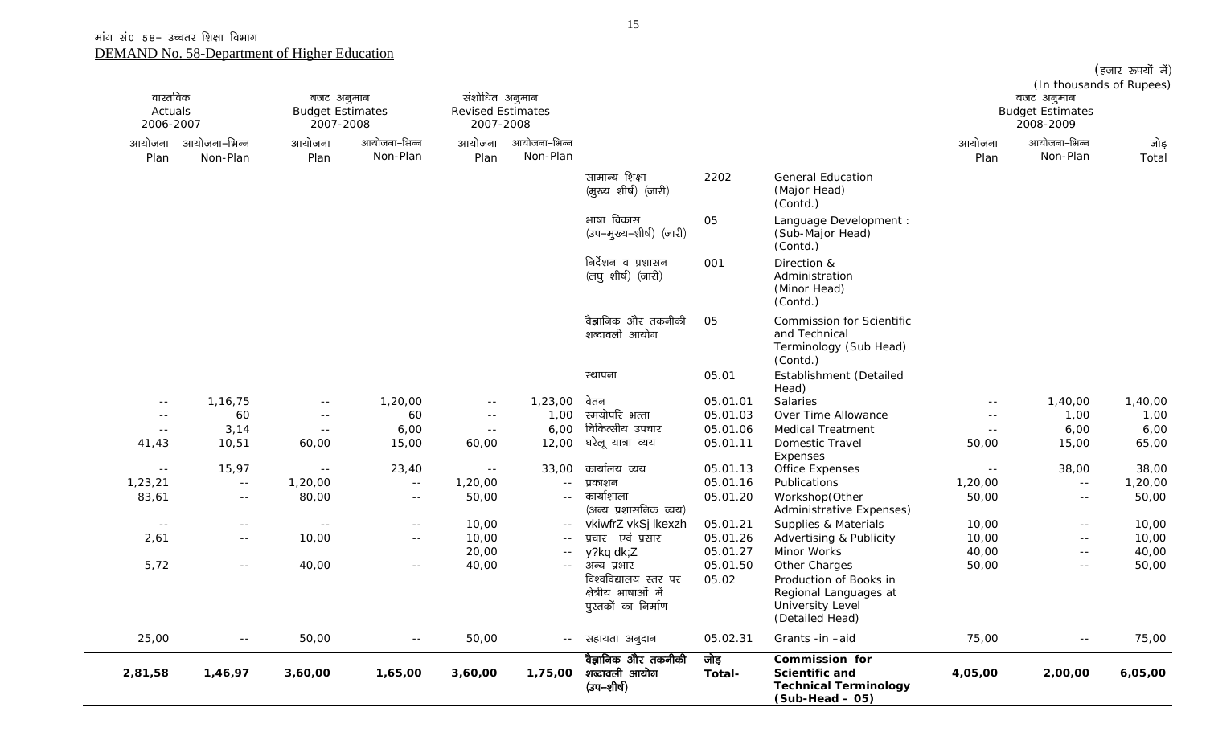मांग सं0 58– उच्चतर शिक्षा विभाग

DEMAND No. 58-Department of Higher Education

(हजार रूपयों में)
(In thousands of Rupees)

| वास्तविक Actuals 2006-2007 | | बजट अनुमान Budget Estimates 2007-2008 | | संशोधित अनुमान Revised Estimates 2007-2008 | | | | | बजट अनुमान Budget Estimates 2008-2009 | | |
|---|---|---|---|---|---|---|---|---|---|---|---|
| आयोजना Plan | आयोजना–भिन्न Non-Plan | आयोजना Plan | आयोजना–भिन्न Non-Plan | आयोजना Plan | आयोजना–भिन्न Non-Plan | | | | आयोजना Plan | आयोजना–भिन्न Non-Plan | जोड़ Total |
| | | | | | | सामान्य शिक्षा (मुख्य शीर्ष) (जारी) | 2202 | General Education (Major Head) (Contd.) | | | |
| | | | | | | भाषा विकास (उप–मुख्य–शीर्ष) (जारी) | 05 | Language Development : (Sub-Major Head) (Contd.) | | | |
| | | | | | | निर्देशन व प्रशासन (लघु शीर्ष) (जारी) | 001 | Direction & Administration (Minor Head) (Contd.) | | | |
| | | | | | | वैज्ञानिक और तकनीकी शब्दावली आयोग | 05 | Commission for Scientific and Technical Terminology (Sub Head) (Contd.) | | | |
| | | | | | | स्थापना | 05.01 | Establishment (Detailed Head) | | | |
| -- | 1,16,75 | -- | 1,20,00 | -- | 1,23,00 | वेतन | 05.01.01 | Salaries | -- | 1,40,00 | 1,40,00 |
| -- | 60 | -- | 60 | -- | 1,00 | समयोपरि भत्ता | 05.01.03 | Over Time Allowance | -- | 1,00 | 1,00 |
| -- | 3,14 | -- | 6,00 | -- | 6,00 | चिकित्सीय उपचार | 05.01.06 | Medical Treatment | -- | 6,00 | 6,00 |
| 41,43 | 10,51 | 60,00 | 15,00 | 60,00 | 12,00 | घरेलू यात्रा व्यय | 05.01.11 | Domestic Travel Expenses | 50,00 | 15,00 | 65,00 |
| -- | 15,97 | -- | 23,40 | -- | 33,00 | कार्यालय व्यय | 05.01.13 | Office Expenses | -- | 38,00 | 38,00 |
| 1,23,21 | -- | 1,20,00 | -- | 1,20,00 | -- | प्रकाशन | 05.01.16 | Publications | 1,20,00 | -- | 1,20,00 |
| 83,61 | -- | 80,00 | -- | 50,00 | -- | कार्यशाला (अन्य प्रशासनिक व्यय) | 05.01.20 | Workshop(Other Administrative Expenses) | 50,00 | -- | 50,00 |
| -- | -- | -- | -- | 10,00 | -- | vkiwfrZ vkSj lkexzh | 05.01.21 | Supplies & Materials | 10,00 | -- | 10,00 |
| 2,61 | -- | 10,00 | -- | 10,00 | -- | प्रचार एवं प्रसार | 05.01.26 | Advertising & Publicity | 10,00 | -- | 10,00 |
| | | | | 20,00 | -- | y?kq dk;Z | 05.01.27 | Minor Works | 40,00 | -- | 40,00 |
| 5,72 | -- | 40,00 | -- | 40,00 | -- | अन्य प्रभार | 05.01.50 | Other Charges | 50,00 | -- | 50,00 |
| | | | | | | विश्वविद्यालय स्तर पर क्षेत्रीय भाषाओं में पुस्तकों का निर्माण | 05.02 | Production of Books in Regional Languages at University Level (Detailed Head) | | | |
| 25,00 | -- | 50,00 | -- | 50,00 | -- | सहायता अनुदान | 05.02.31 | Grants -in –aid | 75,00 | -- | 75,00 |
| **2,81,58** | **1,46,97** | **3,60,00** | **1,65,00** | **3,60,00** | **1,75,00** | **वैज्ञानिक और तकनीकी शब्दावली आयोग (उप–शीर्ष)** | **जोड़ Total-** | **Commission for Scientific and Technical Terminology (Sub-Head – 05)** | **4,05,00** | **2,00,00** | **6,05,00** |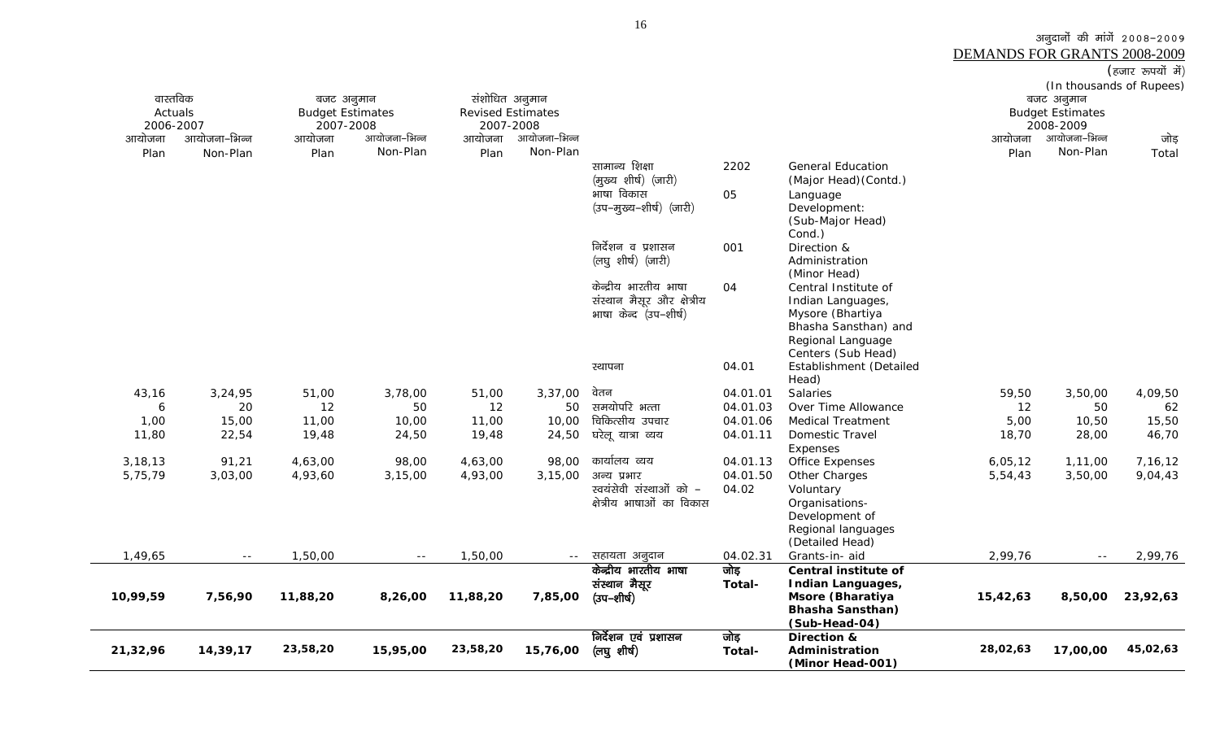अनुदानों की मांगें 2008–2009
DEMANDS FOR GRANTS 2008-2009

(हजार रूपयों में)
(In thousands of Rupees)

| वास्तविक Actuals 2006-2007 | | बजट अनुमान Budget Estimates 2007-2008 | | संशोधित अनुमान Revised Estimates 2007-2008 | | | | | बजट अनुमान Budget Estimates 2008-2009 | | |
|---|---|---|---|---|---|---|---|---|---|---|---|
| आयोजना Plan | आयोजना–भिन्न Non-Plan | आयोजना Plan | आयोजना–भिन्न Non-Plan | आयोजना Plan | आयोजना–भिन्न Non-Plan | | | | आयोजना Plan | आयोजना–भिन्न Non-Plan | जोड़ Total |
| | | | | | | सामान्य शिक्षा (मुख्य शीर्ष) (जारी) | 2202 | General Education (Major Head)(Contd.) | | | |
| | | | | | | भाषा विकास (उप–मुख्य–शीर्ष) (जारी) | 05 | Language Development: (Sub-Major Head) Cond.) | | | |
| | | | | | | निर्देशन व प्रशासन (लघु शीर्ष) (जारी) | 001 | Direction & Administration (Minor Head) | | | |
| | | | | | | केन्द्रीय भारतीय भाषा संस्थान मैसूर और क्षेत्रीय भाषा केन्द (उप–शीर्ष) | 04 | Central Institute of Indian Languages, Mysore (Bhartiya Bhasha Sansthan) and Regional Language Centers (Sub Head) | | | |
| | | | | | | स्थापना | 04.01 | Establishment (Detailed Head) | | | |
| 43,16 | 3,24,95 | 51,00 | 3,78,00 | 51,00 | 3,37,00 | वेतन | 04.01.01 | Salaries | 59,50 | 3,50,00 | 4,09,50 |
| 6 | 20 | 12 | 50 | 12 | 50 | समयोपरि भत्ता | 04.01.03 | Over Time Allowance | 12 | 50 | 62 |
| 1,00 | 15,00 | 11,00 | 10,00 | 11,00 | 10,00 | चिकित्सीय उपचार | 04.01.06 | Medical Treatment | 5,00 | 10,50 | 15,50 |
| 11,80 | 22,54 | 19,48 | 24,50 | 19,48 | 24,50 | घरेलू यात्रा व्यय | 04.01.11 | Domestic Travel Expenses | 18,70 | 28,00 | 46,70 |
| 3,18,13 | 91,21 | 4,63,00 | 98,00 | 4,63,00 | 98,00 | कार्यालय व्यय | 04.01.13 | Office Expenses | 6,05,12 | 1,11,00 | 7,16,12 |
| 5,75,79 | 3,03,00 | 4,93,60 | 3,15,00 | 4,93,00 | 3,15,00 | अन्य प्रभार | 04.01.50 | Other Charges | 5,54,43 | 3,50,00 | 9,04,43 |
| | | | | | | स्वयंसेवी संस्थाओं को – क्षेत्रीय भाषाओं का विकास | 04.02 | Voluntary Organisations- Development of Regional languages (Detailed Head) | | | |
| 1,49,65 | -- | 1,50,00 | -- | 1,50,00 | -- | सहायता अनुदान | 04.02.31 | Grants-in- aid | 2,99,76 | -- | 2,99,76 |
| **10,99,59** | **7,56,90** | **11,88,20** | **8,26,00** | **11,88,20** | **7,85,00** | **केन्द्रीय भारतीय भाषा संस्थान मैसूर (उप–शीर्ष)** | **जोड़ Total-** | **Central institute of Indian Languages, Msore (Bharatiya Bhasha Sansthan) (Sub-Head-04)** | **15,42,63** | **8,50,00** | **23,92,63** |
| **21,32,96** | **14,39,17** | **23,58,20** | **15,95,00** | **23,58,20** | **15,76,00** | **निर्देशन एवं प्रशासन (लघु शीर्ष)** | **जोड़ Total-** | **Direction & Administration (Minor Head-001)** | **28,02,63** | **17,00,00** | **45,02,63** |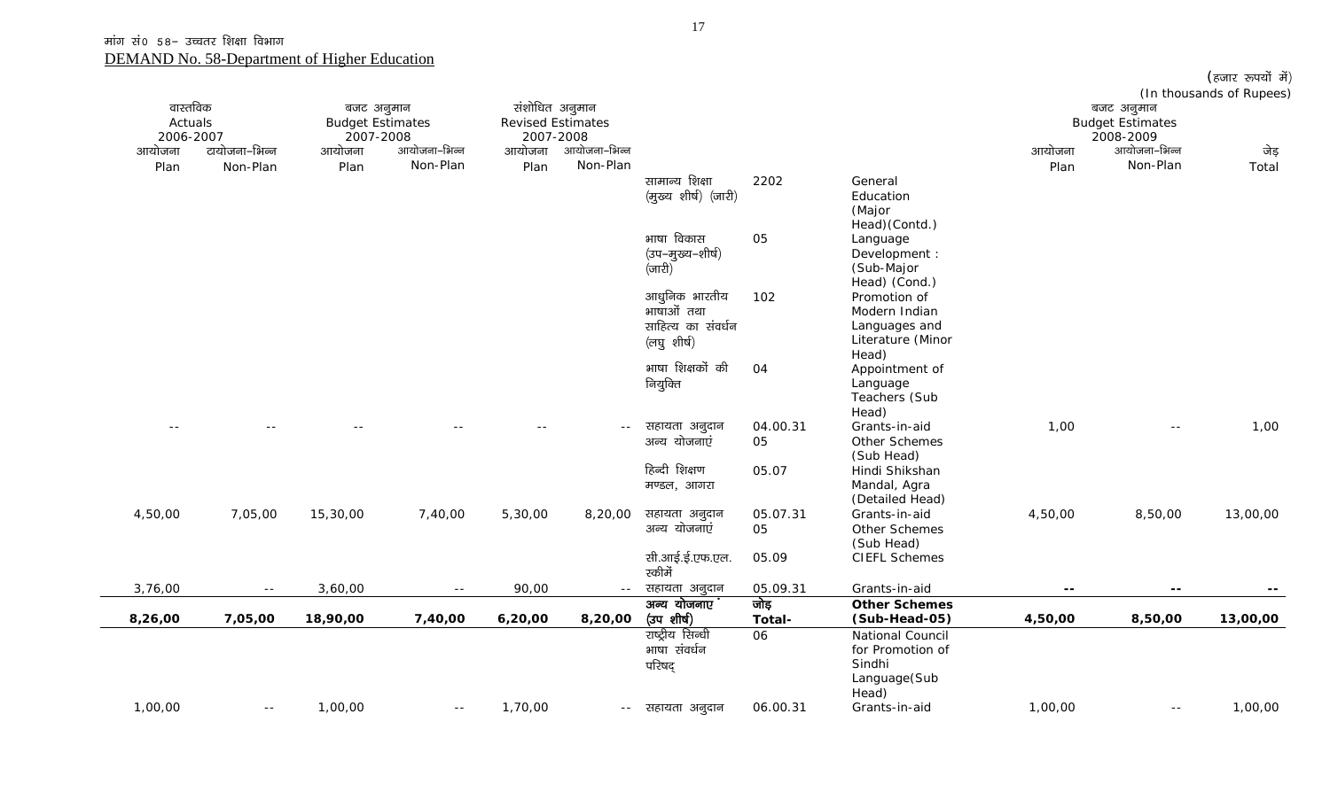मांग सं0 58– उच्चतर शिक्षा विभाग

DEMAND No. 58-Department of Higher Education

(हजार रूपयों में)
(In thousands of Rupees)

| वास्तविक Actuals 2006-2007 | | बजट अनुमान Budget Estimates 2007-2008 | | संशोधित अनुमान Revised Estimates 2007-2008 | | | | | बजट अनुमान Budget Estimates 2008-2009 | | |
|---|---|---|---|---|---|---|---|---|---|---|---|
| आयोजना Plan | टयोजना–भिन्न Non-Plan | आयोजना Plan | आयोजना–भिन्न Non-Plan | आयोजना Plan | आयोजना–भिन्न Non-Plan | | | | आयोजना Plan | आयोजना–भिन्न Non-Plan | जेड़ Total |
| | | | | | | सामान्य शिक्षा (मुख्य शीर्ष) (जारी) | 2202 | General Education (Major Head)(Contd.) | | | |
| | | | | | | भाषा विकास (उप–मुख्य–शीर्ष) (जारी) | 05 | Language Development : (Sub-Major Head) (Cond.) | | | |
| | | | | | | आधुनिक भारतीय भाषाओं तथा साहित्य का संवर्धन (लघु शीर्ष) | 102 | Promotion of Modern Indian Languages and Literature (Minor Head) | | | |
| | | | | | | भाषा शिक्षकों की नियुक्ति | 04 | Appointment of Language Teachers (Sub Head) | | | |
| -- | -- | -- | -- | -- | -- | सहायता अनुदान | 04.00.31 | Grants-in-aid | 1,00 | -- | 1,00 |
| | | | | | | अन्य योजनाएं | 05 | Other Schemes (Sub Head) | | | |
| | | | | | | हिन्दी शिक्षण मण्डल, आगरा | 05.07 | Hindi Shikshan Mandal, Agra (Detailed Head) | | | |
| 4,50,00 | 7,05,00 | 15,30,00 | 7,40,00 | 5,30,00 | 8,20,00 | सहायता अनुदान | 05.07.31 | Grants-in-aid | 4,50,00 | 8,50,00 | 13,00,00 |
| | | | | | | अन्य योजनाएं | 05 | Other Schemes (Sub Head) | | | |
| | | | | | | सी.आई.ई.एफ.एल. स्कीमें | 05.09 | CIEFL Schemes | | | |
| 3,76,00 | -- | 3,60,00 | -- | 90,00 | -- | सहायता अनुदान | 05.09.31 | Grants-in-aid | -- | -- | -- |
| **8,26,00** | **7,05,00** | **18,90,00** | **7,40,00** | **6,20,00** | **8,20,00** | **अन्य योजनाएं (उप शीर्ष)** | **जोड़ Total-** | **Other Schemes (Sub-Head-05)** | **4,50,00** | **8,50,00** | **13,00,00** |
| | | | | | | राष्ट्रीय सिन्धी भाषा संवर्धन परिषद् | 06 | National Council for Promotion of Sindhi Language(Sub Head) | | | |
| 1,00,00 | -- | 1,00,00 | -- | 1,70,00 | -- | सहायता अनुदान | 06.00.31 | Grants-in-aid | 1,00,00 | -- | 1,00,00 |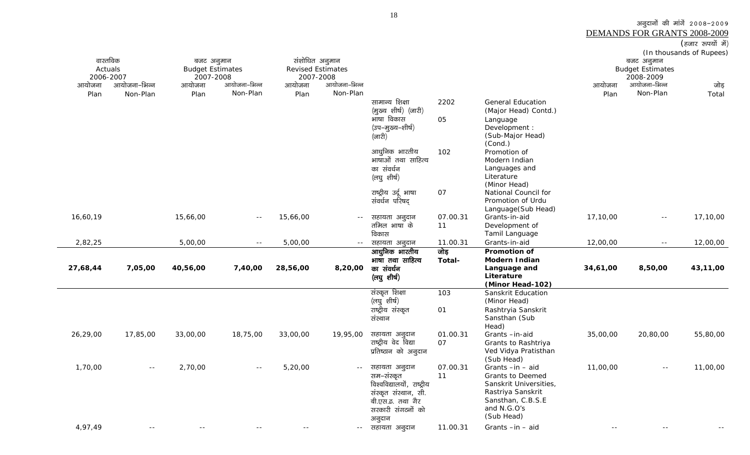अनुदानों की मांगें 2008-2009
DEMANDS FOR GRANTS 2008-2009

(हजार रूपयों में)
(In thousands of Rupees)

| वास्तविक Actuals 2006-2007 | | बजट अनुमान Budget Estimates 2007-2008 | | संशोधित अनुमान Revised Estimates 2007-2008 | | | | | बजट अनुमान Budget Estimates 2008-2009 | | |
|---|---|---|---|---|---|---|---|---|---|---|---|
| आयोजना Plan | आयोजना-भिन्न Non-Plan | आयोजना Plan | आयोजना-भिन्न Non-Plan | आयोजना Plan | आयोजना-भिन्न Non-Plan | | | | आयोजना Plan | आयोजना-भिन्न Non-Plan | जोड़ Total |
| | | | | | | सामान्य शिक्षा (मुख्य शीर्ष) (जारी) | 2202 | General Education (Major Head) Contd.) | | | |
| | | | | | | भाषा विकास (उप-मुख्य-शीर्ष) (जारी) | 05 | Language Development : (Sub-Major Head) (Cond.) | | | |
| | | | | | | आधुनिक भारतीय भाषाओं तथा साहित्य का संवर्धन (लघु शीर्ष) | 102 | Promotion of Modern Indian Languages and Literature (Minor Head) | | | |
| | | | | | | राष्ट्रीय उर्दू भाषा संवर्धन परिषद् | 07 | National Council for Promotion of Urdu Language(Sub Head) | | | |
| 16,60,19 | | 15,66,00 | -- | 15,66,00 | -- | सहायता अनुदान | 07.00.31 | Grants-in-aid | 17,10,00 | -- | 17,10,00 |
| | | | | | | तमिल भाषा के विकास | 11 | Development of Tamil Language | | | |
| 2,82,25 | | 5,00,00 | -- | 5,00,00 | -- | सहायता अनुदान | 11.00.31 | Grants-in-aid | 12,00,00 | -- | 12,00,00 |
| **27,68,44** | **7,05,00** | **40,56,00** | **7,40,00** | **28,56,00** | **8,20,00** | **आधुनिक भारतीय भाषा तथा साहित्य का संवर्धन (लघु शीर्ष)** | **जोड़ Total-** | **Promotion of Modern Indian Language and Literature (Minor Head-102)** | **34,61,00** | **8,50,00** | **43,11,00** |
| | | | | | | संस्कृत शिक्षा (लघु शीर्ष) | 103 | Sanskrit Education (Minor Head) | | | |
| | | | | | | राष्ट्रीय संस्कृत संस्थान | 01 | Rashtryia Sanskrit Sansthan (Sub Head) | | | |
| 26,29,00 | 17,85,00 | 33,00,00 | 18,75,00 | 33,00,00 | 19,95,00 | सहायता अनुदान | 01.00.31 | Grants -in-aid | 35,00,00 | 20,80,00 | 55,80,00 |
| | | | | | | राष्ट्रीय वेद विद्या प्रतिष्ठान को अनुदान | 07 | Grants to Rashtriya Ved Vidya Pratisthan (Sub Head) | | | |
| 1,70,00 | -- | 2,70,00 | -- | 5,20,00 | -- | सहायता अनुदान | 07.00.31 | Grants -in - aid | 11,00,00 | -- | 11,00,00 |
| | | | | | | सम-संस्कृत विश्वविद्यालयों, राष्ट्रीय संस्कृत संस्थान, सी. बी.एस.इ. तथा गैर सरकारी संगठनों को अनुदान | 11 | Grants to Deemed Sanskrit Universities, Rastriya Sanskrit Sansthan, C.B.S.E and N.G.O's (Sub Head) | | | |
| 4,97,49 | -- | -- | -- | -- | -- | सहायता अनुदान | 11.00.31 | Grants -in - aid | -- | -- | -- |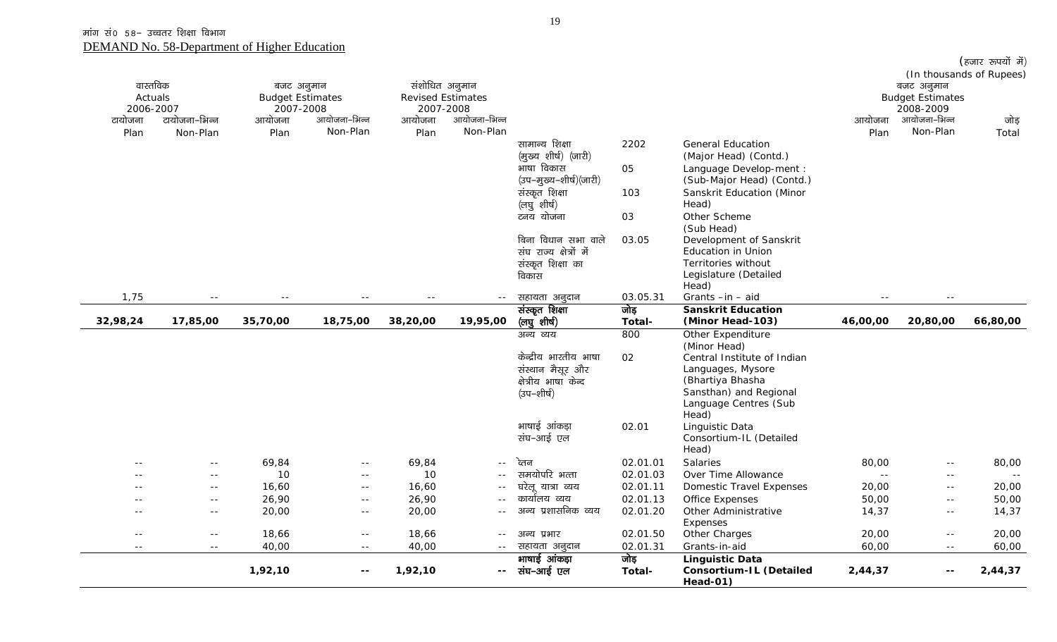मांग सं0 58– उच्चतर शिक्षा विभाग

DEMAND No. 58-Department of Higher Education

(हजार रूपयों में)
(In thousands of Rupees)

| वास्तविक Actuals 2006-2007 | | बजट अनुमान Budget Estimates 2007-2008 | | संशोधित अनुमान Revised Estimates 2007-2008 | | | | | बजट अनुमान Budget Estimates 2008-2009 | | |
|---|---|---|---|---|---|---|---|---|---|---|---|
| टायोजना Plan | टायोजना–भिन्न Non-Plan | आयोजना Plan | आयोजना–भिन्न Non-Plan | आयोजना Plan | आयोजना–भिन्न Non-Plan | | | | आयोजना Plan | आयोजना–भिन्न Non-Plan | जोड़ Total |
| | | | | | | सामान्य शिक्षा (मुख्य शीर्ष) (जारी) | 2202 | General Education (Major Head) (Contd.) | | | |
| | | | | | | भाषा विकास (उप–मुख्य–शीर्ष)(जारी) | 05 | Language Develop-ment : (Sub-Major Head) (Contd.) | | | |
| | | | | | | संस्कृत शिक्षा (लघु शीर्ष) | 103 | Sanskrit Education (Minor Head) | | | |
| | | | | | | टन्य योजना | 03 | Other Scheme (Sub Head) | | | |
| | | | | | | बिना विधान सभा वाले संघ राज्य क्षेत्रों में संस्कृत शिक्षा का विकास | 03.05 | Development of Sanskrit Education in Union Territories without Legislature (Detailed Head) | | | |
| 1,75 | -- | -- | -- | -- | -- | सहायता अनुदान | 03.05.31 | Grants –in – aid | -- | -- | |
| **32,98,24** | **17,85,00** | **35,70,00** | **18,75,00** | **38,20,00** | **19,95,00** | **संस्कृत शिक्षा (लघु शीर्ष)** | **जोड़ Total-** | **Sanskrit Education (Minor Head-103)** | **46,00,00** | **20,80,00** | **66,80,00** |
| | | | | | | अन्य व्यय | 800 | Other Expenditure (Minor Head) | | | |
| | | | | | | केन्द्रीय भारतीय भाषा संस्थान मैसूर और क्षेत्रीय भाषा केन्द (उप–शीर्ष) | 02 | Central Institute of Indian Languages, Mysore (Bhartiya Bhasha Sansthan) and Regional Language Centres (Sub Head) | | | |
| | | | | | | भाषाई आंकड़ा संघ–आई एल | 02.01 | Linguistic Data Consortium-IL (Detailed Head) | | | |
| -- | -- | 69,84 | -- | 69,84 | -- | वेतन | 02.01.01 | Salaries | 80,00 | -- | 80,00 |
| -- | -- | 10 | -- | 10 | -- | समयोपरि भत्ता | 02.01.03 | Over Time Allowance | -- | -- | -- |
| -- | -- | 16,60 | -- | 16,60 | -- | घरेलू यात्रा व्यय | 02.01.11 | Domestic Travel Expenses | 20,00 | -- | 20,00 |
| -- | -- | 26,90 | -- | 26,90 | -- | कार्यालय व्यय | 02.01.13 | Office Expenses | 50,00 | -- | 50,00 |
| -- | -- | 20,00 | -- | 20,00 | -- | अन्य प्रशासनिक व्यय | 02.01.20 | Other Administrative Expenses | 14,37 | -- | 14,37 |
| -- | -- | 18,66 | -- | 18,66 | -- | अन्य प्रभार | 02.01.50 | Other Charges | 20,00 | -- | 20,00 |
| -- | -- | 40,00 | -- | 40,00 | -- | सहायता अनुदान | 02.01.31 | Grants-in-aid | 60,00 | -- | 60,00 |
| | | **1,92,10** | **--** | **1,92,10** | **--** | **भाषाई आंकड़ा संघ–आई एल** | **जोड़ Total-** | **Linguistic Data Consortium-IL (Detailed Head-01)** | **2,44,37** | **--** | **2,44,37** |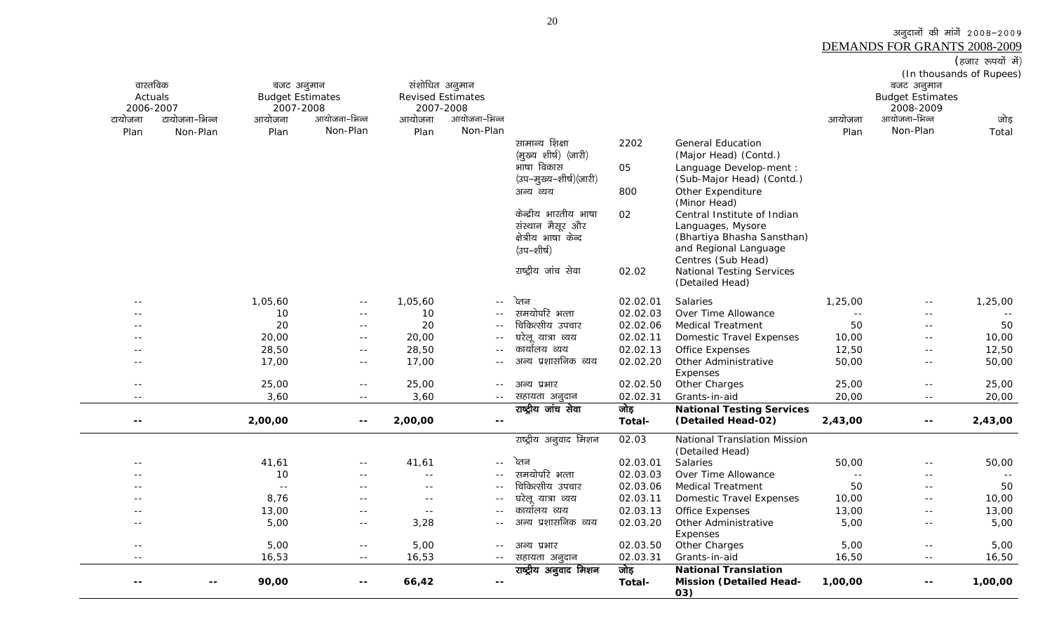अनुदानों की मांगें 2008-2009
DEMANDS FOR GRANTS 2008-2009
(हजार रूपयों में)
(In thousands of Rupees)

| वास्तविक Actuals 2006-2007 | | बजट अनुमान Budget Estimates 2007-2008 | | संशोधित अनुमान Revised Estimates 2007-2008 | | | | | बजट अनुमान Budget Estimates 2008-2009 | | |
|---|---|---|---|---|---|---|---|---|---|---|---|
| आयोजना Plan | आयोजना-भिन्न Non-Plan | आयोजना Plan | आयोजना-भिन्न Non-Plan | आयोजना Plan | आयोजना-भिन्न Non-Plan | | | | आयोजना Plan | आयोजना-भिन्न Non-Plan | जोड़ Total |
| | | | | | | सामान्य शिक्षा (मुख्य शीर्ष) (जारी) | 2202 | General Education (Major Head) (Contd.) | | | |
| | | | | | | भाषा विकास (उप-मुख्य-शीर्ष)(जारी) | 05 | Language Develop-ment : (Sub-Major Head) (Contd.) | | | |
| | | | | | | अन्य व्यय | 800 | Other Expenditure (Minor Head) | | | |
| | | | | | | केन्द्रीय भारतीय भाषा संस्थान मैसूर और क्षेत्रीय भाषा केन्द (उप-शीर्ष) | 02 | Central Institute of Indian Languages, Mysore (Bhartiya Bhasha Sansthan) and Regional Language Centres (Sub Head) | | | |
| | | | | | | राष्ट्रीय जांच सेवा | 02.02 | National Testing Services (Detailed Head) | | | |
| -- | | 1,05,60 | -- | 1,05,60 | -- | वेतन | 02.02.01 | Salaries | 1,25,00 | -- | 1,25,00 |
| -- | | 10 | -- | 10 | -- | समयोपरि भत्ता | 02.02.03 | Over Time Allowance | -- | -- | -- |
| -- | | 20 | -- | 20 | -- | चिकित्सीय उपचार | 02.02.06 | Medical Treatment | 50 | -- | 50 |
| -- | | 20,00 | -- | 20,00 | -- | घरेलू यात्रा व्यय | 02.02.11 | Domestic Travel Expenses | 10,00 | -- | 10,00 |
| -- | | 28,50 | -- | 28,50 | -- | कार्यालय व्यय | 02.02.13 | Office Expenses | 12,50 | -- | 12,50 |
| -- | | 17,00 | -- | 17,00 | -- | अन्य प्रशासनिक व्यय | 02.02.20 | Other Administrative Expenses | 50,00 | -- | 50,00 |
| -- | | 25,00 | -- | 25,00 | -- | अन्य प्रभार | 02.02.50 | Other Charges | 25,00 | -- | 25,00 |
| -- | | 3,60 | -- | 3,60 | -- | सहायता अनुदान | 02.02.31 | Grants-in-aid | 20,00 | -- | 20,00 |
| **--** | | **2,00,00** | **--** | **2,00,00** | **--** | **राष्ट्रीय जांच सेवा** | **जोड़ Total-** | **National Testing Services (Detailed Head-02)** | **2,43,00** | **--** | **2,43,00** |
| | | | | | | राष्ट्रीय अनुवाद मिशन | 02.03 | National Translation Mission (Detailed Head) | | | |
| -- | | 41,61 | -- | 41,61 | -- | वेतन | 02.03.01 | Salaries | 50,00 | -- | 50,00 |
| -- | | 10 | -- | -- | -- | समयोपरि भत्ता | 02.03.03 | Over Time Allowance | -- | -- | -- |
| -- | | -- | -- | -- | -- | चिकित्सीय उपचार | 02.03.06 | Medical Treatment | 50 | -- | 50 |
| -- | | 8,76 | -- | -- | -- | घरेलू यात्रा व्यय | 02.03.11 | Domestic Travel Expenses | 10,00 | -- | 10,00 |
| -- | | 13,00 | -- | -- | -- | कार्यालय व्यय | 02.03.13 | Office Expenses | 13,00 | -- | 13,00 |
| -- | | 5,00 | -- | 3,28 | -- | अन्य प्रशासनिक व्यय | 02.03.20 | Other Administrative Expenses | 5,00 | -- | 5,00 |
| -- | | 5,00 | -- | 5,00 | -- | अन्य प्रभार | 02.03.50 | Other Charges | 5,00 | -- | 5,00 |
| -- | | 16,53 | -- | 16,53 | -- | सहायता अनुदान | 02.03.31 | Grants-in-aid | 16,50 | -- | 16,50 |
| **--** | **--** | **90,00** | **--** | **66,42** | **--** | **राष्ट्रीय अनुवाद मिशन** | **जोड़ Total-** | **National Translation Mission (Detailed Head-03)** | **1,00,00** | **--** | **1,00,00** |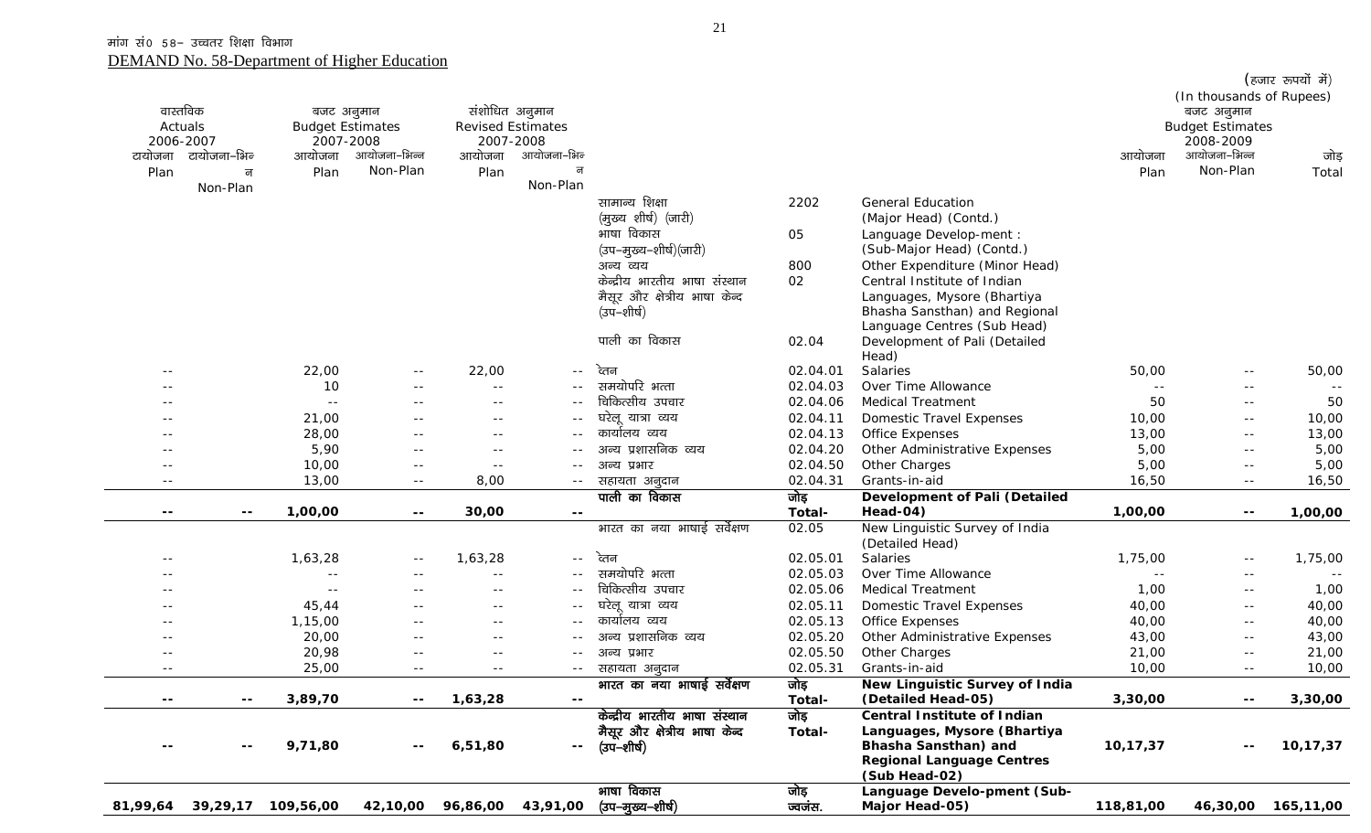मांग सं0 58– उच्चतर शिक्षा विभाग

DEMAND No. 58-Department of Higher Education

(हजार रूपयों में)
(In thousands of Rupees)

| वास्तविक Actuals 2006-2007 | | बजट अनुमान Budget Estimates 2007-2008 | | संशोधित अनुमान Revised Estimates 2007-2008 | | | | | बजट अनुमान Budget Estimates 2008-2009 | | |
|---|---|---|---|---|---|---|---|---|---|---|---|
| आयोजना Plan | आयोजना-भिन्न Non-Plan | आयोजना Plan | आयोजना-भिन्न Non-Plan | आयोजना Plan | आयोजना-भिन्न Non-Plan | | | | आयोजना Plan | आयोजना-भिन्न Non-Plan | जोड़ Total |
| | | | | | | सामान्य शिक्षा (मुख्य शीर्ष) (जारी) | 2202 | General Education (Major Head) (Contd.) | | | |
| | | | | | | भाषा विकास (उप-मुख्य-शीर्ष)(जारी) | 05 | Language Develop-ment : (Sub-Major Head) (Contd.) | | | |
| | | | | | | अन्य व्यय | 800 | Other Expenditure (Minor Head) | | | |
| | | | | | | केन्द्रीय भारतीय भाषा संस्थान मैसूर और क्षेत्रीय भाषा केन्द (उप-शीर्ष) | 02 | Central Institute of Indian Languages, Mysore (Bhartiya Bhasha Sansthan) and Regional Language Centres (Sub Head) | | | |
| | | | | | | पाली का विकास | 02.04 | Development of Pali (Detailed Head) | | | |
| -- | | 22,00 | -- | 22,00 | -- | वेतन | 02.04.01 | Salaries | 50,00 | -- | 50,00 |
| -- | | 10 | -- | -- | -- | समयोपरि भत्ता | 02.04.03 | Over Time Allowance | -- | -- | -- |
| -- | | -- | -- | -- | -- | चिकित्सीय उपचार | 02.04.06 | Medical Treatment | 50 | -- | 50 |
| -- | | 21,00 | -- | -- | -- | घरेलू यात्रा व्यय | 02.04.11 | Domestic Travel Expenses | 10,00 | -- | 10,00 |
| -- | | 28,00 | -- | -- | -- | कार्यालय व्यय | 02.04.13 | Office Expenses | 13,00 | -- | 13,00 |
| -- | | 5,90 | -- | -- | -- | अन्य प्रशासनिक व्यय | 02.04.20 | Other Administrative Expenses | 5,00 | -- | 5,00 |
| -- | | 10,00 | -- | -- | -- | अन्य प्रभार | 02.04.50 | Other Charges | 5,00 | -- | 5,00 |
| -- | | 13,00 | -- | 8,00 | -- | सहायता अनुदान | 02.04.31 | Grants-in-aid | 16,50 | -- | 16,50 |
| **--** | **--** | **1,00,00** | **--** | **30,00** | **--** | **पाली का विकास** | **जोड़ Total-** | **Development of Pali (Detailed Head-04)** | **1,00,00** | **--** | **1,00,00** |
| | | | | | | भारत का नया भाषाई सर्वेक्षण | 02.05 | New Linguistic Survey of India (Detailed Head) | | | |
| -- | | 1,63,28 | -- | 1,63,28 | -- | वेतन | 02.05.01 | Salaries | 1,75,00 | -- | 1,75,00 |
| -- | | -- | -- | -- | -- | समयोपरि भत्ता | 02.05.03 | Over Time Allowance | -- | -- | -- |
| -- | | -- | -- | -- | -- | चिकित्सीय उपचार | 02.05.06 | Medical Treatment | 1,00 | -- | 1,00 |
| -- | | 45,44 | -- | -- | -- | घरेलू यात्रा व्यय | 02.05.11 | Domestic Travel Expenses | 40,00 | -- | 40,00 |
| -- | | 1,15,00 | -- | -- | -- | कार्यालय व्यय | 02.05.13 | Office Expenses | 40,00 | -- | 40,00 |
| -- | | 20,00 | -- | -- | -- | अन्य प्रशासनिक व्यय | 02.05.20 | Other Administrative Expenses | 43,00 | -- | 43,00 |
| -- | | 20,98 | -- | -- | -- | अन्य प्रभार | 02.05.50 | Other Charges | 21,00 | -- | 21,00 |
| -- | | 25,00 | -- | -- | -- | सहायता अनुदान | 02.05.31 | Grants-in-aid | 10,00 | -- | 10,00 |
| **--** | **--** | **3,89,70** | **--** | **1,63,28** | **--** | **भारत का नया भाषाई सर्वेक्षण** | **जोड़ Total-** | **New Linguistic Survey of India (Detailed Head-05)** | **3,30,00** | **--** | **3,30,00** |
| **--** | **--** | **9,71,80** | **--** | **6,51,80** | **--** | **केन्द्रीय भारतीय भाषा संस्थान मैसूर और क्षेत्रीय भाषा केन्द (उप-शीर्ष)** | **जोड़ Total-** | **Central Institute of Indian Languages, Mysore (Bhartiya Bhasha Sansthan) and Regional Language Centres (Sub Head-02)** | **10,17,37** | **--** | **10,17,37** |
| **81,99,64** | **39,29,17** | **109,56,00** | **42,10,00** | **96,86,00** | **43,91,00** | **भाषा विकास (उप-मुख्य-शीर्ष)** | **जोड़ ज्वजंस.** | **Language Develo-pment (Sub-Major Head-05)** | **118,81,00** | **46,30,00** | **165,11,00** |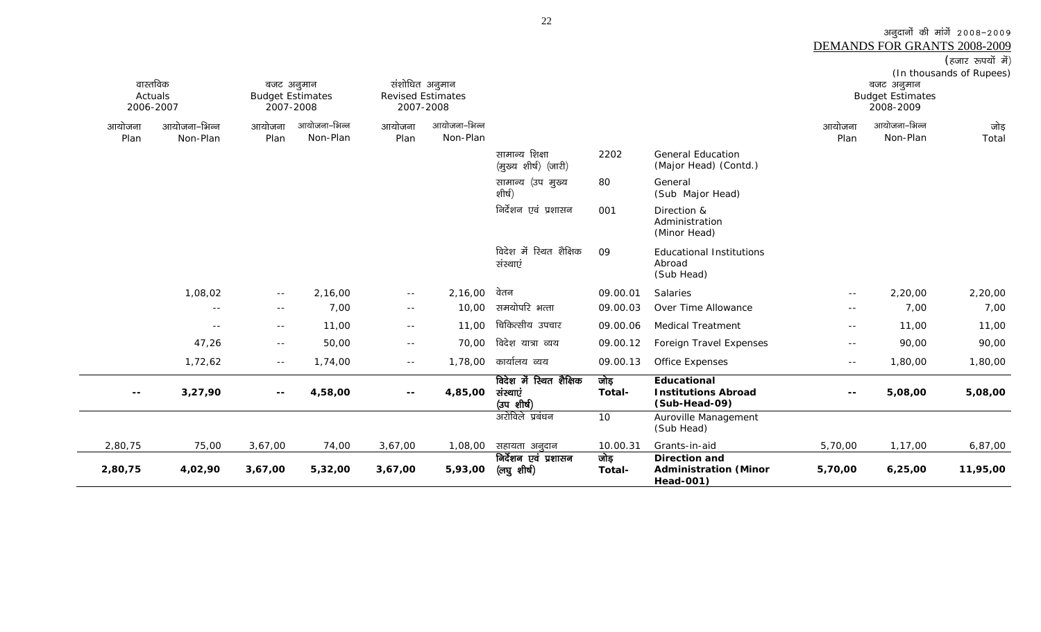अनुदानों की मांगें 2008-2009
DEMANDS FOR GRANTS 2008-2009

(हजार रूपयों में)
(In thousands of Rupees)

| वास्तविक Actuals 2006-2007 | | बजट अनुमान Budget Estimates 2007-2008 | | संशोधित अनुमान Revised Estimates 2007-2008 | | | | | बजट अनुमान Budget Estimates 2008-2009 | | |
|---|---|---|---|---|---|---|---|---|---|---|---|
| आयोजना Plan | आयोजना-भिन्न Non-Plan | आयोजना Plan | आयोजना-भिन्न Non-Plan | आयोजना Plan | आयोजना-भिन्न Non-Plan | | | | आयोजना Plan | आयोजना-भिन्न Non-Plan | जोड़ Total |
| | | | | | | सामान्य शिक्षा (मुख्य शीर्ष) (जारी) | 2202 | General Education (Major Head) (Contd.) | | | |
| | | | | | | सामान्य (उप मुख्य शीर्ष) | 80 | General (Sub Major Head) | | | |
| | | | | | | निर्देशन एवं प्रशासन | 001 | Direction & Administration (Minor Head) | | | |
| | | | | | | विदेश में स्थित शैक्षिक संस्थाएं | 09 | Educational Institutions Abroad (Sub Head) | | | |
| | 1,08,02 | -- | 2,16,00 | -- | 2,16,00 | वेतन | 09.00.01 | Salaries | -- | 2,20,00 | 2,20,00 |
| | -- | -- | 7,00 | -- | 10,00 | समयोपरि भत्ता | 09.00.03 | Over Time Allowance | -- | 7,00 | 7,00 |
| | -- | -- | 11,00 | -- | 11,00 | चिकित्सीय उपचार | 09.00.06 | Medical Treatment | -- | 11,00 | 11,00 |
| | 47,26 | -- | 50,00 | -- | 70,00 | विदेश यात्रा व्यय | 09.00.12 | Foreign Travel Expenses | -- | 90,00 | 90,00 |
| | 1,72,62 | -- | 1,74,00 | -- | 1,78,00 | कार्यालय व्यय | 09.00.13 | Office Expenses | -- | 1,80,00 | 1,80,00 |
| **--** | **3,27,90** | **--** | **4,58,00** | **--** | **4,85,00** | **विदेश में स्थित शैक्षिक संस्थाएं (उप शीर्ष)** | **जोड़ Total-** | **Educational Institutions Abroad (Sub-Head-09)** | **--** | **5,08,00** | **5,08,00** |
| | | | | | | अरोविले प्रबंधन | 10 | Auroville Management (Sub Head) | | | |
| 2,80,75 | 75,00 | 3,67,00 | 74,00 | 3,67,00 | 1,08,00 | सहायता अनुदान | 10.00.31 | Grants-in-aid | 5,70,00 | 1,17,00 | 6,87,00 |
| **2,80,75** | **4,02,90** | **3,67,00** | **5,32,00** | **3,67,00** | **5,93,00** | **निर्देशन एवं प्रशासन (लघु शीर्ष)** | **जोड़ Total-** | **Direction and Administration (Minor Head-001)** | **5,70,00** | **6,25,00** | **11,95,00** |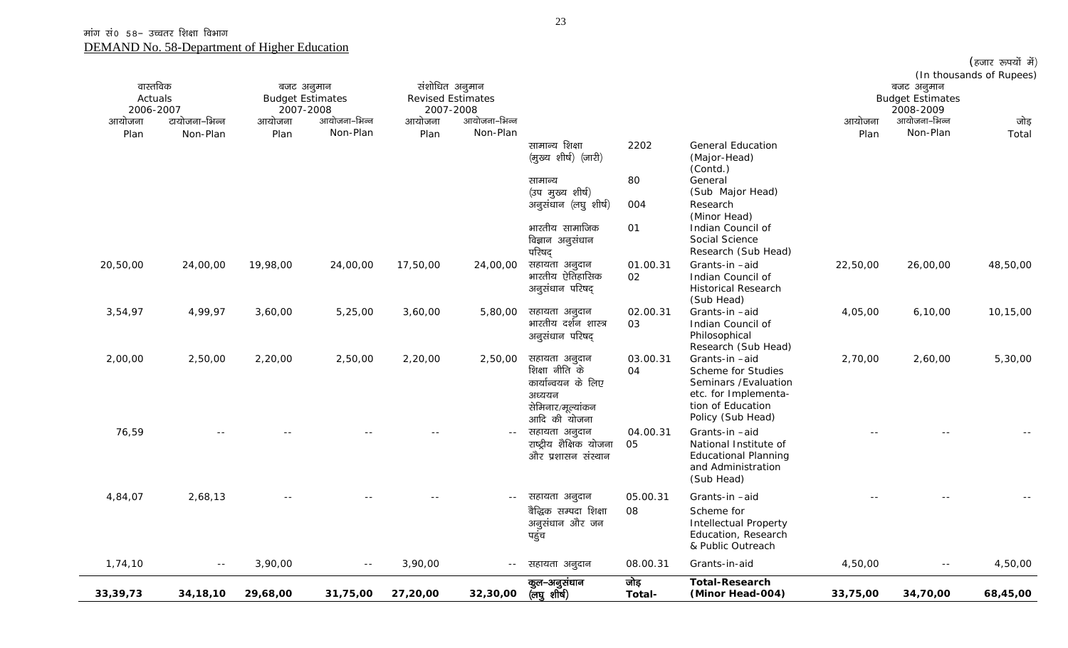मांग सं0 58– उच्चतर शिक्षा विभाग

DEMAND No. 58-Department of Higher Education

(हजार रूपयों में)
(In thousands of Rupees)

| वास्तविक Actuals 2006-2007 | | बजट अनुमान Budget Estimates 2007-2008 | | संशोधित अनुमान Revised Estimates 2007-2008 | | | | | बजट अनुमान Budget Estimates 2008-2009 | | |
|---|---|---|---|---|---|---|---|---|---|---|---|
| आयोजना Plan | टायोजना–भिन्न Non-Plan | आयोजना Plan | आयोजना–भिन्न Non-Plan | आयोजना Plan | आयोजना–भिन्न Non-Plan | | | | आयोजना Plan | आयोजना–भिन्न Non-Plan | जोड़ Total |
| | | | | | | सामान्य शिक्षा (मुख्य शीर्ष) (जारी) | 2202 | General Education (Major-Head) (Contd.) | | | |
| | | | | | | सामान्य (उप मुख्य शीर्ष) | 80 | General (Sub Major Head) | | | |
| | | | | | | अनुसंधान (लघु शीर्ष) | 004 | Research (Minor Head) | | | |
| | | | | | | भारतीय सामाजिक विज्ञान अनुसंधान परिषद् | 01 | Indian Council of Social Science Research (Sub Head) | | | |
| 20,50,00 | 24,00,00 | 19,98,00 | 24,00,00 | 17,50,00 | 24,00,00 | सहायता अनुदान | 01.00.31 | Grants-in -aid | 22,50,00 | 26,00,00 | 48,50,00 |
| | | | | | | भारतीय ऐतिहासिक अनुसंधान परिषद् | 02 | Indian Council of Historical Research (Sub Head) | | | |
| 3,54,97 | 4,99,97 | 3,60,00 | 5,25,00 | 3,60,00 | 5,80,00 | सहायता अनुदान | 02.00.31 | Grants-in -aid | 4,05,00 | 6,10,00 | 10,15,00 |
| | | | | | | भारतीय दर्शन शास्त्र अनुसंधान परिषद् | 03 | Indian Council of Philosophical Research (Sub Head) | | | |
| 2,00,00 | 2,50,00 | 2,20,00 | 2,50,00 | 2,20,00 | 2,50,00 | सहायता अनुदान | 03.00.31 | Grants-in -aid | 2,70,00 | 2,60,00 | 5,30,00 |
| | | | | | | शिक्षा नीति के कार्यान्वयन के लिए अध्ययन सेमिनार/मूल्यांकन आदि की योजना | 04 | Scheme for Studies Seminars /Evaluation etc. for Implementation of Education Policy (Sub Head) | | | |
| 76,59 | -- | -- | -- | -- | -- | सहायता अनुदान | 04.00.31 | Grants-in -aid | -- | -- | -- |
| | | | | | | राष्ट्रीय शैक्षिक योजना और प्रशासन संस्थान | 05 | National Institute of Educational Planning and Administration (Sub Head) | | | |
| 4,84,07 | 2,68,13 | -- | -- | -- | -- | सहायता अनुदान | 05.00.31 | Grants-in -aid | -- | -- | -- |
| | | | | | | बैद्धिक सम्पदा शिक्षा अनुसंधान और जन पहुंच | 08 | Scheme for Intellectual Property Education, Research & Public Outreach | | | |
| 1,74,10 | -- | 3,90,00 | -- | 3,90,00 | -- | सहायता अनुदान | 08.00.31 | Grants-in-aid | 4,50,00 | -- | 4,50,00 |
| **33,39,73** | **34,18,10** | **29,68,00** | **31,75,00** | **27,20,00** | **32,30,00** | **कुल–अनुसंधान (लघु शीर्ष)** | **जोड़ Total-** | **Total-Research (Minor Head-004)** | **33,75,00** | **34,70,00** | **68,45,00** |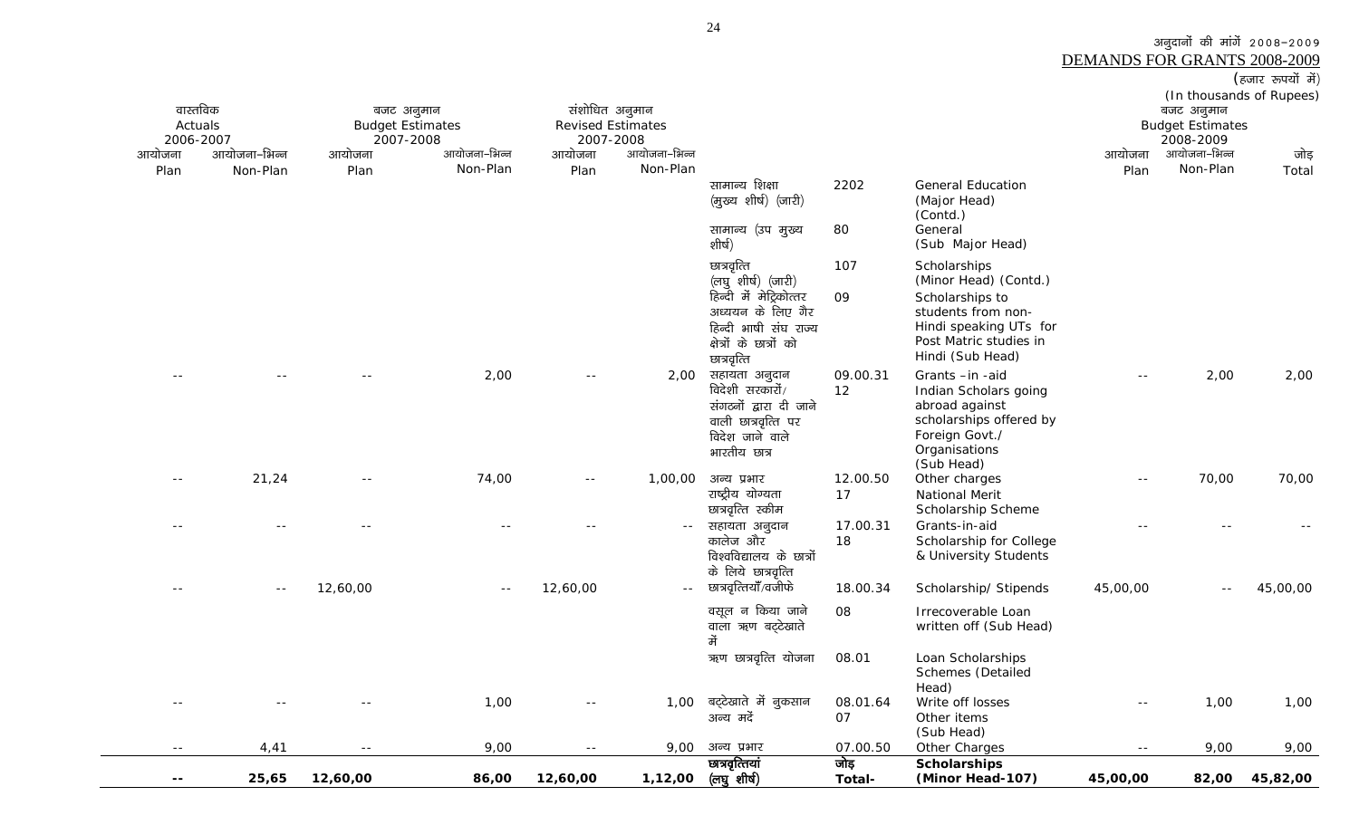अनुदानों की मांगें 2008–2009

DEMANDS FOR GRANTS 2008-2009

(हजार रूपयों में)
(In thousands of Rupees)

| वास्तविक Actuals 2006-2007 | | बजट अनुमान Budget Estimates 2007-2008 | | संशोधित अनुमान Revised Estimates 2007-2008 | | | | | बजट अनुमान Budget Estimates 2008-2009 | | |
|---|---|---|---|---|---|---|---|---|---|---|---|
| आयोजना Plan | आयोजना–भिन्न Non-Plan | आयोजना Plan | आयोजना–भिन्न Non-Plan | आयोजना Plan | आयोजना–भिन्न Non-Plan | | | | आयोजना Plan | आयोजना–भिन्न Non-Plan | जोड़ Total |
| | | | | | | सामान्य शिक्षा (मुख्य शीर्ष) (जारी) | 2202 | General Education (Major Head) (Contd.) | | | |
| | | | | | | सामान्य (उप मुख्य शीर्ष) | 80 | General (Sub Major Head) | | | |
| | | | | | | छात्रवृत्ति (लघु शीर्ष) (जारी) | 107 | Scholarships (Minor Head) (Contd.) | | | |
| | | | | | | हिन्दी में मेट्रिकोत्तर अध्ययन के लिए गैर हिन्दी भाषी संघ राज्य क्षेत्रों के छात्रों को छात्रवृत्ति | 09 | Scholarships to students from non-Hindi speaking UTs for Post Matric studies in Hindi (Sub Head) | | | |
| -- | -- | -- | 2,00 | -- | 2,00 | सहायता अनुदान | 09.00.31 | Grants –in -aid | -- | 2,00 | 2,00 |
| | | | | | | विदेशी सरकारों/ संगठनों द्वारा दी जाने वाली छात्रवृत्ति पर विदेश जाने वाले भारतीय छात्र | 12 | Indian Scholars going abroad against scholarships offered by Foreign Govt./ Organisations (Sub Head) | | | |
| -- | 21,24 | -- | 74,00 | -- | 1,00,00 | अन्य प्रभार | 12.00.50 | Other charges | -- | 70,00 | 70,00 |
| | | | | | | राष्ट्रीय योग्यता छात्रवृत्ति स्कीम | 17 | National Merit Scholarship Scheme | | | |
| -- | -- | -- | -- | -- | -- | सहायता अनुदान | 17.00.31 | Grants-in-aid | -- | -- | -- |
| | | | | | | कालेज और विश्वविद्यालय के छात्रों के लिये छात्रवृत्ति | 18 | Scholarship for College & University Students | | | |
| -- | -- | 12,60,00 | -- | 12,60,00 | -- | छात्रवृत्तियॉं/वजीफे | 18.00.34 | Scholarship/ Stipends | 45,00,00 | -- | 45,00,00 |
| | | | | | | वसूल न किया जाने वाला ऋण बट्टेखाते में | 08 | Irrecoverable Loan written off (Sub Head) | | | |
| | | | | | | ऋण छात्रवृत्ति योजना | 08.01 | Loan Scholarships Schemes (Detailed Head) | | | |
| -- | -- | -- | 1,00 | -- | 1,00 | बट्टेखाते में नुकसान | 08.01.64 | Write off losses | -- | 1,00 | 1,00 |
| | | | | | | अन्य मदें | 07 | Other items (Sub Head) | | | |
| -- | 4,41 | -- | 9,00 | -- | 9,00 | अन्य प्रभार | 07.00.50 | Other Charges | -- | 9,00 | 9,00 |
| **--** | **25,65** | **12,60,00** | **86,00** | **12,60,00** | **1,12,00** | **छात्रवृत्तियां (लघु शीर्ष)** | **जोड़ Total-** | **Scholarships (Minor Head-107)** | **45,00,00** | **82,00** | **45,82,00** |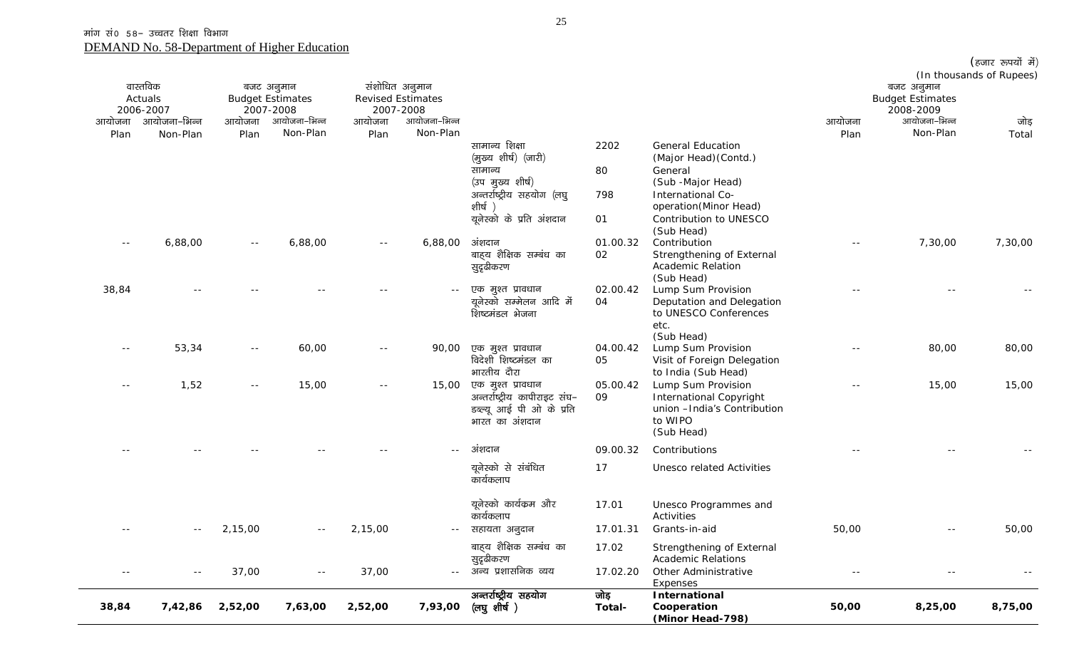मांग सं0 58– उच्चतर शिक्षा विभाग

DEMAND No. 58-Department of Higher Education

(हजार रूपयों में)
(In thousands of Rupees)

| वास्तविक Actuals 2006-2007 | | बजट अनुमान Budget Estimates 2007-2008 | | संशोधित अनुमान Revised Estimates 2007-2008 | | | | | बजट अनुमान Budget Estimates 2008-2009 | | |
|---|---|---|---|---|---|---|---|---|---|---|---|
| आयोजना Plan | आयोजना–भिन्न Non-Plan | आयोजना Plan | आयोजना–भिन्न Non-Plan | आयोजना Plan | आयोजना–भिन्न Non-Plan | | | | आयोजना Plan | आयोजना–भिन्न Non-Plan | जोड़ Total |
| | | | | | | सामान्य शिक्षा (मुख्य शीर्ष) (जारी) | 2202 | General Education (Major Head)(Contd.) | | | |
| | | | | | | सामान्य (उप मुख्य शीर्ष) | 80 | General (Sub -Major Head) | | | |
| | | | | | | अन्तर्राष्ट्रीय सहयोग (लघु शीर्ष ) | 798 | International Co-operation(Minor Head) | | | |
| | | | | | | यूनेस्को के प्रति अंशदान | 01 | Contribution to UNESCO (Sub Head) | | | |
| -- | 6,88,00 | -- | 6,88,00 | -- | 6,88,00 | अंशदान | 01.00.32 | Contribution | -- | 7,30,00 | 7,30,00 |
| | | | | | | बाह्य शैक्षिक सम्बंध का सुदृढीकरण | 02 | Strengthening of External Academic Relation (Sub Head) | | | |
| 38,84 | -- | -- | -- | -- | -- | एक मुश्त प्रावधान | 02.00.42 | Lump Sum Provision | -- | -- | -- |
| | | | | | | यूनेस्को सम्मेलन आदि में शिष्टमंडल भेजना | 04 | Deputation and Delegation to UNESCO Conferences etc. (Sub Head) | | | |
| -- | 53,34 | -- | 60,00 | -- | 90,00 | एक मुश्त प्रावधान | 04.00.42 | Lump Sum Provision | -- | 80,00 | 80,00 |
| | | | | | | विदेशी शिष्टमंडल का भारतीय दौरा | 05 | Visit of Foreign Delegation to India (Sub Head) | | | |
| -- | 1,52 | -- | 15,00 | -- | 15,00 | एक मुश्त प्रावधान | 05.00.42 | Lump Sum Provision | -- | 15,00 | 15,00 |
| | | | | | | अन्तर्राष्ट्रीय कापीराइट संघ–डब्ल्यू आई पी ओ के प्रति भारत का अंशदान | 09 | International Copyright union –India's Contribution to WIPO (Sub Head) | | | |
| -- | -- | -- | -- | -- | -- | अंशदान | 09.00.32 | Contributions | -- | -- | -- |
| | | | | | | यूनेस्को से संबंधित कार्यकलाप | 17 | Unesco related Activities | | | |
| | | | | | | यूनेस्को कार्यक्रम और कार्यकलाप | 17.01 | Unesco Programmes and Activities | | | |
| -- | -- | 2,15,00 | -- | 2,15,00 | -- | सहायता अनुदान | 17.01.31 | Grants-in-aid | 50,00 | -- | 50,00 |
| | | | | | | बाह्य शैक्षिक सम्बंध का सुदृढीकरण | 17.02 | Strengthening of External Academic Relations | | | |
| -- | -- | 37,00 | -- | 37,00 | -- | अन्य प्रशासनिक व्यय | 17.02.20 | Other Administrative Expenses | -- | -- | -- |
| **38,84** | **7,42,86** | **2,52,00** | **7,63,00** | **2,52,00** | **7,93,00** | **अन्तर्राष्ट्रीय सहयोग (लघु शीर्ष )** | **जोड़ Total-** | **International Cooperation (Minor Head-798)** | **50,00** | **8,25,00** | **8,75,00** |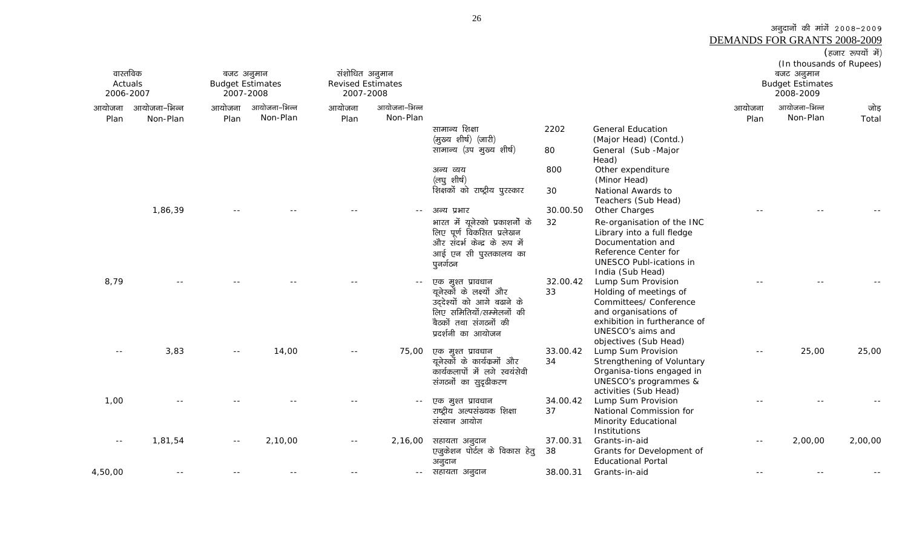अनुदानों की मांगें 2008-2009
DEMANDS FOR GRANTS 2008-2009
(हजार रूपयों में)
(In thousands of Rupees)

| वास्तविक Actuals 2006-2007 | | बजट अनुमान Budget Estimates 2007-2008 | | संशोधित अनुमान Revised Estimates 2007-2008 | | | | | बजट अनुमान Budget Estimates 2008-2009 | | |
|---|---|---|---|---|---|---|---|---|---|---|---|
| आयोजना Plan | आयोजना-भिन्न Non-Plan | आयोजना Plan | आयोजना-भिन्न Non-Plan | आयोजना Plan | आयोजना-भिन्न Non-Plan | | | | आयोजना Plan | आयोजना-भिन्न Non-Plan | जोड़ Total |
| | | | | | | सामान्य शिक्षा (मुख्य शीर्ष) (जारी) | 2202 | General Education (Major Head) (Contd.) | | | |
| | | | | | | सामान्य (उप मुख्य शीर्ष) | 80 | General (Sub -Major Head) | | | |
| | | | | | | अन्य व्यय (लघु शीर्ष) | 800 | Other expenditure (Minor Head) | | | |
| | | | | | | शिक्षकों को राष्ट्रीय पुरस्कार | 30 | National Awards to Teachers (Sub Head) | | | |
| | 1,86,39 | -- | -- | -- | -- | अन्य प्रभार | 30.00.50 | Other Charges | -- | -- | -- |
| | | | | | | भारत में यूनेस्को प्रकाशनों के लिए पूर्ण विकसित प्रलेखन और संदर्भ केन्द्र के रूप में आई एन सी पुस्तकालय का पुनर्गठन | 32 | Re-organisation of the INC Library into a full fledge Documentation and Reference Center for UNESCO Publ-ications in India (Sub Head) | | | |
| 8,79 | -- | -- | -- | -- | -- | एक मुश्त प्रावधान | 32.00.42 | Lump Sum Provision | -- | -- | -- |
| | | | | | | यूनेस्कों के लक्ष्यों और उद्देश्यों को आगे बढाने के लिए समितियों/सम्मेलनों की बैठ्कों तथा संगठ्नों की प्रदर्शनी का आयोजन | 33 | Holding of meetings of Committees/ Conference and organisations of exhibition in furtherance of UNESCO's aims and objectives (Sub Head) | | | |
| -- | 3,83 | -- | 14,00 | -- | 75,00 | एक मुश्त प्रावधान | 33.00.42 | Lump Sum Provision | -- | 25,00 | 25,00 |
| | | | | | | यूनेस्कों के कार्यक्रमों और कार्यकलापों में लगे स्वयंसेवी संगठ्नों का सुदृढीकरण | 34 | Strengthening of Voluntary Organisa-tions engaged in UNESCO's programmes & activities (Sub Head) | | | |
| 1,00 | -- | -- | -- | -- | -- | एक मुश्त प्रावधान | 34.00.42 | Lump Sum Provision | -- | -- | -- |
| | | | | | | राष्ट्रीय अल्पसंख्यक शिक्षा संस्थान आयोग | 37 | National Commission for Minority Educational Institutions | | | |
| -- | 1,81,54 | -- | 2,10,00 | -- | 2,16,00 | सहायता अनुदान | 37.00.31 | Grants-in-aid | -- | 2,00,00 | 2,00,00 |
| | | | | | | एजुकेशन पोर्टल के विकास हेतु अनुदान | 38 | Grants for Development of Educational Portal | | | |
| 4,50,00 | -- | -- | -- | -- | -- | सहायता अनुदान | 38.00.31 | Grants-in-aid | -- | -- | -- |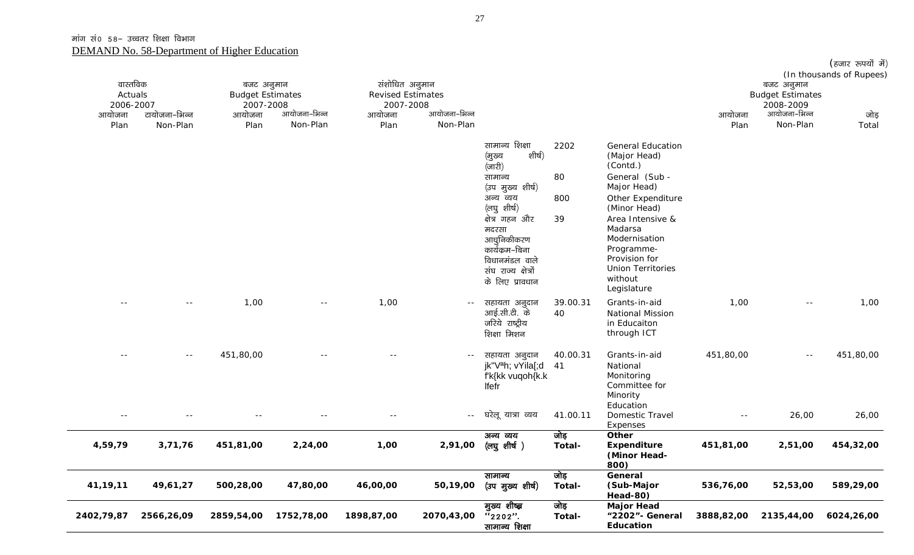मांग सं0 58– उच्चतर शिक्षा विभाग

DEMAND No. 58-Department of Higher Education

(हजार रूपयों में)
(In thousands of Rupees)

| वास्तविक Actuals 2006-2007 | | बजट अनुमान Budget Estimates 2007-2008 | | संशोधित अनुमान Revised Estimates 2007-2008 | | | | | बजट अनुमान Budget Estimates 2008-2009 | | |
|---|---|---|---|---|---|---|---|---|---|---|---|
| आयोजना Plan | टायोजना–भिन्न Non-Plan | आयोजना Plan | आयोजना–भिन्न Non-Plan | आयोजना Plan | आयोजना–भिन्न Non-Plan | | | | आयोजना Plan | आयोजना–भिन्न Non-Plan | जोड़ Total |
| | | | | | | सामान्य शिक्षा (मुख्य शीर्ष) (जारी) | 2202 | General Education (Major Head) (Contd.) | | | |
| | | | | | | सामान्य (उप मुख्य शीर्ष) | 80 | General (Sub - Major Head) | | | |
| | | | | | | अन्य व्यय (लघु शीर्ष) | 800 | Other Expenditure (Minor Head) | | | |
| | | | | | | क्षेत्र गहन और मदरसा आधुनिकीकरण कार्यक्रम–बिना विधानमंडल वाले संघ राज्य क्षेत्रों के लिए प्रावधान | 39 | Area Intensive & Madarsa Modernisation Programme- Provision for Union Territories without Legislature | | | |
| -- | -- | 1,00 | -- | 1,00 | -- | सहायता अनुदान आई.सी.टी. के जरिये राष्ट्रीय शिक्षा मिशन | 39.00.31 40 | Grants-in-aid National Mission in Educaiton through ICT | 1,00 | -- | 1,00 |
| -- | -- | 451,80,00 | -- | -- | -- | सहायता अनुदान jk"Vªh; vYila[;d f'k{kk vuqoh{k.k lfefr | 40.00.31 41 | Grants-in-aid National Monitoring Committee for Minority Education | 451,80,00 | -- | 451,80,00 |
| -- | -- | -- | -- | -- | -- | घरेलू यात्रा व्यय | 41.00.11 | Domestic Travel Expenses | -- | 26,00 | 26,00 |
| **4,59,79** | **3,71,76** | **451,81,00** | **2,24,00** | **1,00** | **2,91,00** | **अन्य व्यय (लघु शीर्ष )** | **जोड़ Total-** | **Other Expenditure (Minor Head-800)** | **451,81,00** | **2,51,00** | **454,32,00** |
| **41,19,11** | **49,61,27** | **500,28,00** | **47,80,00** | **46,00,00** | **50,19,00** | **सामान्य (उप मुख्य शीर्ष)** | **जोड़ Total-** | **General (Sub-Major Head-80)** | **536,76,00** | **52,53,00** | **589,29,00** |
| **2402,79,87** | **2566,26,09** | **2859,54,00** | **1752,78,00** | **1898,87,00** | **2070,43,00** | **मुख्य शीर्ष "2202". सामान्य शिक्षा** | **जोड़ Total-** | **Major Head "2202"- General Education** | **3888,82,00** | **2135,44,00** | **6024,26,00** |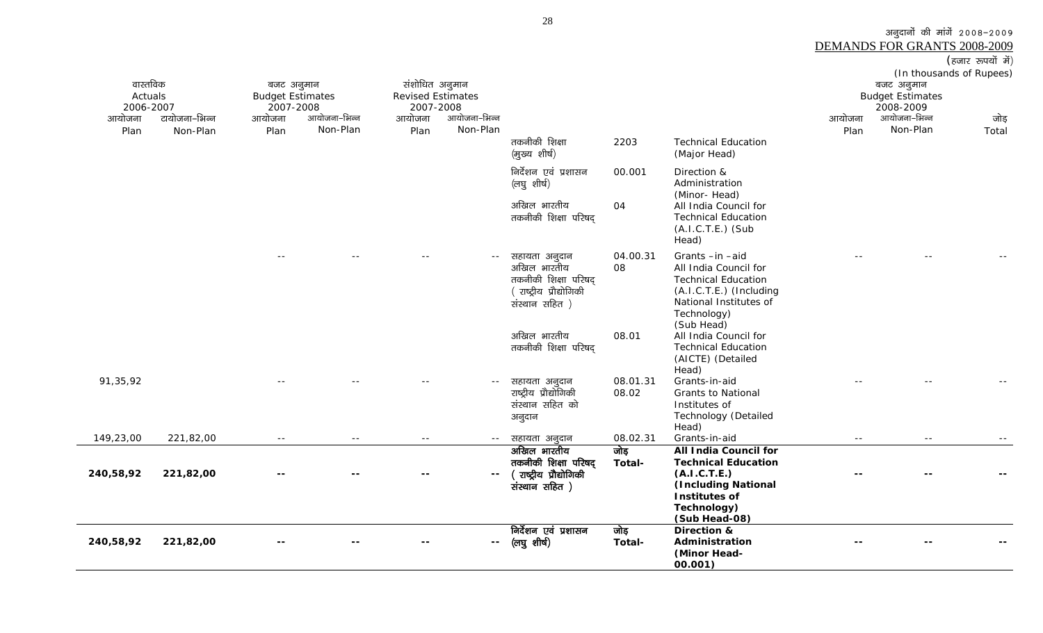अनुदानों की मांगें 2008-2009
DEMANDS FOR GRANTS 2008-2009

(हजार रूपयों में)
(In thousands of Rupees)

| वास्तविक Actuals 2006-2007 | | बजट अनुमान Budget Estimates 2007-2008 | | संशोधित अनुमान Revised Estimates 2007-2008 | | | | | बजट अनुमान Budget Estimates 2008-2009 | | |
|---|---|---|---|---|---|---|---|---|---|---|---|
| आयोजना Plan | आयोजना-भिन्न Non-Plan | आयोजना Plan | आयोजना-भिन्न Non-Plan | आयोजना Plan | आयोजना-भिन्न Non-Plan | | | | आयोजना Plan | आयोजना-भिन्न Non-Plan | जोड़ Total |
| | | | | | | तकनीकी शिक्षा (मुख्य शीर्ष) | 2203 | Technical Education (Major Head) | | | |
| | | | | | | निर्देशन एवं प्रशासन (लघु शीर्ष) | 00.001 | Direction & Administration (Minor- Head) | | | |
| | | | | | | अखिल भारतीय तकनीकी शिक्षा परिषद् | 04 | All India Council for Technical Education (A.I.C.T.E.) (Sub Head) | | | |
| | -- | -- | -- | -- | -- | सहायता अनुदान | 04.00.31 | Grants –in –aid | -- | -- | -- |
| | | | | | | अखिल भारतीय तकनीकी शिक्षा परिषद् ( राष्ट्रीय प्रौद्योगिकी संस्थान सहित ) | 08 | All India Council for Technical Education (A.I.C.T.E.) (Including National Institutes of Technology) (Sub Head) | | | |
| | | | | | | अखिल भारतीय तकनीकी शिक्षा परिषद् | 08.01 | All India Council for Technical Education (AICTE) (Detailed Head) | | | |
| 91,35,92 | | -- | -- | -- | -- | सहायता अनुदान | 08.01.31 | Grants-in-aid | -- | -- | -- |
| | | | | | | राष्ट्रीय प्रौद्योगिकी संस्थान सहित को अनुदान | 08.02 | Grants to National Institutes of Technology (Detailed Head) | | | |
| 149,23,00 | 221,82,00 | -- | -- | -- | -- | सहायता अनुदान | 08.02.31 | Grants-in-aid | -- | -- | -- |
| **240,58,92** | **221,82,00** | **--** | **--** | **--** | **--** | **अखिल भारतीय तकनीकी शिक्षा परिषद् ( राष्ट्रीय प्रौद्योगिकी संस्थान सहित )** | **जोड़ Total-** | **All India Council for Technical Education (A.I.C.T.E.) (Including National Institutes of Technology) (Sub Head-08)** | **--** | **--** | **--** |
| **240,58,92** | **221,82,00** | **--** | **--** | **--** | **--** | **निर्देशन एवं प्रशासन (लघु शीर्ष)** | **जोड़ Total-** | **Direction & Administration (Minor Head- 00.001)** | **--** | **--** | **--** |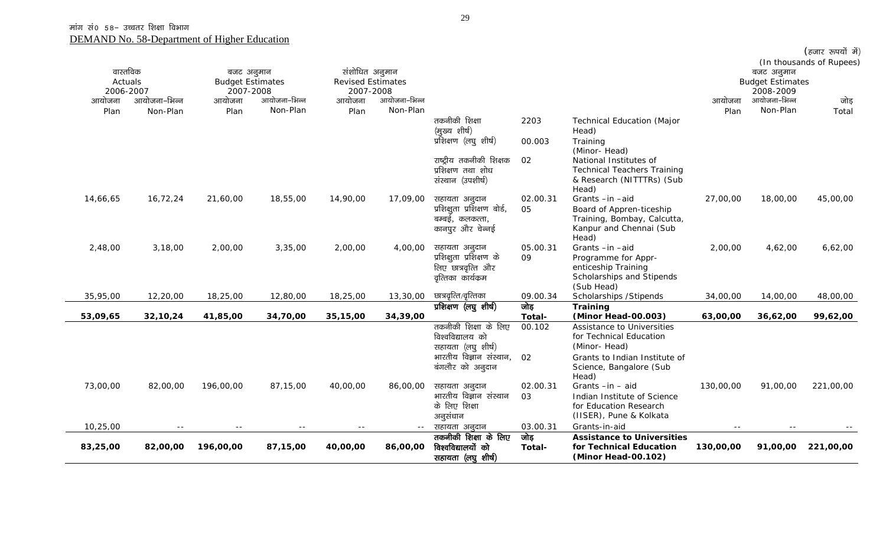मांग सं0 58– उच्चतर शिक्षा विभाग

DEMAND No. 58-Department of Higher Education

(हजार रूपयों में)
(In thousands of Rupees)

| वास्तविक Actuals 2006-2007 | | बजट अनुमान Budget Estimates 2007-2008 | | संशोधित अनुमान Revised Estimates 2007-2008 | | | | | बजट अनुमान Budget Estimates 2008-2009 | | |
|---|---|---|---|---|---|---|---|---|---|---|---|
| आयोजना Plan | आयोजना–भिन्न Non-Plan | आयोजना Plan | आयोजना–भिन्न Non-Plan | आयोजना Plan | आयोजना–भिन्न Non-Plan | | | | आयोजना Plan | आयोजना–भिन्न Non-Plan | जोड़ Total |
| | | | | | | तकनीकी शिक्षा (मुख्य शीर्ष) | 2203 | Technical Education (Major Head) | | | |
| | | | | | | प्रशिक्षण (लघु शीर्ष) | 00.003 | Training (Minor- Head) | | | |
| | | | | | | राष्ट्रीय तकनीकी शिक्षक प्रशिक्षण तथा शोध संस्थान (उपशीर्ष) | 02 | National Institutes of Technical Teachers Training & Research (NITTTRs) (Sub Head) | | | |
| 14,66,65 | 16,72,24 | 21,60,00 | 18,55,00 | 14,90,00 | 17,09,00 | सहायता अनुदान | 02.00.31 | Grants –in –aid | 27,00,00 | 18,00,00 | 45,00,00 |
| | | | | | | प्रशिक्षुता प्रशिक्षण बोर्ड, बम्बई, कलकत्ता, कानपुर और चेन्नई | 05 | Board of Appren-ticeship Training, Bombay, Calcutta, Kanpur and Chennai (Sub Head) | | | |
| 2,48,00 | 3,18,00 | 2,00,00 | 3,35,00 | 2,00,00 | 4,00,00 | सहायता अनुदान | 05.00.31 | Grants –in –aid | 2,00,00 | 4,62,00 | 6,62,00 |
| | | | | | | प्रशिक्षुता प्रशिक्षण के लिए छात्रवृत्ति और वृत्तिका कार्यक्रम | 09 | Programme for Appr-enticeship Training Scholarships and Stipends (Sub Head) | | | |
| 35,95,00 | 12,20,00 | 18,25,00 | 12,80,00 | 18,25,00 | 13,30,00 | छात्रवृत्ति/वृत्तिका | 09.00.34 | Scholarships /Stipends | 34,00,00 | 14,00,00 | 48,00,00 |
| **53,09,65** | **32,10,24** | **41,85,00** | **34,70,00** | **35,15,00** | **34,39,00** | **प्रशिक्षण (लघु शीर्ष)** | **जोड़ Total-** | **Training (Minor Head-00.003)** | **63,00,00** | **36,62,00** | **99,62,00** |
| | | | | | | तकनीकी शिक्षा के लिए विश्वविद्यालय को सहायता (लघु शीर्ष) | 00.102 | Assistance to Universities for Technical Education (Minor- Head) | | | |
| | | | | | | भारतीय विज्ञान संस्थान, बंगलौर को अनुदान | 02 | Grants to Indian Institute of Science, Bangalore (Sub Head) | | | |
| 73,00,00 | 82,00,00 | 196,00,00 | 87,15,00 | 40,00,00 | 86,00,00 | सहायता अनुदान | 02.00.31 | Grants –in – aid | 130,00,00 | 91,00,00 | 221,00,00 |
| | | | | | | भारतीय विज्ञान संस्थान के लिए शिक्षा अनुसंधान | 03 | Indian Institute of Science for Education Research (IISER), Pune & Kolkata | | | |
| 10,25,00 | -- | -- | -- | -- | -- | सहायता अनुदान | 03.00.31 | Grants-in-aid | -- | -- | -- |
| **83,25,00** | **82,00,00** | **196,00,00** | **87,15,00** | **40,00,00** | **86,00,00** | **तकनीकी शिक्षा के लिए विश्वविद्यालयों को सहायता (लघु शीर्ष)** | **जोड़ Total-** | **Assistance to Universities for Technical Education (Minor Head-00.102)** | **130,00,00** | **91,00,00** | **221,00,00** |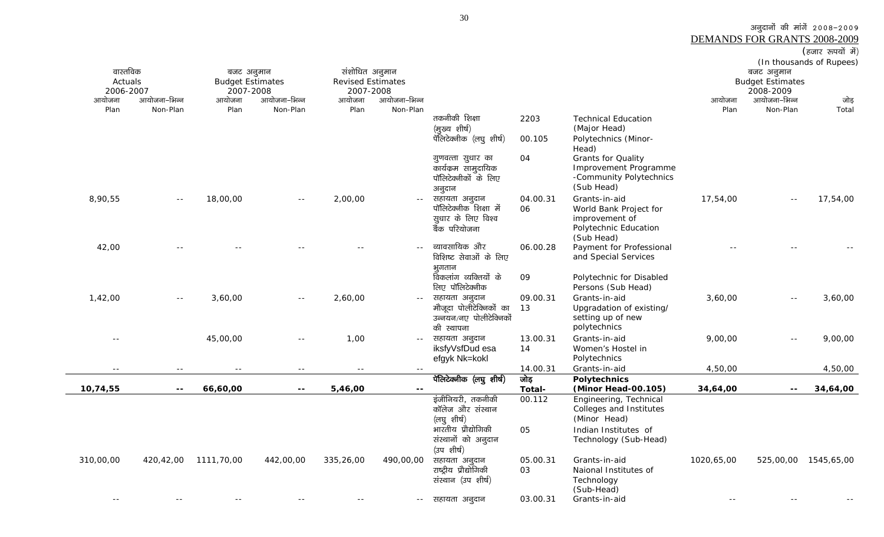अनुदानों की मांगें 2008-2009

DEMANDS FOR GRANTS 2008-2009

(हजार रूपयों में)
(In thousands of Rupees)

| वास्तविक Actuals 2006-2007 | | बजट अनुमान Budget Estimates 2007-2008 | | संशोधित अनुमान Revised Estimates 2007-2008 | | | | | बजट अनुमान Budget Estimates 2008-2009 | | |
|---|---|---|---|---|---|---|---|---|---|---|---|
| आयोजना Plan | आयोजना-भिन्न Non-Plan | आयोजना Plan | आयोजना-भिन्न Non-Plan | आयोजना Plan | आयोजना-भिन्न Non-Plan | | | | आयोजना Plan | आयोजना-भिन्न Non-Plan | जोड़ Total |
| | | | | | | तकनीकी शिक्षा (मुख्य शीर्ष) | 2203 | Technical Education (Major Head) | | | |
| | | | | | | पॉलिटेक्नीक (लघु शीर्ष) | 00.105 | Polytechnics (Minor-Head) | | | |
| | | | | | | गुणवत्ता सुधार का कार्यक्रम सामुदायिक पॉलिटेक्नीकों के लिए अनुदान | 04 | Grants for Quality Improvement Programme -Community Polytechnics (Sub Head) | | | |
| 8,90,55 | -- | 18,00,00 | -- | 2,00,00 | -- | सहायता अनुदान | 04.00.31 | Grants-in-aid | 17,54,00 | -- | 17,54,00 |
| | | | | | | पॉलिटेक्नीक शिक्षा में सुधार के लिए विश्व बैंक परियोजना | 06 | World Bank Project for improvement of Polytechnic Education (Sub Head) | | | |
| 42,00 | -- | -- | -- | -- | -- | व्यावसायिक और विशिष्ट सेवाओं के लिए भुगतान | 06.00.28 | Payment for Professional and Special Services | -- | -- | -- |
| | | | | | | विकलांग व्यक्तियों के लिए पॉलिटेक्नीक | 09 | Polytechnic for Disabled Persons (Sub Head) | | | |
| 1,42,00 | -- | 3,60,00 | -- | 2,60,00 | -- | सहायता अनुदान | 09.00.31 | Grants-in-aid | 3,60,00 | -- | 3,60,00 |
| | | | | | | मौजूदा पोलीटेक्निकों का उन्नयन/नए पोलीटेक्निकों की स्थापना | 13 | Upgradation of existing/ setting up of new polytechnics | | | |
| -- | | 45,00,00 | -- | 1,00 | -- | सहायता अनुदान | 13.00.31 | Grants-in-aid | 9,00,00 | -- | 9,00,00 |
| | | | | | | iksfyVsfDud esa efgyk Nk=kokl | 14 | Women's Hostel in Polytechnics | | | |
| -- | -- | -- | -- | -- | -- | | 14.00.31 | Grants-in-aid | 4,50,00 | | 4,50,00 |
| | | | | | | **पॉलिटेक्नीक (लघु शीर्ष)** | **जोड़** | **Polytechnics** | | | |
| **10,74,55** | **--** | **66,60,00** | **--** | **5,46,00** | **--** | | **Total-** | **(Minor Head-00.105)** | **34,64,00** | **--** | **34,64,00** |
| | | | | | | इंजीनियरी, तकनीकी कॉलेज और संस्थान (लघु शीर्ष) | 00.112 | Engineering, Technical Colleges and Institutes (Minor Head) | | | |
| | | | | | | भारतीय प्रौद्योगिकी संस्थानों को अनुदान (उप शीर्ष) | 05 | Indian Institutes of Technology (Sub-Head) | | | |
| 310,00,00 | 420,42,00 | 1111,70,00 | 442,00,00 | 335,26,00 | 490,00,00 | सहायता अनुदान | 05.00.31 | Grants-in-aid | 1020,65,00 | 525,00,00 | 1545,65,00 |
| | | | | | | राष्ट्रीय प्रौद्योगिकी संस्थान (उप शीर्ष) | 03 | Naional Institutes of Technology (Sub-Head) | | | |
| -- | -- | -- | -- | -- | -- | सहायता अनुदान | 03.00.31 | Grants-in-aid | -- | -- | -- |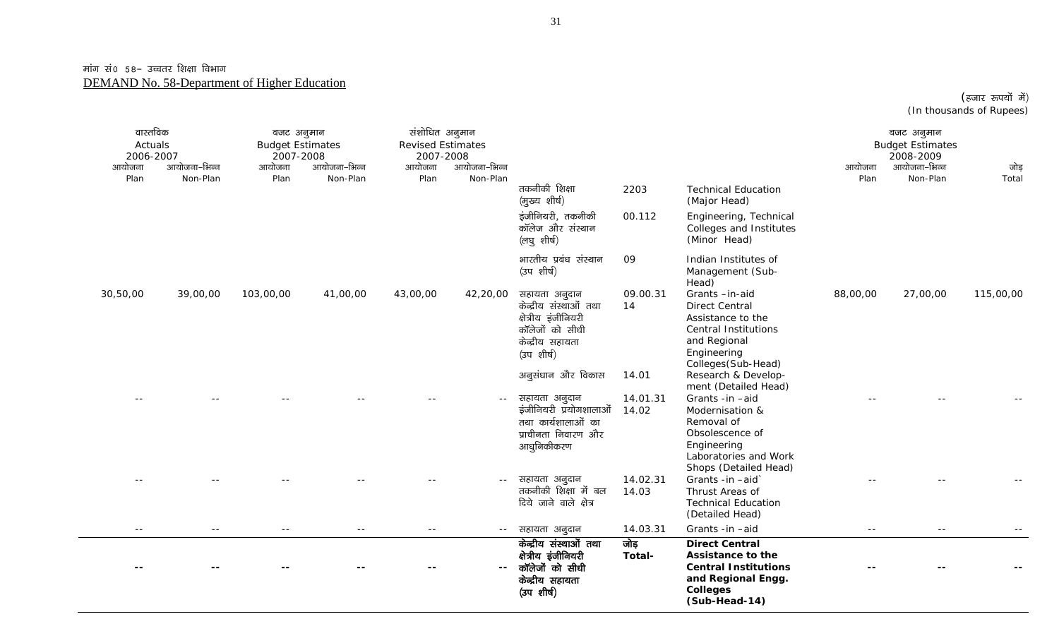मांग सं0 58– उच्चतर शिक्षा विभाग

DEMAND No. 58-Department of Higher Education

(हजार रूपयों में)
(In thousands of Rupees)

| वास्तविक Actuals 2006-2007 | | बजट अनुमान Budget Estimates 2007-2008 | | संशोधित अनुमान Revised Estimates 2007-2008 | | | | | बजट अनुमान Budget Estimates 2008-2009 | | |
|---|---|---|---|---|---|---|---|---|---|---|---|
| आयोजना Plan | आयोजना–भिन्न Non-Plan | आयोजना Plan | आयोजना–भिन्न Non-Plan | आयोजना Plan | आयोजना–भिन्न Non-Plan | | | | आयोजना Plan | आयोजना–भिन्न Non-Plan | जोड़ Total |
| | | | | | | तकनीकी शिक्षा (मुख्य शीर्ष) | 2203 | Technical Education (Major Head) | | | |
| | | | | | | इंजीनियरी, तकनीकी कॉलेज और संस्थान (लघु शीर्ष) | 00.112 | Engineering, Technical Colleges and Institutes (Minor Head) | | | |
| | | | | | | भारतीय प्रबंध संस्थान (उप शीर्ष) | 09 | Indian Institutes of Management (Sub-Head) | | | |
| 30,50,00 | 39,00,00 | 103,00,00 | 41,00,00 | 43,00,00 | 42,20,00 | सहायता अनुदान | 09.00.31 | Grants –in-aid | 88,00,00 | 27,00,00 | 115,00,00 |
| | | | | | | केन्द्रीय संस्थाओं तथा क्षेत्रीय इंजीनियरी कॉलेजों को सीधी केन्द्रीय सहायता (उप शीर्ष) | 14 | Direct Central Assistance to the Central Institutions and Regional Engineering Colleges(Sub-Head) | | | |
| | | | | | | अनुसंधान और विकास | 14.01 | Research & Development (Detailed Head) | | | |
| -- | -- | -- | -- | -- | -- | सहायता अनुदान | 14.01.31 | Grants -in –aid | -- | -- | -- |
| | | | | | | इंजीनियरी प्रयोगशालाओं तथा कार्यशालाओं का प्राचीनता निवारण और आधुनिकीकरण | 14.02 | Modernisation & Removal of Obsolescence of Engineering Laboratories and Work Shops (Detailed Head) | | | |
| -- | -- | -- | -- | -- | -- | सहायता अनुदान | 14.02.31 | Grants -in –aid` | -- | -- | -- |
| | | | | | | तकनीकी शिक्षा में बल दिये जाने वाले क्षेत्र | 14.03 | Thrust Areas of Technical Education (Detailed Head) | | | |
| -- | -- | -- | -- | -- | -- | सहायता अनुदान | 14.03.31 | Grants -in –aid | -- | -- | -- |
| **--** | **--** | **--** | **--** | **--** | **--** | **केन्द्रीय संस्थाओं तथा क्षेत्रीय इंजीनियरी कॉलेजों को सीधी केन्द्रीय सहायता (उप शीर्ष)** | **जोड़ Total-** | **Direct Central Assistance to the Central Institutions and Regional Engg. Colleges (Sub-Head-14)** | **--** | **--** | **--** |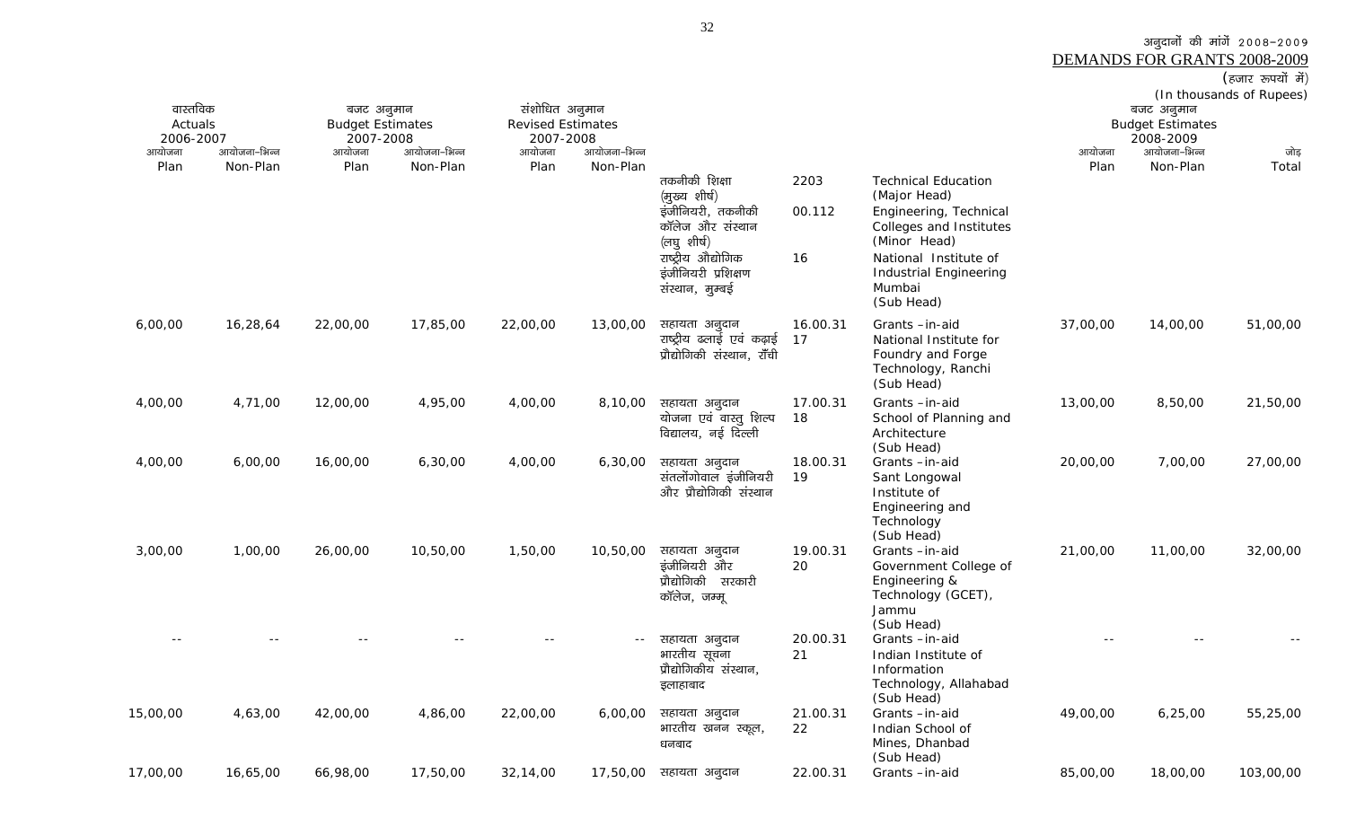अनुदानों की मांगें 2008-2009
DEMANDS FOR GRANTS 2008-2009
(हजार रूपयों में)
(In thousands of Rupees)

| वास्तविक Actuals 2006-2007 | | बजट अनुमान Budget Estimates 2007-2008 | | संशोधित अनुमान Revised Estimates 2007-2008 | | | | | बजट अनुमान Budget Estimates 2008-2009 | | |
|---|---|---|---|---|---|---|---|---|---|---|---|
| आयोजना Plan | आयोजना-भिन्न Non-Plan | आयोजना Plan | आयोजना-भिन्न Non-Plan | आयोजना Plan | आयोजना-भिन्न Non-Plan | | | | आयोजना Plan | आयोजना-भिन्न Non-Plan | जोड़ Total |
| | | | | | | तकनीकी शिक्षा (मुख्य शीर्ष) | 2203 | Technical Education (Major Head) | | | |
| | | | | | | इंजीनियरी, तकनीकी कॉलेज और संस्थान (लघु शीर्ष) | 00.112 | Engineering, Technical Colleges and Institutes (Minor Head) | | | |
| | | | | | | राष्ट्रीय औद्योगिक इंजीनियरी प्रशिक्षण संस्थान, मुम्बई | 16 | National Institute of Industrial Engineering Mumbai (Sub Head) | | | |
| 6,00,00 | 16,28,64 | 22,00,00 | 17,85,00 | 22,00,00 | 13,00,00 | सहायता अनुदान राष्ट्रीय ढलाई एवं कढ़ाई प्रौद्योगिकी संस्थान, राँची | 16.00.31 17 | Grants -in-aid National Institute for Foundry and Forge Technology, Ranchi (Sub Head) | 37,00,00 | 14,00,00 | 51,00,00 |
| 4,00,00 | 4,71,00 | 12,00,00 | 4,95,00 | 4,00,00 | 8,10,00 | सहायता अनुदान योजना एवं वास्तु शिल्प विद्यालय, नई दिल्ली | 17.00.31 18 | Grants -in-aid School of Planning and Architecture (Sub Head) | 13,00,00 | 8,50,00 | 21,50,00 |
| 4,00,00 | 6,00,00 | 16,00,00 | 6,30,00 | 4,00,00 | 6,30,00 | सहायता अनुदान संतलोंगोवाल इंजीनियरी और प्रौद्योगिकी संस्थान | 18.00.31 19 | Grants -in-aid Sant Longowal Institute of Engineering and Technology (Sub Head) | 20,00,00 | 7,00,00 | 27,00,00 |
| 3,00,00 | 1,00,00 | 26,00,00 | 10,50,00 | 1,50,00 | 10,50,00 | सहायता अनुदान इंजीनियरी और प्रौद्योगिकी सरकारी कॉलेज, जम्मू | 19.00.31 20 | Grants -in-aid Government College of Engineering & Technology (GCET), Jammu (Sub Head) | 21,00,00 | 11,00,00 | 32,00,00 |
| -- | -- | -- | -- | -- | -- | सहायता अनुदान भारतीय सूचना प्रौद्योगिकीय संस्थान, इलाहाबाद | 20.00.31 21 | Grants -in-aid Indian Institute of Information Technology, Allahabad (Sub Head) | -- | -- | -- |
| 15,00,00 | 4,63,00 | 42,00,00 | 4,86,00 | 22,00,00 | 6,00,00 | सहायता अनुदान भारतीय खनन स्कूल, धनबाद | 21.00.31 22 | Grants -in-aid Indian School of Mines, Dhanbad (Sub Head) | 49,00,00 | 6,25,00 | 55,25,00 |
| 17,00,00 | 16,65,00 | 66,98,00 | 17,50,00 | 32,14,00 | 17,50,00 | सहायता अनुदान | 22.00.31 | Grants -in-aid | 85,00,00 | 18,00,00 | 103,00,00 |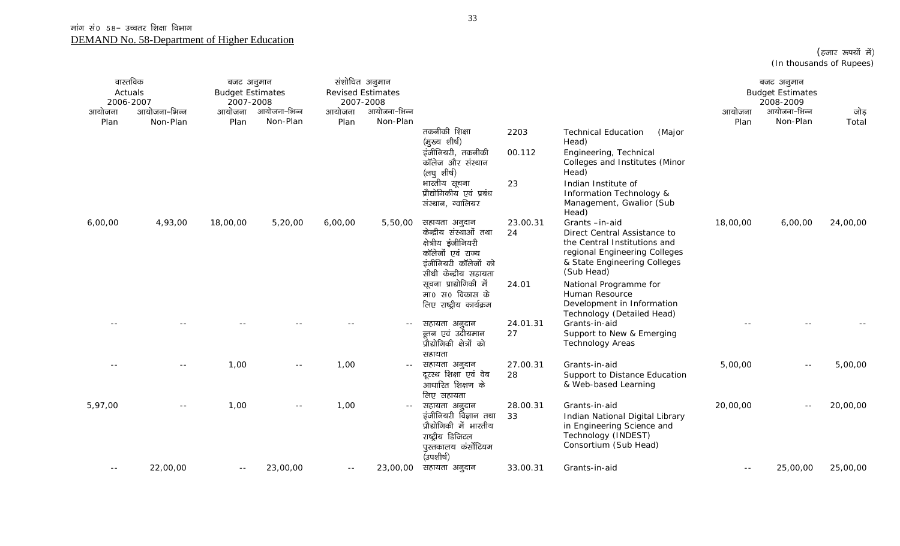मांग सं0 58– उच्चतर शिक्षा विभाग

DEMAND No. 58-Department of Higher Education

(हजार रूपयों में)
(In thousands of Rupees)

| वास्तविक Actuals 2006-2007 | | बजट अनुमान Budget Estimates 2007-2008 | | संशोधित अनुमान Revised Estimates 2007-2008 | | | | | बजट अनुमान Budget Estimates 2008-2009 | | |
|---|---|---|---|---|---|---|---|---|---|---|---|
| आयोजना Plan | आयोजना–भिन्न Non-Plan | आयोजना Plan | आयोजना–भिन्न Non-Plan | आयोजना Plan | आयोजना–भिन्न Non-Plan | | | | आयोजना Plan | आयोजना–भिन्न Non-Plan | जोड़ Total |
| | | | | | | तकनीकी शिक्षा (मुख्य शीर्ष) | 2203 | Technical Education (Major Head) | | | |
| | | | | | | इंजीनियरी, तकनीकी कॉलेज और संस्थान (लघु शीर्ष) | 00.112 | Engineering, Technical Colleges and Institutes (Minor Head) | | | |
| | | | | | | भारतीय सूचना प्रौद्योगिकीय एवं प्रबंध संस्थान, ग्वालियर | 23 | Indian Institute of Information Technology & Management, Gwalior (Sub Head) | | | |
| 6,00,00 | 4,93,00 | 18,00,00 | 5,20,00 | 6,00,00 | 5,50,00 | सहायता अनुदान | 23.00.31 | Grants –in-aid | 18,00,00 | 6,00,00 | 24,00,00 |
| | | | | | | केन्द्रीय संस्थाओं तथा क्षेत्रीय इंजीनियरी कॉलेजों एवं राज्य इंजीनियरी कॉलेजों को सीधी केन्द्रीय सहायता | 24 | Direct Central Assistance to the Central Institutions and regional Engineering Colleges & State Engineering Colleges (Sub Head) | | | |
| | | | | | | सूचना प्रांद्योगिकी में मा0 स0 विकास के लिए राष्ट्रीय कार्यक्रम | 24.01 | National Programme for Human Resource Development in Information Technology (Detailed Head) | | | |
| -- | -- | -- | -- | -- | -- | सहायता अनुदान | 24.01.31 | Grants-in-aid | -- | -- | -- |
| | | | | | | नूतन एवं उदीयमान प्रौद्योगिकी क्षेत्रों को सहायता | 27 | Support to New & Emerging Technology Areas | | | |
| -- | -- | 1,00 | -- | 1,00 | -- | सहायता अनुदान | 27.00.31 | Grants-in-aid | 5,00,00 | -- | 5,00,00 |
| | | | | | | दूरस्थ शिक्षा एवं वेब आधारित शिक्षण के लिए सहायता | 28 | Support to Distance Education & Web-based Learning | | | |
| 5,97,00 | -- | 1,00 | -- | 1,00 | -- | सहायता अनुदान | 28.00.31 | Grants-in-aid | 20,00,00 | -- | 20,00,00 |
| | | | | | | इंजीनियरी विज्ञान तथा प्रौद्योगिकी में भारतीय राष्ट्रीय डिजिटल पुस्तकालय कंसोर्टियम (उपशीर्ष) | 33 | Indian National Digital Library in Engineering Science and Technology (INDEST) Consortium (Sub Head) | | | |
| -- | 22,00,00 | -- | 23,00,00 | -- | 23,00,00 | सहायता अनुदान | 33.00.31 | Grants-in-aid | -- | 25,00,00 | 25,00,00 |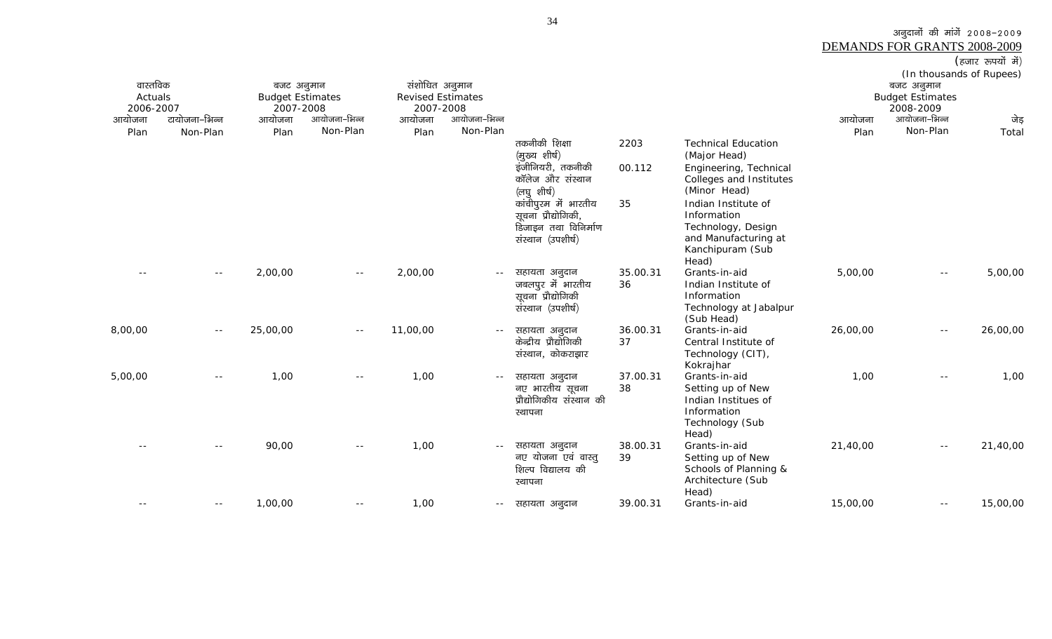अनुदानों की मांगें 2008–2009

DEMANDS FOR GRANTS 2008-2009

(हजार रूपयों में)
(In thousands of Rupees)

| वास्तविक Actuals 2006-2007 | | बजट अनुमान Budget Estimates 2007-2008 | | संशोधित अनुमान Revised Estimates 2007-2008 | | | | | बजट अनुमान Budget Estimates 2008-2009 | | |
|---|---|---|---|---|---|---|---|---|---|---|---|
| आयोजना Plan | टायोजना–भिन्न Non-Plan | आयोजना Plan | आयोजना–भिन्न Non-Plan | आयोजना Plan | आयोजना–भिन्न Non-Plan | | | | आयोजना Plan | आयोजना–भिन्न Non-Plan | जेड़ Total |
| | | | | | | तकनीकी शिक्षा (मुख्य शीर्ष) | 2203 | Technical Education (Major Head) | | | |
| | | | | | | इंजीनियरी, तकनीकी कॉलेज और संस्थान (लघु शीर्ष) | 00.112 | Engineering, Technical Colleges and Institutes (Minor Head) | | | |
| | | | | | | कांचीपुरम में भारतीय सूचना प्रौद्योगिकी, डिजाइन तथा विनिर्माण संस्थान (उपशीर्ष) | 35 | Indian Institute of Information Technology, Design and Manufacturing at Kanchipuram (Sub Head) | | | |
| -- | -- | 2,00,00 | -- | 2,00,00 | -- | सहायता अनुदान | 35.00.31 | Grants-in-aid | 5,00,00 | -- | 5,00,00 |
| | | | | | | जबलपुर में भारतीय सूचना प्रौद्योगिकी संस्थान (उपशीर्ष) | 36 | Indian Institute of Information Technology at Jabalpur (Sub Head) | | | |
| 8,00,00 | -- | 25,00,00 | -- | 11,00,00 | -- | सहायता अनुदान | 36.00.31 | Grants-in-aid | 26,00,00 | -- | 26,00,00 |
| | | | | | | केन्द्रीय प्रौद्योगिकी संस्थान, कोकराझार | 37 | Central Institute of Technology (CIT), Kokrajhar | | | |
| 5,00,00 | -- | 1,00 | -- | 1,00 | -- | सहायता अनुदान | 37.00.31 | Grants-in-aid | 1,00 | -- | 1,00 |
| | | | | | | नए भारतीय सूचना प्रौद्योगिकीय संस्थान की स्थापना | 38 | Setting up of New Indian Institues of Information Technology (Sub Head) | | | |
| -- | -- | 90,00 | -- | 1,00 | -- | सहायता अनुदान | 38.00.31 | Grants-in-aid | 21,40,00 | -- | 21,40,00 |
| | | | | | | नए योजना एवं वास्तु शिल्प विद्यालय की स्थापना | 39 | Setting up of New Schools of Planning & Architecture (Sub Head) | | | |
| -- | -- | 1,00,00 | -- | 1,00 | -- | सहायता अनुदान | 39.00.31 | Grants-in-aid | 15,00,00 | -- | 15,00,00 |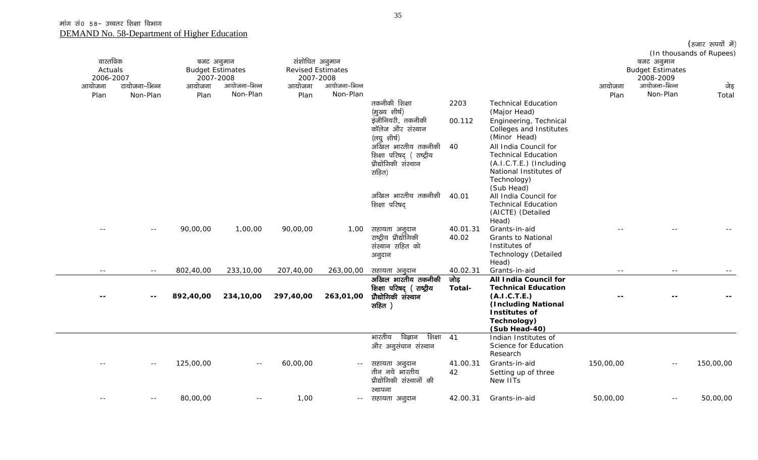मांग सं0 58– उच्चतर शिक्षा विभाग

DEMAND No. 58-Department of Higher Education

(हजार रूपयों में)
(In thousands of Rupees)

| वास्तविक Actuals 2006-2007 | | बजट अनुमान Budget Estimates 2007-2008 | | संशोधित अनुमान Revised Estimates 2007-2008 | | | | | बजट अनुमान Budget Estimates 2008-2009 | | |
|---|---|---|---|---|---|---|---|---|---|---|---|
| आयोजना Plan | टायोजना–भिन्न Non-Plan | आयोजना Plan | आयोजना–भिन्न Non-Plan | आयोजना Plan | आयोजना–भिन्न Non-Plan | | | | आयोजना Plan | आयोजना–भिन्न Non-Plan | जेड़ Total |
| | | | | | | तकनीकी शिक्षा (मुख्य शीर्ष) | 2203 | Technical Education (Major Head) | | | |
| | | | | | | इंजीनियरी, तकनीकी कॉलेज और संस्थान (लघु शीर्ष) | 00.112 | Engineering, Technical Colleges and Institutes (Minor Head) | | | |
| | | | | | | अखिल भारतीय तकनीकी शिक्षा परिषद् ( राष्ट्रीय प्रौद्योगिकी संस्थान सहित) | 40 | All India Council for Technical Education (A.I.C.T.E.) (Including National Institutes of Technology) (Sub Head) | | | |
| | | | | | | अखिल भारतीय तकनीकी शिक्षा परिषद् | 40.01 | All India Council for Technical Education (AICTE) (Detailed Head) | | | |
| -- | -- | 90,00,00 | 1,00,00 | 90,00,00 | 1,00 | सहायता अनुदान | 40.01.31 | Grants-in-aid | -- | -- | -- |
| | | | | | | राष्ट्रीय प्रौद्योगिकी संस्थान सहित को अनुदान | 40.02 | Grants to National Institutes of Technology (Detailed Head) | | | |
| -- | -- | 802,40,00 | 233,10,00 | 207,40,00 | 263,00,00 | सहायता अनुदान | 40.02.31 | Grants-in-aid | -- | -- | -- |
| **--** | **--** | **892,40,00** | **234,10,00** | **297,40,00** | **263,01,00** | **अखिल भारतीय तकनीकी शिक्षा परिषद् ( राष्ट्रीय प्रौद्योगिकी संस्थान सहित )** | **जोड़ Total-** | **All India Council for Technical Education (A.I.C.T.E.) (Including National Institutes of Technology) (Sub Head-40)** | **--** | **--** | **--** |
| | | | | | | भारतीय विज्ञान शिक्षा और अनुसंधान संस्थान | 41 | Indian Institutes of Science for Education Research | | | |
| -- | -- | 125,00,00 | -- | 60,00,00 | -- | सहायता अनुदान | 41.00.31 | Grants-in-aid | 150,00,00 | -- | 150,00,00 |
| | | | | | | तीन नये भारतीय प्रौद्योगिकी संस्थानों की स्थापना | 42 | Setting up of three New IITs | | | |
| -- | -- | 80,00,00 | -- | 1,00 | -- | सहायता अनुदान | 42.00.31 | Grants-in-aid | 50,00,00 | -- | 50,00,00 |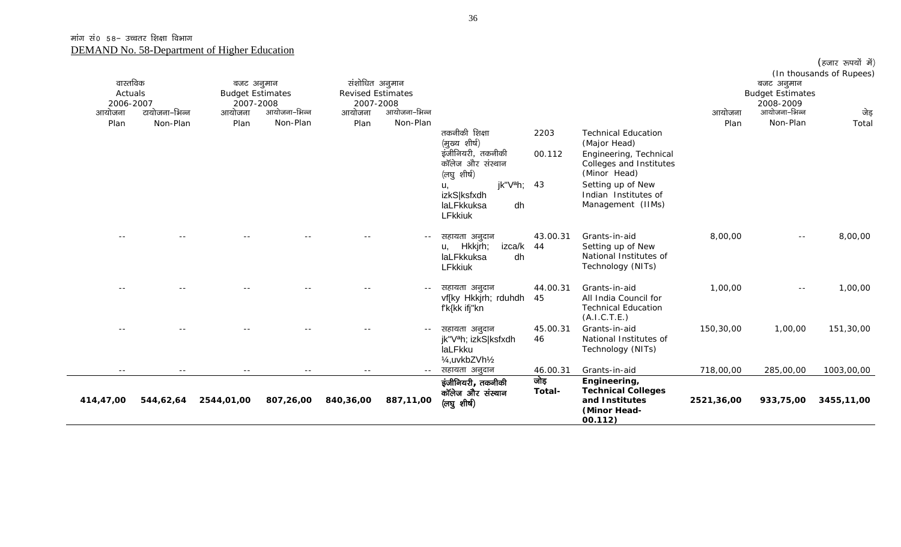मांग सं0 58– उच्चतर शिक्षा विभाग

DEMAND No. 58-Department of Higher Education

(हजार रूपयों में)
(In thousands of Rupees)

| वास्तविक Actuals 2006-2007 | | बजट अनुमान Budget Estimates 2007-2008 | | संशोधित अनुमान Revised Estimates 2007-2008 | | | | | बजट अनुमान Budget Estimates 2008-2009 | | |
|---|---|---|---|---|---|---|---|---|---|---|---|
| आयोजना Plan | टायोजना–भिन्न Non-Plan | आयोजना Plan | आयोजना–भिन्न Non-Plan | आयोजना Plan | आयोजना–भिन्न Non-Plan | | | | आयोजना Plan | आयोजना–भिन्न Non-Plan | जेड़ Total |
| | | | | | | तकनीकी शिक्षा (मुख्य शीर्ष) | 2203 | Technical Education (Major Head) | | | |
| | | | | | | इंजीनियरी, तकनीकी कॉलेज और संस्थान (लघु शीर्ष) | 00.112 | Engineering, Technical Colleges and Institutes (Minor Head) | | | |
| | | | | | | u, jk"Vªh; izkS\|ksfxdh laLFkkuksa dh LFkkiuk | 43 | Setting up of New Indian Institutes of Management (IIMs) | | | |
| -- | -- | -- | -- | -- | -- | सहायता अनुदान | 43.00.31 | Grants-in-aid | 8,00,00 | -- | 8,00,00 |
| | | | | | | u, Hkkjrh; izca/k laLFkkuksa dh LFkkiuk | 44 | Setting up of New National Institutes of Technology (NITs) | | | |
| -- | -- | -- | -- | -- | -- | सहायता अनुदान | 44.00.31 | Grants-in-aid | 1,00,00 | -- | 1,00,00 |
| | | | | | | vf[ky Hkkjrh; rduhdh f'k{kk ifj"kn | 45 | All India Council for Technical Education (A.I.C.T.E.) | | | |
| -- | -- | -- | -- | -- | -- | सहायता अनुदान | 45.00.31 | Grants-in-aid | 150,30,00 | 1,00,00 | 151,30,00 |
| | | | | | | jk"Vªh; izkS\|ksfxdh laLFkku ¼,uvkbZVh½ | 46 | National Institutes of Technology (NITs) | | | |
| -- | -- | -- | -- | -- | -- | सहायता अनुदान | 46.00.31 | Grants-in-aid | 718,00,00 | 285,00,00 | 1003,00,00 |
| **414,47,00** | **544,62,64** | **2544,01,00** | **807,26,00** | **840,36,00** | **887,11,00** | **इंजीनियरी, तकनीकी कॉलेज और संस्थान (लघु शीर्ष)** | **जोड़ Total-** | **Engineering, Technical Colleges and Institutes (Minor Head-00.112)** | **2521,36,00** | **933,75,00** | **3455,11,00** |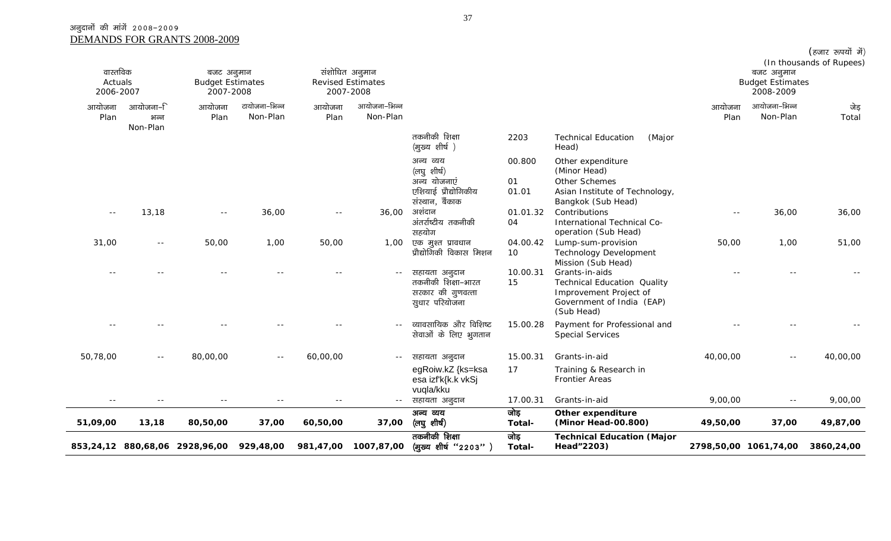अनुदानों की मांगें 2008-2009
DEMANDS FOR GRANTS 2008-2009

(हजार रूपयों में)
(In thousands of Rupees)

| वास्तविक Actuals 2006-2007 | | बजट अनुमान Budget Estimates 2007-2008 | | संशोधित अनुमान Revised Estimates 2007-2008 | | | | | बजट अनुमान Budget Estimates 2008-2009 | | |
|---|---|---|---|---|---|---|---|---|---|---|---|
| आयोजना Plan | आयोजना-भिन्न Non-Plan | आयोजना Plan | आयोजना-भिन्न Non-Plan | आयोजना Plan | आयोजना-भिन्न Non-Plan | | | | आयोजना Plan | आयोजना-भिन्न Non-Plan | जोड़ Total |
| | | | | | | तकनीकी शिक्षा (मुख्य शीर्ष ) | 2203 | Technical Education (Major Head) | | | |
| | | | | | | अन्य व्यय (लघु शीर्ष) | 00.800 | Other expenditure (Minor Head) | | | |
| | | | | | | अन्य योजनाएं | 01 | Other Schemes | | | |
| | | | | | | एशियाई प्रौद्योगिकीय संस्थान, बैंकाक | 01.01 | Asian Institute of Technology, Bangkok (Sub Head) | | | |
| -- | 13,18 | -- | 36,00 | -- | 36,00 | अशंदान | 01.01.32 | Contributions | -- | 36,00 | 36,00 |
| | | | | | | अंतर्राष्टीय तकनीकी सहयोग | 04 | International Technical Co-operation (Sub Head) | | | |
| 31,00 | -- | 50,00 | 1,00 | 50,00 | 1,00 | एक मुश्त प्रावधान | 04.00.42 | Lump-sum-provision | 50,00 | 1,00 | 51,00 |
| | | | | | | प्रौद्योगिकी विकास मिशन | 10 | Technology Development Mission (Sub Head) | | | |
| -- | -- | -- | -- | -- | -- | सहायता अनुदान | 10.00.31 | Grants-in-aids | -- | -- | -- |
| | | | | | | तकनीकी शिक्षा-भारत सरकार की गुणवत्ता सुधार परियोजना | 15 | Technical Education Quality Improvement Project of Government of India (EAP) (Sub Head) | | | |
| -- | -- | -- | -- | -- | -- | व्यावसायिक और विशिष्ट सेवाओं के लिए भुगतान | 15.00.28 | Payment for Professional and Special Services | -- | -- | -- |
| 50,78,00 | -- | 80,00,00 | -- | 60,00,00 | -- | सहायता अनुदान | 15.00.31 | Grants-in-aid | 40,00,00 | -- | 40,00,00 |
| | | | | | | egRoiw.kZ {ks=ksa esa izf'k{k.k vkSj vuqla/kku | 17 | Training & Research in Frontier Areas | | | |
| -- | -- | -- | -- | -- | -- | सहायता अनुदान | 17.00.31 | Grants-in-aid | 9,00,00 | -- | 9,00,00 |
| **51,09,00** | **13,18** | **80,50,00** | **37,00** | **60,50,00** | **37,00** | **अन्य व्यय (लघु शीर्ष)** | **जोड़ Total-** | **Other expenditure (Minor Head-00.800)** | **49,50,00** | **37,00** | **49,87,00** |
| **853,24,12** | **880,68,06** | **2928,96,00** | **929,48,00** | **981,47,00** | **1007,87,00** | **तकनीकी शिक्षा (मुख्य शीर्ष "2203" )** | **जोड़ Total-** | **Technical Education (Major Head"2203)** | **2798,50,00** | **1061,74,00** | **3860,24,00** |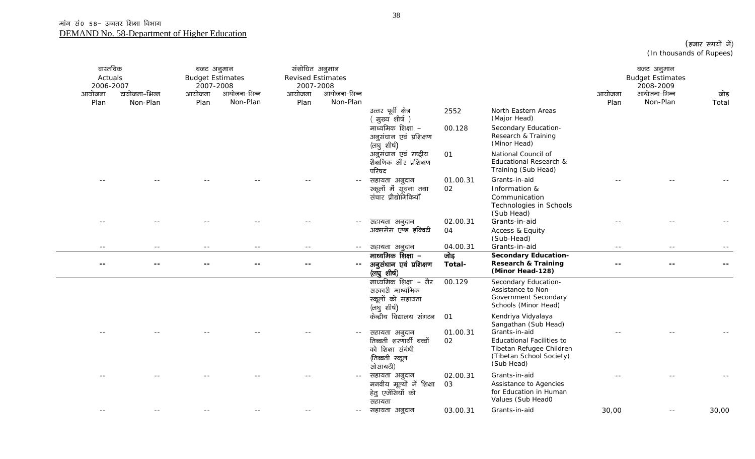मांग सं0 58– उच्चतर शिक्षा विभाग

DEMAND No. 58-Department of Higher Education

(हजार रुपयों में)
(In thousands of Rupees)

| वास्तविक Actuals 2006-2007 | | बजट अनुमान Budget Estimates 2007-2008 | | संशोधित अनुमान Revised Estimates 2007-2008 | | | | | बजट अनुमान Budget Estimates 2008-2009 | | |
|---|---|---|---|---|---|---|---|---|---|---|---|
| आयोजना Plan | टायोजना–भिन्न Non-Plan | आयोजना Plan | आयोजना–भिन्न Non-Plan | आयोजना Plan | आयोजना–भिन्न Non-Plan | | | | आयोजना Plan | आयोजना–भिन्न Non-Plan | जोड़ Total |
| | | | | | | उत्तर पूर्वी क्षेत्र ( मुख्य शीर्ष ) | 2552 | North Eastern Areas (Major Head) | | | |
| | | | | | | माध्यमिक शिक्षा – अनुसंधान एवं प्रशिक्षण (लघु शीर्ष) | 00.128 | Secondary Education-Research & Training (Minor Head) | | | |
| | | | | | | अनुसंधान एवं राष्ट्रीय शैक्षणिक और प्रशिक्षण परिषद | 01 | National Council of Educational Research & Training (Sub Head) | | | |
| -- | -- | -- | -- | -- | -- | सहायता अनुदान | 01.00.31 | Grants-in-aid | -- | -- | -- |
| | | | | | | स्कूलों में सूचना तथा संचार प्रौद्योगिकियाँ | 02 | Information & Communication Technologies in Schools (Sub Head) | | | |
| -- | -- | -- | -- | -- | -- | सहायता अनुदान | 02.00.31 | Grants-in-aid | -- | -- | -- |
| | | | | | | अक्सरेस एण्ड इक्विटी | 04 | Access & Equity (Sub-Head) | | | |
| -- | -- | -- | -- | -- | -- | सहायता अनुदान | 04.00.31 | Grants-in-aid | -- | -- | -- |
| **--** | **--** | **--** | **--** | **--** | **--** | **माध्यमिक शिक्षा – अनुसंधान एवं प्रशिक्षण (लघु शीर्ष)** | **जोड़ Total-** | **Secondary Education-Research & Training (Minor Head-128)** | **--** | **--** | **--** |
| | | | | | | माध्यमिक शिक्षा – गैर सरकारी माध्यमिक स्कूलों को सहायता (लघु शीर्ष) | 00.129 | Secondary Education-Assistance to Non-Government Secondary Schools (Minor Head) | | | |
| | | | | | | केन्द्रीय विद्यालय संगठन | 01 | Kendriya Vidyalaya Sangathan (Sub Head) | | | |
| -- | -- | -- | -- | -- | -- | सहायता अनुदान | 01.00.31 | Grants-in-aid | -- | -- | -- |
| | | | | | | तिब्बती शरणार्थी बच्चों को शिक्षा संबंधी (तिब्बती स्कूल सोसायटी) | 02 | Educational Facilities to Tibetan Refugee Children (Tibetan School Society) (Sub Head) | | | |
| -- | -- | -- | -- | -- | -- | सहायता अनुदान | 02.00.31 | Grants-in-aid | -- | -- | -- |
| | | | | | | मनवीय मूल्यों में शिक्षा हेतु एजेंसियों को सहायता | 03 | Assistance to Agencies for Education in Human Values (Sub Head0 | | | |
| -- | -- | -- | -- | -- | -- | सहायता अनुदान | 03.00.31 | Grants-in-aid | 30,00 | -- | 30,00 |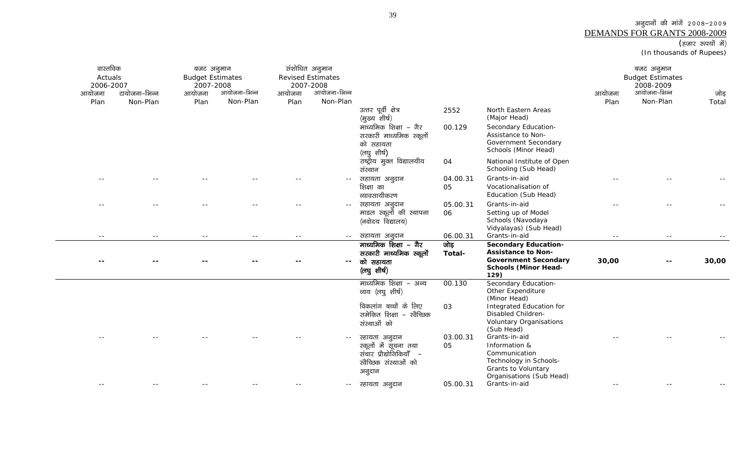अनुदानों की मांगें 2008-2009
DEMANDS FOR GRANTS 2008-2009
(हजार रूपयों में)
(In thousands of Rupees)

| वास्तविक Actuals 2006-2007 | | बजट अनुमान Budget Estimates 2007-2008 | | संशोधित अनुमान Revised Estimates 2007-2008 | | | | | बजट अनुमान Budget Estimates 2008-2009 | | |
|---|---|---|---|---|---|---|---|---|---|---|---|
| आयोजना Plan | टायोजना-भिन्न Non-Plan | आयोजना Plan | आयोजना-भिन्न Non-Plan | आयोजना Plan | आयोजना-भिन्न Non-Plan | | | | आयोजना Plan | आयोजना-भिन्न Non-Plan | जोड़ Total |
| | | | | | | उत्तर पूर्वी क्षेत्र (मुख्य शीर्ष) | 2552 | North Eastern Areas (Major Head) | | | |
| | | | | | | माध्यमिक शिक्षा - गैर सरकारी माध्यमिक स्कूलों को सहायता (लघु शीर्ष) | 00.129 | Secondary Education-Assistance to Non-Government Secondary Schools (Minor Head) | | | |
| | | | | | | राष्ट्रीय मुक्त विद्यालयीय संस्थान | 04 | National Institute of Open Schooling (Sub Head) | | | |
| -- | -- | -- | -- | -- | -- | सहायता अनुदान | 04.00.31 | Grants-in-aid | -- | -- | -- |
| | | | | | | शिक्षा का व्यावसायीकरण | 05 | Vocationalisation of Education (Sub Head) | | | |
| -- | -- | -- | -- | -- | -- | सहायता अनुदान | 05.00.31 | Grants-in-aid | -- | -- | -- |
| | | | | | | माडल स्कूलों की स्थापना (नवोदय विद्यालय) | 06 | Setting up of Model Schools (Navodaya Vidyalayas) (Sub Head) | | | |
| -- | -- | -- | -- | -- | -- | सहायता अनुदान | 06.00.31 | Grants-in-aid | -- | -- | -- |
| **--** | **--** | **--** | **--** | **--** | **--** | **माध्यमिक शिक्षा - गैर सरकारी माध्यमिक स्कूलों को सहायता (लघु शीर्ष)** | **जोड़ Total-** | **Secondary Education-Assistance to Non-Government Secondary Schools (Minor Head-129)** | **30,00** | **--** | **30,00** |
| | | | | | | माध्यमिक शिक्षा - अन्य व्यय (लघु शीर्ष) | 00.130 | Secondary Education-Other Expenditure (Minor Head) | | | |
| | | | | | | विकलांग बच्चों के लिए समेकित शिक्षा - स्वैच्छिक संस्थाओं को | 03 | Integrated Education for Disabled Children-Voluntary Organisations (Sub Head) | | | |
| -- | -- | -- | -- | -- | -- | सहायता अनुदान | 03.00.31 | Grants-in-aid | -- | -- | -- |
| | | | | | | स्कूलों में सूचना तथा संचार प्रौद्योगिकियाँ - स्वैच्छिक संस्थाओं को अनुदान | 05 | Information & Communication Technology in Schools-Grants to Voluntary Organisations (Sub Head) | | | |
| -- | -- | -- | -- | -- | -- | सहायता अनुदान | 05.00.31 | Grants-in-aid | -- | -- | -- |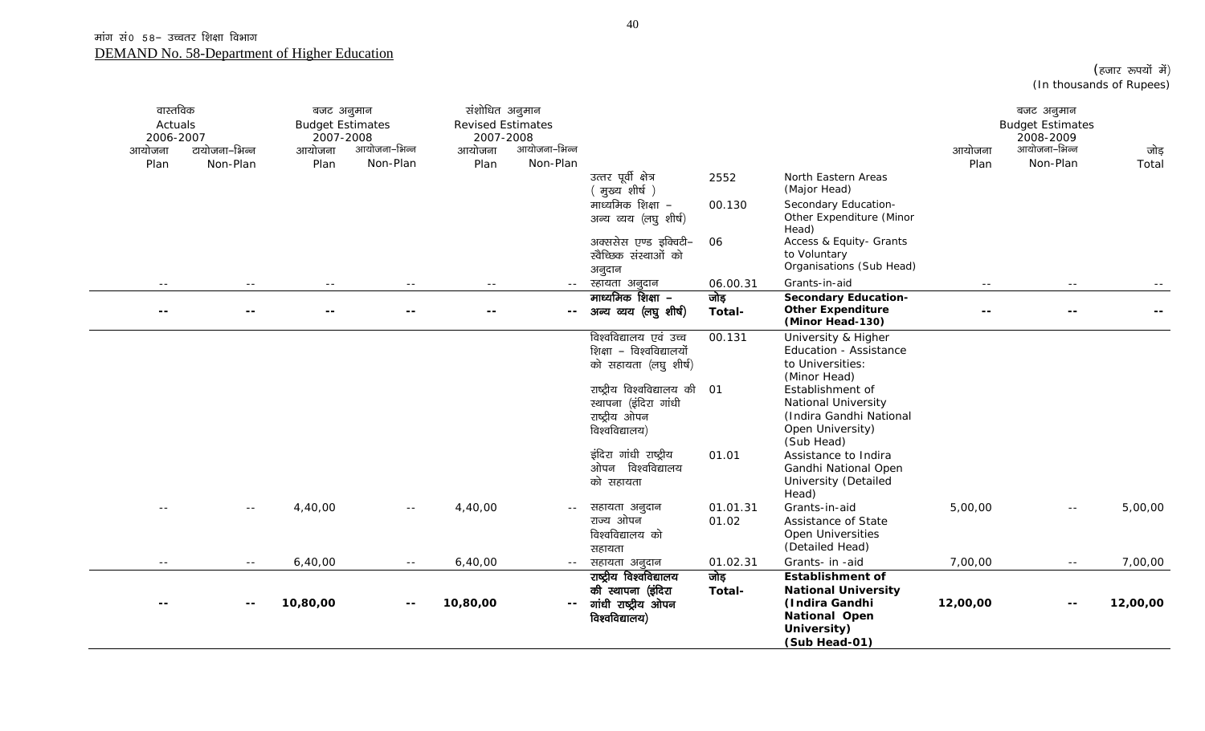मांग सं0 58– उच्चतर शिक्षा विभाग

DEMAND No. 58-Department of Higher Education

(हजार रूपयों में)
(In thousands of Rupees)

| वास्तविक Actuals 2006-2007 | | बजट अनुमान Budget Estimates 2007-2008 | | संशोधित अनुमान Revised Estimates 2007-2008 | | | | | बजट अनुमान Budget Estimates 2008-2009 | | |
|---|---|---|---|---|---|---|---|---|---|---|---|
| आयोजना Plan | टायोजना–भिन्न Non-Plan | आयोजना Plan | आयोजना–भिन्न Non-Plan | आयोजना Plan | आयोजना–भिन्न Non-Plan | | | | आयोजना Plan | आयोजना–भिन्न Non-Plan | जोड़ Total |
| | | | | | | उत्तर पूर्वी क्षेत्र ( मुख्य शीर्ष ) | 2552 | North Eastern Areas (Major Head) | | | |
| | | | | | | माध्यमिक शिक्षा – अन्य व्यय (लघु शीर्ष) | 00.130 | Secondary Education- Other Expenditure (Minor Head) | | | |
| | | | | | | अक्ससेस एण्ड इक्विटी– स्वैच्छिक संस्थाओं को अनुदान | 06 | Access & Equity- Grants to Voluntary Organisations (Sub Head) | | | |
| -- | -- | -- | -- | -- | -- | स्हायता अनुदान | 06.00.31 | Grants-in-aid | -- | -- | -- |
| **--** | **--** | **--** | **--** | **--** | **--** | **माध्यमिक शिक्षा – अन्य व्यय (लघु शीर्ष)** | **जोड़ Total-** | **Secondary Education- Other Expenditure (Minor Head-130)** | **--** | **--** | **--** |
| | | | | | | विश्वविद्यालय एवं उच्च शिक्षा – विश्वविद्यालयों को सहायता (लघु शीर्ष) | 00.131 | University & Higher Education - Assistance to Universities: (Minor Head) | | | |
| | | | | | | राष्ट्रीय विश्वविद्यालय की स्थापना (इंदिरा गांधी राष्ट्रीय ओपन विश्वविद्यालय) | 01 | Establishment of National University (Indira Gandhi National Open University) (Sub Head) | | | |
| | | | | | | इंदिरा गांधी राष्ट्रीय ओपन विश्वविद्यालय को सहायता | 01.01 | Assistance to Indira Gandhi National Open University (Detailed Head) | | | |
| -- | -- | 4,40,00 | -- | 4,40,00 | -- | सहायता अनुदान | 01.01.31 | Grants-in-aid | 5,00,00 | -- | 5,00,00 |
| | | | | | | राज्य ओपन विश्वविद्यालय को सहायता | 01.02 | Assistance of State Open Universities (Detailed Head) | | | |
| -- | -- | 6,40,00 | -- | 6,40,00 | -- | सहायता अनुदान | 01.02.31 | Grants- in -aid | 7,00,00 | -- | 7,00,00 |
| **--** | **--** | **10,80,00** | **--** | **10,80,00** | **--** | **राष्ट्रीय विश्वविद्यालय की स्थापना (इंदिरा गांधी राष्ट्रीय ओपन विश्वविद्यालय)** | **जोड़ Total-** | **Establishment of National University (Indira Gandhi National Open University) (Sub Head-01)** | **12,00,00** | **--** | **12,00,00** |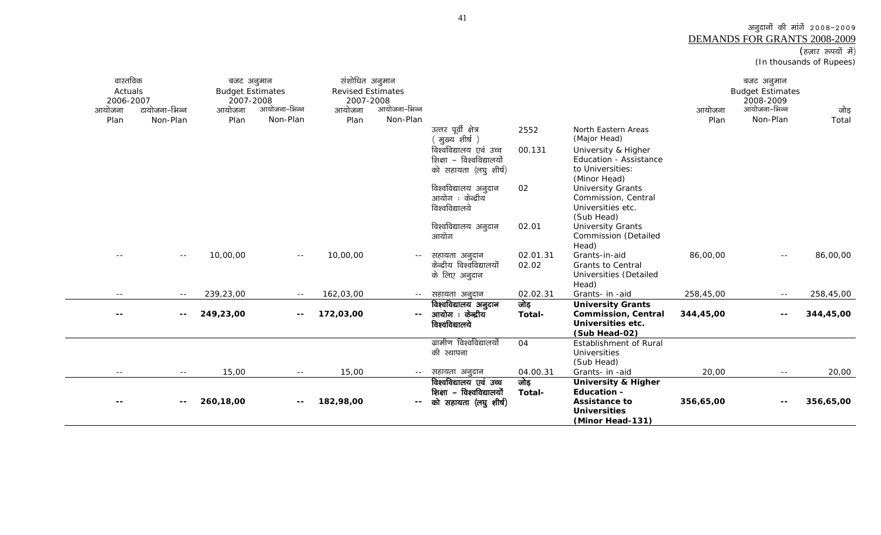अनुदानों की मांगें 2008–2009
DEMANDS FOR GRANTS 2008-2009
(हजार रूपयों में)
(In thousands of Rupees)

| वास्तविक Actuals 2006-2007 | | बजट अनुमान Budget Estimates 2007-2008 | | संशोधित अनुमान Revised Estimates 2007-2008 | | | | | बजट अनुमान Budget Estimates 2008-2009 | | |
|---|---|---|---|---|---|---|---|---|---|---|---|
| आयोजना Plan | आयोजना–भिन्न Non-Plan | आयोजना Plan | आयोजना–भिन्न Non-Plan | आयोजना Plan | आयोजना–भिन्न Non-Plan | | | | आयोजना Plan | आयोजना–भिन्न Non-Plan | जोड़ Total |
| | | | | | | उत्तर पूर्वी क्षेत्र ( मुख्य शीर्ष ) | 2552 | North Eastern Areas (Major Head) | | | |
| | | | | | | विश्वविद्यालय एवं उच्च शिक्षा – विश्वविद्यालयों को सहायता (लघु शीर्ष) | 00.131 | University & Higher Education - Assistance to Universities: (Minor Head) | | | |
| | | | | | | विश्वविद्यालय अनुदान आयोग : केन्द्रीय विश्वविद्यालये | 02 | University Grants Commission, Central Universities etc. (Sub Head) | | | |
| | | | | | | विश्वविद्यालय अनुदान आयोग | 02.01 | University Grants Commission (Detailed Head) | | | |
| -- | -- | 10,00,00 | -- | 10,00,00 | -- | सहायता अनुदान | 02.01.31 | Grants-in-aid | 86,00,00 | -- | 86,00,00 |
| | | | | | | केन्द्रीय विश्वविद्यालयों के लिए अनुदान | 02.02 | Grants to Central Universities (Detailed Head) | | | |
| -- | -- | 239,23,00 | -- | 162,03,00 | -- | सहायता अनुदान | 02.02.31 | Grants- in -aid | 258,45,00 | -- | 258,45,00 |
| **--** | **--** | **249,23,00** | **--** | **172,03,00** | **--** | **विश्वविद्यालय अनुदान आयोग : केन्द्रीय विश्वविद्यालये** | **जोड़ Total-** | **University Grants Commission, Central Universities etc. (Sub Head-02)** | **344,45,00** | **--** | **344,45,00** |
| | | | | | | ग्रामीण विश्वविद्यालयों की स्थापना | 04 | Establishment of Rural Universities (Sub Head) | | | |
| -- | -- | 15,00 | -- | 15,00 | -- | सहायता अनुदान | 04.00.31 | Grants- in -aid | 20,00 | -- | 20,00 |
| **--** | **--** | **260,18,00** | **--** | **182,98,00** | **--** | **विश्वविद्यालय एवं उच्च शिक्षा – विश्वविद्यालयों को सहायता (लघु शीर्ष)** | **जोड़ Total-** | **University & Higher Education - Assistance to Universities (Minor Head-131)** | **356,65,00** | **--** | **356,65,00** |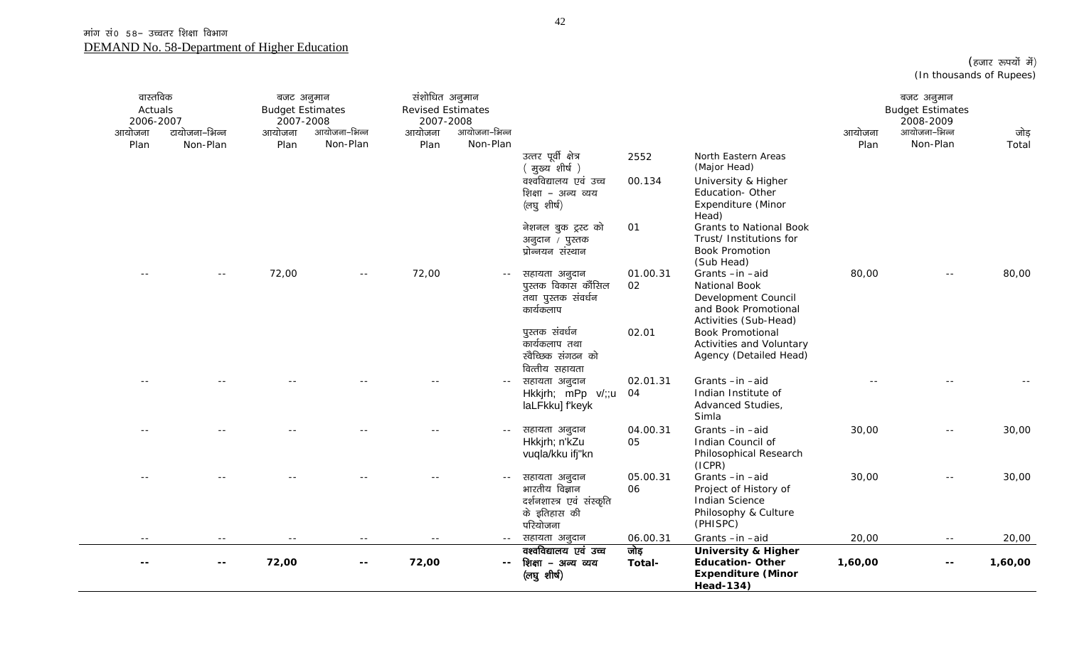मांग सं0 58– उच्चतर शिक्षा विभाग

DEMAND No. 58-Department of Higher Education

(हजार रूपयों में)
(In thousands of Rupees)

| वास्तविक Actuals 2006-2007 | | बजट अनुमान Budget Estimates 2007-2008 | | संशोधित अनुमान Revised Estimates 2007-2008 | | | | | बजट अनुमान Budget Estimates 2008-2009 | | |
|---|---|---|---|---|---|---|---|---|---|---|---|
| आयोजना Plan | टायोजना–भिन्न Non-Plan | आयोजना Plan | आयोजना–भिन्न Non-Plan | आयोजना Plan | आयोजना–भिन्न Non-Plan | | | | आयोजना Plan | आयोजना–भिन्न Non-Plan | जोड़ Total |
| | | | | | | उत्तर पूर्वी क्षेत्र ( मुख्य शीर्ष ) | 2552 | North Eastern Areas (Major Head) | | | |
| | | | | | | वश्वविद्यालय एवं उच्च शिक्षा – अन्य व्यय (लघु शीर्ष) | 00.134 | University & Higher Education- Other Expenditure (Minor Head) | | | |
| | | | | | | नेशनल बुक ट्रस्ट को अनुदान / पुस्तक प्रोन्नयन संस्थान | 01 | Grants to National Book Trust/ Institutions for Book Promotion (Sub Head) | | | |
| -- | -- | 72,00 | -- | 72,00 | -- | सहायता अनुदान | 01.00.31 | Grants -in -aid | 80,00 | -- | 80,00 |
| | | | | | | पुस्तक विकास कौंसिल तथा पुस्तक संवर्धन कार्यकलाप | 02 | National Book Development Council and Book Promotional Activities (Sub-Head) | | | |
| | | | | | | पुस्तक संवर्धन कार्यकलाप तथा स्वैच्छिक संगठन को वित्तीय सहायता | 02.01 | Book Promotional Activities and Voluntary Agency (Detailed Head) | | | |
| -- | -- | -- | -- | -- | -- | सहायता अनुदान | 02.01.31 | Grants -in -aid | -- | -- | -- |
| | | | | | | Hkkjrh; mPp v/;;u laLFkku] f'keyk | 04 | Indian Institute of Advanced Studies, Simla | | | |
| -- | -- | -- | -- | -- | -- | सहायता अनुदान | 04.00.31 | Grants -in -aid | 30,00 | -- | 30,00 |
| | | | | | | Hkkjrh; n'kZu vuqla/kku ifj"kn | 05 | Indian Council of Philosophical Research (ICPR) | | | |
| -- | -- | -- | -- | -- | -- | सहायता अनुदान | 05.00.31 | Grants -in -aid | 30,00 | -- | 30,00 |
| | | | | | | भारतीय विज्ञान दर्शनशास्त्र एवं संस्कृति के इतिहास की परियोजना | 06 | Project of History of Indian Science Philosophy & Culture (PHISPC) | | | |
| -- | -- | -- | -- | -- | -- | सहायता अनुदान | 06.00.31 | Grants -in -aid | 20,00 | -- | 20,00 |
| **--** | **--** | **72,00** | **--** | **72,00** | **--** | **वश्वविद्यालय एवं उच्च शिक्षा – अन्य व्यय (लघु शीर्ष)** | **जोड़ Total-** | **University & Higher Education- Other Expenditure (Minor Head-134)** | **1,60,00** | **--** | **1,60,00** |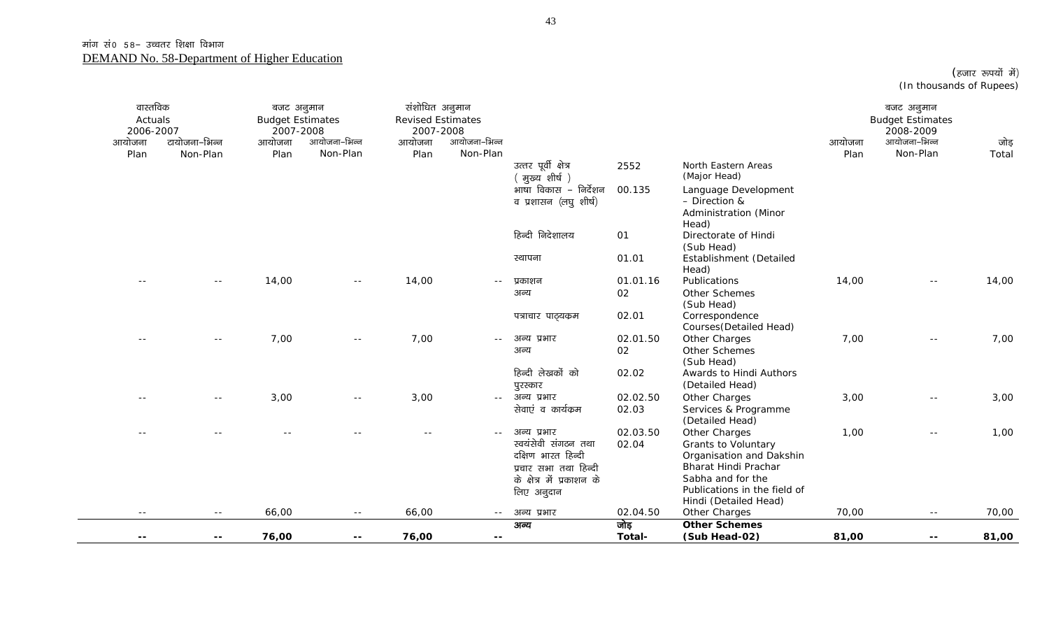मांग सं0 58– उच्चतर शिक्षा विभाग

DEMAND No. 58-Department of Higher Education

(हजार रूपयों में)
(In thousands of Rupees)

| वास्तविक Actuals 2006-2007 | | बजट अनुमान Budget Estimates 2007-2008 | | संशोधित अनुमान Revised Estimates 2007-2008 | | | | | बजट अनुमान Budget Estimates 2008-2009 | | |
|---|---|---|---|---|---|---|---|---|---|---|---|
| आयोजना Plan | आयोजना–भिन्न Non-Plan | आयोजना Plan | आयोजना–भिन्न Non-Plan | आयोजना Plan | आयोजना–भिन्न Non-Plan | | | | आयोजना Plan | आयोजना–भिन्न Non-Plan | जोड़ Total |
| | | | | | | उत्तर पूर्वी क्षेत्र ( मुख्य शीर्ष ) | 2552 | North Eastern Areas (Major Head) | | | |
| | | | | | | भाषा विकास – निर्देशन व प्रशासन (लघु शीर्ष) | 00.135 | Language Development – Direction & Administration (Minor Head) | | | |
| | | | | | | हिन्दी निदेशालय | 01 | Directorate of Hindi (Sub Head) | | | |
| | | | | | | स्थापना | 01.01 | Establishment (Detailed Head) | | | |
| -- | -- | 14,00 | -- | 14,00 | -- | प्रकाशन | 01.01.16 | Publications | 14,00 | -- | 14,00 |
| | | | | | | अन्य | 02 | Other Schemes (Sub Head) | | | |
| | | | | | | पत्राचार पाठ्यक्रम | 02.01 | Correspondence Courses(Detailed Head) | | | |
| -- | -- | 7,00 | -- | 7,00 | -- | अन्य प्रभार | 02.01.50 | Other Charges | 7,00 | -- | 7,00 |
| | | | | | | अन्य | 02 | Other Schemes (Sub Head) | | | |
| | | | | | | हिन्दी लेखकों को पुरस्कार | 02.02 | Awards to Hindi Authors (Detailed Head) | | | |
| -- | -- | 3,00 | -- | 3,00 | -- | अन्य प्रभार | 02.02.50 | Other Charges | 3,00 | -- | 3,00 |
| | | | | | | सेवाएं व कार्यक्रम | 02.03 | Services & Programme (Detailed Head) | | | |
| -- | -- | -- | -- | -- | -- | अन्य प्रभार | 02.03.50 | Other Charges | 1,00 | -- | 1,00 |
| | | | | | | स्वयंसेवी संगठन तथा दक्षिण भारत हिन्दी प्रचार सभा तथा हिन्दी के क्षेत्र में प्रकाशन के लिए अनुदान | 02.04 | Grants to Voluntary Organisation and Dakshin Bharat Hindi Prachar Sabha and for the Publications in the field of Hindi (Detailed Head) | | | |
| -- | -- | 66,00 | -- | 66,00 | -- | अन्य प्रभार | 02.04.50 | Other Charges | 70,00 | -- | 70,00 |
| **--** | **--** | **76,00** | **--** | **76,00** | **--** | **अन्य** | **जोड़ Total-** | **Other Schemes (Sub Head-02)** | **81,00** | **--** | **81,00** |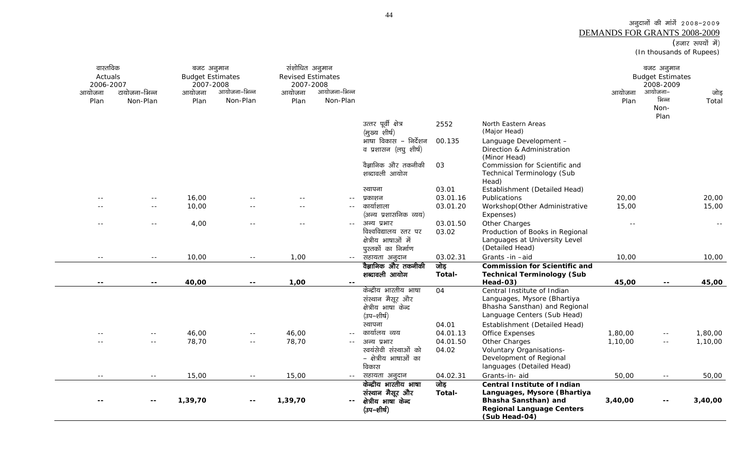अनुदानों की मांगें 2008-2009
DEMANDS FOR GRANTS 2008-2009
(हजार रूपयों में)
(In thousands of Rupees)

| वास्तविक Actuals 2006-2007 | | बजट अनुमान Budget Estimates 2007-2008 | | संशोधित अनुमान Revised Estimates 2007-2008 | | | | | बजट अनुमान Budget Estimates 2008-2009 | | |
|---|---|---|---|---|---|---|---|---|---|---|---|
| आयोजना Plan | टायोजना-भिन्न Non-Plan | आयोजना Plan | आयोजना-भिन्न Non-Plan | आयोजना Plan | आयोजना-भिन्न Non-Plan | | | | आयोजना Plan | आयोजना-भिन्न Non-Plan | जोड़ Total |
| | | | | | | उत्तर पूर्वी क्षेत्र (मुख्य शीर्ष) | 2552 | North Eastern Areas (Major Head) | | | |
| | | | | | | भाषा विकास – निर्देशन व प्रशासन (लघु शीर्ष) | 00.135 | Language Development – Direction & Administration (Minor Head) | | | |
| | | | | | | वैज्ञानिक और तकनीकी शब्दावली आयोग | 03 | Commission for Scientific and Technical Terminology (Sub Head) | | | |
| | | | | | | स्थापना | 03.01 | Establishment (Detailed Head) | | | |
| -- | -- | 16,00 | -- | -- | -- | प्रकाशन | 03.01.16 | Publications | 20,00 | | 20,00 |
| -- | -- | 10,00 | -- | -- | -- | कार्यशाला (अन्य प्रशासनिक व्यय) | 03.01.20 | Workshop(Other Administrative Expenses) | 15,00 | | 15,00 |
| -- | -- | 4,00 | -- | -- | -- | अन्य प्रभार | 03.01.50 | Other Charges | -- | | -- |
| | | | | | | विश्वविद्यालय स्तर पर क्षेत्रीय भाषाओं में पुस्तकों का निर्माण | 03.02 | Production of Books in Regional Languages at University Level (Detailed Head) | | | |
| -- | -- | 10,00 | -- | 1,00 | -- | सहायता अनुदान | 03.02.31 | Grants -in -aid | 10,00 | | 10,00 |
| **--** | **--** | **40,00** | **--** | **1,00** | **--** | **वैज्ञानिक और तकनीकी शब्दावली आयोग** | **जोड़ Total-** | **Commission for Scientific and Technical Terminology (Sub Head-03)** | **45,00** | **--** | **45,00** |
| | | | | | | केन्द्रीय भारतीय भाषा संस्थान मैसूर और क्षेत्रीय भाषा केन्द (उप-शीर्ष) | 04 | Central Institute of Indian Languages, Mysore (Bhartiya Bhasha Sansthan) and Regional Language Centers (Sub Head) | | | |
| | | | | | | स्थापना | 04.01 | Establishment (Detailed Head) | | | |
| -- | -- | 46,00 | -- | 46,00 | -- | कार्यालय व्यय | 04.01.13 | Office Expenses | 1,80,00 | -- | 1,80,00 |
| -- | -- | 78,70 | -- | 78,70 | -- | अन्य प्रभार | 04.01.50 | Other Charges | 1,10,00 | -- | 1,10,00 |
| | | | | | | स्वयंसेवी संस्थाओं को – क्षेत्रीय भाषाओं का विकास | 04.02 | Voluntary Organisations- Development of Regional languages (Detailed Head) | | | |
| -- | -- | 15,00 | -- | 15,00 | -- | सहायता अनुदान | 04.02.31 | Grants-in- aid | 50,00 | -- | 50,00 |
| **--** | **--** | **1,39,70** | **--** | **1,39,70** | **--** | **केन्द्रीय भारतीय भाषा संस्थान मैसूर और क्षेत्रीय भाषा केन्द (उप-शीर्ष)** | **जोड़ Total-** | **Central Institute of Indian Languages, Mysore (Bhartiya Bhasha Sansthan) and Regional Language Centers (Sub Head-04)** | **3,40,00** | **--** | **3,40,00** |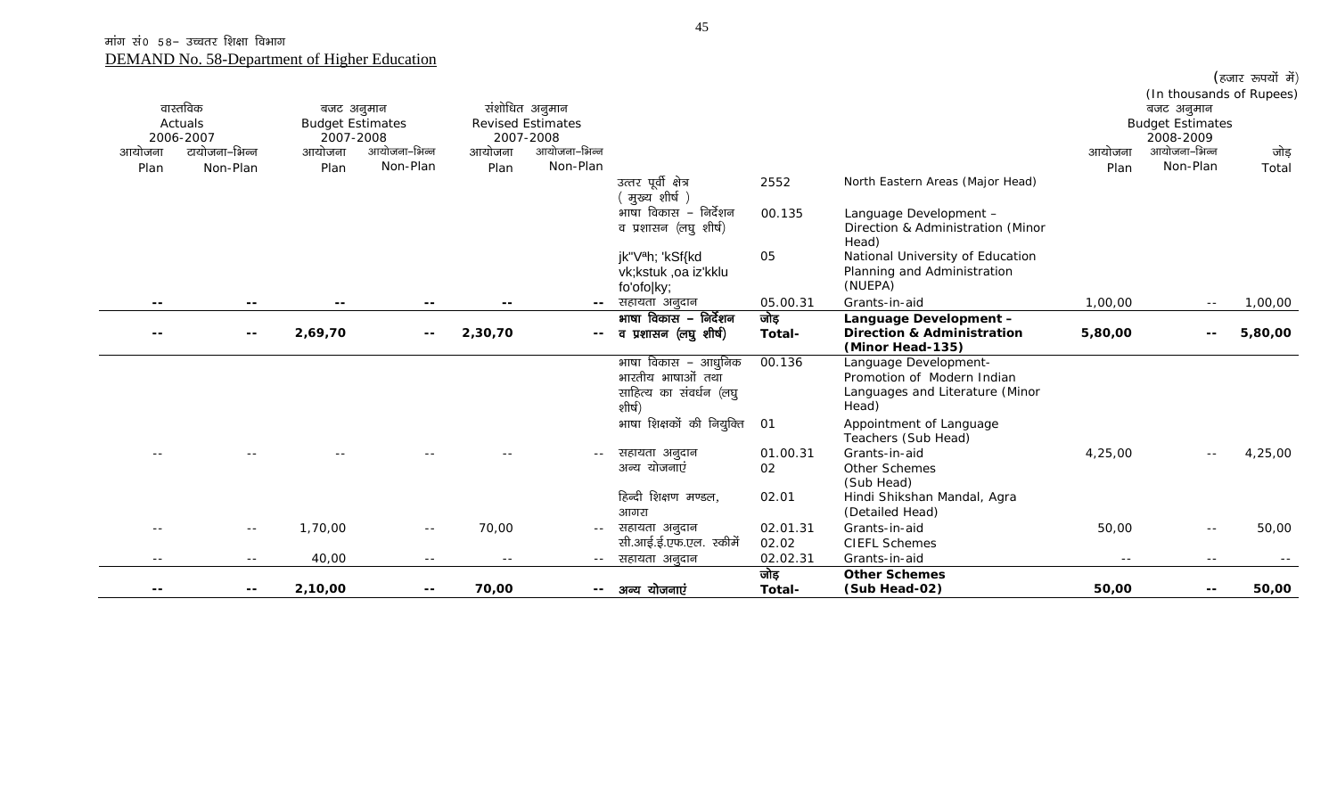मांग सं0 58– उच्चतर शिक्षा विभाग

DEMAND No. 58-Department of Higher Education

(हजार रूपयों में)
(In thousands of Rupees)

| वास्तविक Actuals 2006-2007 | | बजट अनुमान Budget Estimates 2007-2008 | | संशोधित अनुमान Revised Estimates 2007-2008 | | | | | बजट अनुमान Budget Estimates 2008-2009 | | |
|---|---|---|---|---|---|---|---|---|---|---|---|
| आयोजना Plan | टायोजना–भिन्न Non-Plan | आयोजना Plan | आयोजना–भिन्न Non-Plan | आयोजना Plan | आयोजना–भिन्न Non-Plan | | | | आयोजना Plan | आयोजना–भिन्न Non-Plan | जोड़ Total |
| | | | | | | उत्तर पूर्वी क्षेत्र ( मुख्य शीर्ष ) | 2552 | North Eastern Areas (Major Head) | | | |
| | | | | | | भाषा विकास – निर्देशन व प्रशासन (लघु शीर्ष) | 00.135 | Language Development – Direction & Administration (Minor Head) | | | |
| | | | | | | jk"Vªh; 'kSf{kd vk;kstuk ,oa iz'kklu fo'ofo\|ky; | 05 | National University of Education Planning and Administration (NUEPA) | | | |
| -- | -- | -- | -- | -- | -- | सहायता अनुदान | 05.00.31 | Grants-in-aid | 1,00,00 | -- | 1,00,00 |
| **--** | **--** | **2,69,70** | **--** | **2,30,70** | **--** | **भाषा विकास – निर्देशन व प्रशासन (लघु शीर्ष)** | **जोड़ Total-** | **Language Development – Direction & Administration (Minor Head-135)** | **5,80,00** | **--** | **5,80,00** |
| | | | | | | भाषा विकास – आधुनिक भारतीय भाषाओं तथा साहित्य का संवर्धन (लघु शीर्ष) | 00.136 | Language Development- Promotion of Modern Indian Languages and Literature (Minor Head) | | | |
| | | | | | | भाषा शिक्षकों की नियुक्ति | 01 | Appointment of Language Teachers (Sub Head) | | | |
| -- | -- | -- | -- | -- | -- | सहायता अनुदान | 01.00.31 | Grants-in-aid | 4,25,00 | -- | 4,25,00 |
| | | | | | | अन्य योजनाएं | 02 | Other Schemes (Sub Head) | | | |
| | | | | | | हिन्दी शिक्षण मण्डल, आगरा | 02.01 | Hindi Shikshan Mandal, Agra (Detailed Head) | | | |
| -- | -- | 1,70,00 | -- | 70,00 | -- | सहायता अनुदान | 02.01.31 | Grants-in-aid | 50,00 | -- | 50,00 |
| | | | | | | सी.आई.ई.एफ.एल. स्कीमें | 02.02 | CIEFL Schemes | | | |
| -- | -- | 40,00 | -- | -- | -- | सहायता अनुदान | 02.02.31 | Grants-in-aid | -- | -- | -- |
| **--** | **--** | **2,10,00** | **--** | **70,00** | **--** | **अन्य योजनाएं** | **जोड़ Total-** | **Other Schemes (Sub Head-02)** | **50,00** | **--** | **50,00** |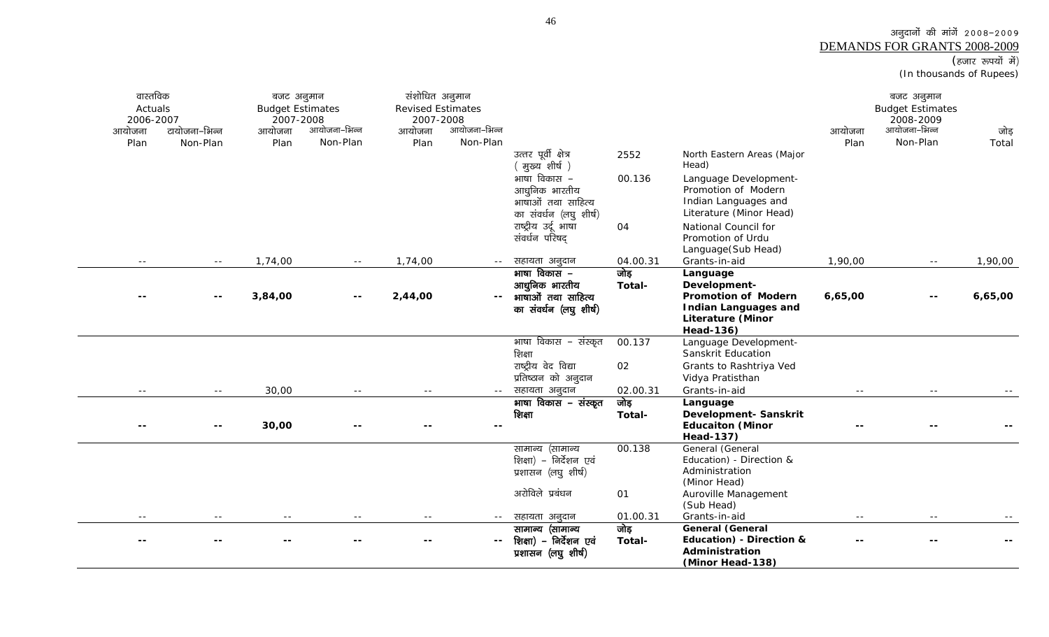अनुदानों की मांगें 2008-2009
DEMANDS FOR GRANTS 2008-2009
(हजार रूपयों में)
(In thousands of Rupees)

| वास्तविक Actuals 2006-2007 | | बजट अनुमान Budget Estimates 2007-2008 | | संशोधित अनुमान Revised Estimates 2007-2008 | | | | | बजट अनुमान Budget Estimates 2008-2009 | | |
|---|---|---|---|---|---|---|---|---|---|---|---|
| आयोजना Plan | टायोजना-भिन्न Non-Plan | आयोजना Plan | आयोजना-भिन्न Non-Plan | आयोजना Plan | आयोजना-भिन्न Non-Plan | | | | आयोजना Plan | आयोजना-भिन्न Non-Plan | जोड़ Total |
| | | | | | | उत्तर पूर्वी क्षेत्र (मुख्य शीर्ष) | 2552 | North Eastern Areas (Major Head) | | | |
| | | | | | | भाषा विकास - आधुनिक भारतीय भाषाओं तथा साहित्य का संवर्धन (लघु शीर्ष) | 00.136 | Language Development-Promotion of Modern Indian Languages and Literature (Minor Head) | | | |
| | | | | | | राष्ट्रीय उर्दू भाषा संवर्धन परिषद् | 04 | National Council for Promotion of Urdu Language(Sub Head) | | | |
| -- | -- | 1,74,00 | -- | 1,74,00 | -- | सहायता अनुदान | 04.00.31 | Grants-in-aid | 1,90,00 | -- | 1,90,00 |
| **--** | **--** | **3,84,00** | **--** | **2,44,00** | **--** | **भाषा विकास - आधुनिक भारतीय भाषाओं तथा साहित्य का संवर्धन (लघु शीर्ष)** | **जोड़ Total-** | **Language Development-Promotion of Modern Indian Languages and Literature (Minor Head-136)** | **6,65,00** | **--** | **6,65,00** |
| | | | | | | भाषा विकास - संस्कृत शिक्षा | 00.137 | Language Development-Sanskrit Education | | | |
| | | | | | | राष्ट्रीय वेद विद्या प्रतिष्ठान को अनुदान | 02 | Grants to Rashtriya Ved Vidya Pratisthan | | | |
| -- | -- | 30,00 | -- | -- | -- | सहायता अनुदान | 02.00.31 | Grants-in-aid | -- | -- | -- |
| **--** | **--** | **30,00** | **--** | **--** | **--** | **भाषा विकास - संस्कृत शिक्षा** | **जोड़ Total-** | **Language Development- Sanskrit Educaiton (Minor Head-137)** | **--** | **--** | **--** |
| | | | | | | सामान्य (सामान्य शिक्षा) - निर्देशन एवं प्रशासन (लघु शीर्ष) | 00.138 | General (General Education) - Direction & Administration (Minor Head) | | | |
| | | | | | | अरोविले प्रबंधन | 01 | Auroville Management (Sub Head) | | | |
| -- | -- | -- | -- | -- | -- | सहायता अनुदान | 01.00.31 | Grants-in-aid | -- | -- | -- |
| **--** | **--** | **--** | **--** | **--** | **--** | **सामान्य (सामान्य शिक्षा) - निर्देशन एवं प्रशासन (लघु शीर्ष)** | **जोड़ Total-** | **General (General Education) - Direction & Administration (Minor Head-138)** | **--** | **--** | **--** |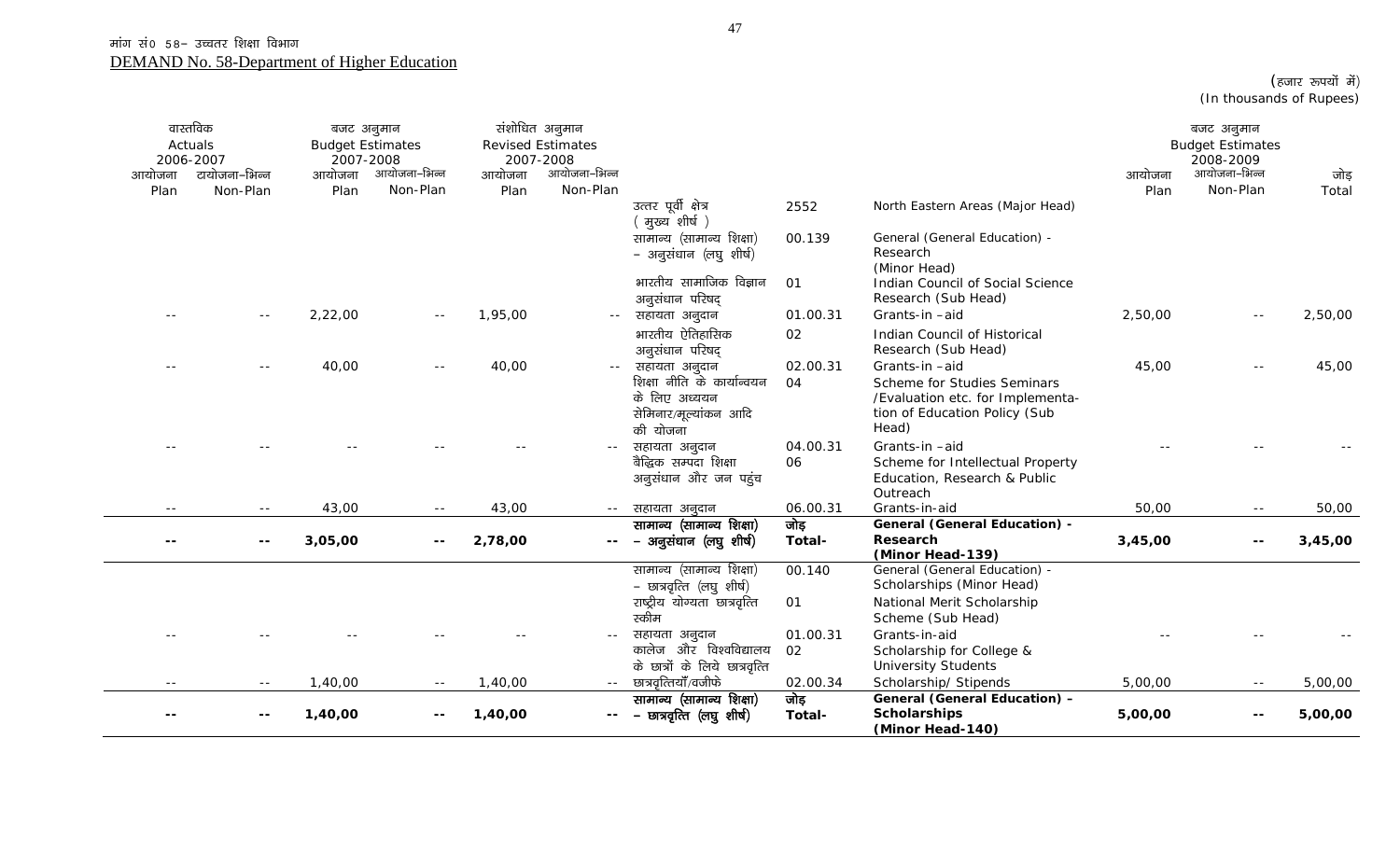मांग सं0 58– उच्चतर शिक्षा विभाग

DEMAND No. 58-Department of Higher Education

(हजार रूपयों में)
(In thousands of Rupees)

| वास्तविक Actuals 2006-2007 | | बजट अनुमान Budget Estimates 2007-2008 | | संशोधित अनुमान Revised Estimates 2007-2008 | | | | | बजट अनुमान Budget Estimates 2008-2009 | | |
|---|---|---|---|---|---|---|---|---|---|---|---|
| आयोजना Plan | आयोजना–भिन्न Non-Plan | आयोजना Plan | आयोजना–भिन्न Non-Plan | आयोजना Plan | आयोजना–भिन्न Non-Plan | | | | आयोजना Plan | आयोजना–भिन्न Non-Plan | जोड़ Total |
| | | | | | | उत्तर पूर्वी क्षेत्र (मुख्य शीर्ष) | 2552 | North Eastern Areas (Major Head) | | | |
| | | | | | | सामान्य (सामान्य शिक्षा) – अनुसंधान (लघु शीर्ष) | 00.139 | General (General Education) - Research (Minor Head) | | | |
| | | | | | | भारतीय सामाजिक विज्ञान अनुसंधान परिषद् | 01 | Indian Council of Social Science Research (Sub Head) | | | |
| -- | -- | 2,22,00 | -- | 1,95,00 | -- | सहायता अनुदान | 01.00.31 | Grants-in -aid | 2,50,00 | -- | 2,50,00 |
| | | | | | | भारतीय ऐतिहासिक अनुसंधान परिषद् | 02 | Indian Council of Historical Research (Sub Head) | | | |
| -- | -- | 40,00 | -- | 40,00 | -- | सहायता अनुदान | 02.00.31 | Grants-in -aid | 45,00 | -- | 45,00 |
| | | | | | | शिक्षा नीति के कार्यान्वयन के लिए अध्ययन सेमिनार/मूल्यांकन आदि की योजना | 04 | Scheme for Studies Seminars /Evaluation etc. for Implementation of Education Policy (Sub Head) | | | |
| -- | -- | -- | -- | -- | -- | सहायता अनुदान | 04.00.31 | Grants-in -aid | -- | -- | -- |
| | | | | | | बैद्धिक सम्पदा शिक्षा अनुसंधान और जन पहुंच | 06 | Scheme for Intellectual Property Education, Research & Public Outreach | | | |
| -- | -- | 43,00 | -- | 43,00 | -- | सहायता अनुदान | 06.00.31 | Grants-in-aid | 50,00 | -- | 50,00 |
| **--** | **--** | **3,05,00** | **--** | **2,78,00** | **--** | **सामान्य (सामान्य शिक्षा) – अनुसंधान (लघु शीर्ष)** | **जोड़ Total-** | **General (General Education) - Research (Minor Head-139)** | **3,45,00** | **--** | **3,45,00** |
| | | | | | | सामान्य (सामान्य शिक्षा) – छात्रवृत्ति (लघु शीर्ष) | 00.140 | General (General Education) - Scholarships (Minor Head) | | | |
| | | | | | | राष्ट्रीय योग्यता छात्रवृत्ति स्कीम | 01 | National Merit Scholarship Scheme (Sub Head) | | | |
| -- | -- | -- | -- | -- | -- | सहायता अनुदान | 01.00.31 | Grants-in-aid | -- | -- | -- |
| | | | | | | कालेज और विश्वविद्यालय के छात्रों के लिये छात्रवृत्ति | 02 | Scholarship for College & University Students | | | |
| -- | -- | 1,40,00 | -- | 1,40,00 | -- | छात्रवृत्तियाँ/वजीफे | 02.00.34 | Scholarship/ Stipends | 5,00,00 | -- | 5,00,00 |
| **--** | **--** | **1,40,00** | **--** | **1,40,00** | **--** | **सामान्य (सामान्य शिक्षा) – छात्रवृत्ति (लघु शीर्ष)** | **जोड़ Total-** | **General (General Education) – Scholarships (Minor Head-140)** | **5,00,00** | **--** | **5,00,00** |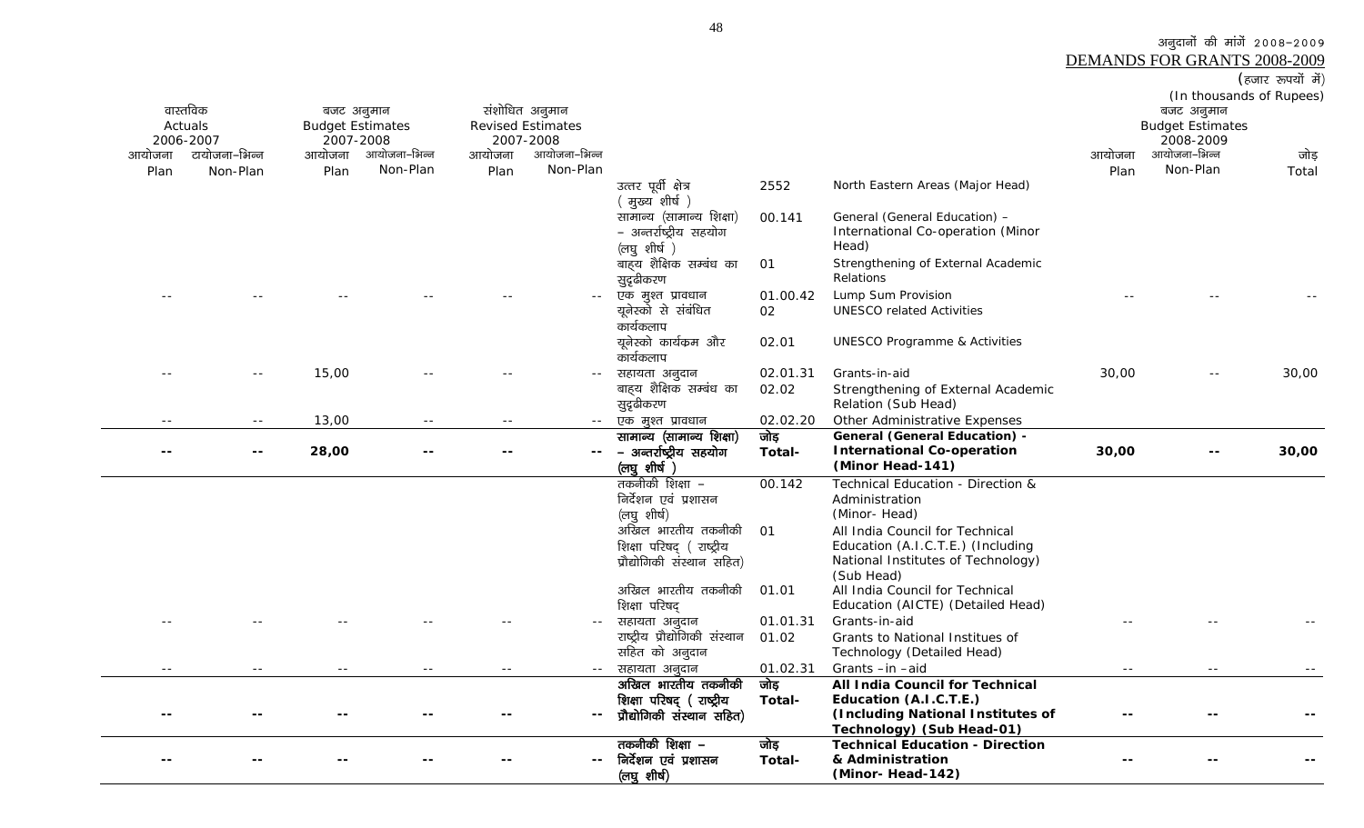अनुदानों की मांगें 2008–2009

DEMANDS FOR GRANTS 2008-2009

(हजार रूपयों में)

(In thousands of Rupees)

| वास्तविक Actuals 2006-2007 | | बजट अनुमान Budget Estimates 2007-2008 | | संशोधित अनुमान Revised Estimates 2007-2008 | | | | | बजट अनुमान Budget Estimates 2008-2009 | | |
|---|---|---|---|---|---|---|---|---|---|---|---|
| आयोजना Plan | आयोजना–भिन्न Non-Plan | आयोजना Plan | आयोजना–भिन्न Non-Plan | आयोजना Plan | आयोजना–भिन्न Non-Plan | | | | आयोजना Plan | आयोजना–भिन्न Non-Plan | जोड़ Total |
| | | | | | | उत्तर पूर्वी क्षेत्र ( मुख्य शीर्ष ) | 2552 | North Eastern Areas (Major Head) | | | |
| | | | | | | सामान्य (सामान्य शिक्षा) – अन्तर्राष्ट्रीय सहयोग (लघु शीर्ष ) | 00.141 | General (General Education) – International Co-operation (Minor Head) | | | |
| | | | | | | बाह्य शैक्षिक सम्बंध का सुदृढीकरण | 01 | Strengthening of External Academic Relations | | | |
| -- | -- | -- | -- | -- | -- | एक मुश्त प्रावधान | 01.00.42 | Lump Sum Provision | -- | -- | -- |
| | | | | | | यूनेस्को से संबंधित कार्यकलाप | 02 | UNESCO related Activities | | | |
| | | | | | | यूनेस्को कार्यकम और कार्यकलाप | 02.01 | UNESCO Programme & Activities | | | |
| -- | -- | 15,00 | -- | -- | -- | सहायता अनुदान | 02.01.31 | Grants-in-aid | 30,00 | -- | 30,00 |
| | | | | | | बाह्य शैक्षिक सम्बंध का सुदृढीकरण | 02.02 | Strengthening of External Academic Relation (Sub Head) | | | |
| -- | -- | 13,00 | -- | -- | -- | एक मुश्त प्रावधान | 02.02.20 | Other Administrative Expenses | | | |
| **--** | **--** | **28,00** | **--** | **--** | **--** | **सामान्य (सामान्य शिक्षा) – अन्तर्राष्ट्रीय सहयोग (लघु शीर्ष )** | **जोड़ Total-** | **General (General Education) - International Co-operation (Minor Head-141)** | **30,00** | **--** | **30,00** |
| | | | | | | तकनीकी शिक्षा – निर्देशन एवं प्रशासन (लघु शीर्ष) | 00.142 | Technical Education - Direction & Administration (Minor- Head) | | | |
| | | | | | | अखिल भारतीय तकनीकी शिक्षा परिषद् ( राष्ट्रीय प्रौद्योगिकी संस्थान सहित) | 01 | All India Council for Technical Education (A.I.C.T.E.) (Including National Institutes of Technology) (Sub Head) | | | |
| | | | | | | अखिल भारतीय तकनीकी शिक्षा परिषद् | 01.01 | All India Council for Technical Education (AICTE) (Detailed Head) | | | |
| -- | -- | -- | -- | -- | -- | सहायता अनुदान | 01.01.31 | Grants-in-aid | -- | -- | -- |
| | | | | | | राष्ट्रीय प्रौद्योगिकी संस्थान सहित को अनुदान | 01.02 | Grants to National Institues of Technology (Detailed Head) | | | |
| -- | -- | -- | -- | -- | -- | सहायता अनुदान | 01.02.31 | Grants –in –aid | -- | -- | -- |
| **--** | **--** | **--** | **--** | **--** | **--** | **अखिल भारतीय तकनीकी शिक्षा परिषद् ( राष्ट्रीय प्रौद्योगिकी संस्थान सहित)** | **जोड़ Total-** | **All India Council for Technical Education (A.I.C.T.E.) (Including National Institutes of Technology) (Sub Head-01)** | **--** | **--** | **--** |
| **--** | **--** | **--** | **--** | **--** | **--** | **तकनीकी शिक्षा – निर्देशन एवं प्रशासन (लघु शीर्ष)** | **जोड़ Total-** | **Technical Education - Direction & Administration (Minor- Head-142)** | **--** | **--** | **--** |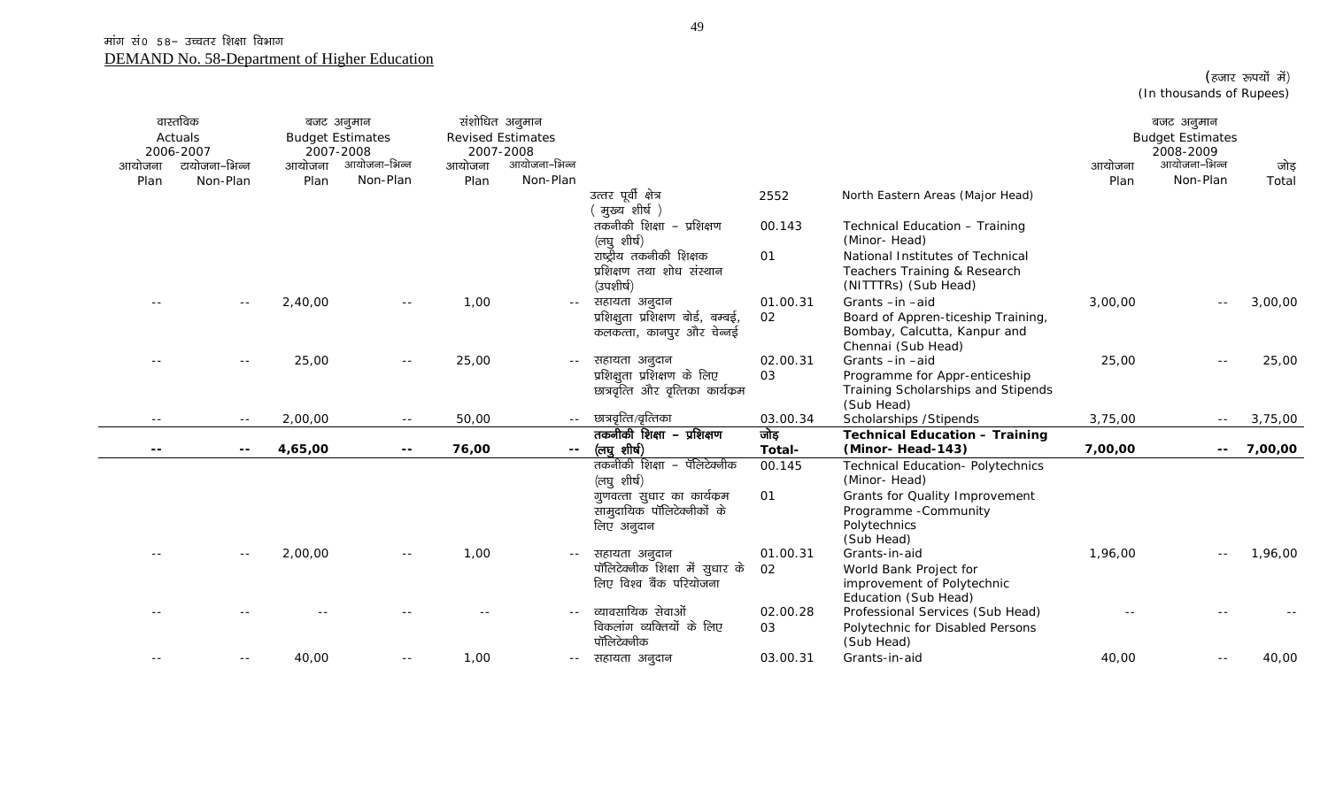मांग सं0 58– उच्चतर शिक्षा विभाग

DEMAND No. 58-Department of Higher Education

(हजार रूपयों में)
(In thousands of Rupees)

| वास्तविक Actuals 2006-2007 | | बजट अनुमान Budget Estimates 2007-2008 | | संशोधित अनुमान Revised Estimates 2007-2008 | | | | | बजट अनुमान Budget Estimates 2008-2009 | | |
|---|---|---|---|---|---|---|---|---|---|---|---|
| आयोजना Plan | आयोजना–भिन्न Non-Plan | आयोजना Plan | आयोजना–भिन्न Non-Plan | आयोजना Plan | आयोजना–भिन्न Non-Plan | | | | आयोजना Plan | आयोजना–भिन्न Non-Plan | जोड़ Total |
| | | | | | | उत्तर पूर्वी क्षेत्र ( मुख्य शीर्ष ) | 2552 | North Eastern Areas (Major Head) | | | |
| | | | | | | तकनीकी शिक्षा – प्रशिक्षण (लघु शीर्ष) | 00.143 | Technical Education – Training (Minor- Head) | | | |
| | | | | | | राष्ट्रीय तकनीकी शिक्षक प्रशिक्षण तथा शोध संस्थान (उपशीर्ष) | 01 | National Institutes of Technical Teachers Training & Research (NITTTRs) (Sub Head) | | | |
| -- | -- | 2,40,00 | -- | 1,00 | -- | सहायता अनुदान | 01.00.31 | Grants –in –aid | 3,00,00 | -- | 3,00,00 |
| | | | | | | प्रशिक्षुता प्रशिक्षण बोर्ड, बम्बई, कलकत्ता, कानपुर और चेन्नई | 02 | Board of Appren-ticeship Training, Bombay, Calcutta, Kanpur and Chennai (Sub Head) | | | |
| -- | -- | 25,00 | -- | 25,00 | -- | सहायता अनुदान | 02.00.31 | Grants –in –aid | 25,00 | -- | 25,00 |
| | | | | | | प्रशिक्षुता प्रशिक्षण के लिए छात्रवृत्ति और वृत्तिका कार्यकम | 03 | Programme for Appr-enticeship Training Scholarships and Stipends (Sub Head) | | | |
| -- | -- | 2,00,00 | -- | 50,00 | -- | छात्रवृत्ति/वृत्तिका | 03.00.34 | Scholarships /Stipends | 3,75,00 | -- | 3,75,00 |
| **--** | **--** | **4,65,00** | **--** | **76,00** | **--** | **तकनीकी शिक्षा – प्रशिक्षण (लघु शीर्ष)** | **जोड़ Total-** | **Technical Education – Training (Minor- Head-143)** | **7,00,00** | **--** | **7,00,00** |
| | | | | | | तकनीकी शिक्षा – पॉलिटेक्नीक (लघु शीर्ष) | 00.145 | Technical Education- Polytechnics (Minor- Head) | | | |
| | | | | | | गुणवत्ता सुधार का कार्यकम सामुदायिक पॉलिटेक्नीकों के लिए अनुदान | 01 | Grants for Quality Improvement Programme -Community Polytechnics (Sub Head) | | | |
| -- | -- | 2,00,00 | -- | 1,00 | -- | सहायता अनुदान | 01.00.31 | Grants-in-aid | 1,96,00 | -- | 1,96,00 |
| | | | | | | पॉलिटेक्नीक शिक्षा में सुधार के लिए विश्व बैंक परियोजना | 02 | World Bank Project for improvement of Polytechnic Education (Sub Head) | | | |
| -- | -- | -- | -- | -- | -- | व्यावसायिक सेवाओं | 02.00.28 | Professional Services (Sub Head) | -- | -- | -- |
| | | | | | | विकलांग व्यक्तियों के लिए पॉलिटेक्नीक | 03 | Polytechnic for Disabled Persons (Sub Head) | | | |
| -- | -- | 40,00 | -- | 1,00 | -- | सहायता अनुदान | 03.00.31 | Grants-in-aid | 40,00 | -- | 40,00 |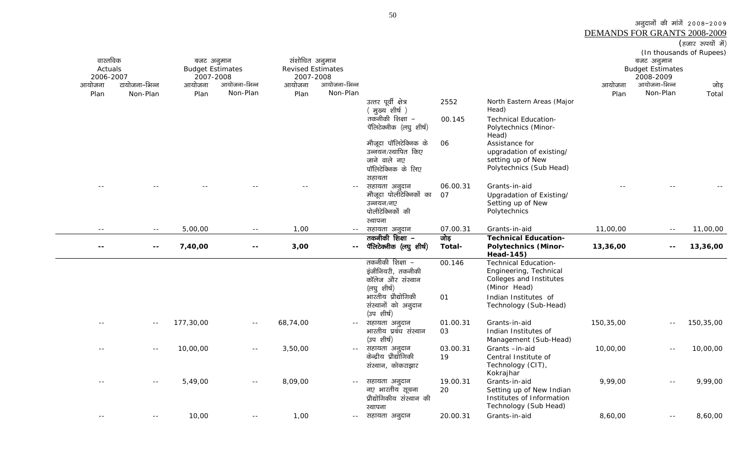अनुदानों की मांगें 2008–2009

DEMANDS FOR GRANTS 2008-2009

(हजार रूपयों में)
(In thousands of Rupees)

| वास्तविक Actuals 2006-2007 | | बजट अनुमान Budget Estimates 2007-2008 | | संशोधित अनुमान Revised Estimates 2007-2008 | | | | | बजट अनुमान Budget Estimates 2008-2009 | | |
|---|---|---|---|---|---|---|---|---|---|---|---|
| आयोजना Plan | टायोजना–भिन्न Non-Plan | आयोजना Plan | आयोजना–भिन्न Non-Plan | आयोजना Plan | आयोजना–भिन्न Non-Plan | | | | आयोजना Plan | आयोजना–भिन्न Non-Plan | जोड़ Total |
| | | | | | | उत्तर पूर्वी क्षेत्र ( मुख्य शीर्ष ) | 2552 | North Eastern Areas (Major Head) | | | |
| | | | | | | तकनीकी शिक्षा – पॅलिटेक्नीक (लघु शीर्ष) | 00.145 | Technical Education-Polytechnics (Minor-Head) | | | |
| | | | | | | मौजूदा पॉलिटेक्निक के उन्नयन/स्थापित किए जाने वाले नए पॉलिटेक्निक के लिए सहायता | 06 | Assistance for upgradation of existing/ setting up of New Polytechnics (Sub Head) | | | |
| -- | -- | -- | -- | -- | -- | सहायता अनुदान | 06.00.31 | Grants-in-aid | -- | -- | -- |
| | | | | | | मौजूदा पोलीटेक्निकों का उन्नयन/नए पोलीटेक्निकों की स्थापना | 07 | Upgradation of Existing/ Setting up of New Polytechnics | | | |
| -- | -- | 5,00,00 | -- | 1,00 | -- | सहायता अनुदान | 07.00.31 | Grants-in-aid | 11,00,00 | -- | 11,00,00 |
| **--** | **--** | **7,40,00** | **--** | **3,00** | **--** | **तकनीकी शिक्षा – पॅलिटेक्नीक (लघु शीर्ष)** | **जोड़ Total-** | **Technical Education-Polytechnics (Minor-Head-145)** | **13,36,00** | **--** | **13,36,00** |
| | | | | | | तकनीकी शिक्षा – इंजीनियरी, तकनीकी कॉलेज और संस्थान (लघु शीर्ष) | 00.146 | Technical Education-Engineering, Technical Colleges and Institutes (Minor Head) | | | |
| | | | | | | भारतीय प्रौद्योगिकी संस्थानों को अनुदान (उप शीर्ष) | 01 | Indian Institutes of Technology (Sub-Head) | | | |
| -- | -- | 177,30,00 | -- | 68,74,00 | -- | सहायता अनुदान | 01.00.31 | Grants-in-aid | 150,35,00 | -- | 150,35,00 |
| | | | | | | भारतीय प्रबंध संस्थान (उप शीर्ष) | 03 | Indian Institutes of Management (Sub-Head) | | | |
| -- | -- | 10,00,00 | -- | 3,50,00 | -- | सहायता अनुदान | 03.00.31 | Grants –in-aid | 10,00,00 | -- | 10,00,00 |
| | | | | | | केन्द्रीय प्रौद्योगिकी संस्थान, कोकराझार | 19 | Central Institute of Technology (CIT), Kokrajhar | | | |
| -- | -- | 5,49,00 | -- | 8,09,00 | -- | सहायता अनुदान | 19.00.31 | Grants-in-aid | 9,99,00 | -- | 9,99,00 |
| | | | | | | नए भारतीय सूचना प्रौद्योगिकीय संस्थान की स्थापना | 20 | Setting up of New Indian Institutes of Information Technology (Sub Head) | | | |
| -- | -- | 10,00 | -- | 1,00 | -- | सहायता अनुदान | 20.00.31 | Grants-in-aid | 8,60,00 | -- | 8,60,00 |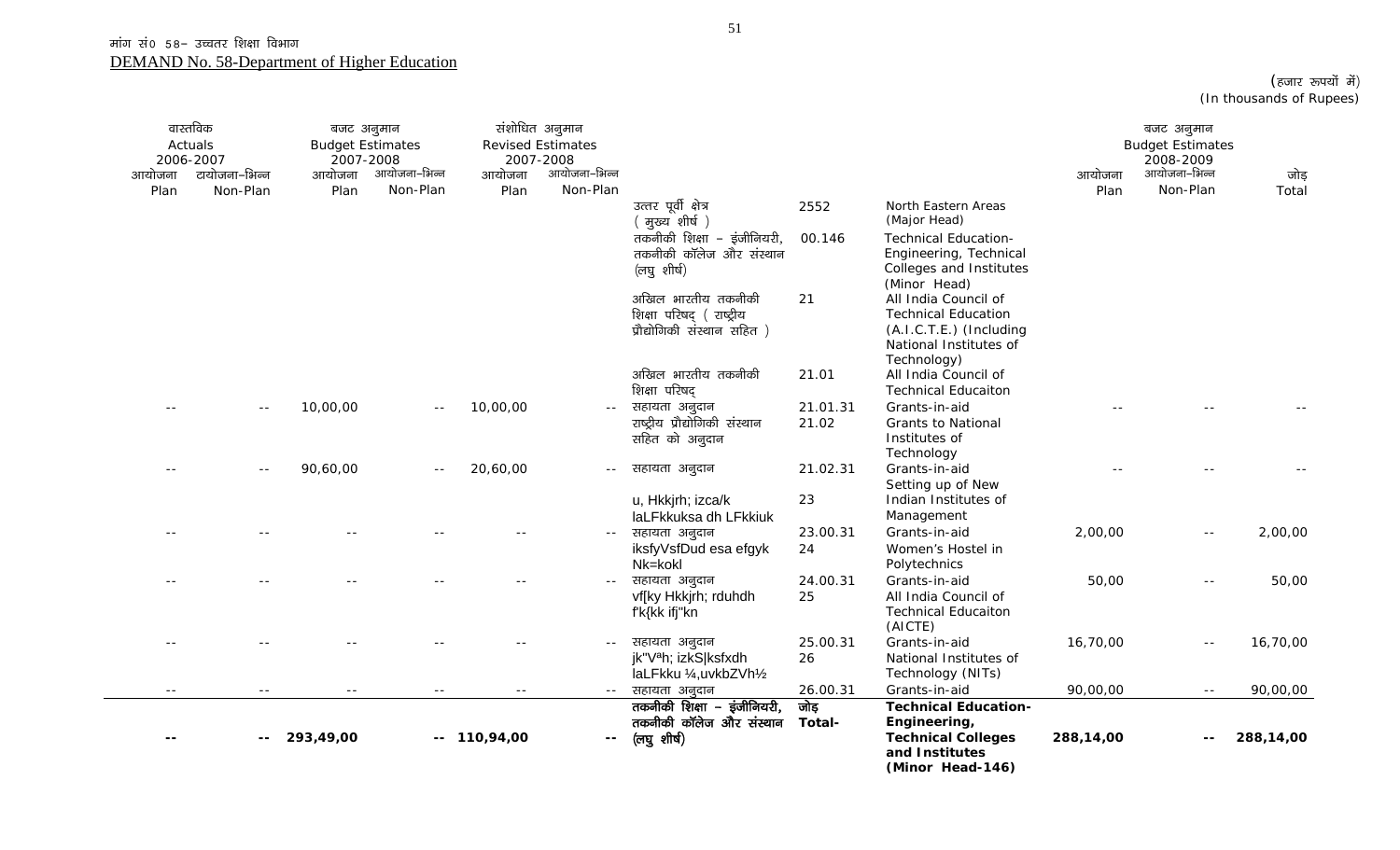मांग सं0 58– उच्चतर शिक्षा विभाग

DEMAND No. 58-Department of Higher Education

(हजार रूपयों में)
(In thousands of Rupees)

| वास्तविक Actuals 2006-2007 | | बजट अनुमान Budget Estimates 2007-2008 | | संशोधित अनुमान Revised Estimates 2007-2008 | | | | | बजट अनुमान Budget Estimates 2008-2009 | | |
|---|---|---|---|---|---|---|---|---|---|---|---|
| आयोजना Plan | टायोजना–भिन्न Non-Plan | आयोजना Plan | आयोजना–भिन्न Non-Plan | आयोजना Plan | आयोजना–भिन्न Non-Plan | | | | आयोजना Plan | आयोजना–भिन्न Non-Plan | जोड़ Total |
| | | | | | | उत्तर पूर्वी क्षेत्र ( मुख्य शीर्ष ) | 2552 | North Eastern Areas (Major Head) | | | |
| | | | | | | तकनीकी शिक्षा – इंजीनियरी, तकनीकी कॉलेज और संस्थान (लघु शीर्ष) | 00.146 | Technical Education-Engineering, Technical Colleges and Institutes (Minor Head) | | | |
| | | | | | | अखिल भारतीय तकनीकी शिक्षा परिषद् ( राष्ट्रीय प्रौद्योगिकी संस्थान सहित ) | 21 | All India Council of Technical Education (A.I.C.T.E.) (Including National Institutes of Technology) | | | |
| | | | | | | अखिल भारतीय तकनीकी शिक्षा परिषद् | 21.01 | All India Council of Technical Educaiton | | | |
| -- | -- | 10,00,00 | -- | 10,00,00 | -- | सहायता अनुदान | 21.01.31 | Grants-in-aid | -- | -- | -- |
| | | | | | | राष्ट्रीय प्रौद्योगिकी संस्थान सहित को अनुदान | 21.02 | Grants to National Institutes of Technology | | | |
| -- | -- | 90,60,00 | -- | 20,60,00 | -- | सहायता अनुदान | 21.02.31 | Grants-in-aid | -- | -- | -- |
| | | | | | | u, Hkkjrh; izca/k laLFkkuksa dh LFkkiuk | 23 | Setting up of New Indian Institutes of Management | | | |
| -- | -- | -- | -- | -- | -- | सहायता अनुदान | 23.00.31 | Grants-in-aid | 2,00,00 | -- | 2,00,00 |
| | | | | | | iksfyVsfDud esa efgyk Nk=kokl | 24 | Women's Hostel in Polytechnics | | | |
| -- | -- | -- | -- | -- | -- | सहायता अनुदान | 24.00.31 | Grants-in-aid | 50,00 | -- | 50,00 |
| | | | | | | vf[ky Hkkjrh; rduhdh f'k{kk ifj"kn | 25 | All India Council of Technical Educaiton (AICTE) | | | |
| -- | -- | -- | -- | -- | -- | सहायता अनुदान | 25.00.31 | Grants-in-aid | 16,70,00 | -- | 16,70,00 |
| | | | | | | jk"Vªh; izkS|ksfxdh laLFkku ¼,uvkbZVh½ | 26 | National Institutes of Technology (NITs) | | | |
| -- | -- | -- | -- | -- | -- | सहायता अनुदान | 26.00.31 | Grants-in-aid | 90,00,00 | -- | 90,00,00 |
| **--** | **--** | **293,49,00** | **--** | **110,94,00** | **--** | **तकनीकी शिक्षा – इंजीनियरी, तकनीकी कॉलेज और संस्थान (लघु शीर्ष)** | **जोड़ Total-** | **Technical Education-Engineering, Technical Colleges and Institutes (Minor Head-146)** | **288,14,00** | **--** | **288,14,00** |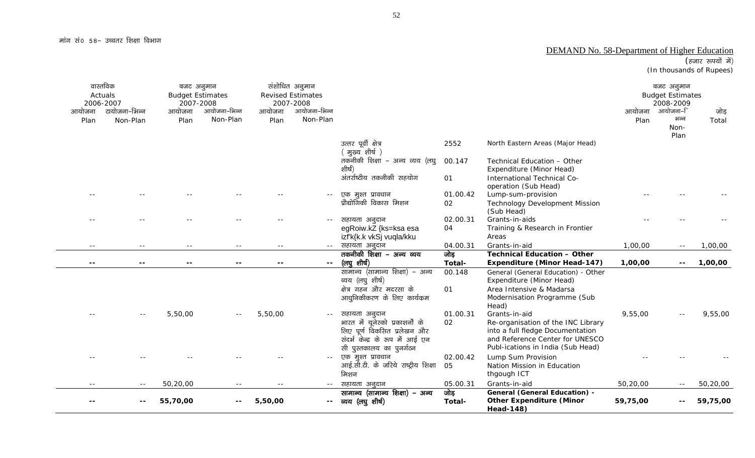मांग सं0 58– उच्चतर शिक्षा विभाग

DEMAND No. 58-Department of Higher Education

(हजार रूपयों में)
(In thousands of Rupees)

| वास्तविक Actuals 2006-2007 | | बजट अनुमान Budget Estimates 2007-2008 | | संशोधित अनुमान Revised Estimates 2007-2008 | | | | | बजट अनुमान Budget Estimates 2008-2009 | | |
|---|---|---|---|---|---|---|---|---|---|---|---|
| आयोजना Plan | टायोजना–भिन्न Non-Plan | आयोजना Plan | आयोजना–भिन्न Non-Plan | आयोजना Plan | आयोजना–भिन्न Non-Plan | | | | आयोजना Plan | आयोजना–भिन्न Non-Plan | जोड़ Total |
| | | | | | | उत्तर पूर्वी क्षेत्र ( मुख्य शीर्ष ) | 2552 | North Eastern Areas (Major Head) | | | |
| | | | | | | तकनीकी शिक्षा – अन्य व्यय (लघु शीर्ष) | 00.147 | Technical Education – Other Expenditure (Minor Head) | | | |
| | | | | | | अंतर्राष्ट्रीय तकनीकी सहयोग | 01 | International Technical Co-operation (Sub Head) | | | |
| -- | -- | -- | -- | -- | -- | एक मुश्त प्रावधान | 01.00.42 | Lump-sum-provision | -- | -- | -- |
| | | | | | | प्रौद्योगिकी विकास मिशन | 02 | Technology Development Mission (Sub Head) | | | |
| -- | -- | -- | -- | -- | -- | सहायता अनुदान | 02.00.31 | Grants-in-aids | -- | -- | -- |
| | | | | | | egRoiw.kZ {ks=ksa esa izf'k{k.k vkSj vuqla/kku | 04 | Training & Research in Frontier Areas | | | |
| -- | -- | -- | -- | -- | -- | सहायता अनुदान | 04.00.31 | Grants-in-aid | 1,00,00 | -- | 1,00,00 |
| **--** | **--** | **--** | **--** | **--** | **--** | **तकनीकी शिक्षा – अन्य व्यय (लघु शीर्ष)** | **जोड़ Total-** | **Technical Education – Other Expenditure (Minor Head-147)** | **1,00,00** | **--** | **1,00,00** |
| | | | | | | सामान्य (सामान्य शिक्षा) – अन्य व्यय (लघु शीर्ष) | 00.148 | General (General Education) - Other Expenditure (Minor Head) | | | |
| | | | | | | क्षेत्र गहन और मदरसा के आधुनिकीकरण के लिए कार्यक्रम | 01 | Area Intensive & Madarsa Modernisation Programme (Sub Head) | | | |
| -- | -- | 5,50,00 | -- | 5,50,00 | -- | सहायता अनुदान | 01.00.31 | Grants-in-aid | 9,55,00 | -- | 9,55,00 |
| | | | | | | भारत में यूनेस्को प्रकाशनों के लिए पूर्ण विकसित प्रलेखन और संदर्भ केन्द्र के रूप में आई एन सी पुस्तकालय का पुनर्गठन | 02 | Re-organisation of the INC Library into a full fledge Documentation and Reference Center for UNESCO Publ-ications in India (Sub Head) | | | |
| -- | -- | -- | -- | -- | -- | एक मुश्त प्रावधान | 02.00.42 | Lump Sum Provision | -- | -- | -- |
| | | | | | | आई.सी.टी. के जरिये राष्ट्रीय शिक्षा मिशन | 05 | Nation Mission in Education thgough ICT | | | |
| -- | -- | 50,20,00 | -- | -- | -- | सहायता अनुदान | 05.00.31 | Grants-in-aid | 50,20,00 | -- | 50,20,00 |
| **--** | **--** | **55,70,00** | **--** | **5,50,00** | **--** | **सामान्य (सामान्य शिक्षा) – अन्य व्यय (लघु शीर्ष)** | **जोड़ Total-** | **General (General Education) - Other Expenditure (Minor Head-148)** | **59,75,00** | **--** | **59,75,00** |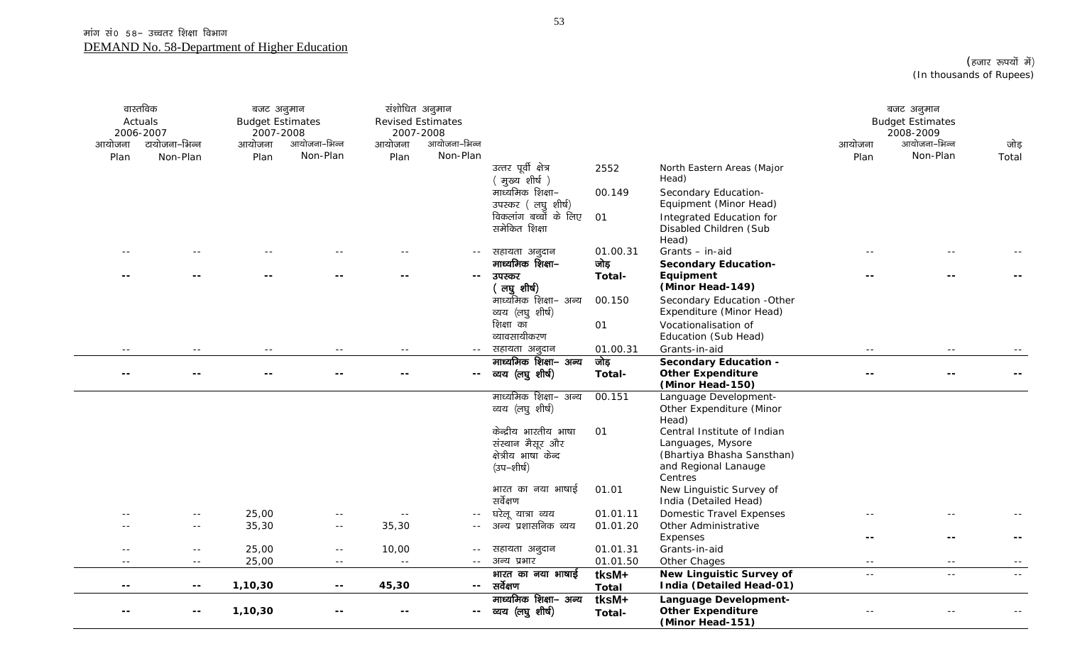मांग सं0 58– उच्चतर शिक्षा विभाग

DEMAND No. 58-Department of Higher Education

(हजार रूपयों में)
(In thousands of Rupees)

| वास्तविक Actuals 2006-2007 | | बजट अनुमान Budget Estimates 2007-2008 | | संशोधित अनुमान Revised Estimates 2007-2008 | | | | | बजट अनुमान Budget Estimates 2008-2009 | | |
|---|---|---|---|---|---|---|---|---|---|---|---|
| आयोजना Plan | आयोजना–भिन्न Non-Plan | आयोजना Plan | आयोजना–भिन्न Non-Plan | आयोजना Plan | आयोजना–भिन्न Non-Plan | | | | आयोजना Plan | आयोजना–भिन्न Non-Plan | जोड़ Total |
| | | | | | | उत्तर पूर्वी क्षेत्र ( मुख्य शीर्ष ) | 2552 | North Eastern Areas (Major Head) | | | |
| | | | | | | माध्यमिक शिक्षा– उपस्कर ( लघु शीर्ष) | 00.149 | Secondary Education-Equipment (Minor Head) | | | |
| | | | | | | विकलांग बच्चों के लिए समेकित शिक्षा | 01 | Integrated Education for Disabled Children (Sub Head) | | | |
| -- | -- | -- | -- | -- | -- | सहायता अनुदान | 01.00.31 | Grants – in-aid | -- | -- | -- |
| **--** | **--** | **--** | **--** | **--** | **--** | **माध्यमिक शिक्षा– उपस्कर ( लघु शीर्ष)** | **जोड़ Total-** | **Secondary Education-Equipment (Minor Head-149)** | **--** | **--** | **--** |
| | | | | | | माध्यमिक शिक्षा– अन्य व्यय (लघु शीर्ष) | 00.150 | Secondary Education -Other Expenditure (Minor Head) | | | |
| | | | | | | शिक्षा का व्यावसायीकरण | 01 | Vocationalisation of Education (Sub Head) | | | |
| -- | -- | -- | -- | -- | -- | सहायता अनुदान | 01.00.31 | Grants-in-aid | -- | -- | -- |
| **--** | **--** | **--** | **--** | **--** | **--** | **माध्यमिक शिक्षा– अन्य व्यय (लघु शीर्ष)** | **जोड़ Total-** | **Secondary Education -Other Expenditure (Minor Head-150)** | **--** | **--** | **--** |
| | | | | | | माध्यमिक शिक्षा– अन्य व्यय (लघु शीर्ष) | 00.151 | Language Development-Other Expenditure (Minor Head) | | | |
| | | | | | | केन्द्रीय भारतीय भाषा संस्थान मैसूर और क्षेत्रीय भाषा केन्द (उप–शीर्ष) | 01 | Central Institute of Indian Languages, Mysore (Bhartiya Bhasha Sansthan) and Regional Lanauge Centres | | | |
| | | | | | | भारत का नया भाषाई सर्वेक्षण | 01.01 | New Linguistic Survey of India (Detailed Head) | | | |
| -- | -- | 25,00 | -- | -- | -- | घरेलू यात्रा व्यय | 01.01.11 | Domestic Travel Expenses | -- | -- | -- |
| -- | -- | 35,30 | -- | 35,30 | -- | अन्य प्रशासनिक व्यय | 01.01.20 | Other Administrative Expenses | **--** | **--** | **--** |
| -- | -- | 25,00 | -- | 10,00 | -- | सहायता अनुदान | 01.01.31 | Grants-in-aid | | | |
| -- | -- | 25,00 | -- | -- | -- | अन्य प्रभार | 01.01.50 | Other Chages | -- | -- | -- |
| **--** | **--** | **1,10,30** | **--** | **45,30** | **--** | **भारत का नया भाषाई सर्वेक्षण** | **tksM+ Total** | **New Linguistic Survey of India (Detailed Head-01)** | -- | -- | -- |
| **--** | **--** | **1,10,30** | **--** | **--** | **--** | **माध्यमिक शिक्षा– अन्य व्यय (लघु शीर्ष)** | **tksM+ Total-** | **Language Development-Other Expenditure (Minor Head-151)** | -- | -- | -- |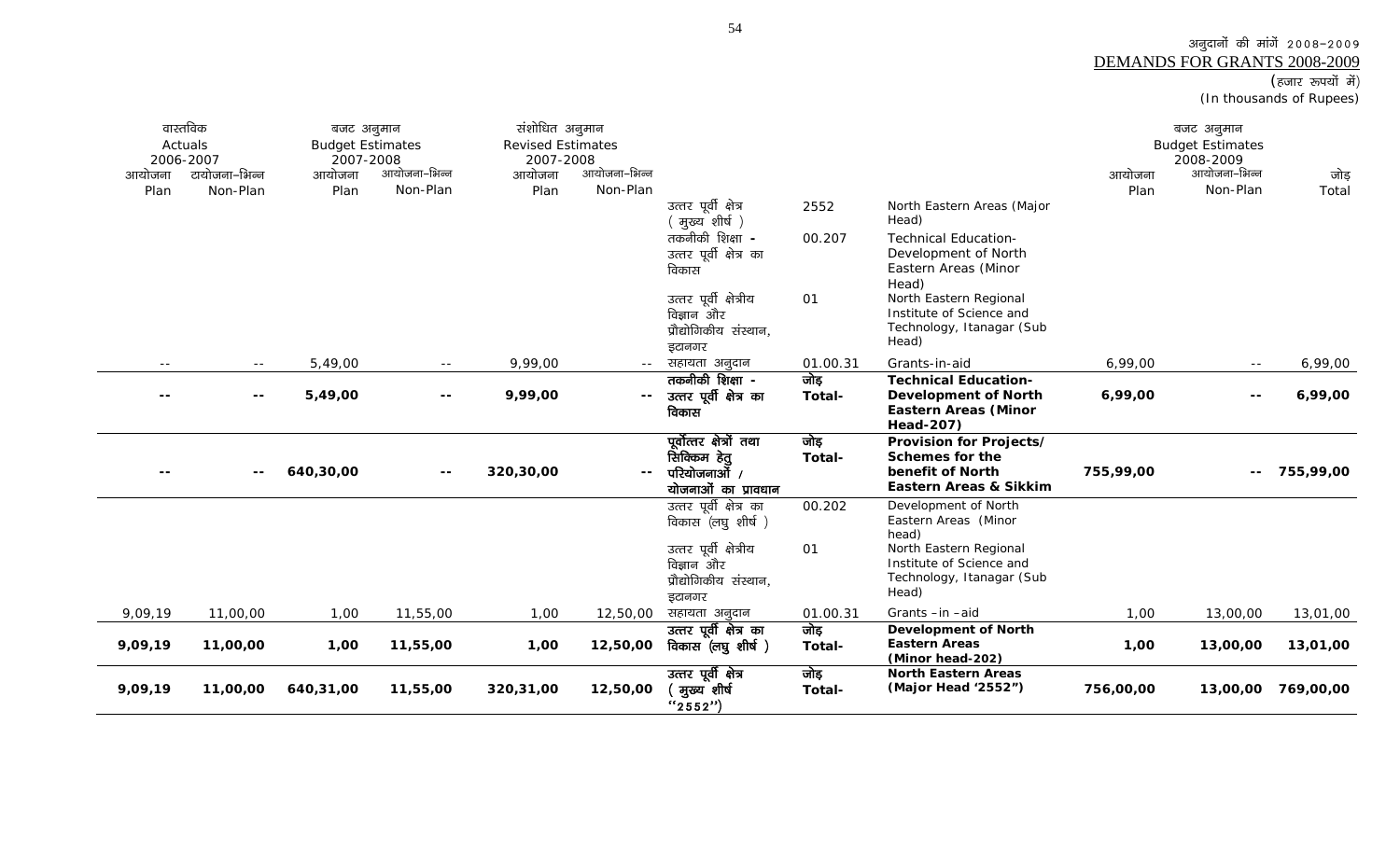अनुदानों की मांगें 2008–2009
DEMANDS FOR GRANTS 2008-2009
(हजार रूपयों में)
(In thousands of Rupees)

| वास्तविक Actuals 2006-2007 | | बजट अनुमान Budget Estimates 2007-2008 | | संशोधित अनुमान Revised Estimates 2007-2008 | | | | | बजट अनुमान Budget Estimates 2008-2009 | | |
|---|---|---|---|---|---|---|---|---|---|---|---|
| आयोजना Plan | आयोजना–भिन्न Non-Plan | आयोजना Plan | आयोजना–भिन्न Non-Plan | आयोजना Plan | आयोजना–भिन्न Non-Plan | | | | आयोजना Plan | आयोजना–भिन्न Non-Plan | जोड़ Total |
| | | | | | | उत्तर पूर्वी क्षेत्र (मुख्य शीर्ष) | 2552 | North Eastern Areas (Major Head) | | | |
| | | | | | | तकनीकी शिक्षा - उत्तर पूर्वी क्षेत्र का विकास | 00.207 | Technical Education-Development of North Eastern Areas (Minor Head) | | | |
| | | | | | | उत्तर पूर्वी क्षेत्रीय विज्ञान और प्रौद्योगिकीय संस्थान, इटानगर | 01 | North Eastern Regional Institute of Science and Technology, Itanagar (Sub Head) | | | |
| -- | -- | 5,49,00 | -- | 9,99,00 | -- | सहायता अनुदान | 01.00.31 | Grants-in-aid | 6,99,00 | -- | 6,99,00 |
| **--** | **--** | **5,49,00** | **--** | **9,99,00** | **--** | **तकनीकी शिक्षा - उत्तर पूर्वी क्षेत्र का विकास** | **जोड़ Total-** | **Technical Education-Development of North Eastern Areas (Minor Head-207)** | **6,99,00** | **--** | **6,99,00** |
| **--** | **--** | **640,30,00** | **--** | **320,30,00** | **--** | **पूर्वोत्तर क्षेत्रों तथा सिक्किम हेतु परियोजनाओं / योजनाओं का प्रावधान** | **जोड़ Total-** | **Provision for Projects/ Schemes for the benefit of North Eastern Areas & Sikkim** | **755,99,00** | **--** | **755,99,00** |
| | | | | | | उत्तर पूर्वी क्षेत्र का विकास (लघु शीर्ष) | 00.202 | Development of North Eastern Areas (Minor head) | | | |
| | | | | | | उत्तर पूर्वी क्षेत्रीय विज्ञान और प्रौद्योगिकीय संस्थान, इटानगर | 01 | North Eastern Regional Institute of Science and Technology, Itanagar (Sub Head) | | | |
| 9,09,19 | 11,00,00 | 1,00 | 11,55,00 | 1,00 | 12,50,00 | सहायता अनुदान | 01.00.31 | Grants –in –aid | 1,00 | 13,00,00 | 13,01,00 |
| **9,09,19** | **11,00,00** | **1,00** | **11,55,00** | **1,00** | **12,50,00** | **उत्तर पूर्वी क्षेत्र का विकास (लघु शीर्ष)** | **जोड़ Total-** | **Development of North Eastern Areas (Minor head-202)** | **1,00** | **13,00,00** | **13,01,00** |
| **9,09,19** | **11,00,00** | **640,31,00** | **11,55,00** | **320,31,00** | **12,50,00** | **उत्तर पूर्वी क्षेत्र (मुख्य शीर्ष "2552")** | **जोड़ Total-** | **North Eastern Areas (Major Head '2552")** | **756,00,00** | **13,00,00** | **769,00,00** |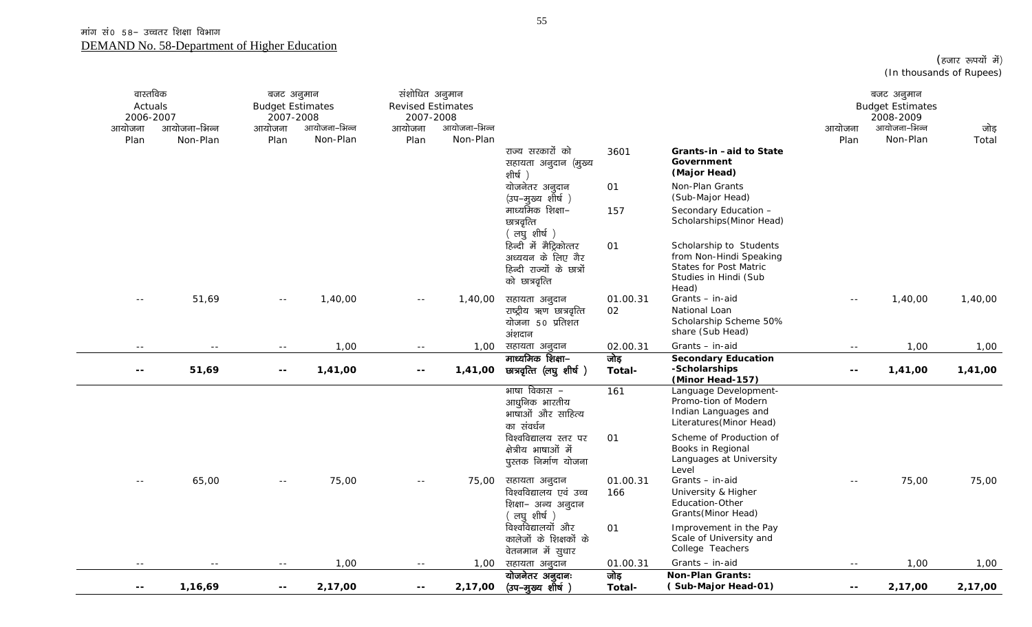मांग सं0 58– उच्चतर शिक्षा विभाग

DEMAND No. 58-Department of Higher Education

(हजार रूपयों में)
(In thousands of Rupees)

| वास्तविक Actuals 2006-2007 | | बजट अनुमान Budget Estimates 2007-2008 | | संशोधित अनुमान Revised Estimates 2007-2008 | | | | | बजट अनुमान Budget Estimates 2008-2009 | | |
|---|---|---|---|---|---|---|---|---|---|---|---|
| आयोजना Plan | आयोजना–भिन्न Non-Plan | आयोजना Plan | आयोजना–भिन्न Non-Plan | आयोजना Plan | आयोजना–भिन्न Non-Plan | | | | आयोजना Plan | आयोजना–भिन्न Non-Plan | जोड़ Total |
| | | | | | | राज्य सरकारों को सहायता अनुदान (मुख्य शीर्ष ) | 3601 | **Grants-in –aid to State Government (Major Head)** | | | |
| | | | | | | योजनेतर अनुदान (उप–मुख्य शीर्ष ) | 01 | Non-Plan Grants (Sub-Major Head) | | | |
| | | | | | | माध्यमिक शिक्षा–छात्रवृत्ति ( लघु शीर्ष ) | 157 | Secondary Education – Scholarships(Minor Head) | | | |
| | | | | | | हिन्दी में मैट्रिकोत्तर अध्ययन के लिए गैर हिन्दी राज्यों के छात्रों को छात्रवृत्ति | 01 | Scholarship to Students from Non-Hindi Speaking States for Post Matric Studies in Hindi (Sub Head) | | | |
| -- | 51,69 | -- | 1,40,00 | -- | 1,40,00 | सहायता अनुदान | 01.00.31 | Grants – in-aid | -- | 1,40,00 | 1,40,00 |
| | | | | | | राष्ट्रीय ऋण छात्रवृत्ति योजना 50 प्रतिशत अंशदान | 02 | National Loan Scholarship Scheme 50% share (Sub Head) | | | |
| -- | -- | -- | 1,00 | -- | 1,00 | सहायता अनुदान | 02.00.31 | Grants – in-aid | -- | 1,00 | 1,00 |
| **--** | **51,69** | **--** | **1,41,00** | **--** | **1,41,00** | **माध्यमिक शिक्षा–छात्रवृत्ति (लघु शीर्ष )** | **जोड़ Total-** | **Secondary Education -Scholarships (Minor Head-157)** | **--** | **1,41,00** | **1,41,00** |
| | | | | | | भाषा विकास – आधुनिक भारतीय भाषाओं और साहित्य का संवर्धन | 161 | Language Development-Promo-tion of Modern Indian Languages and Literatures(Minor Head) | | | |
| | | | | | | विश्वविद्यालय स्तर पर क्षेत्रीय भाषाओं में पुस्तक निर्माण योजना | 01 | Scheme of Production of Books in Regional Languages at University Level | | | |
| -- | 65,00 | -- | 75,00 | -- | 75,00 | सहायता अनुदान | 01.00.31 | Grants – in-aid | -- | 75,00 | 75,00 |
| | | | | | | विश्वविद्यालय एवं उच्च शिक्षा– अन्य अनुदान ( लघु शीर्ष ) | 166 | University & Higher Education-Other Grants(Minor Head) | | | |
| | | | | | | विश्वविद्यालयों और कालेजों के शिक्षकों के वेतनमान में सुधार | 01 | Improvement in the Pay Scale of University and College Teachers | | | |
| -- | -- | -- | 1,00 | -- | 1,00 | सहायता अनुदान | 01.00.31 | Grants – in-aid | -- | 1,00 | 1,00 |
| **--** | **1,16,69** | **--** | **2,17,00** | **--** | **2,17,00** | **योजनेतर अनुदानः (उप–मुख्य शीर्ष )** | **जोड़ Total-** | **Non-Plan Grants: ( Sub-Major Head-01)** | **--** | **2,17,00** | **2,17,00** |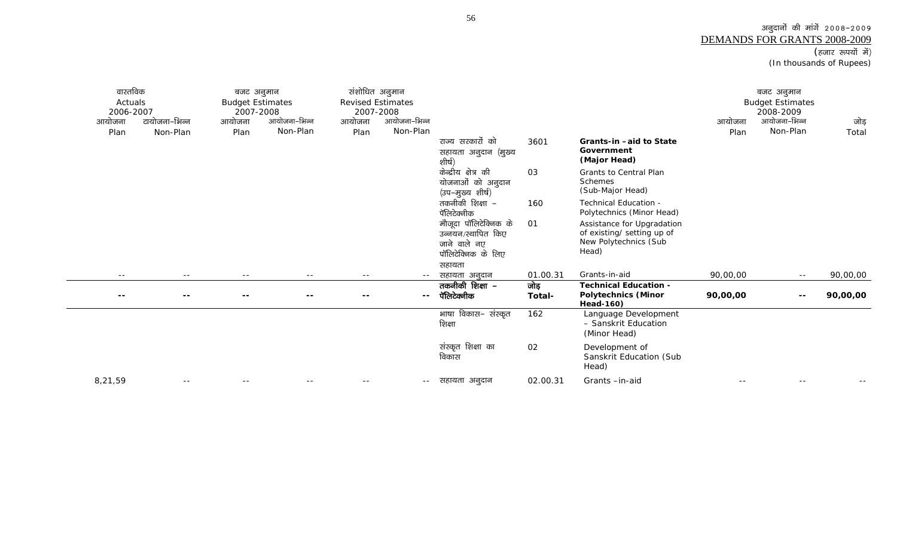अनुदानों की मांगें 2008-2009
DEMANDS FOR GRANTS 2008-2009
(हजार रूपयों में)
(In thousands of Rupees)

| वास्तविक Actuals 2006-2007 | | बजट अनुमान Budget Estimates 2007-2008 | | संशोधित अनुमान Revised Estimates 2007-2008 | | | | | बजट अनुमान Budget Estimates 2008-2009 | | |
|---|---|---|---|---|---|---|---|---|---|---|---|
| आयोजना Plan | टायोजना-भिन्न Non-Plan | आयोजना Plan | आयोजना-भिन्न Non-Plan | आयोजना Plan | आयोजना-भिन्न Non-Plan | | | | आयोजना Plan | आयोजना-भिन्न Non-Plan | जोड़ Total |
| | | | | | | राज्य सरकारों को सहायता अनुदान (मुख्य शीर्ष) | 3601 | **Grants-in -aid to State Government (Major Head)** | | | |
| | | | | | | केन्द्रीय क्षेत्र की योजनाओं को अनुदान (उप-मुख्य शीर्ष) | 03 | Grants to Central Plan Schemes (Sub-Major Head) | | | |
| | | | | | | तकनीकी शिक्षा - पॅलिटेक्नीक | 160 | Technical Education - Polytechnics (Minor Head) | | | |
| | | | | | | मौजूदा पॉलिटेक्निक के उन्नयन/स्थापित किए जाने वाले नए पॉलिटेक्निक के लिए सहायता | 01 | Assistance for Upgradation of existing/ setting up of New Polytechnics (Sub Head) | | | |
| -- | -- | -- | -- | -- | -- | सहायता अनुदान | 01.00.31 | Grants-in-aid | 90,00,00 | -- | 90,00,00 |
| **--** | **--** | **--** | **--** | **--** | **--** | **तकनीकी शिक्षा - पॅलिटेक्नीक** | **जोड़ Total-** | **Technical Education - Polytechnics (Minor Head-160)** | **90,00,00** | **--** | **90,00,00** |
| | | | | | | भाषा विकास- संस्कृत शिक्षा | 162 | Language Development - Sanskrit Education (Minor Head) | | | |
| | | | | | | संस्कृत शिक्षा का विकास | 02 | Development of Sanskrit Education (Sub Head) | | | |
| 8,21,59 | -- | -- | -- | -- | -- | सहायता अनुदान | 02.00.31 | Grants -in-aid | -- | -- | -- |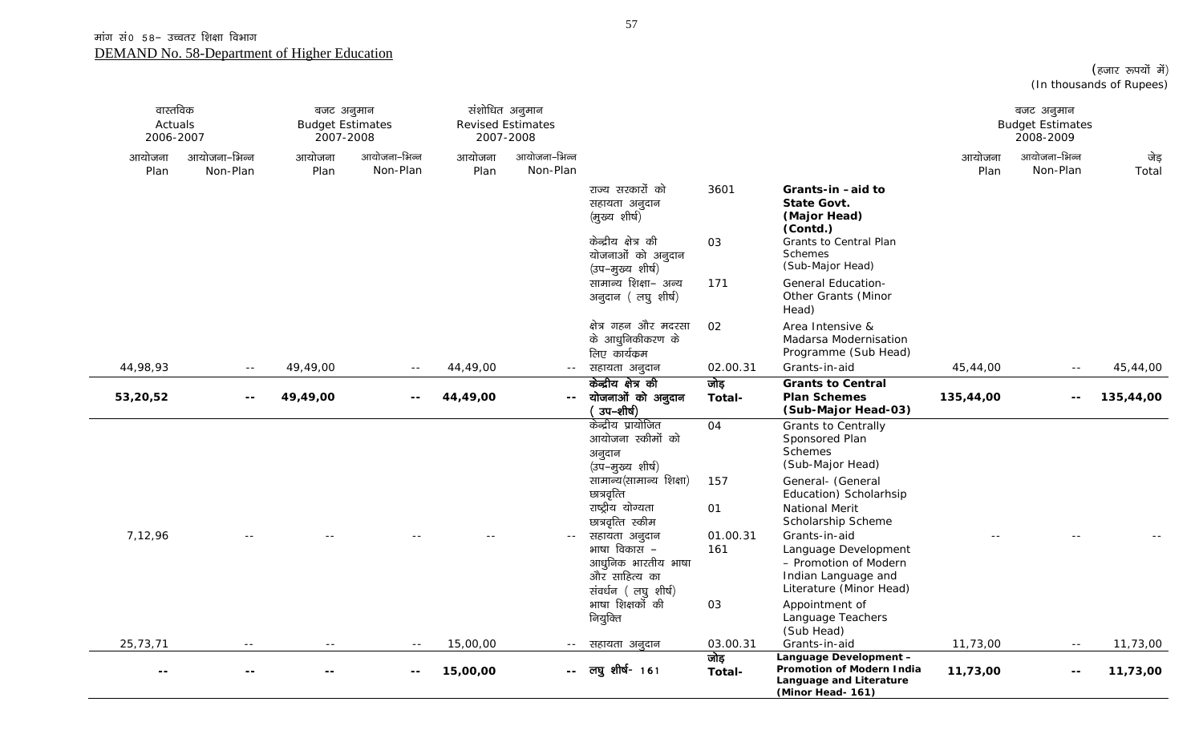मांग सं0 58– उच्चतर शिक्षा विभाग

DEMAND No. 58-Department of Higher Education

(हजार रूपयों में)
(In thousands of Rupees)

| वास्तविक Actuals 2006-2007 | | बजट अनुमान Budget Estimates 2007-2008 | | संशोधित अनुमान Revised Estimates 2007-2008 | | | | | बजट अनुमान Budget Estimates 2008-2009 | | |
|---|---|---|---|---|---|---|---|---|---|---|---|
| आयोजना Plan | आयोजना–भिन्न Non-Plan | आयोजना Plan | आयोजना–भिन्न Non-Plan | आयोजना Plan | आयोजना–भिन्न Non-Plan | | | | आयोजना Plan | आयोजना–भिन्न Non-Plan | जोड़ Total |
| | | | | | | राज्य सरकारों को सहायता अनुदान (मुख्य शीर्ष) | 3601 | **Grants-in –aid to State Govt. (Major Head) (Contd.)** | | | |
| | | | | | | केंद्रीय क्षेत्र की योजनाओं को अनुदान (उप–मुख्य शीर्ष) | 03 | Grants to Central Plan Schemes (Sub-Major Head) | | | |
| | | | | | | सामान्य शिक्षा– अन्य अनुदान ( लघु शीर्ष) | 171 | General Education- Other Grants (Minor Head) | | | |
| | | | | | | क्षेत्र गहन और मदरसा के आधुनिकीकरण के लिए कार्यक्रम | 02 | Area Intensive & Madarsa Modernisation Programme (Sub Head) | | | |
| 44,98,93 | -- | 49,49,00 | -- | 44,49,00 | -- | सहायता अनुदान | 02.00.31 | Grants-in-aid | 45,44,00 | -- | 45,44,00 |
| **53,20,52** | **--** | **49,49,00** | **--** | **44,49,00** | **--** | **केंद्रीय क्षेत्र की योजनाओं को अनुदान ( उप–शीर्ष)** | **जोड़ Total-** | **Grants to Central Plan Schemes (Sub-Major Head-03)** | **135,44,00** | **--** | **135,44,00** |
| | | | | | | केंद्रीय प्रायोजित आयोजना स्कीमों को अनुदान (उप–मुख्य शीर्ष) | 04 | Grants to Centrally Sponsored Plan Schemes (Sub-Major Head) | | | |
| | | | | | | सामान्य(सामान्य शिक्षा) छात्रवृत्ति | 157 | General- (General Education) Scholarhsip | | | |
| | | | | | | राष्ट्रीय योग्यता छात्रवृत्ति स्कीम | 01 | National Merit Scholarship Scheme | | | |
| 7,12,96 | -- | -- | -- | -- | -- | सहायता अनुदान | 01.00.31 | Grants-in-aid | -- | -- | -- |
| | | | | | | भाषा विकास – आधुनिक भारतीय भाषा और साहित्य का संवर्धन ( लघु शीर्ष) | 161 | Language Development – Promotion of Modern Indian Language and Literature (Minor Head) | | | |
| | | | | | | भाषा शिक्षकों की नियुक्ति | 03 | Appointment of Language Teachers (Sub Head) | | | |
| 25,73,71 | -- | -- | -- | 15,00,00 | -- | सहायता अनुदान | 03.00.31 | Grants-in-aid | 11,73,00 | -- | 11,73,00 |
| **--** | **--** | **--** | **--** | **15,00,00** | **--** | **लघु शीर्ष- 161** | **जोड़ Total-** | **Language Development – Promotion of Modern India Language and Literature (Minor Head- 161)** | **11,73,00** | **--** | **11,73,00** |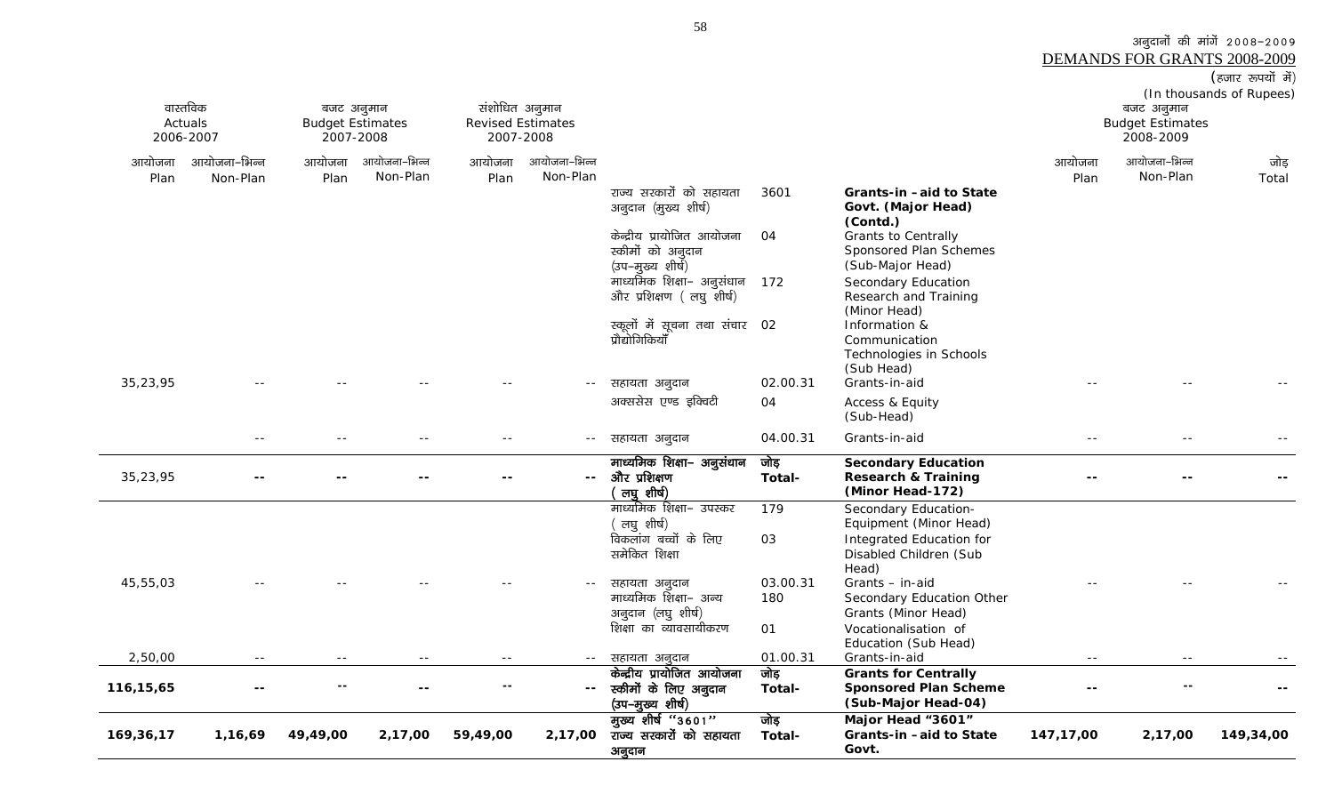अनुदानों की मांगें 2008–2009
DEMANDS FOR GRANTS 2008-2009

(हजार रूपयों में)
(In thousands of Rupees)

| वास्तविक Actuals 2006-2007 | | बजट अनुमान Budget Estimates 2007-2008 | | संशोधित अनुमान Revised Estimates 2007-2008 | | | | | बजट अनुमान Budget Estimates 2008-2009 | | |
|---|---|---|---|---|---|---|---|---|---|---|---|
| आयोजना Plan | आयोजना–भिन्न Non-Plan | आयोजना Plan | आयोजना–भिन्न Non-Plan | आयोजना Plan | आयोजना–भिन्न Non-Plan | | | | आयोजना Plan | आयोजना–भिन्न Non-Plan | जोड़ Total |
| | | | | | | राज्य सरकारों को सहायता अनुदान (मुख्य शीर्ष) | 3601 | **Grants-in -aid to State Govt. (Major Head) (Contd.)** | | | |
| | | | | | | केन्द्रीय प्रायोजित आयोजना स्कीमों को अनुदान (उप–मुख्य शीर्ष) | 04 | Grants to Centrally Sponsored Plan Schemes (Sub-Major Head) | | | |
| | | | | | | माध्यमिक शिक्षा– अनुसंधान और प्रशिक्षण ( लघु शीर्ष) | 172 | Secondary Education Research and Training (Minor Head) | | | |
| | | | | | | स्कूलों में सूचना तथा संचार प्रौद्योगिकियाँ | 02 | Information & Communication Technologies in Schools (Sub Head) | | | |
| 35,23,95 | -- | -- | -- | -- | -- | सहायता अनुदान | 02.00.31 | Grants-in-aid | -- | -- | -- |
| | | | | | | अक्ससेस एण्ड इक्विटी | 04 | Access & Equity (Sub-Head) | | | |
| | -- | -- | -- | -- | -- | सहायता अनुदान | 04.00.31 | Grants-in-aid | -- | -- | -- |
| 35,23,95 | -- | -- | -- | -- | -- | **माध्यमिक शिक्षा– अनुसंधान और प्रशिक्षण ( लघु शीर्ष)** | **जोड़ Total-** | **Secondary Education Research & Training (Minor Head-172)** | -- | -- | -- |
| | | | | | | माध्यमिक शिक्षा– उपस्कर ( लघु शीर्ष) | 179 | Secondary Education- Equipment (Minor Head) | | | |
| | | | | | | विकलांग बच्चों के लिए समेकित शिक्षा | 03 | Integrated Education for Disabled Children (Sub Head) | | | |
| 45,55,03 | -- | -- | -- | -- | -- | सहायता अनुदान | 03.00.31 | Grants – in-aid | -- | -- | -- |
| | | | | | | माध्यमिक शिक्षा– अन्य अनुदान (लघु शीर्ष) | 180 | Secondary Education Other Grants (Minor Head) | | | |
| | | | | | | शिक्षा का व्यावसायीकरण | 01 | Vocationalisation of Education (Sub Head) | | | |
| 2,50,00 | -- | -- | -- | -- | -- | सहायता अनुदान | 01.00.31 | Grants-in-aid | -- | -- | -- |
| **116,15,65** | -- | -- | -- | -- | -- | **केन्द्रीय प्रायोजित आयोजना स्कीमों के लिए अनुदान (उप–मुख्य शीर्ष)** | **जोड़ Total-** | **Grants for Centrally Sponsored Plan Scheme (Sub-Major Head-04)** | -- | -- | -- |
| **169,36,17** | **1,16,69** | **49,49,00** | **2,17,00** | **59,49,00** | **2,17,00** | **मुख्य शीर्ष "3601" राज्य सरकारों को सहायता अनुदान** | **जोड़ Total-** | **Major Head "3601" Grants-in -aid to State Govt.** | **147,17,00** | **2,17,00** | **149,34,00** |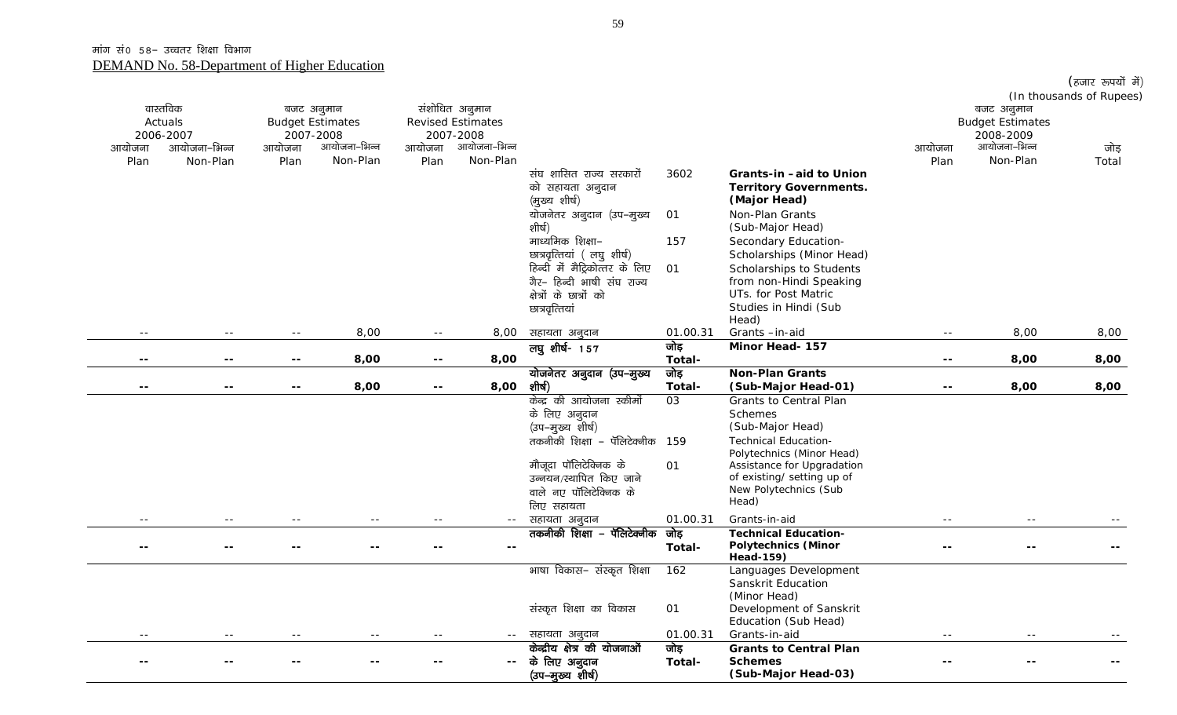मांग सं0 58– उच्चतर शिक्षा विभाग

DEMAND No. 58-Department of Higher Education

(हजार रूपयों में)
(In thousands of Rupees)

| वास्तविक Actuals 2006-2007 | | बजट अनुमान Budget Estimates 2007-2008 | | संशोधित अनुमान Revised Estimates 2007-2008 | | | | | बजट अनुमान Budget Estimates 2008-2009 | | |
|---|---|---|---|---|---|---|---|---|---|---|---|
| आयोजना Plan | आयोजना–भिन्न Non-Plan | आयोजना Plan | आयोजना–भिन्न Non-Plan | आयोजना Plan | आयोजना–भिन्न Non-Plan | | | | आयोजना Plan | आयोजना–भिन्न Non-Plan | जोड़ Total |
| | | | | | | संघ शासित राज्य सरकारों को सहायता अनुदान (मुख्य शीर्ष) | 3602 | **Grants-in –aid to Union Territory Governments. (Major Head)** | | | |
| | | | | | | योजनेतर अनुदान (उप–मुख्य शीर्ष) | 01 | Non-Plan Grants (Sub-Major Head) | | | |
| | | | | | | माध्यमिक शिक्षा– छात्रवृत्तियां ( लघु शीर्ष) | 157 | Secondary Education-Scholarships (Minor Head) | | | |
| | | | | | | हिन्दी में मैट्रिकोत्तर के लिए गैर– हिन्दी भाषी संघ राज्य क्षेत्रों के छात्रों को छात्रवृत्तियां | 01 | Scholarships to Students from non-Hindi Speaking UTs. for Post Matric Studies in Hindi (Sub Head) | | | |
| -- | -- | -- | 8,00 | -- | 8,00 | सहायता अनुदान | 01.00.31 | Grants –in-aid | -- | 8,00 | 8,00 |
| **--** | **--** | **--** | **8,00** | **--** | **8,00** | **लघु शीर्ष- 157** | **जोड़ Total-** | **Minor Head- 157** | **--** | **8,00** | **8,00** |
| **--** | **--** | **--** | **8,00** | **--** | **8,00** | **योजनेतर अनुदान (उप–मुख्य शीर्ष)** | **जोड़ Total-** | **Non-Plan Grants (Sub-Major Head-01)** | **--** | **8,00** | **8,00** |
| | | | | | | केंद्र की आयोजना स्कीमों के लिए अनुदान (उप–मुख्य शीर्ष) | 03 | Grants to Central Plan Schemes (Sub-Major Head) | | | |
| | | | | | | तकनीकी शिक्षा – पॅलिटेक्नीक | 159 | Technical Education-Polytechnics (Minor Head) | | | |
| | | | | | | मौजूदा पॉलिटेक्निक के उन्नयन/स्थापित किए जाने वाले नए पॉलिटेक्निक के लिए सहायता | 01 | Assistance for Upgradation of existing/ setting up of New Polytechnics (Sub Head) | | | |
| -- | -- | -- | -- | -- | -- | सहायता अनुदान | 01.00.31 | Grants-in-aid | -- | -- | -- |
| **--** | **--** | **--** | **--** | **--** | **--** | **तकनीकी शिक्षा – पॅलिटेक्नीक** | **जोड़ Total-** | **Technical Education-Polytechnics (Minor Head-159)** | **--** | **--** | **--** |
| | | | | | | भाषा विकास– संस्कृत शिक्षा | 162 | Languages Development Sanskrit Education (Minor Head) | | | |
| | | | | | | संस्कृत शिक्षा का विकास | 01 | Development of Sanskrit Education (Sub Head) | | | |
| -- | -- | -- | -- | -- | -- | सहायता अनुदान | 01.00.31 | Grants-in-aid | -- | -- | -- |
| **--** | **--** | **--** | **--** | **--** | **--** | **केन्द्रीय क्षेत्र की योजनाओं के लिए अनुदान (उप–मुख्य शीर्ष)** | **जोड़ Total-** | **Grants to Central Plan Schemes (Sub-Major Head-03)** | **--** | **--** | **--** |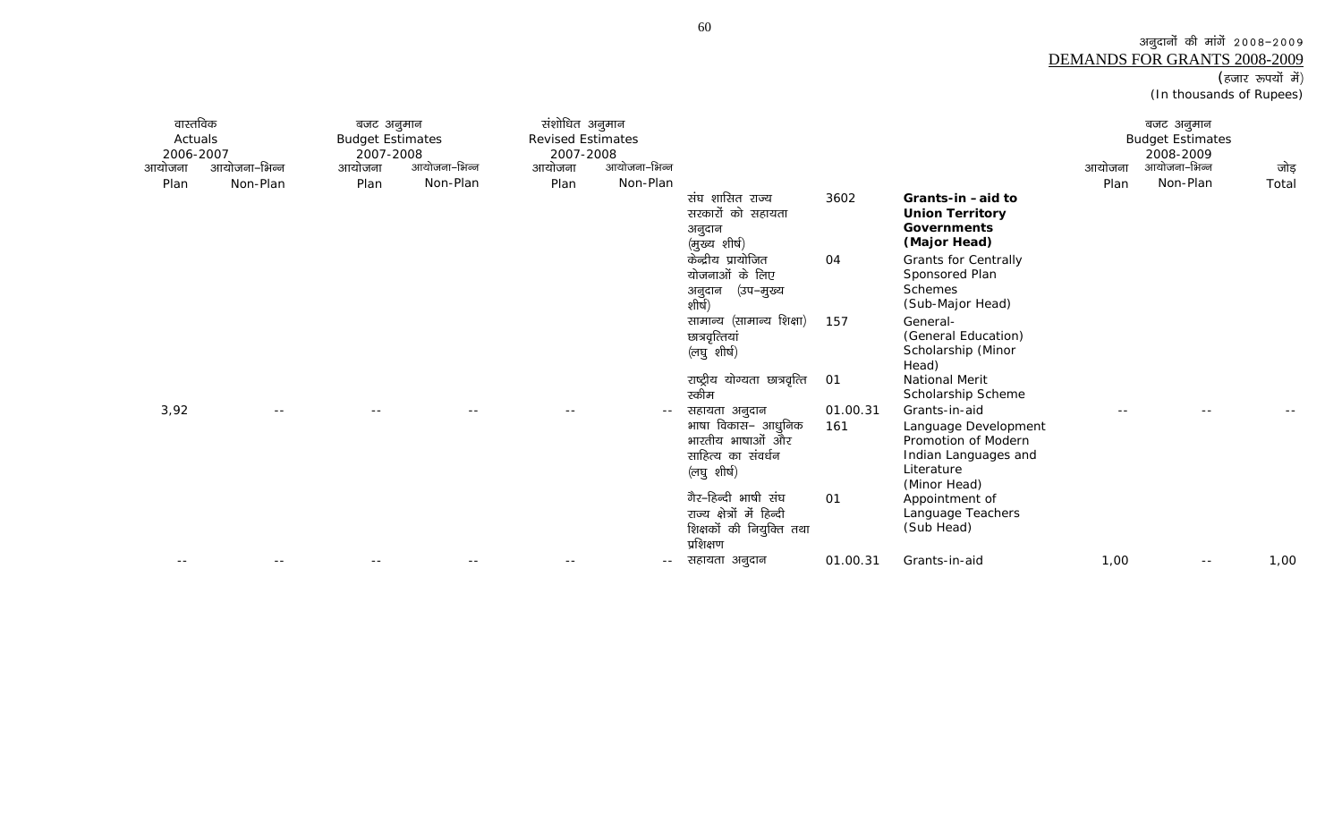अनुदानों की मांगें 2008-2009
DEMANDS FOR GRANTS 2008-2009
(हजार रूपयों में)
(In thousands of Rupees)

| वास्तविक Actuals 2006-2007 | | बजट अनुमान Budget Estimates 2007-2008 | | संशोधित अनुमान Revised Estimates 2007-2008 | | | | | बजट अनुमान Budget Estimates 2008-2009 | | |
|---|---|---|---|---|---|---|---|---|---|---|---|
| आयोजना Plan | आयोजना-भिन्न Non-Plan | आयोजना Plan | आयोजना-भिन्न Non-Plan | आयोजना Plan | आयोजना-भिन्न Non-Plan | | | | आयोजना Plan | आयोजना-भिन्न Non-Plan | जोड़ Total |
| | | | | | | संघ शासित राज्य सरकारों को सहायता अनुदान (मुख्य शीर्ष) | 3602 | **Grants-in -aid to Union Territory Governments (Major Head)** | | | |
| | | | | | | केन्द्रीय प्रायोजित योजनाओं के लिए अनुदान (उप-मुख्य शीर्ष) | 04 | Grants for Centrally Sponsored Plan Schemes (Sub-Major Head) | | | |
| | | | | | | सामान्य (सामान्य शिक्षा) छात्रवृत्तियां (लघु शीर्ष) | 157 | General- (General Education) Scholarship (Minor Head) | | | |
| | | | | | | राष्ट्रीय योग्यता छात्रवृत्ति स्कीम | 01 | National Merit Scholarship Scheme | | | |
| 3,92 | -- | -- | -- | -- | -- | सहायता अनुदान | 01.00.31 | Grants-in-aid | -- | -- | -- |
| | | | | | | भाषा विकास- आधुनिक भारतीय भाषाओं और साहित्य का संवर्धन (लघु शीर्ष) | 161 | Language Development Promotion of Modern Indian Languages and Literature (Minor Head) | | | |
| | | | | | | गैर-हिन्दी भाषी संघ राज्य क्षेत्रों में हिन्दी शिक्षकों की नियुक्ति तथा प्रशिक्षण | 01 | Appointment of Language Teachers (Sub Head) | | | |
| -- | -- | -- | -- | -- | -- | सहायता अनुदान | 01.00.31 | Grants-in-aid | 1,00 | -- | 1,00 |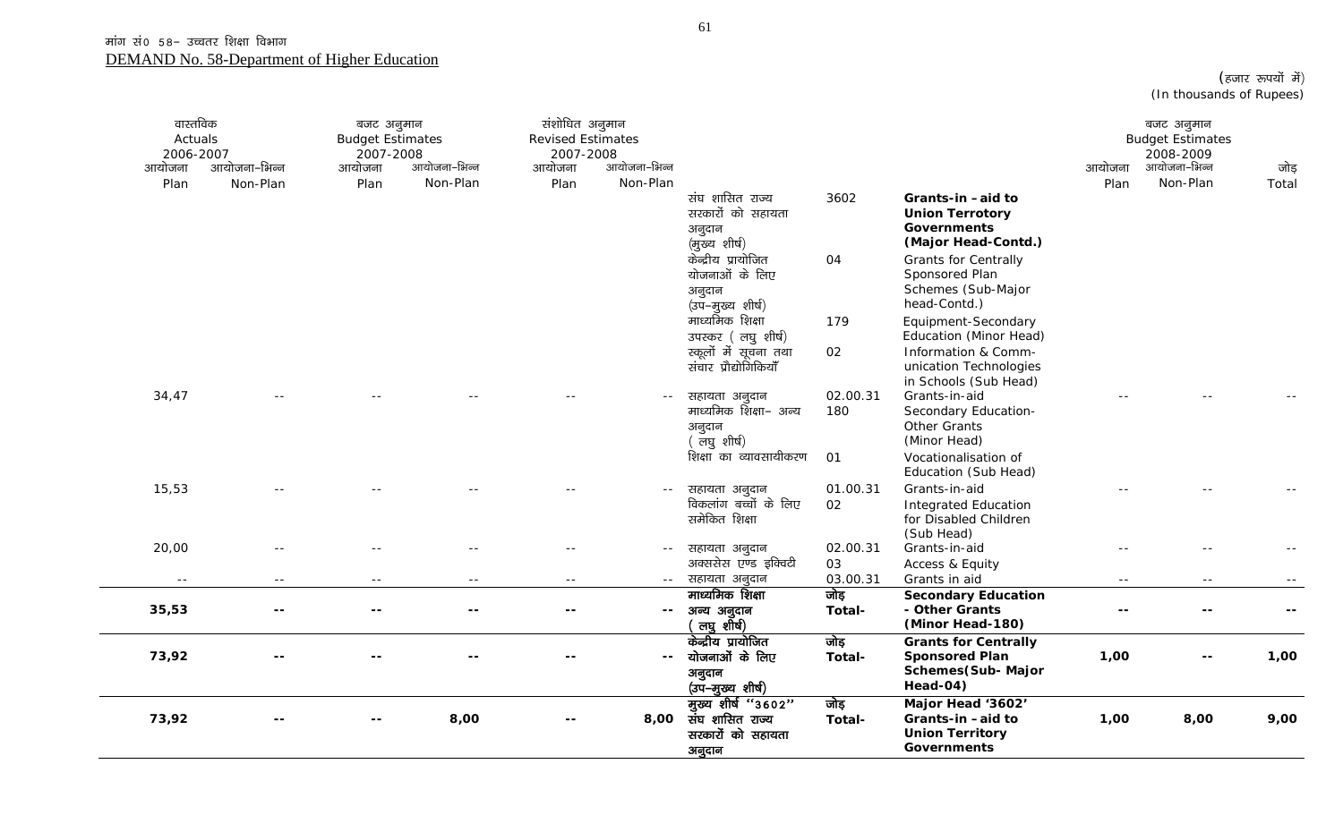मांग सं0 58– उच्चतर शिक्षा विभाग
DEMAND No. 58-Department of Higher Education

(हजार रूपयों में)
(In thousands of Rupees)

| वास्तविक Actuals 2006-2007 | | बजट अनुमान Budget Estimates 2007-2008 | | संशोधित अनुमान Revised Estimates 2007-2008 | | | | | बजट अनुमान Budget Estimates 2008-2009 | | |
|---|---|---|---|---|---|---|---|---|---|---|---|
| आयोजना Plan | आयोजना–भिन्न Non-Plan | आयोजना Plan | आयोजना–भिन्न Non-Plan | आयोजना Plan | आयोजना–भिन्न Non-Plan | | | | आयोजना Plan | आयोजना–भिन्न Non-Plan | जोड़ Total |
| | | | | | | संघ शासित राज्य सरकारों को सहायता अनुदान (मुख्य शीर्ष) | 3602 | Grants-in -aid to Union Terrotory Governments (Major Head-Contd.) | | | |
| | | | | | | केन्द्रीय प्रायोजित योजनाओं के लिए अनुदान (उप–मुख्य शीर्ष) | 04 | Grants for Centrally Sponsored Plan Schemes (Sub-Major head-Contd.) | | | |
| | | | | | | माध्यमिक शिक्षा उपस्कर ( लघु शीर्ष) | 179 | Equipment-Secondary Education (Minor Head) | | | |
| | | | | | | स्कूलों में सूचना तथा संचार प्रौद्योगिकियाँ | 02 | Information & Communication Technologies in Schools (Sub Head) | | | |
| 34,47 | -- | -- | -- | -- | -- | सहायता अनुदान | 02.00.31 | Grants-in-aid | -- | -- | -- |
| | | | | | | माध्यमिक शिक्षा– अन्य अनुदान ( लघु शीर्ष) | 180 | Secondary Education-Other Grants (Minor Head) | | | |
| | | | | | | शिक्षा का व्यावसायीकरण | 01 | Vocationalisation of Education (Sub Head) | | | |
| 15,53 | -- | -- | -- | -- | -- | सहायता अनुदान | 01.00.31 | Grants-in-aid | -- | -- | -- |
| | | | | | | विकलांग बच्चों के लिए समेकित शिक्षा | 02 | Integrated Education for Disabled Children (Sub Head) | | | |
| 20,00 | -- | -- | -- | -- | -- | सहायता अनुदान | 02.00.31 | Grants-in-aid | -- | -- | -- |
| | | | | | | अक्ससेस एण्ड इक्विटी | 03 | Access & Equity | | | |
| -- | -- | -- | -- | -- | -- | सहायता अनुदान | 03.00.31 | Grants in aid | -- | -- | -- |
| **35,53** | **--** | **--** | **--** | **--** | **--** | **माध्यमिक शिक्षा अन्य अनुदान ( लघु शीर्ष)** | **जोड़ Total-** | **Secondary Education - Other Grants (Minor Head-180)** | **--** | **--** | **--** |
| **73,92** | **--** | **--** | **--** | **--** | **--** | **केन्द्रीय प्रायोजित योजनाओं के लिए अनुदान (उप–मुख्य शीर्ष)** | **जोड़ Total-** | **Grants for Centrally Sponsored Plan Schemes(Sub- Major Head-04)** | **1,00** | **--** | **1,00** |
| **73,92** | **--** | **--** | **8,00** | **--** | **8,00** | **मुख्य शीर्ष "3602" संघ शासित राज्य सरकारों को सहायता अनुदान** | **जोड़ Total-** | **Major Head '3602' Grants-in -aid to Union Territory Governments** | **1,00** | **8,00** | **9,00** |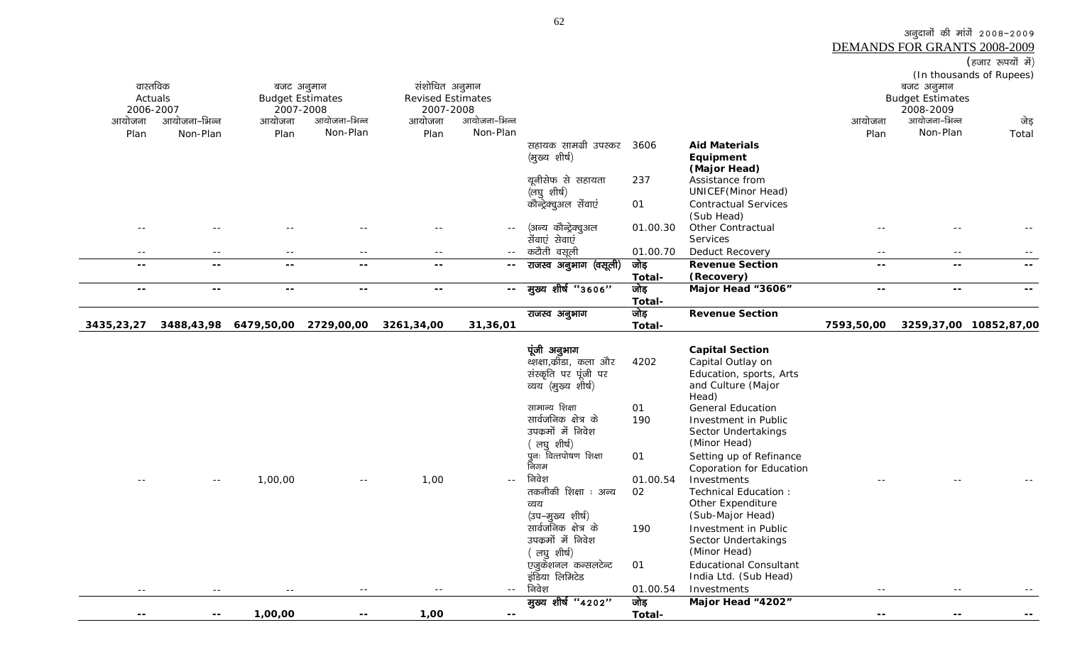अनुदानों की मांगें 2008–2009
DEMANDS FOR GRANTS 2008-2009

(हजार रूपयों में)
(In thousands of Rupees)

| वास्तविक Actuals 2006-2007 | | बजट अनुमान Budget Estimates 2007-2008 | | संशोधित अनुमान Revised Estimates 2007-2008 | | | | | बजट अनुमान Budget Estimates 2008-2009 | | |
|---|---|---|---|---|---|---|---|---|---|---|---|
| आयोजना Plan | आयोजना–भिन्न Non-Plan | आयोजना Plan | आयोजना–भिन्न Non-Plan | आयोजना Plan | आयोजना–भिन्न Non-Plan | | | | आयोजना Plan | आयोजना–भिन्न Non-Plan | जोड़ Total |
| | | | | | | सहायक सामग्री उपस्कर (मुख्य शीर्ष) | 3606 | **Aid Materials Equipment (Major Head)** | | | |
| | | | | | | यूनीसेफ से सहायता (लघु शीर्ष) | 237 | Assistance from UNICEF(Minor Head) | | | |
| | | | | | | कौन्ट्रेक्चुअल सेंवाएं | 01 | Contractual Services (Sub Head) | | | |
| -- | -- | -- | -- | -- | -- | (अन्य कौन्ट्रेक्चुअल सेंवाएं सेवाएं | 01.00.30 | Other Contractual Services | -- | -- | -- |
| -- | -- | -- | -- | -- | -- | कटौती वसूली | 01.00.70 | Deduct Recovery | -- | -- | -- |
| **--** | **--** | **--** | **--** | **--** | **--** | **राजस्व अनुभाग (वसूली)** | **जोड़ Total-** | **Revenue Section (Recovery)** | **--** | **--** | **--** |
| **--** | **--** | **--** | **--** | **--** | **--** | **मुख्य शीर्ष "3606"** | **जोड़ Total-** | **Major Head "3606"** | **--** | **--** | **--** |
| **3435,23,27** | **3488,43,98** | **6479,50,00** | **2729,00,00** | **3261,34,00** | **31,36,01** | **राजस्व अनुभाग** | **जोड़ Total-** | **Revenue Section** | **7593,50,00** | **3259,37,00** | **10852,87,00** |
| | | | | | | **पूंजी अनुभाग** | | **Capital Section** | | | |
| | | | | | | शिक्षा,क्रीडा, कला और संस्कृति पर पूंजी पर व्यय (मुख्य शीर्ष) | 4202 | Capital Outlay on Education, sports, Arts and Culture (Major Head) | | | |
| | | | | | | सामान्य शिक्षा | 01 | General Education | | | |
| | | | | | | सार्वजनिक क्षेत्र के उपकमों में निवेश ( लघु शीर्ष) | 190 | Investment in Public Sector Undertakings (Minor Head) | | | |
| | | | | | | पुनः वित्तपोषण शिक्षा निगम | 01 | Setting up of Refinance Coporation for Education | | | |
| -- | -- | 1,00,00 | -- | 1,00 | -- | निवेश | 01.00.54 | Investments | -- | -- | -- |
| | | | | | | तकनीकी शिक्षा : अन्य व्यय (उप–मुख्य शीर्ष) | 02 | Technical Education : Other Expenditure (Sub-Major Head) | | | |
| | | | | | | सार्वजनिक क्षेत्र के उपकमों में निवेश ( लघु शीर्ष) | 190 | Investment in Public Sector Undertakings (Minor Head) | | | |
| | | | | | | एजुकेशनल कन्सलटेन्ट इंडिया लिमिटेड | 01 | Educational Consultant India Ltd. (Sub Head) | | | |
| -- | -- | -- | -- | -- | -- | निवेश | 01.00.54 | Investments | -- | -- | -- |
| **--** | **--** | **1,00,00** | **--** | **1,00** | **--** | **मुख्य शीर्ष "4202"** | **जोड़ Total-** | **Major Head "4202"** | **--** | **--** | **--** |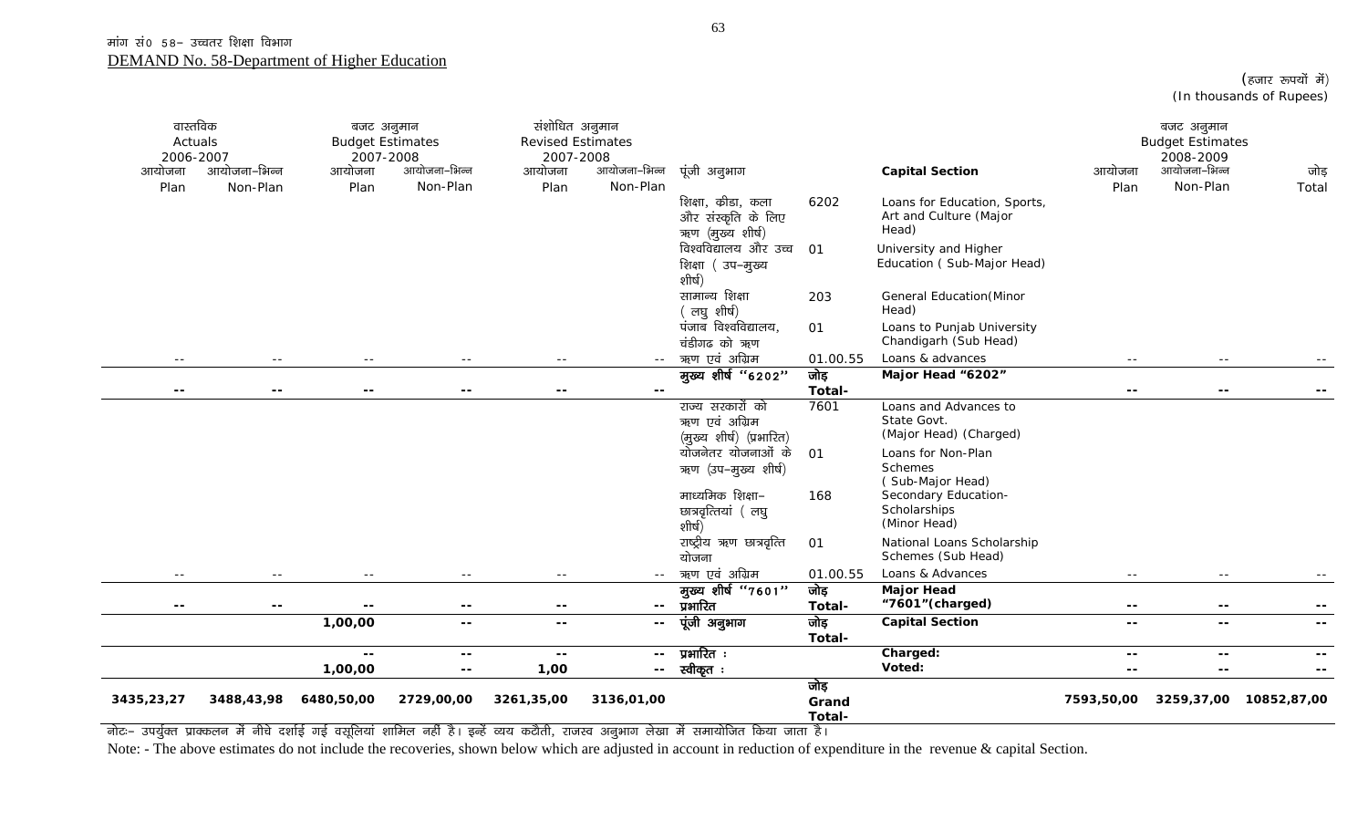मांग सं0 58– उच्चतर शिक्षा विभाग

DEMAND No. 58-Department of Higher Education

(हजार रूपयों में)
(In thousands of Rupees)

| वास्तविक Actuals 2006-2007 | | बजट अनुमान Budget Estimates 2007-2008 | | संशोधित अनुमान Revised Estimates 2007-2008 | | | | | बजट अनुमान Budget Estimates 2008-2009 | | |
|---|---|---|---|---|---|---|---|---|---|---|---|
| आयोजना Plan | आयोजना–भिन्न Non-Plan | आयोजना Plan | आयोजना–भिन्न Non-Plan | आयोजना Plan | आयोजना–भिन्न Non-Plan | पूंजी अनुभाग | | Capital Section | आयोजना Plan | आयोजना–भिन्न Non-Plan | जोड़ Total |
| | | | | | | शिक्षा, क्रीडा, कला और संस्कृति के लिए ऋण (मुख्य शीर्ष) | 6202 | Loans for Education, Sports, Art and Culture (Major Head) | | | |
| | | | | | | विश्वविद्यालय और उच्च शिक्षा ( उप–मुख्य शीर्ष) | 01 | University and Higher Education ( Sub-Major Head) | | | |
| | | | | | | सामान्य शिक्षा ( लघु शीर्ष) | 203 | General Education(Minor Head) | | | |
| | | | | | | पंजाब विश्वविद्यालय, चंडीगढ को ऋण | 01 | Loans to Punjab University Chandigarh (Sub Head) | | | |
| -- | -- | -- | -- | -- | -- | ऋण एवं अग्रिम | 01.00.55 | Loans & advances | -- | -- | -- |
| -- | -- | -- | -- | -- | -- | मुख्य शीर्ष "6202" | जोड़ Total- | Major Head "6202" | -- | -- | -- |
| | | | | | | राज्य सरकारों को ऋण एवं अग्रिम (मुख्य शीर्ष) (प्रभारित) | 7601 | Loans and Advances to State Govt. (Major Head) (Charged) | | | |
| | | | | | | योजनेतर योजनाओं के ऋण (उप–मुख्य शीर्ष) | 01 | Loans for Non-Plan Schemes ( Sub-Major Head) | | | |
| | | | | | | माध्यमिक शिक्षा– छात्रवृत्तियां ( लघु शीर्ष) | 168 | Secondary Education-Scholarships (Minor Head) | | | |
| | | | | | | राष्ट्रीय ऋण छात्रवृत्ति योजना | 01 | National Loans Scholarship Schemes (Sub Head) | | | |
| -- | -- | -- | -- | -- | -- | ऋण एवं अग्रिम | 01.00.55 | Loans & Advances | -- | -- | -- |
| -- | -- | -- | -- | -- | -- | मुख्य शीर्ष "7601" प्रभारित | जोड़ Total- | Major Head "7601"(charged) | -- | -- | -- |
| | | 1,00,00 | -- | -- | -- | पूंजी अनुभाग | जोड़ Total- | Capital Section | -- | -- | -- |
| | | -- | -- | -- | -- | प्रभारित : | | Charged: | -- | -- | -- |
| | | 1,00,00 | -- | 1,00 | -- | स्वीकृत : | | Voted: | -- | -- | -- |
| 3435,23,27 | 3488,43,98 | 6480,50,00 | 2729,00,00 | 3261,35,00 | 3136,01,00 | | जोड़ Grand Total- | | 7593,50,00 | 3259,37,00 | 10852,87,00 |

नोटः– उपर्युक्त प्राक्कलन में नीचे दर्शाई गई वसूलियां शामिल नहीं है। इन्हें व्यय कटौती, राजस्व अनुभाग लेखा में समायोजित किया जाता है।

Note: - The above estimates do not include the recoveries, shown below which are adjusted in account in reduction of expenditure in the revenue & capital Section.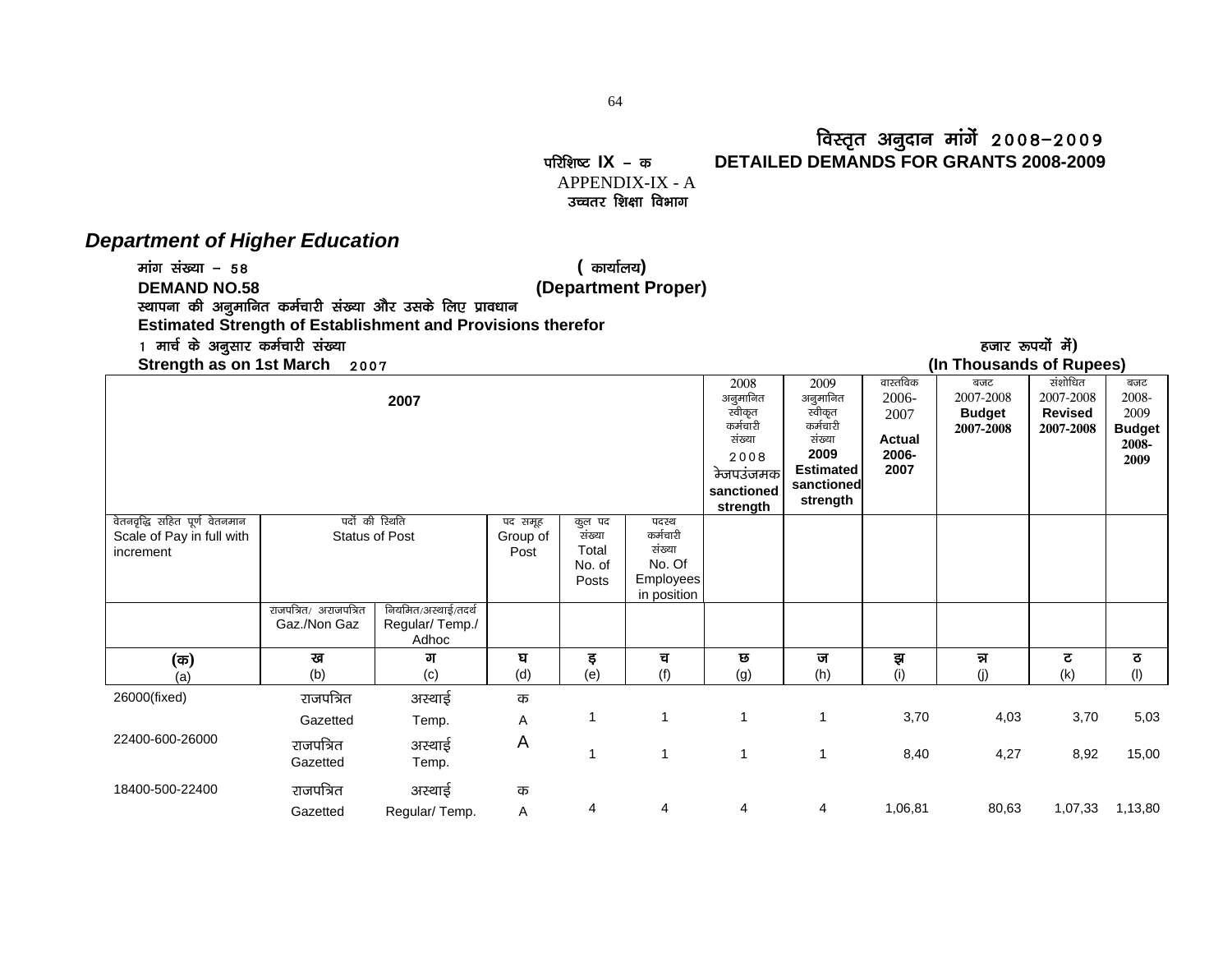# विस्तृत अनुदान मांगें 2008-2009

परिशिष्ट IX – क **DETAILED DEMANDS FOR GRANTS 2008-2009**

APPENDIX-IX - A

उच्चतर शिक्षा विभाग

## *Department of Higher Education*

मांग संख्या – 58 ( कार्यालय)

**DEMAND NO.58 (Department Proper)**

**स्थापना की अनुमानित कर्मचारी संख्या और उसके लिए प्रावधान**

**Estimated Strength of Establishment and Provisions therefor**

1 मार्च के अनुसार कर्मचारी संख्या हजार रूपयों में)

**Strength as on 1st March 2007 (In Thousands of Rupees)**

| 2007 | | | | | | 2008 अनुमानित स्वीकृत कर्मचारी संख्या 2008 मेजपउंजमक sanctioned strength | 2009 अनुमानित स्वीकृत कर्मचारी संख्या 2009 Estimated sanctioned strength | वास्तविक 2006-2007 Actual 2006-2007 | बजट 2007-2008 Budget 2007-2008 | संशोधित 2007-2008 Revised 2007-2008 | बजट 2008-2009 Budget 2008-2009 |
|---|---|---|---|---|---|---|---|---|---|---|---|
| वेतनवृद्धि सहित पूर्ण वेतनमान Scale of Pay in full with increment | पदों की स्थिति Status of Post | | पद समूह Group of Post | कुल पद संख्या Total No. of Posts | पदस्थ कर्मचारी संख्या No. Of Employees in position | | | | | | |
| | राजपत्रित/ अराजपत्रित Gaz./Non Gaz | नियमित/अस्थाई/तदर्थ Regular/ Temp./ Adhoc | | | | | | | | | |
| (क) (a) | ख (b) | ग (c) | घ (d) | ङ (e) | च (f) | छ (g) | ज (h) | झ (i) | ञ (j) | ट (k) | ठ (l) |
| 26000(fixed) | राजपत्रित Gazetted | अस्थाई Temp. | क A | 1 | 1 | 1 | 1 | 3,70 | 4,03 | 3,70 | 5,03 |
| 22400-600-26000 | राजपत्रित Gazetted | अस्थाई Temp. | A | 1 | 1 | 1 | 1 | 8,40 | 4,27 | 8,92 | 15,00 |
| 18400-500-22400 | राजपत्रित Gazetted | अस्थाई Regular/ Temp. | क A | 4 | 4 | 4 | 4 | 1,06,81 | 80,63 | 1,07,33 | 1,13,80 |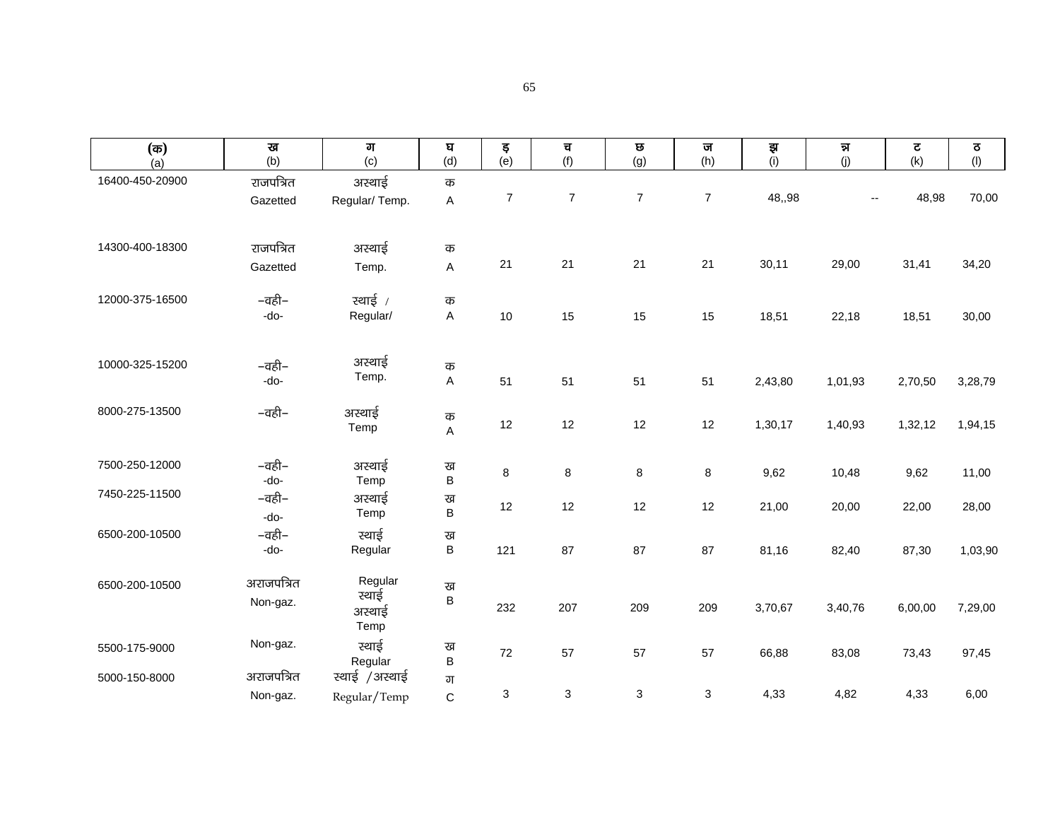| (क) (a) | ख (b) | ग (c) | घ (d) | ङ (e) | च (f) | छ (g) | ज (h) | झ (i) | ञ (j) | ट (k) | ठ (l) |
|---|---|---|---|---|---|---|---|---|---|---|---|
| 16400-450-20900 | राजपत्रित Gazetted | अस्थाई Regular/ Temp. | क A | 7 | 7 | 7 | 7 | 48,,98 | -- | 48,98 | 70,00 |
| 14300-400-18300 | राजपत्रित Gazetted | अस्थाई Temp. | क A | 21 | 21 | 21 | 21 | 30,11 | 29,00 | 31,41 | 34,20 |
| 12000-375-16500 | –वही– -do- | स्थाई / Regular/ | क A | 10 | 15 | 15 | 15 | 18,51 | 22,18 | 18,51 | 30,00 |
| 10000-325-15200 | –वही– -do- | अस्थाई Temp. | क A | 51 | 51 | 51 | 51 | 2,43,80 | 1,01,93 | 2,70,50 | 3,28,79 |
| 8000-275-13500 | –वही– | अस्थाई Temp | क A | 12 | 12 | 12 | 12 | 1,30,17 | 1,40,93 | 1,32,12 | 1,94,15 |
| 7500-250-12000 | –वही– -do- | अस्थाई Temp | ख B | 8 | 8 | 8 | 8 | 9,62 | 10,48 | 9,62 | 11,00 |
| 7450-225-11500 | –वही– -do- | अस्थाई Temp | ख B | 12 | 12 | 12 | 12 | 21,00 | 20,00 | 22,00 | 28,00 |
| 6500-200-10500 | –वही– -do- | स्थाई Regular | ख B | 121 | 87 | 87 | 87 | 81,16 | 82,40 | 87,30 | 1,03,90 |
| 6500-200-10500 | अराजपत्रित Non-gaz. | Regular स्थाई अस्थाई Temp | ख B | 232 | 207 | 209 | 209 | 3,70,67 | 3,40,76 | 6,00,00 | 7,29,00 |
| 5500-175-9000 | Non-gaz. | स्थाई Regular | ख B | 72 | 57 | 57 | 57 | 66,88 | 83,08 | 73,43 | 97,45 |
| 5000-150-8000 | अराजपत्रित Non-gaz. | स्थाई /अस्थाई Regular/Temp | ग C | 3 | 3 | 3 | 3 | 4,33 | 4,82 | 4,33 | 6,00 |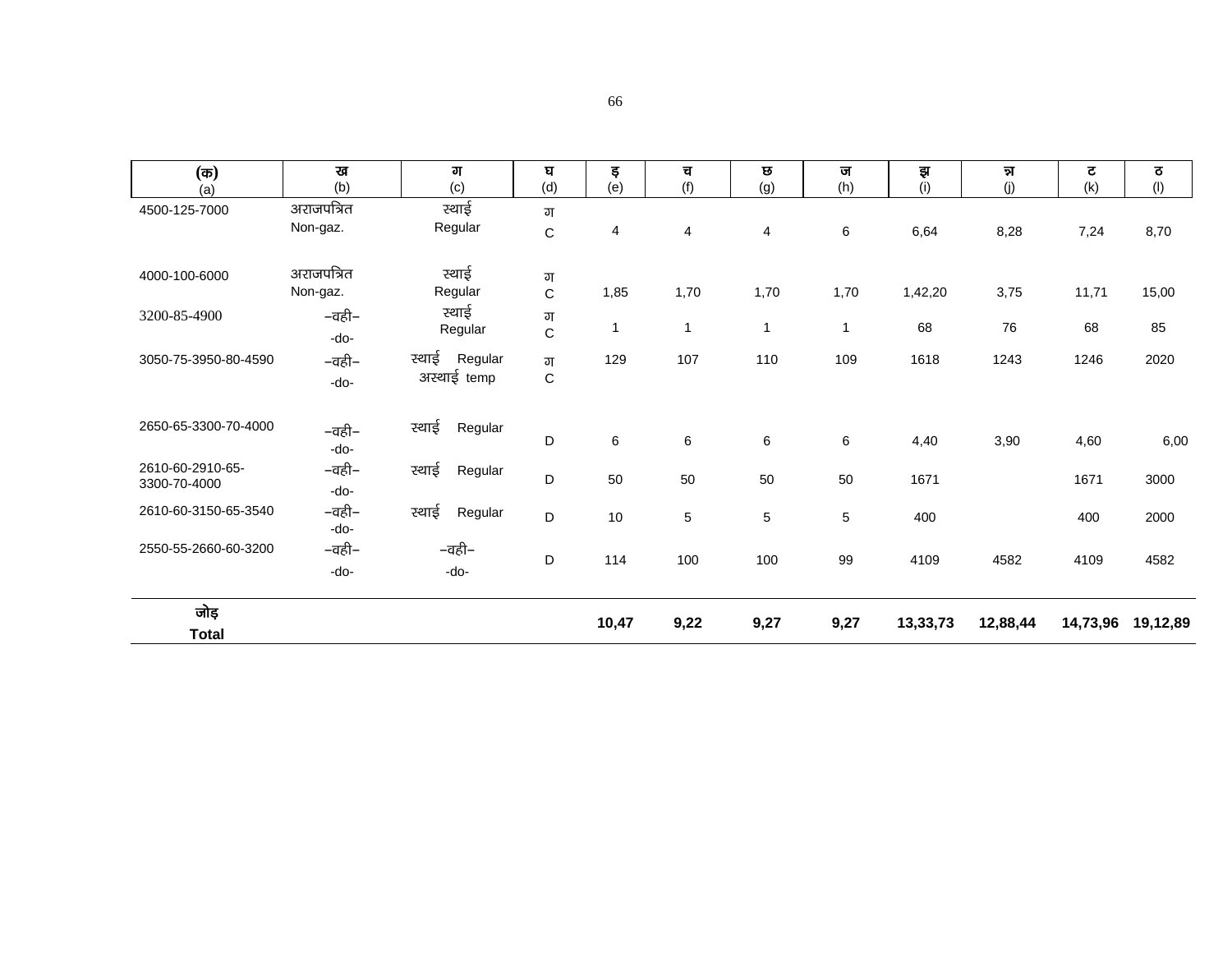| (क) (a) | ख (b) | ग (c) | घ (d) | ङ (e) | च (f) | छ (g) | ज (h) | झ (i) | ञ (j) | ट (k) | ठ (l) |
|---|---|---|---|---|---|---|---|---|---|---|---|
| 4500-125-7000 | अराजपत्रित Non-gaz. | स्थाई Regular | ग C | 4 | 4 | 4 | 6 | 6,64 | 8,28 | 7,24 | 8,70 |
| 4000-100-6000 | अराजपत्रित Non-gaz. | स्थाई Regular | ग C | 1,85 | 1,70 | 1,70 | 1,70 | 1,42,20 | 3,75 | 11,71 | 15,00 |
| 3200-85-4900 | –वही– -do- | स्थाई Regular | ग C | 1 | 1 | 1 | 1 | 68 | 76 | 68 | 85 |
| 3050-75-3950-80-4590 | –वही– -do- | स्थाई Regular अस्थाई temp | ग C | 129 | 107 | 110 | 109 | 1618 | 1243 | 1246 | 2020 |
| 2650-65-3300-70-4000 | –वही– -do- | स्थाई Regular | D | 6 | 6 | 6 | 6 | 4,40 | 3,90 | 4,60 | 6,00 |
| 2610-60-2910-65-3300-70-4000 | –वही– -do- | स्थाई Regular | D | 50 | 50 | 50 | 50 | 1671 | | 1671 | 3000 |
| 2610-60-3150-65-3540 | –वही– -do- | स्थाई Regular | D | 10 | 5 | 5 | 5 | 400 | | 400 | 2000 |
| 2550-55-2660-60-3200 | –वही– -do- | –वही– -do- | D | 114 | 100 | 100 | 99 | 4109 | 4582 | 4109 | 4582 |
| **जोड़ Total** | | | | **10,47** | **9,22** | **9,27** | **9,27** | **13,33,73** | **12,88,44** | **14,73,96** | **19,12,89** |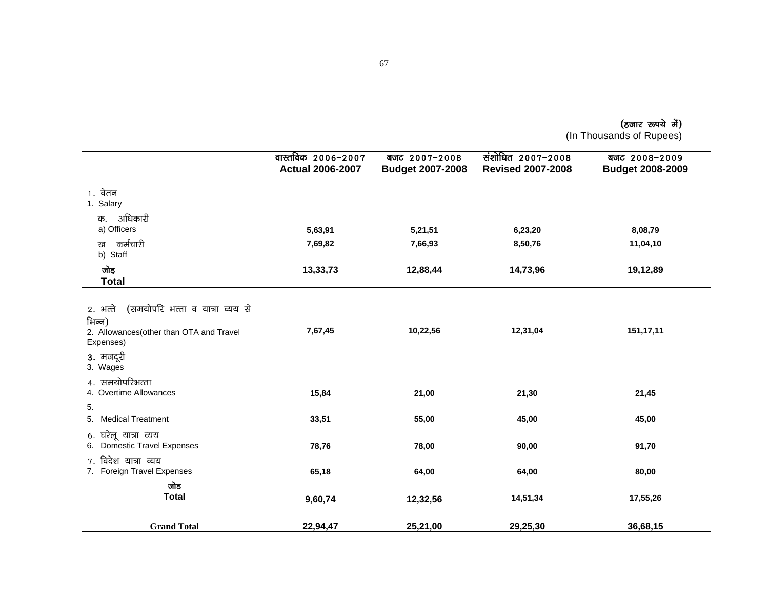**(हजार रूपये में)**
(In Thousands of Rupees)

| | वास्तविक 2006-2007 **Actual 2006-2007** | बजट 2007-2008 **Budget 2007-2008** | संशोधित 2007-2008 **Revised 2007-2008** | बजट 2008-2009 **Budget 2008-2009** |
|---|---|---|---|---|
| 1. वेतन<br>1. Salary | | | | |
| क. अधिकारी<br>a) Officers | **5,63,91** | **5,21,51** | **6,23,20** | **8,08,79** |
| ख कर्मचारी<br>b) Staff | **7,69,82** | **7,66,93** | **8,50,76** | **11,04,10** |
| **जोड़**<br>**Total** | **13,33,73** | **12,88,44** | **14,73,96** | **19,12,89** |
| 2. भत्ते (समयोपरि भत्ता व यात्रा व्यय से भिन्न)<br>2. Allowances(other than OTA and Travel Expenses) | **7,67,45** | **10,22,56** | **12,31,04** | **151,17,11** |
| 3. मजदूरी<br>3. Wages | | | | |
| 4. समयोपरिभत्ता<br>4. Overtime Allowances | **15,84** | **21,00** | **21,30** | **21,45** |
| 5.<br>5. Medical Treatment | **33,51** | **55,00** | **45,00** | **45,00** |
| 6. घरेलू यात्रा व्यय<br>6. Domestic Travel Expenses | **78,76** | **78,00** | **90,00** | **91,70** |
| 7. विदेश यात्रा व्यय<br>7. Foreign Travel Expenses | **65,18** | **64,00** | **64,00** | **80,00** |
| **जोड**<br>**Total** | **9,60,74** | **12,32,56** | **14,51,34** | **17,55,26** |
| **Grand Total** | **22,94,47** | **25,21,00** | **29,25,30** | **36,68,15** |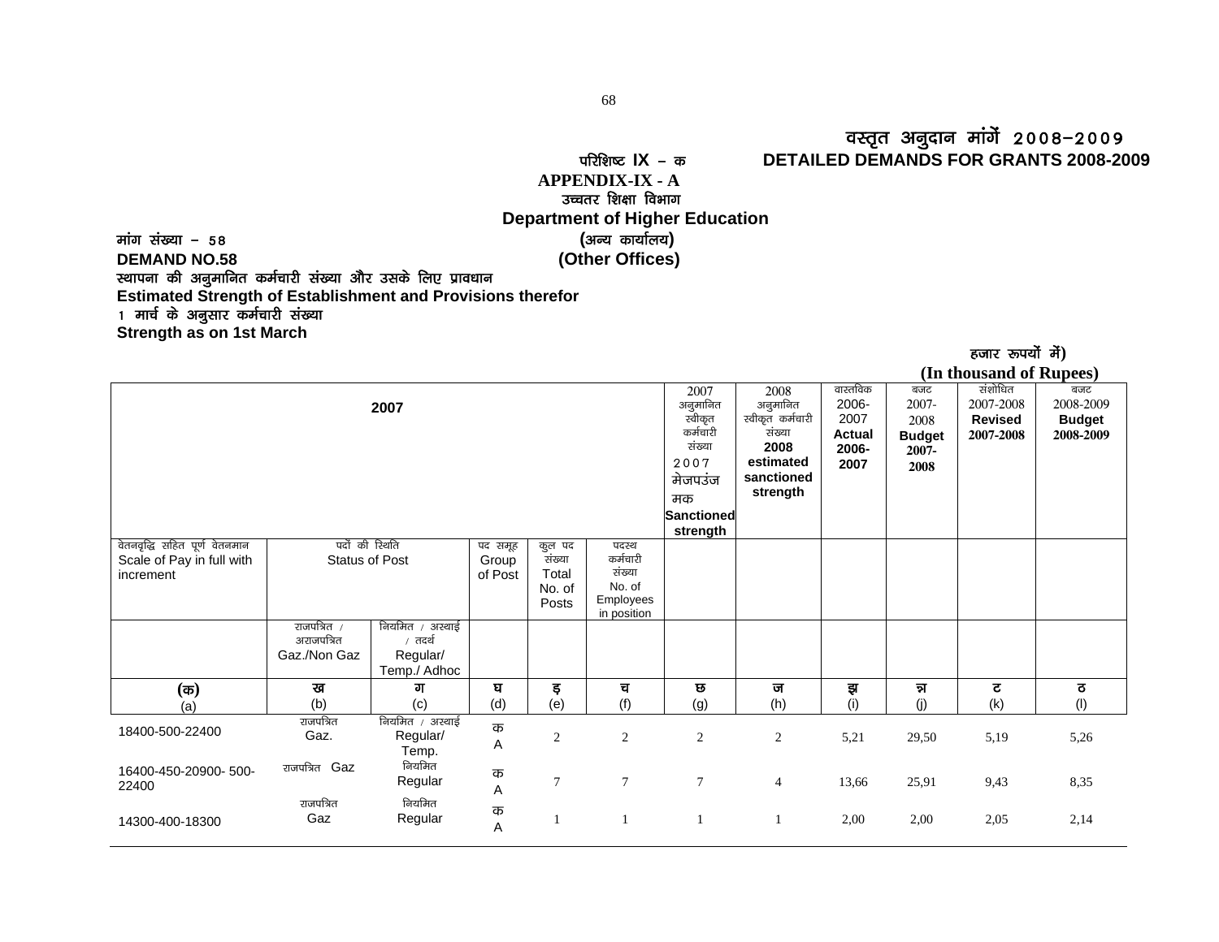वस्तृत अनुदान मांगें 2008–2009
**DETAILED DEMANDS FOR GRANTS 2008-2009**

परिशिष्ट **IX** – क
**APPENDIX-IX - A**

उच्चतर शिक्षा विभाग
**Department of Higher Education**

मांग संख्या – 58
**DEMAND NO.58**

(अन्य कार्यालय)
**(Other Offices)**

स्थापना की अनुमानित कर्मचारी संख्या और उसके लिए प्रावधान
**Estimated Strength of Establishment and Provisions therefor**

1 मार्च के अनुसार कर्मचारी संख्या
**Strength as on 1st March**

हजार रूपयों में)
**(In thousand of Rupees)**

| 2007 | | | | | | 2007 अनुमानित स्वीकृत कर्मचारी संख्या 2007 मेजपउंज मक **Sanctioned strength** | 2008 अनुमानित स्वीकृत कर्मचारी संख्या **2008 estimated sanctioned strength** | वास्तविक 2006-2007 **Actual 2006-2007** | बजट 2007-2008 **Budget 2007-2008** | संशोधित 2007-2008 **Revised 2007-2008** | बजट 2008-2009 **Budget 2008-2009** |
|---|---|---|---|---|---|---|---|---|---|---|---|
| वेतनवृद्धि सहित पूर्ण वेतनमान Scale of Pay in full with increment | पदों की स्थिति Status of Post | | पद समूह Group of Post | कुल पद संख्या Total No. of Posts | पदस्थ कर्मचारी संख्या No. of Employees in position | | | | | | |
| | राजपत्रित / अराजपत्रित Gaz./Non Gaz | नियमित / अस्थाई / तदर्थ Regular/ Temp./ Adhoc | | | | | | | | | |
| (क) (a) | ख (b) | ग (c) | घ (d) | ङ (e) | च (f) | छ (g) | ज (h) | झ (i) | ञ (j) | ट (k) | ठ (l) |
| 18400-500-22400 | राजपत्रित Gaz. | नियमित / अस्थाई Regular/ Temp. | क A | 2 | 2 | 2 | 2 | 5,21 | 29,50 | 5,19 | 5,26 |
| 16400-450-20900- 500-22400 | राजपत्रित Gaz | नियमित Regular | क A | 7 | 7 | 7 | 4 | 13,66 | 25,91 | 9,43 | 8,35 |
| 14300-400-18300 | राजपत्रित Gaz | नियमित Regular | क A | 1 | 1 | 1 | 1 | 2,00 | 2,00 | 2,05 | 2,14 |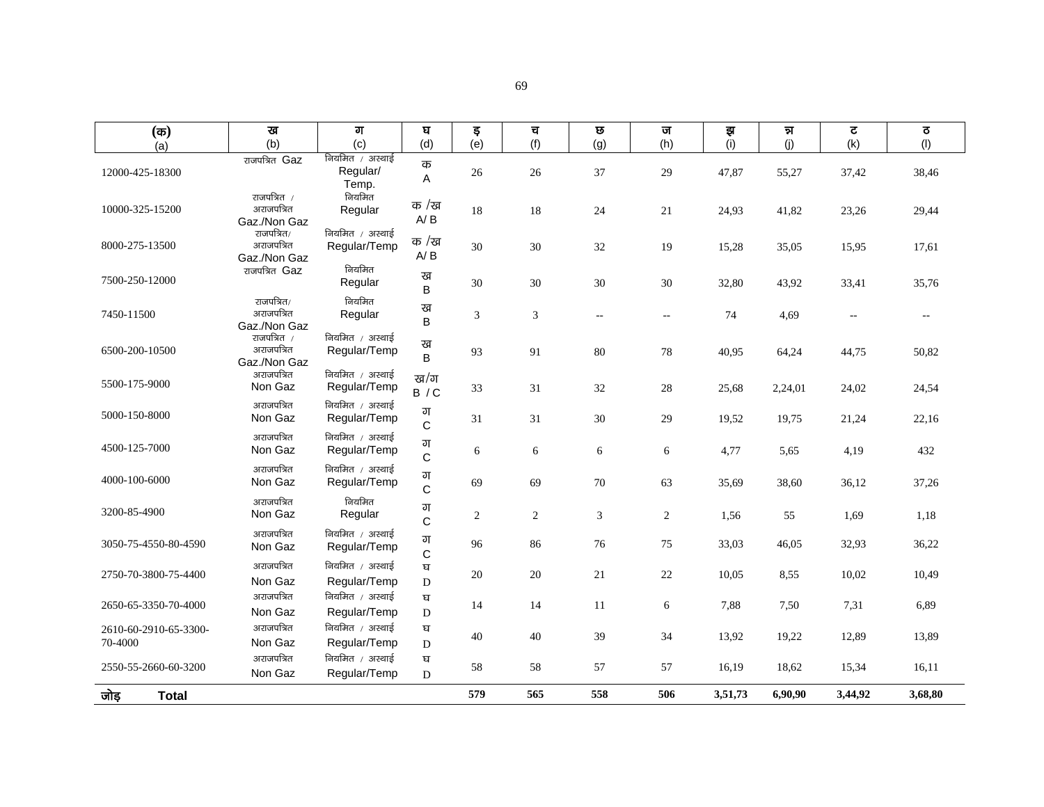| (क) (a) | ख (b) | ग (c) | घ (d) | इ (e) | च (f) | छ (g) | ज (h) | झ (i) | ञ (j) | ट (k) | ठ (l) |
|---|---|---|---|---|---|---|---|---|---|---|---|
| 12000-425-18300 | राजपत्रित Gaz | नियमित / अस्थाई Regular/ Temp. | क A | 26 | 26 | 37 | 29 | 47,87 | 55,27 | 37,42 | 38,46 |
| 10000-325-15200 | राजपत्रित / अराजपत्रित Gaz./Non Gaz | नियमित Regular | क /ख A/ B | 18 | 18 | 24 | 21 | 24,93 | 41,82 | 23,26 | 29,44 |
| 8000-275-13500 | राजपत्रित/ अराजपत्रित Gaz./Non Gaz | नियमित / अस्थाई Regular/Temp | क /ख A/ B | 30 | 30 | 32 | 19 | 15,28 | 35,05 | 15,95 | 17,61 |
| 7500-250-12000 | राजपत्रित Gaz | नियमित Regular | ख B | 30 | 30 | 30 | 30 | 32,80 | 43,92 | 33,41 | 35,76 |
| 7450-11500 | राजपत्रित/ अराजपत्रित Gaz./Non Gaz | नियमित Regular | ख B | 3 | 3 | -- | -- | 74 | 4,69 | -- | -- |
| 6500-200-10500 | राजपत्रित / अराजपत्रित Gaz./Non Gaz | नियमित / अस्थाई Regular/Temp | ख B | 93 | 91 | 80 | 78 | 40,95 | 64,24 | 44,75 | 50,82 |
| 5500-175-9000 | अराजपत्रित Non Gaz | नियमित / अस्थाई Regular/Temp | ख/ग B / C | 33 | 31 | 32 | 28 | 25,68 | 2,24,01 | 24,02 | 24,54 |
| 5000-150-8000 | अराजपत्रित Non Gaz | नियमित / अस्थाई Regular/Temp | ग C | 31 | 31 | 30 | 29 | 19,52 | 19,75 | 21,24 | 22,16 |
| 4500-125-7000 | अराजपत्रित Non Gaz | नियमित / अस्थाई Regular/Temp | ग C | 6 | 6 | 6 | 6 | 4,77 | 5,65 | 4,19 | 432 |
| 4000-100-6000 | अराजपत्रित Non Gaz | नियमित / अस्थाई Regular/Temp | ग C | 69 | 69 | 70 | 63 | 35,69 | 38,60 | 36,12 | 37,26 |
| 3200-85-4900 | अराजपत्रित Non Gaz | नियमित Regular | ग C | 2 | 2 | 3 | 2 | 1,56 | 55 | 1,69 | 1,18 |
| 3050-75-4550-80-4590 | अराजपत्रित Non Gaz | नियमित / अस्थाई Regular/Temp | ग C | 96 | 86 | 76 | 75 | 33,03 | 46,05 | 32,93 | 36,22 |
| 2750-70-3800-75-4400 | अराजपत्रित Non Gaz | नियमित / अस्थाई Regular/Temp | घ D | 20 | 20 | 21 | 22 | 10,05 | 8,55 | 10,02 | 10,49 |
| 2650-65-3350-70-4000 | अराजपत्रित Non Gaz | नियमित / अस्थाई Regular/Temp | घ D | 14 | 14 | 11 | 6 | 7,88 | 7,50 | 7,31 | 6,89 |
| 2610-60-2910-65-3300-70-4000 | अराजपत्रित Non Gaz | नियमित / अस्थाई Regular/Temp | घ D | 40 | 40 | 39 | 34 | 13,92 | 19,22 | 12,89 | 13,89 |
| 2550-55-2660-60-3200 | अराजपत्रित Non Gaz | नियमित / अस्थाई Regular/Temp | घ D | 58 | 58 | 57 | 57 | 16,19 | 18,62 | 15,34 | 16,11 |
| **जोड़ Total** | | | | **579** | **565** | **558** | **506** | **3,51,73** | **6,90,90** | **3,44,92** | **3,68,80** |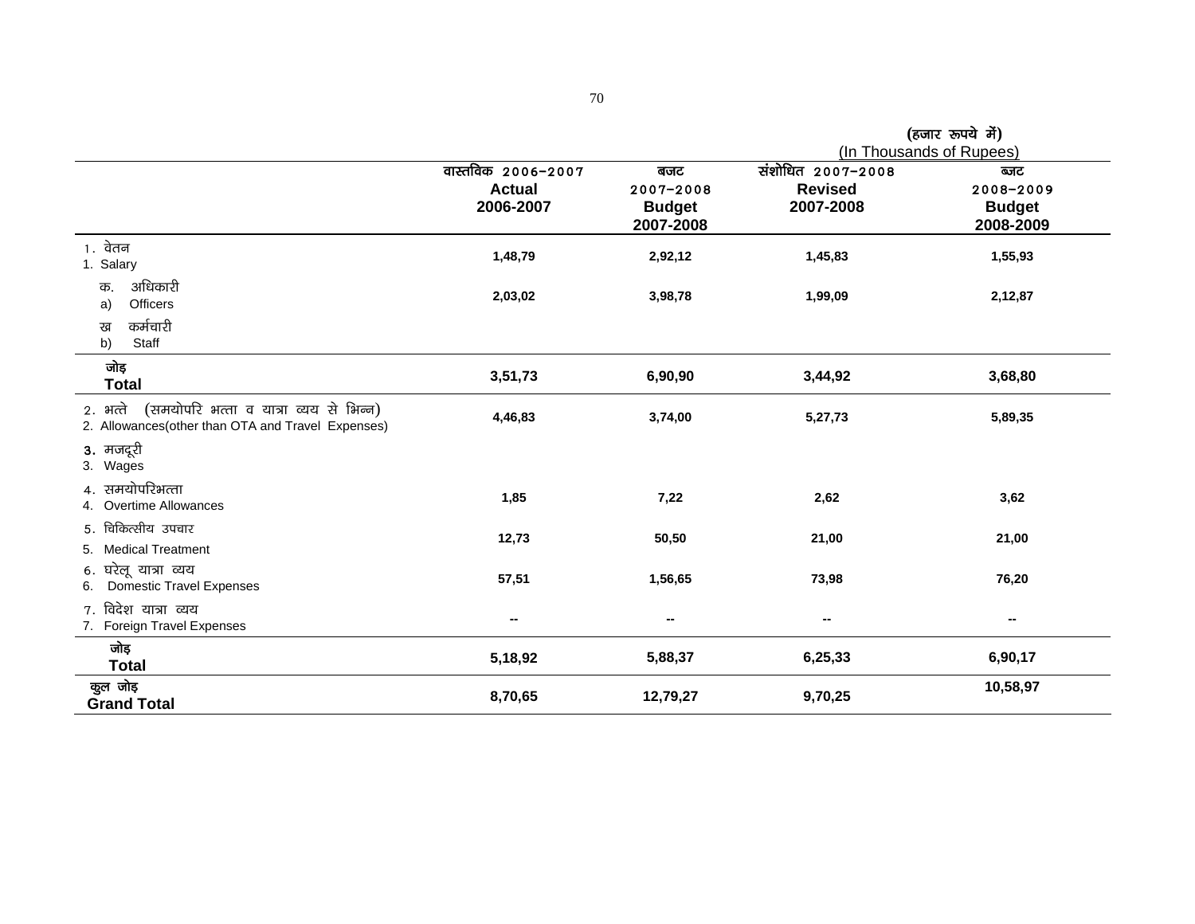(हजार रूपये में)
(In Thousands of Rupees)

| | वास्तविक 2006–2007 Actual 2006-2007 | बजट 2007–2008 Budget 2007-2008 | संशोधित 2007–2008 Revised 2007-2008 | बजट 2008–2009 Budget 2008-2009 |
|---|---|---|---|---|
| 1. वेतन<br>1. Salary | 1,48,79 | 2,92,12 | 1,45,83 | 1,55,93 |
| क. अधिकारी<br>a) Officers | 2,03,02 | 3,98,78 | 1,99,09 | 2,12,87 |
| ख कर्मचारी<br>b) Staff | | | | |
| **जोड़**<br>**Total** | **3,51,73** | **6,90,90** | **3,44,92** | **3,68,80** |
| 2. भत्ते (समयोपरि भत्ता व यात्रा व्यय से भिन्न)<br>2. Allowances(other than OTA and Travel Expenses) | 4,46,83 | 3,74,00 | 5,27,73 | 5,89,35 |
| 3. मजदूरी<br>3. Wages | | | | |
| 4. समयोपरिभत्ता<br>4. Overtime Allowances | 1,85 | 7,22 | 2,62 | 3,62 |
| 5. चिकित्सीय उपचार<br>5. Medical Treatment | 12,73 | 50,50 | 21,00 | 21,00 |
| 6. घरेलू यात्रा व्यय<br>6. Domestic Travel Expenses | 57,51 | 1,56,65 | 73,98 | 76,20 |
| 7. विदेश यात्रा व्यय<br>7. Foreign Travel Expenses | -- | -- | -- | -- |
| **जोड़**<br>**Total** | **5,18,92** | **5,88,37** | **6,25,33** | **6,90,17** |
| **कुल जोड़**<br>**Grand Total** | **8,70,65** | **12,79,27** | **9,70,25** | **10,58,97** |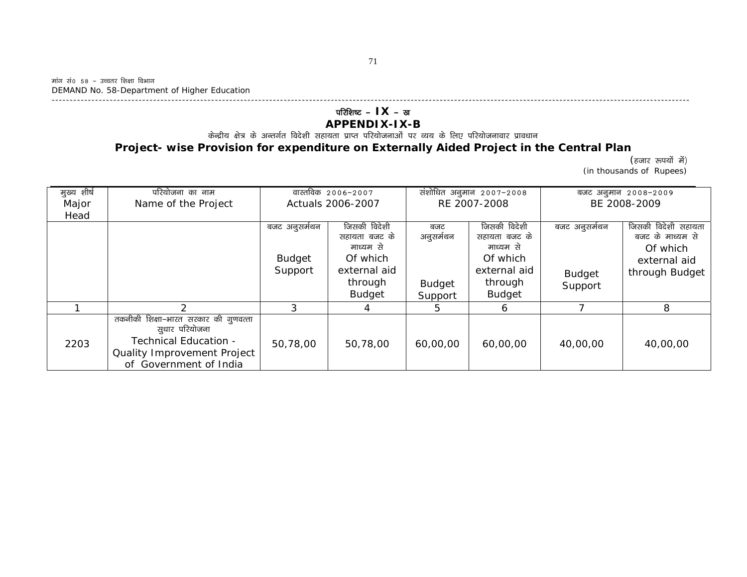मांग सं0 58 – उच्चतर शिक्षा विभाग
DEMAND No. 58-Department of Higher Education

## परिशिष्ट – IX – ख
## APPENDIX-IX-B

केन्द्रीय क्षेत्र के अन्तर्गत विदेशी सहायता प्राप्त परियोजनाओं पर व्यय के लिए परियोजनावार प्रावधान

**Project- wise Provision for expenditure on Externally Aided Project in the Central Plan**

(हजार रूपयों में)
(in thousands of Rupees)

| मुख्य शीर्ष Major Head | परियोजना का नाम Name of the Project | वास्तविक 2006–2007 Actuals 2006-2007 | | संशोधित अनुमान 2007–2008 RE 2007-2008 | | बजट अनुमान 2008–2009 BE 2008-2009 | |
|---|---|---|---|---|---|---|---|
| | | बजट अनुसर्मथन Budget Support | जिसकी विदेशी सहायता बजट के माध्यम से Of which external aid through Budget | बजट अनुसर्मथन Budget Support | जिसकी विदेशी सहायता बजट के माध्यम से Of which external aid through Budget | बजट अनुसर्मथन Budget Support | जिसकी विदेशी सहायता बजट के माध्यम से Of which external aid through Budget |
| 1 | 2 | 3 | 4 | 5 | 6 | 7 | 8 |
| 2203 | तकनीकी शिक्षा–भारत सरकार की गुणवत्ता सुधार परियोजना Technical Education - Quality Improvement Project of Government of India | 50,78,00 | 50,78,00 | 60,00,00 | 60,00,00 | 40,00,00 | 40,00,00 |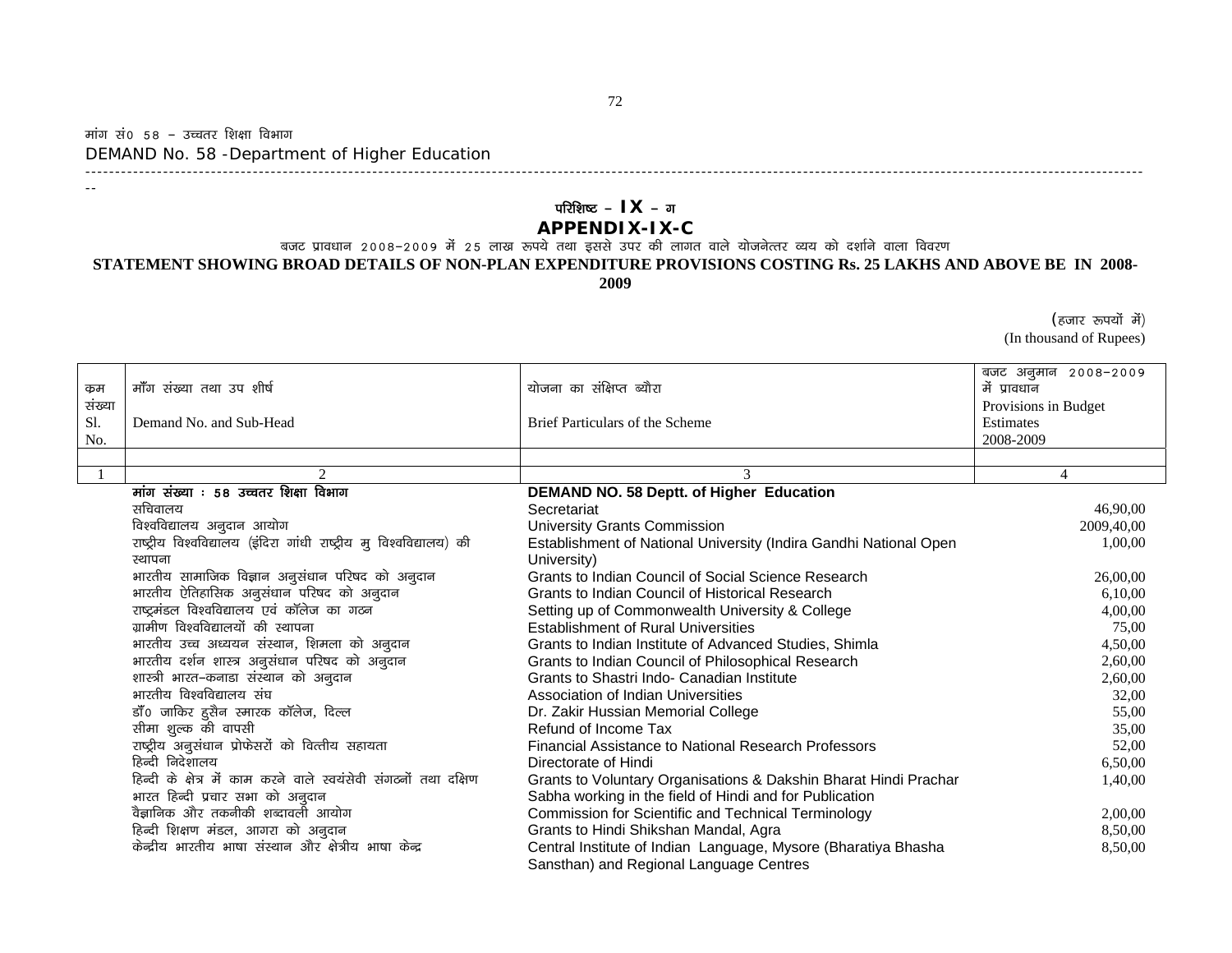मांग सं० 58 – उच्चतर शिक्षा विभाग

DEMAND No. 58 -Department of Higher Education

## परिशिष्ट – IX – ग

## APPENDIX-IX-C

बजट प्रावधान 2008–2009 में 25 लाख रूपये तथा इससे उपर की लागत वाले योजनेत्तर व्यय को दर्शाने वाला विवरण

**STATEMENT SHOWING BROAD DETAILS OF NON-PLAN EXPENDITURE PROVISIONS COSTING Rs. 25 LAKHS AND ABOVE BE IN 2008-2009**

(हजार रूपयों में)
(In thousand of Rupees)

| क्रम संख्या Sl. No. | माँग संख्या तथा उप शीर्ष Demand No. and Sub-Head | योजना का संक्षिप्त ब्यौरा Brief Particulars of the Scheme | बजट अनुमान 2008–2009 में प्रावधान Provisions in Budget Estimates 2008-2009 |
|---|---|---|---|
| 1 | 2 | 3 | 4 |
| | **मांग संख्या : 58 उच्चतर शिक्षा विभाग** | **DEMAND NO. 58 Deptt. of Higher Education** | |
| | सचिवालय | Secretariat | 46,90,00 |
| | विश्वविद्यालय अनुदान आयोग | University Grants Commission | 2009,40,00 |
| | राष्ट्रीय विश्वविद्यालय (इंदिरा गांधी राष्ट्रीय मु विश्वविद्यालय) की स्थापना | Establishment of National University (Indira Gandhi National Open University) | 1,00,00 |
| | भारतीय सामाजिक विज्ञान अनुसंधान परिषद को अनुदान | Grants to Indian Council of Social Science Research | 26,00,00 |
| | भारतीय ऐतिहासिक अनुसंधान परिषद को अनुदान | Grants to Indian Council of Historical Research | 6,10,00 |
| | राष्ट्रमंडल विश्वविद्यालय एवं कॉलेज का गठन | Setting up of Commonwealth University & College | 4,00,00 |
| | ग्रामीण विश्वविद्यालयों की स्थापना | Establishment of Rural Universities | 75,00 |
| | भारतीय उच्च अध्ययन संस्थान, शिमला को अनुदान | Grants to Indian Institute of Advanced Studies, Shimla | 4,50,00 |
| | भारतीय दर्शन शास्त्र अनुसंधान परिषद को अनुदान | Grants to Indian Council of Philosophical Research | 2,60,00 |
| | शास्त्री भारत–कनाडा संस्थान को अनुदान | Grants to Shastri Indo- Canadian Institute | 2,60,00 |
| | भारतीय विश्वविद्यालय संघ | Association of Indian Universities | 32,00 |
| | डॉ० जाकिर हुसैन स्मारक कॉलेज, दिल्ल | Dr. Zakir Hussian Memorial College | 55,00 |
| | सीमा शुल्क की वापसी | Refund of Income Tax | 35,00 |
| | राष्ट्रीय अनुसंधान प्रोफेसरों को वित्तीय सहायता | Financial Assistance to National Research Professors | 52,00 |
| | हिन्दी निदेशालय | Directorate of Hindi | 6,50,00 |
| | हिन्दी के क्षेत्र में काम करने वाले स्वयंसेवी संगठ्नों तथा दक्षिण भारत हिन्दी प्रचार सभा को अनुदान | Grants to Voluntary Organisations & Dakshin Bharat Hindi Prachar Sabha working in the field of Hindi and for Publication | 1,40,00 |
| | वैज्ञानिक और तकनीकी शब्दावली आयोग | Commission for Scientific and Technical Terminology | 2,00,00 |
| | हिन्दी शिक्षण मंडल, आगरा को अनुदान | Grants to Hindi Shikshan Mandal, Agra | 8,50,00 |
| | केन्द्रीय भारतीय भाषा संस्थान और क्षेत्रीय भाषा केन्द्र | Central Institute of Indian Language, Mysore (Bharatiya Bhasha Sansthan) and Regional Language Centres | 8,50,00 |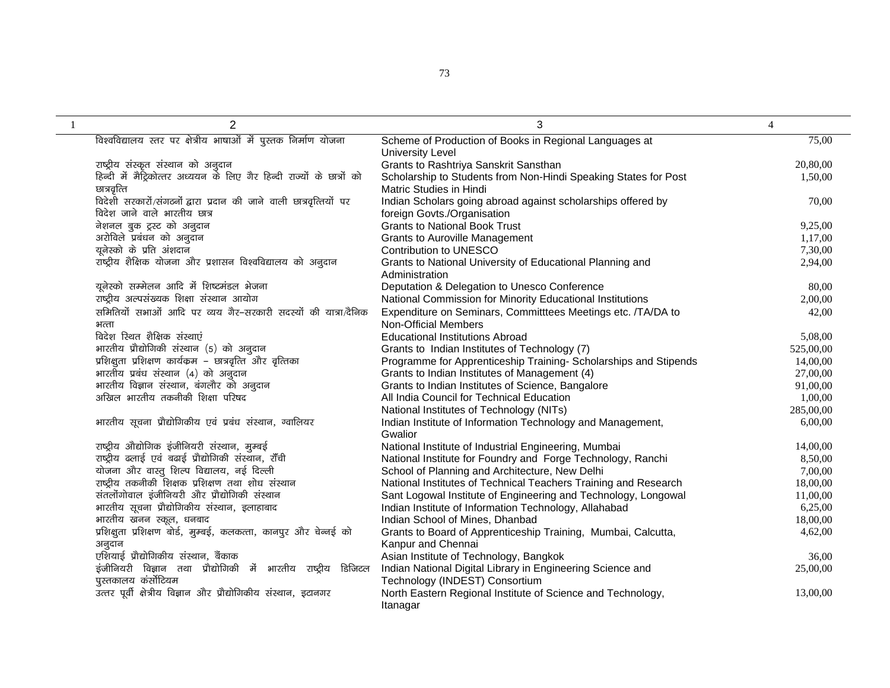| 1 | 2 | 3 | 4 |
|---|---|---|---|
| | विश्वविद्यालय स्तर पर क्षेत्रीय भाषाओं में पुस्तक निर्माण योजना | Scheme of Production of Books in Regional Languages at University Level | 75,00 |
| | राष्ट्रीय संस्कृत संस्थान को अनुदान | Grants to Rashtriya Sanskrit Sansthan | 20,80,00 |
| | हिन्दी में मैट्रिकोत्तर अध्ययन के लिए गैर हिन्दी राज्यों के छात्रों को छात्रवृत्ति | Scholarship to Students from Non-Hindi Speaking States for Post Matric Studies in Hindi | 1,50,00 |
| | विदेशी सरकारों/संगठनों द्वारा प्रदान की जाने वाली छात्रवृत्तियों पर विदेश जाने वाले भारतीय छात्र | Indian Scholars going abroad against scholarships offered by foreign Govts./Organisation | 70,00 |
| | नेशनल बुक ट्रस्ट को अनुदान | Grants to National Book Trust | 9,25,00 |
| | अरोविले प्रबंधन को अनुदान | Grants to Auroville Management | 1,17,00 |
| | यूनेस्को के प्रति अंशदान | Contribution to UNESCO | 7,30,00 |
| | राष्ट्रीय शैक्षिक योजना और प्रशासन विश्वविद्यालय को अनुदान | Grants to National University of Educational Planning and Administration | 2,94,00 |
| | यूनेस्को सम्मेलन आदि में शिष्टमंडल भेजना | Deputation & Delegation to Unesco Conference | 80,00 |
| | राष्ट्रीय अल्पसंख्यक शिक्षा संस्थान आयोग | National Commission for Minority Educational Institutions | 2,00,00 |
| | समितियों सभाओं आदि पर व्यय गैर-सरकारी सदस्यों की यात्रा/दैनिक भत्ता | Expenditure on Seminars, Committtees Meetings etc. /TA/DA to Non-Official Members | 42,00 |
| | विदेश स्थित शैक्षिक संस्थाएं | Educational Institutions Abroad | 5,08,00 |
| | भारतीय प्रौद्योगिकी संस्थान (5) को अनुदान | Grants to Indian Institutes of Technology (7) | 525,00,00 |
| | प्रशिक्षुता प्रशिक्षण कार्यक्रम – छात्रवृत्ति और वृत्तिका | Programme for Apprenticeship Training- Scholarships and Stipends | 14,00,00 |
| | भारतीय प्रबंध संस्थान (4) को अनुदान | Grants to Indian Institutes of Management (4) | 27,00,00 |
| | भारतीय विज्ञान संस्थान, बंगलौर को अनुदान | Grants to Indian Institutes of Science, Bangalore | 91,00,00 |
| | अखिल भारतीय तकनीकी शिक्षा परिषद | All India Council for Technical Education | 1,00,00 |
| | | National Institutes of Technology (NITs) | 285,00,00 |
| | भारतीय सूचना प्रौद्योगिकीय एवं प्रबंध संस्थान, ग्वालियर | Indian Institute of Information Technology and Management, Gwalior | 6,00,00 |
| | राष्ट्रीय औद्योगिक इंजीनियरी संस्थान, मुम्बई | National Institute of Industrial Engineering, Mumbai | 14,00,00 |
| | राष्ट्रीय ढलाई एवं बढाई प्रौद्योगिकी संस्थान, राँची | National Institute for Foundry and Forge Technology, Ranchi | 8,50,00 |
| | योजना और वास्तु शिल्प विद्यालय, नई दिल्ली | School of Planning and Architecture, New Delhi | 7,00,00 |
| | राष्ट्रीय तकनीकी शिक्षक प्रशिक्षण तथा शोध संस्थान | National Institutes of Technical Teachers Training and Research | 18,00,00 |
| | संतलोंगोवाल इंजीनियरी और प्रौद्योगिकी संस्थान | Sant Logowal Institute of Engineering and Technology, Longowal | 11,00,00 |
| | भारतीय सूचना प्रौद्योगिकीय संस्थान, इलाहाबाद | Indian Institute of Information Technology, Allahabad | 6,25,00 |
| | भारतीय खनन स्कूल, धनबाद | Indian School of Mines, Dhanbad | 18,00,00 |
| | प्रशिक्षुता प्रशिक्षण बोर्ड, मुम्बई, कलकत्ता, कानपुर और चेन्नई को अनुदान | Grants to Board of Apprenticeship Training, Mumbai, Calcutta, Kanpur and Chennai | 4,62,00 |
| | एशियाई प्रौद्योगिकीय संस्थान, बैंकाक | Asian Institute of Technology, Bangkok | 36,00 |
| | इंजीनियरी विज्ञान तथा प्रौद्योगिकी में भारतीय राष्ट्रीय डिजिटल पुस्तकालय कंर्सोटियम | Indian National Digital Library in Engineering Science and Technology (INDEST) Consortium | 25,00,00 |
| | उत्तर पूर्वी क्षेत्रीय विज्ञान और प्रौद्योगिकीय संस्थान, इटानगर | North Eastern Regional Institute of Science and Technology, Itanagar | 13,00,00 |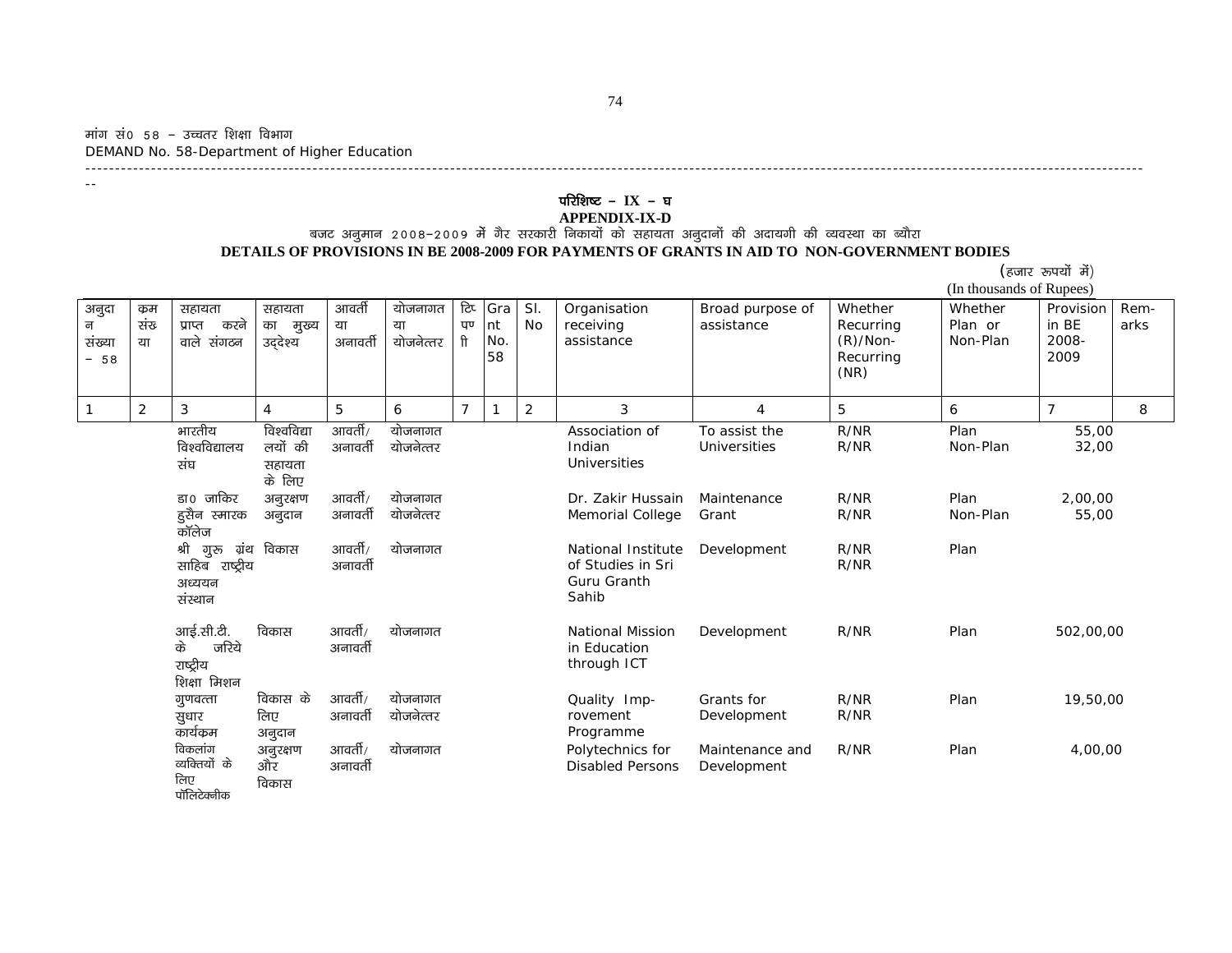मांग सं0 58 – उच्चतर शिक्षा विभाग
DEMAND No. 58-Department of Higher Education

## परिशिष्ट – IX – घ
## APPENDIX-IX-D

बजट अनुमान 2008–2009 में गैर सरकारी निकायों को सहायता अनुदानों की अदायगी की व्यवस्था का ब्यौरा

**DETAILS OF PROVISIONS IN BE 2008-2009 FOR PAYMENTS OF GRANTS IN AID TO NON-GOVERNMENT BODIES**

(हजार रूपयों में)
(In thousands of Rupees)

| अनुदान संख्या – 58 | क्रम संख्या | सहायता प्राप्त करने वाले संगठन | सहायता का मुख्य उद्देश्य | आवर्ती या अनावर्ती | योजनागत या योजनेत्तर | टिप्पणी | Grant No. 58 | Sl. No | Organisation receiving assistance | Broad purpose of assistance | Whether Recurring (R)/Non-Recurring (NR) | Whether Plan or Non-Plan | Provision in BE 2008-2009 | Remarks |
|---|---|---|---|---|---|---|---|---|---|---|---|---|---|---|
| 1 | 2 | 3 | 4 | 5 | 6 | 7 | 1 | 2 | 3 | 4 | 5 | 6 | 7 | 8 |
| | | भारतीय विश्वविद्यालय संघ | विश्वविद्यालयों की सहायता के लिए | आवर्ती/ अनावर्ती | योजनागत योजनेत्तर | | | | Association of Indian Universities | To assist the Universities | R/NR R/NR | Plan Non-Plan | 55,00 32,00 | |
| | | डा0 जाकिर हुसैन स्मारक कॉलेज | अनुरक्षण अनुदान | आवर्ती/ अनावर्ती | योजनागत योजनेत्तर | | | | Dr. Zakir Hussain Memorial College | Maintenance Grant | R/NR R/NR | Plan Non-Plan | 2,00,00 55,00 | |
| | | श्री गुरु ग्रंथ साहिब राष्ट्रीय अध्ययन संस्थान | विकास | आवर्ती/ अनावर्ती | योजनागत | | | | National Institute of Studies in Sri Guru Granth Sahib | Development | R/NR R/NR | Plan | | |
| | | आई.सी.टी. के जरिये राष्ट्रीय शिक्षा मिशन | विकास | आवर्ती/ अनावर्ती | योजनागत | | | | National Mission in Education through ICT | Development | R/NR | Plan | 502,00,00 | |
| | | गुणवत्ता सुधार कार्यक्रम | विकास के लिए अनुदान | आवर्ती/ अनावर्ती | योजनागत योजनेत्तर | | | | Quality Improvement Programme | Grants for Development | R/NR R/NR | Plan | 19,50,00 | |
| | | विकलांग व्यक्तियों के लिए पॉलिटेक्नीक | अनुरक्षण और विकास | आवर्ती/ अनावर्ती | योजनागत | | | | Polytechnics for Disabled Persons | Maintenance and Development | R/NR | Plan | 4,00,00 | |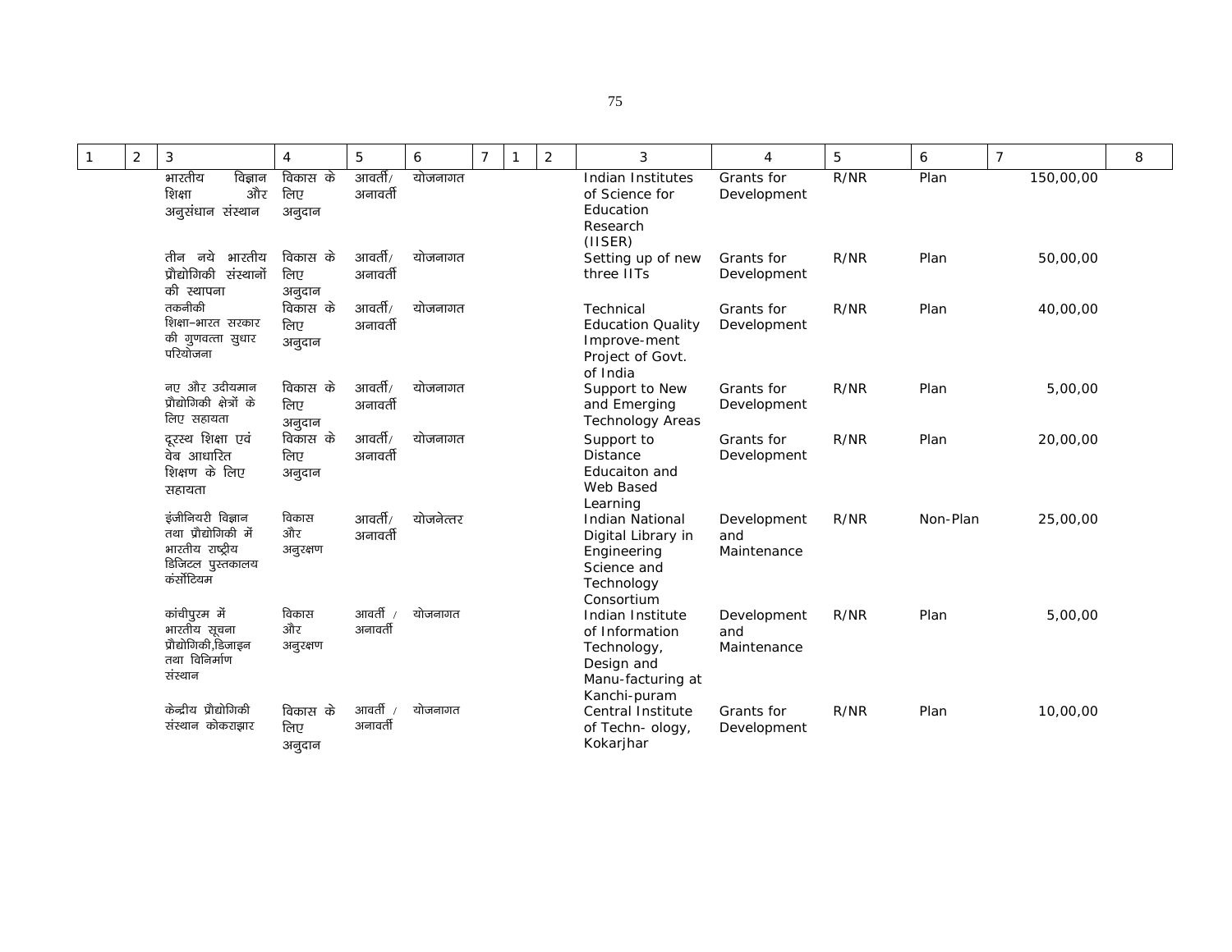| 1 | 2 | 3 | 4 | 5 | 6 | 7 | 1 | 2 | 3 | 4 | 5 | 6 | 7 | 8 |
|---|---|---|---|---|---|---|---|---|---|---|---|---|---|---|
| | | भारतीय विज्ञान शिक्षा और अनुसंधान संस्थान | विकास के लिए अनुदान | आवर्ती/ अनावर्ती | योजनागत | | | | Indian Institutes of Science for Education Research (IISER) | Grants for Development | R/NR | Plan | 150,00,00 | |
| | | तीन नये भारतीय प्रौद्योगिकी संस्थानों की स्थापना | विकास के लिए अनुदान | आवर्ती/ अनावर्ती | योजनागत | | | | Setting up of new three IITs | Grants for Development | R/NR | Plan | 50,00,00 | |
| | | तकनीकी शिक्षा–भारत सरकार की गुणवत्ता सुधार परियोजना | विकास के लिए अनुदान | आवर्ती/ अनावर्ती | योजनागत | | | | Technical Education Quality Improve-ment Project of Govt. of India | Grants for Development | R/NR | Plan | 40,00,00 | |
| | | नए और उदीयमान प्रौद्योगिकी क्षेत्रों के लिए सहायता | विकास के लिए अनुदान | आवर्ती/ अनावर्ती | योजनागत | | | | Support to New and Emerging Technology Areas | Grants for Development | R/NR | Plan | 5,00,00 | |
| | | दूरस्थ शिक्षा एवं वेब आधारित शिक्षण के लिए सहायता | विकास के लिए अनुदान | आवर्ती/ अनावर्ती | योजनागत | | | | Support to Distance Educaiton and Web Based Learning | Grants for Development | R/NR | Plan | 20,00,00 | |
| | | इंजीनियरी विज्ञान तथा प्रौद्योगिकी में भारतीय राष्ट्रीय डिजिटल पुस्तकालय कंसोंटियम | विकास और अनुरक्षण | आवर्ती/ अनावर्ती | योजनेत्तर | | | | Indian National Digital Library in Engineering Science and Technology Consortium | Development and Maintenance | R/NR | Non-Plan | 25,00,00 | |
| | | कांचीपुरम में भारतीय सूचना प्रौद्योगिकी,डिजाइन तथा विनिर्माण संस्थान | विकास और अनुरक्षण | आवर्ती / अनावर्ती | योजनागत | | | | Indian Institute of Information Technology, Design and Manu-facturing at Kanchi-puram | Development and Maintenance | R/NR | Plan | 5,00,00 | |
| | | केन्द्रीय प्रौद्योगिकी संस्थान कोकराझार | विकास के लिए अनुदान | आवर्ती / अनावर्ती | योजनागत | | | | Central Institute of Techn- ology, Kokarjhar | Grants for Development | R/NR | Plan | 10,00,00 | |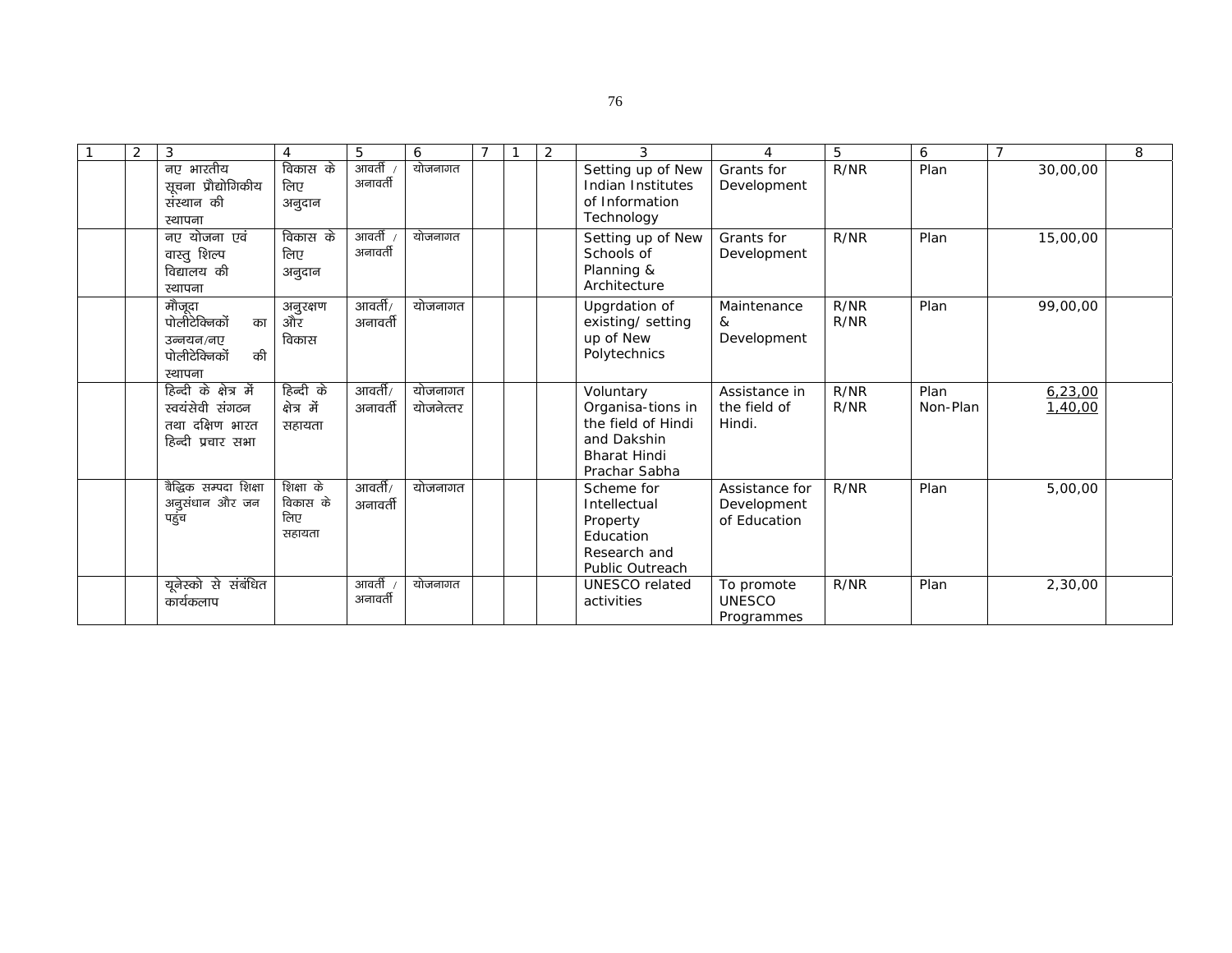| 1 | 2 | 3 | 4 | 5 | 6 | 7 | 1 | 2 | 3 | 4 | 5 | 6 | 7 | 8 |
|---|---|---|---|---|---|---|---|---|---|---|---|---|---|---|
| | | नए भारतीय सूचना प्रौद्योगिकीय संस्थान की स्थापना | विकास के लिए अनुदान | आवर्ती / अनावर्ती | योजनागत | | | | Setting up of New Indian Institutes of Information Technology | Grants for Development | R/NR | Plan | 30,00,00 | |
| | | नए योजना एवं वास्तु शिल्प विद्यालय की स्थापना | विकास के लिए अनुदान | आवर्ती / अनावर्ती | योजनागत | | | | Setting up of New Schools of Planning & Architecture | Grants for Development | R/NR | Plan | 15,00,00 | |
| | | मौजूदा पोलीटेक्निकों का उन्नयन/नए पोलीटेक्निकों की स्थापना | अनुरक्षण और विकास | आवर्ती/ अनावर्ती | योजनागत | | | | Upgrdation of existing/ setting up of New Polytechnics | Maintenance & Development | R/NR R/NR | Plan | 99,00,00 | |
| | | हिन्दी के क्षेत्र में स्वयंसेवी संगठन तथा दक्षिण भारत हिन्दी प्रचार सभा | हिन्दी के क्षेत्र में सहायता | आवर्ती/ अनावर्ती | योजनागत योजनेत्तर | | | | Voluntary Organisa-tions in the field of Hindi and Dakshin Bharat Hindi Prachar Sabha | Assistance in the field of Hindi. | R/NR R/NR | Plan Non-Plan | 6,23,00 1,40,00 | |
| | | बैद्धिक सम्पदा शिक्षा अनुसंधान और जन पहुंच | शिक्षा के विकास के लिए सहायता | आवर्ती/ अनावर्ती | योजनागत | | | | Scheme for Intellectual Property Education Research and Public Outreach | Assistance for Development of Education | R/NR | Plan | 5,00,00 | |
| | | यूनेस्को से संबंधित कार्यकलाप | | आवर्ती / अनावर्ती | योजनागत | | | | UNESCO related activities | To promote UNESCO Programmes | R/NR | Plan | 2,30,00 | |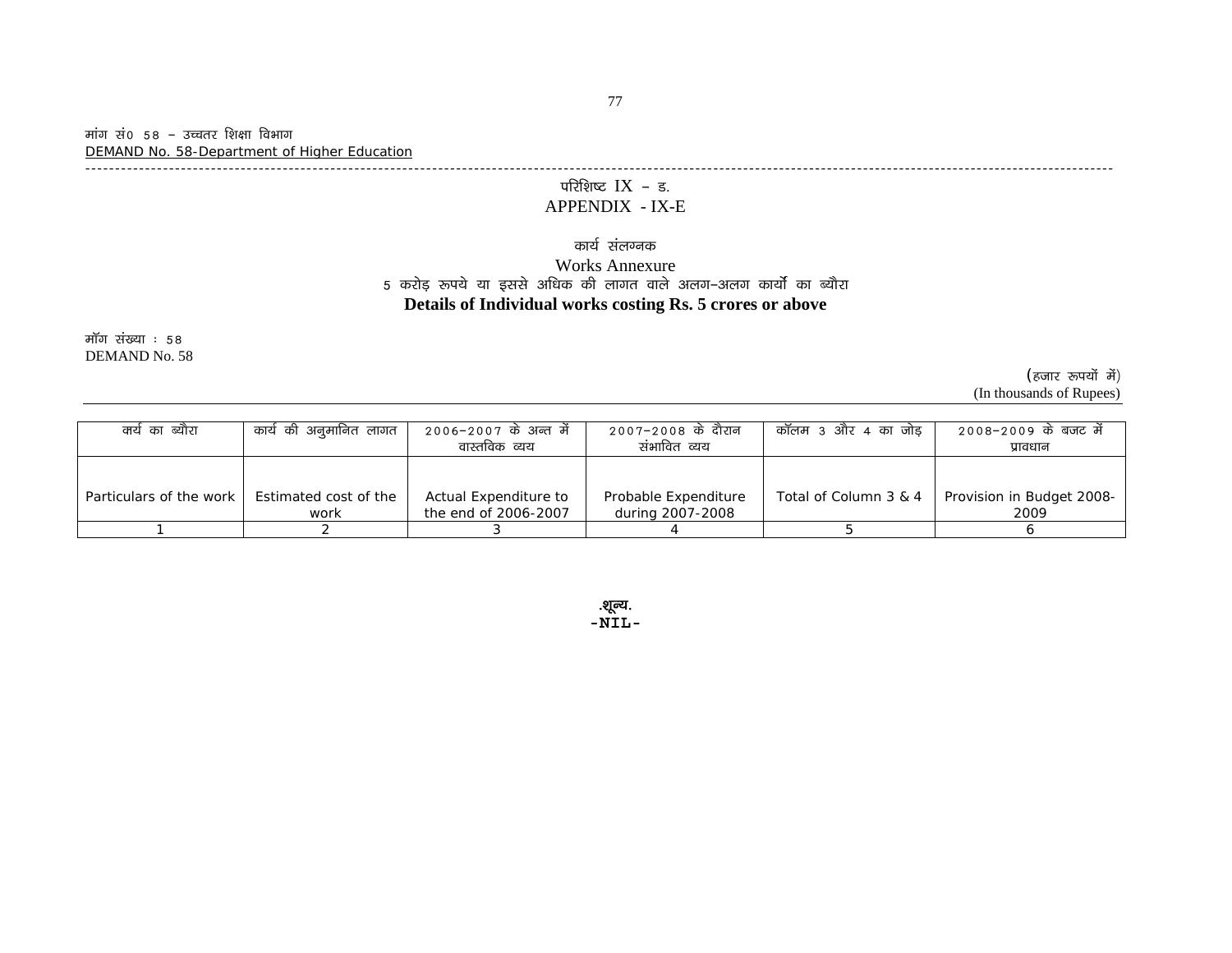मांग सं0 58 – उच्चतर शिक्षा विभाग

DEMAND No. 58-Department of Higher Education

## परिशिष्ट IX – ङ.
## APPENDIX - IX-E

### कार्य संलग्नक
### Works Annexure
### 5 करोड़ रूपये या इससे अधिक की लागत वाले अलग–अलग कार्यों का ब्यौरा
### **Details of Individual works costing Rs. 5 crores or above**

मॉग संख्या : 58
DEMAND No. 58

(हजार रूपयों में)
(In thousands of Rupees)

| कर्य का ब्यौरा Particulars of the work | कार्य की अनुमानित लागत Estimated cost of the work | 2006–2007 के अन्त में वास्तविक व्यय Actual Expenditure to the end of 2006-2007 | 2007–2008 के दौरान संभावित व्यय Probable Expenditure during 2007-2008 | कॉलम 3 और 4 का जोड़ Total of Column 3 & 4 | 2008–2009 के बजट में प्रावधान Provision in Budget 2008-2009 |
|---|---|---|---|---|---|
| 1 | 2 | 3 | 4 | 5 | 6 |

**.शून्य.**
**-NIL-**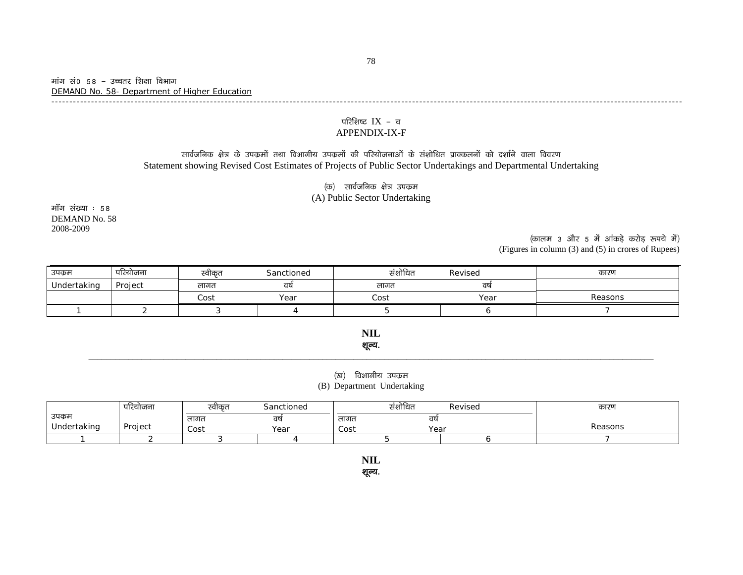मांग सं0 58 – उच्चतर शिक्षा विभाग
DEMAND No. 58- Department of Higher Education

## परिशिष्ट IX – च
## APPENDIX-IX-F

### सार्वजनिक क्षेत्र के उपक्रमों तथा विभागीय उपक्रमों की परियोजनाओं के संशोधित प्राक्कलनों को दर्शाने वाला विवरण
### Statement showing Revised Cost Estimates of Projects of Public Sector Undertakings and Departmental Undertaking

#### (क) सार्वजनिक क्षेत्र उपक्रम
#### (A) Public Sector Undertaking

माँग संख्या : 58
DEMAND No. 58
2008-2009

(कालम 3 और 5 में आंकड़े करोड़ रूपये में)
(Figures in column (3) and (5) in crores of Rupees)

| उपक्रम Undertaking | परियोजना Project | स्वीकृत Sanctioned | | संशोधित Revised | | कारण Reasons |
|---|---|---|---|---|---|---|
| | | लागत Cost | वर्ष Year | लागत Cost | वर्ष Year | |
| 1 | 2 | 3 | 4 | 5 | 6 | 7 |

**NIL**
**शून्य.**

#### (ख) विभागीय उपक्रम
#### (B) Department Undertaking

| उपक्रम Undertaking | परियोजना Project | स्वीकृत Sanctioned | | संशोधित Revised | | कारण Reasons |
|---|---|---|---|---|---|---|
| | | लागत Cost | वर्ष Year | लागत Cost | वर्ष Year | |
| 1 | 2 | 3 | 4 | 5 | 6 | 7 |

**NIL**
**शून्य.**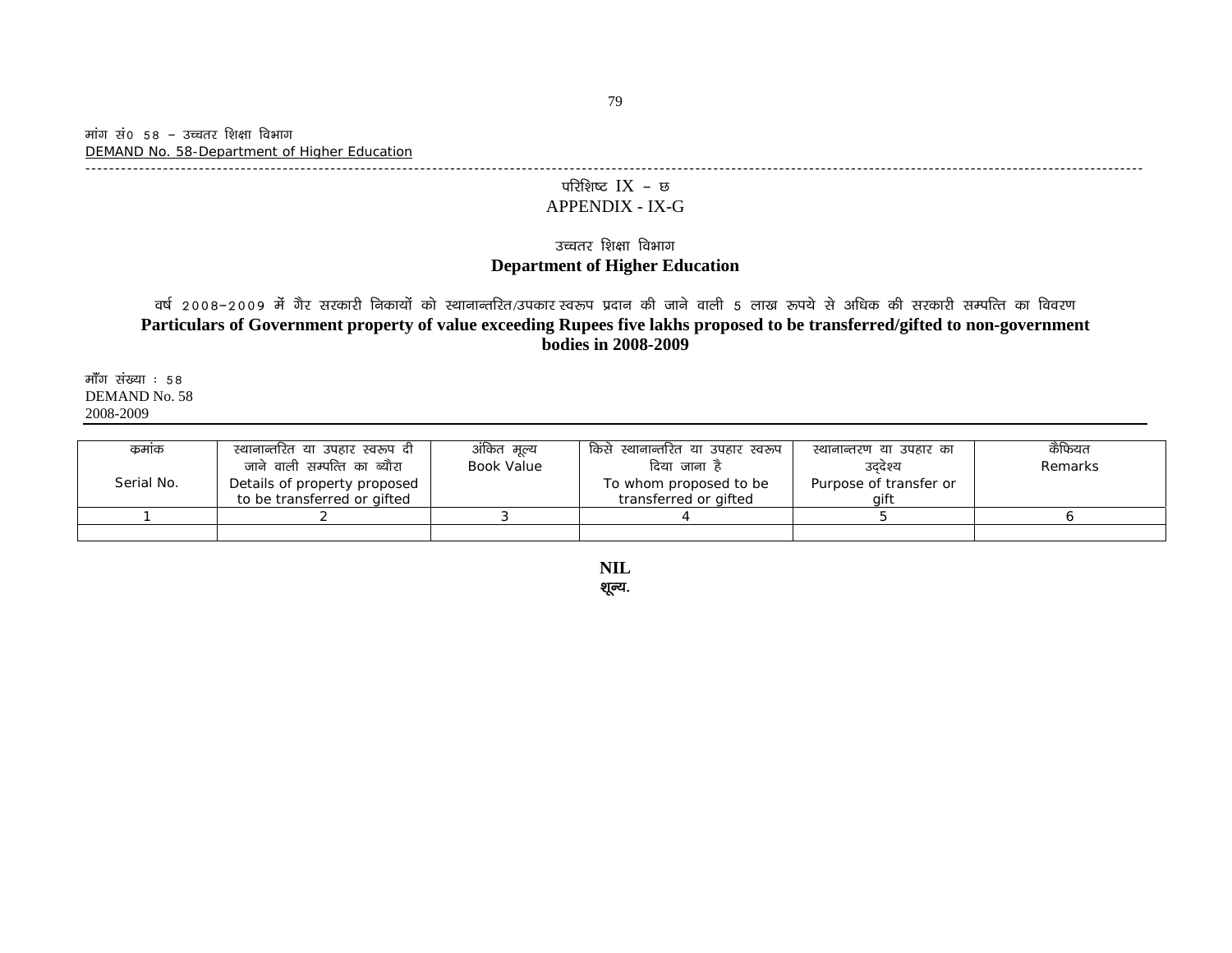मांग सं0 58 – उच्चतर शिक्षा विभाग
DEMAND No. 58-Department of Higher Education

## परिशिष्ट IX – छ
## APPENDIX - IX-G

### उच्चतर शिक्षा विभाग
### Department of Higher Education

वर्ष 2008–2009 में गैर सरकारी निकायों को स्थानान्तरित/उपकार स्वरूप प्रदान की जाने वाली 5 लाख रूपये से अधिक की सरकारी सम्पत्ति का विवरण

**Particulars of Government property of value exceeding Rupees five lakhs proposed to be transferred/gifted to non-government bodies in 2008-2009**

माँग संख्या : 58
DEMAND No. 58
2008-2009

| क्रमांक Serial No. | स्थानान्तरित या उपहार स्वरूप दी जाने वाली सम्पत्ति का ब्यौरा Details of property proposed to be transferred or gifted | अंकित मूल्य Book Value | किसे स्थानान्तरित या उपहार स्वरूप दिया जाना है To whom proposed to be transferred or gifted | स्थानान्तरण या उपहार का उद्देश्य Purpose of transfer or gift | कैफियत Remarks |
|---|---|---|---|---|---|
| 1 | 2 | 3 | 4 | 5 | 6 |
| | | | | | |

**NIL**
**शून्य.**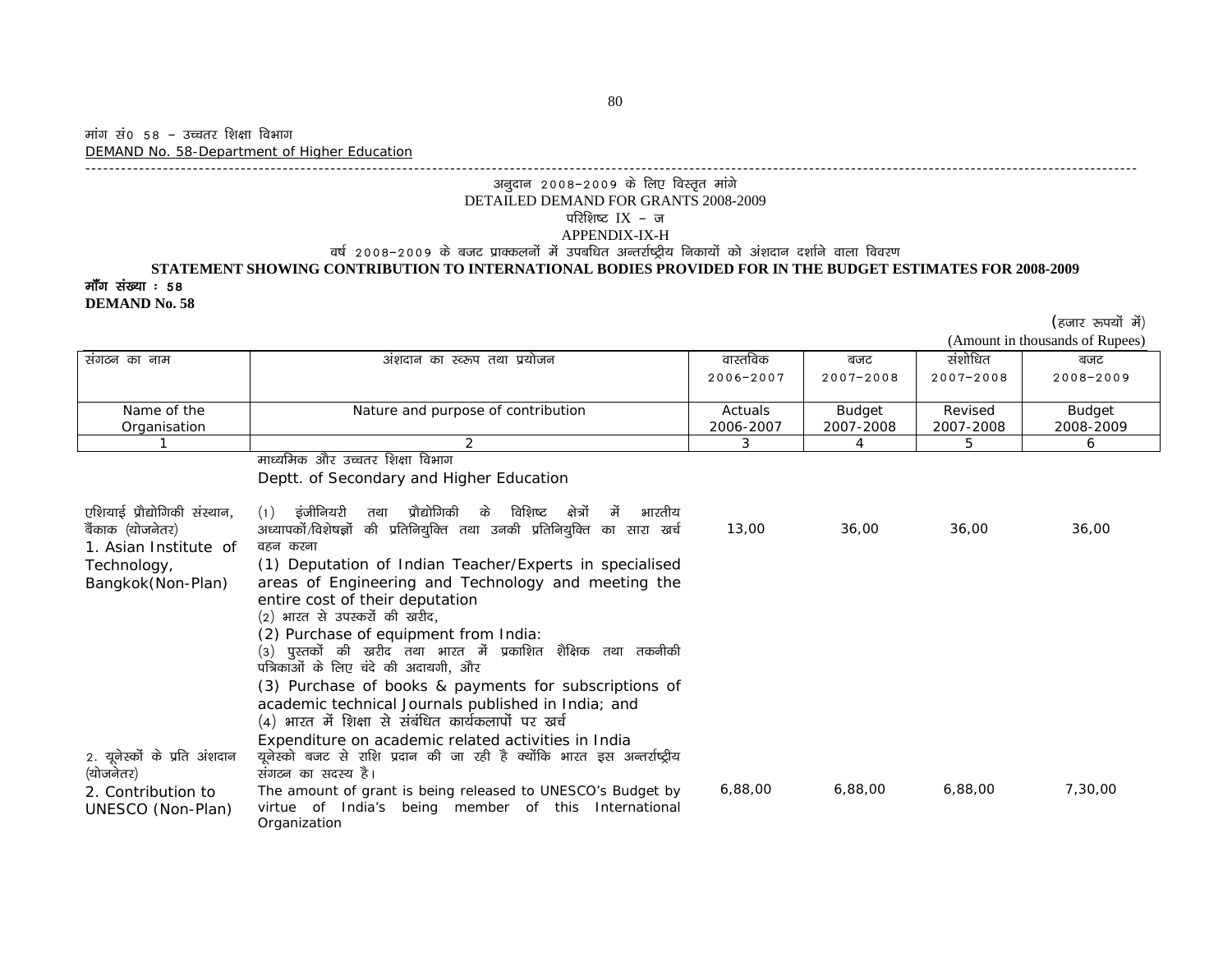मांग सं0 58 – उच्चतर शिक्षा विभाग
DEMAND No. 58-Department of Higher Education

अनुदान 2008–2009 के लिए विस्तृत मांगे
DETAILED DEMAND FOR GRANTS 2008-2009
परिशिष्ट IX – ज
APPENDIX-IX-H
वर्ष 2008–2009 के बजट प्राक्कलनों में उपबंधित अन्तर्राष्ट्रीय निकायों को अंशदान दर्शाने वाला विवरण
**STATEMENT SHOWING CONTRIBUTION TO INTERNATIONAL BODIES PROVIDED FOR IN THE BUDGET ESTIMATES FOR 2008-2009**

**मॉँग संख्या : 58**
**DEMAND No. 58**

(हजार रूपयों में)
(Amount in thousands of Rupees)

| संगठन का नाम<br>Name of the Organisation | अंशदान का स्वरूप तथा प्रयोजन<br>Nature and purpose of contribution | वास्तविक 2006–2007<br>Actuals 2006-2007 | बजट 2007–2008<br>Budget 2007-2008 | संशोधित 2007–2008<br>Revised 2007-2008 | बजट 2008–2009<br>Budget 2008-2009 |
|---|---|---|---|---|---|
| 1 | 2 | 3 | 4 | 5 | 6 |
| | माध्यमिक और उच्चतर शिक्षा विभाग<br>Deptt. of Secondary and Higher Education | | | | |
| एशियाई प्रौद्योगिकी संस्थान, बैंकाक (योजनेतर)<br>1. Asian Institute of Technology, Bangkok(Non-Plan) | (1) इंजीनियरी तथा प्रौद्योगिकी के विशिष्ट क्षेत्रों में भारतीय अध्यापकों/विशेषज्ञों की प्रतिनियुक्ति तथा उनकी प्रतिनियुक्ति का सारा खर्च वहन करना<br>(1) Deputation of Indian Teacher/Experts in specialised areas of Engineering and Technology and meeting the entire cost of their deputation<br>(2) भारत से उपस्करों की खरीद,<br>(2) Purchase of equipment from India:<br>(3) पुस्तकों की खरीद तथा भारत में प्रकाशित शैक्षिक तथा तकनीकी पत्रिकाओं के लिए चंदे की अदायगी, और<br>(3) Purchase of books & payments for subscriptions of academic technical Journals published in India; and<br>(4) भारत में शिक्षा से संबंधित कार्यकलापों पर खर्च<br>Expenditure on academic related activities in India | 13,00 | 36,00 | 36,00 | 36,00 |
| 2. यूनेस्कों के प्रति अंशदान (योजनेतर)<br>2. Contribution to UNESCO (Non-Plan) | यूनेस्को बजट से राशि प्रदान की जा रही है क्योंकि भारत इस अन्तर्राष्ट्रीय संगठन का सदस्य है।<br>The amount of grant is being released to UNESCO's Budget by virtue of India's being member of this International Organization | 6,88,00 | 6,88,00 | 6,88,00 | 7,30,00 |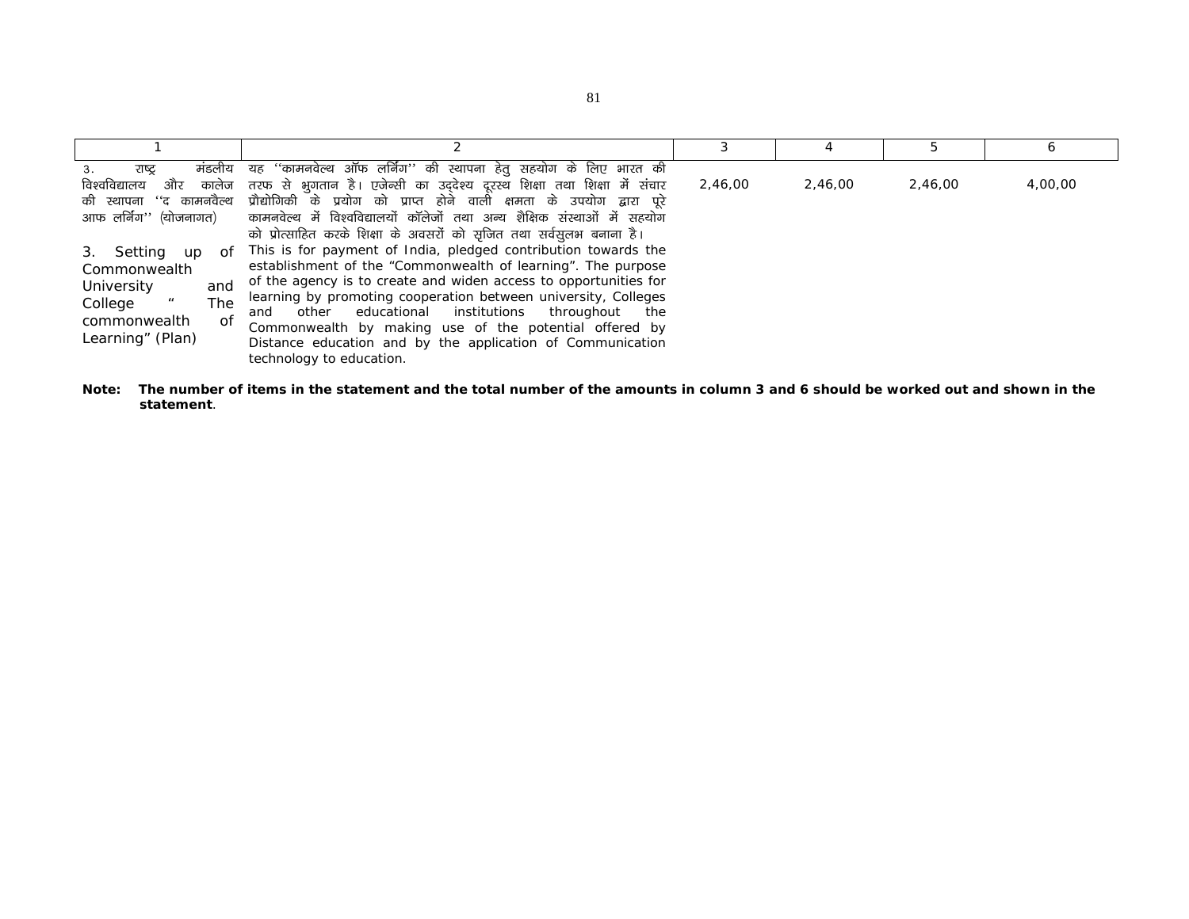| 1 | 2 | 3 | 4 | 5 | 6 |
|---|---|---|---|---|---|
| 3. राष्ट्र मंडलीय विश्वविद्यालय और कालेज की स्थापना ''द कामनवैल्थ आफ लर्निंग'' (योजनागत)<br><br>3. Setting up of Commonwealth University and College " The commonwealth of Learning" (Plan) | यह ''कामनवेल्थ ऑफ लर्निंग'' की स्थापना हेतु सहयोग के लिए भारत की तरफ से भुगतान है। एजेन्सी का उद्देश्य दूरस्थ शिक्षा तथा शिक्षा में संचार प्रौद्योगिकी के प्रयोग को प्राप्त होने वाली क्षमता के उपयोग द्वारा पूरे कामनवेल्थ में विश्वविद्यालयों कॉलेजों तथा अन्य शैक्षिक संस्थाओं में सहयोग को प्रोत्साहित करके शिक्षा के अवसरों को सृजित तथा सर्वसुलभ बनाना है।<br><br>This is for payment of India, pledged contribution towards the establishment of the "Commonwealth of learning". The purpose of the agency is to create and widen access to opportunities for learning by promoting cooperation between university, Colleges and other educational institutions throughout the Commonwealth by making use of the potential offered by Distance education and by the application of Communication technology to education. | 2,46,00 | 2,46,00 | 2,46,00 | 4,00,00 |

**Note: The number of items in the statement and the total number of the amounts in column 3 and 6 should be worked out and shown in the statement**.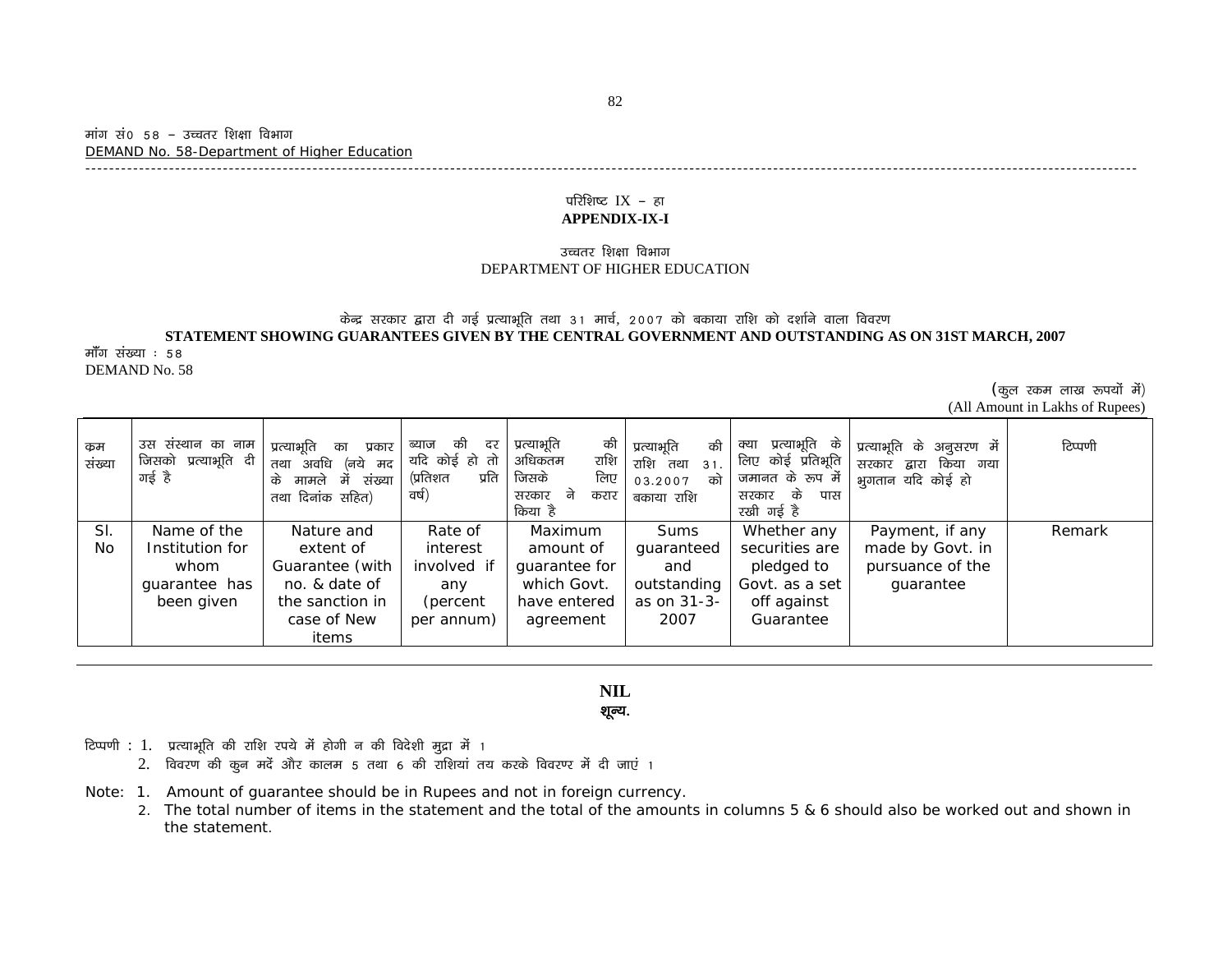मांग सं0 58 – उच्चतर शिक्षा विभाग
DEMAND No. 58-Department of Higher Education

परिशिष्ट IX – हा
**APPENDIX-IX-I**

उच्चतर शिक्षा विभाग
DEPARTMENT OF HIGHER EDUCATION

केन्द्र सरकार द्वारा दी गई प्रत्याभूति तथा 31 मार्च, 2007 को बकाया राशि को दर्शाने वाला विवरण
**STATEMENT SHOWING GUARANTEES GIVEN BY THE CENTRAL GOVERNMENT AND OUTSTANDING AS ON 31ST MARCH, 2007**

माँग संख्या : 58
DEMAND No. 58

(कुल रकम लाख रूपयों में)
(All Amount in Lakhs of Rupees)

| क्रम संख्या | उस संस्थान का नाम जिसको प्रत्याभूति दी गई है | प्रत्याभूति का प्रकार तथा अवधि (नये मद के मामले में संख्या तथा दिनांक सहित) | ब्याज की दर यदि कोई हो तो (प्रतिशत प्रति वर्ष) | प्रत्याभूति की अधिकतम राशि जिसके लिए सरकार ने करार किया है | प्रत्याभूति की राशि तथा 31.03.2007 को बकाया राशि | क्या प्रत्याभूति के लिए कोई प्रतिभूति जमानत के रूप में सरकार के पास रखी गई है | प्रत्याभूति के अनुसरण में सरकार द्वारा किया गया भुगतान यदि कोई हो | टिप्पणी |
|---|---|---|---|---|---|---|---|---|
| Sl. No | Name of the Institution for whom guarantee has been given | Nature and extent of Guarantee (with no. & date of the sanction in case of New items | Rate of interest involved if any (percent per annum) | Maximum amount of guarantee for which Govt. have entered agreement | Sums guaranteed and outstanding as on 31-3-2007 | Whether any securities are pledged to Govt. as a set off against Guarantee | Payment, if any made by Govt. in pursuance of the guarantee | Remark |

**NIL**
**शून्य.**

टिप्पणी : 1. प्रत्याभूति की राशि रुपये में होगी न की विदेशी मुद्रा में ।
2. विवरण की कुन मदें और कालम 5 तथा 6 की राशियां तय करके विवरण्र में दी जाएं ।

Note: 1. Amount of guarantee should be in Rupees and not in foreign currency.
2. The total number of items in the statement and the total of the amounts in columns 5 & 6 should also be worked out and shown in the statement.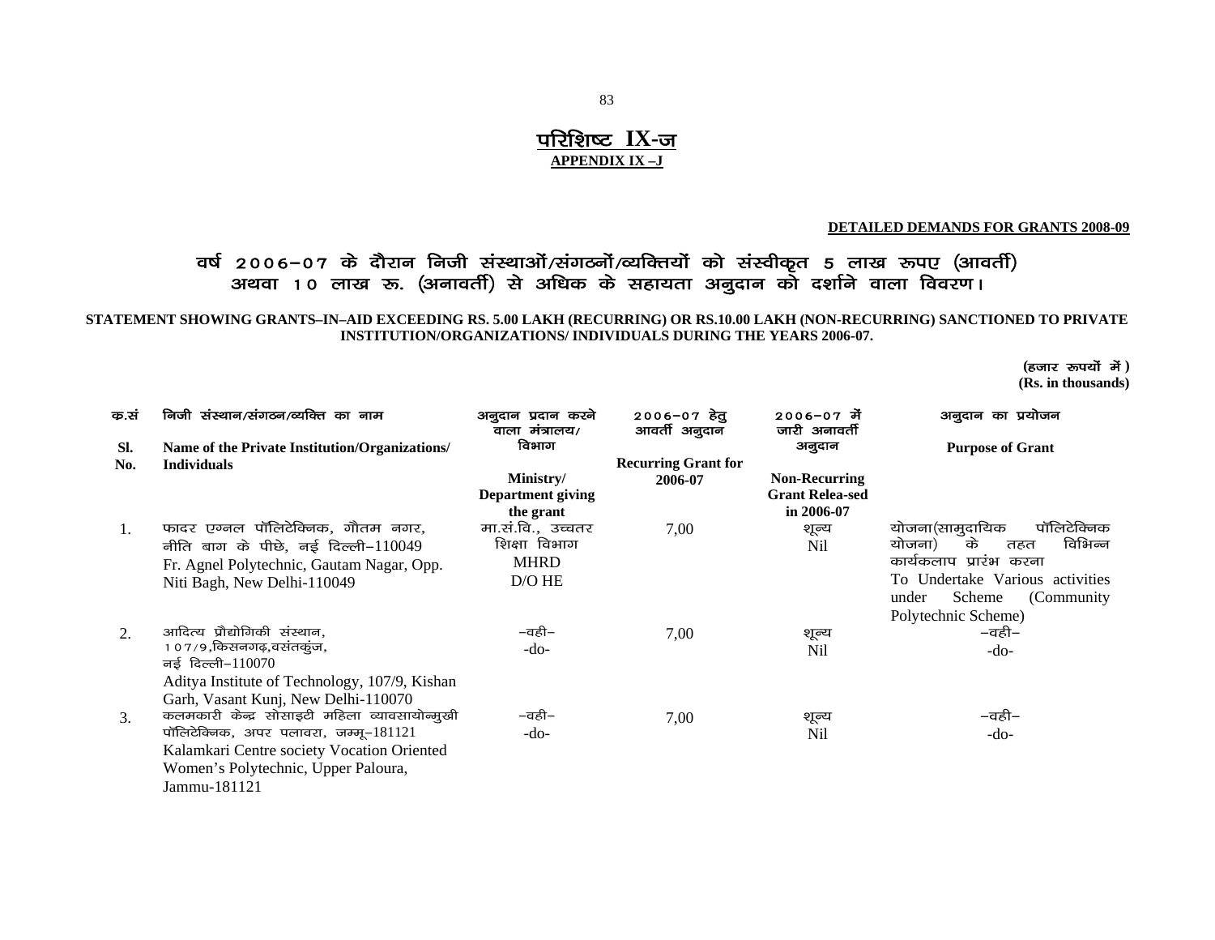# परिशिष्ट IX-ज

**APPENDIX IX –J**

**DETAILED DEMANDS FOR GRANTS 2008-09**

## वर्ष 2006–07 के दौरान निजी संस्थाओं/संगठनों/व्यक्तियों को संस्वीकृत 5 लाख रुपए (आवर्ती) अथवा 10 लाख रू. (अनावर्ती) से अधिक के सहायता अनुदान को दर्शाने वाला विवरण।

**STATEMENT SHOWING GRANTS–IN–AID EXCEEDING RS. 5.00 LAKH (RECURRING) OR RS.10.00 LAKH (NON-RECURRING) SANCTIONED TO PRIVATE INSTITUTION/ORGANIZATIONS/ INDIVIDUALS DURING THE YEARS 2006-07.**

(हजार रूपयों में)
**(Rs. in thousands)**

| क.सं. Sl. No. | निजी संस्थान/संगठन/व्यक्ति का नाम Name of the Private Institution/Organizations/ Individuals | अनुदान प्रदान करने वाला मंत्रालय/विभाग Ministry/ Department giving the grant | 2006–07 हेतु आवर्ती अनुदान Recurring Grant for 2006-07 | 2006–07 में जारी अनावर्ती अनुदान Non-Recurring Grant Relea-sed in 2006-07 | अनुदान का प्रयोजन Purpose of Grant |
|---|---|---|---|---|---|
| 1. | फादर एग्नल पॉलिटेक्निक, गौतम नगर, नीति बाग के पीछे, नई दिल्ली–110049 Fr. Agnel Polytechnic, Gautam Nagar, Opp. Niti Bagh, New Delhi-110049 | मा.सं.वि., उच्चतर शिक्षा विभाग MHRD D/O HE | 7,00 | शून्य Nil | योजना(सामुदायिक पॉलिटेक्निक योजना) के तहत विभिन्न कार्यकलाप प्रारंभ करना To Undertake Various activities under Scheme (Community Polytechnic Scheme) |
| 2. | आदित्य प्रौद्योगिकी संस्थान, 107/9,किसनगढ़,वसंतकुंज, नई दिल्ली–110070 Aditya Institute of Technology, 107/9, Kishan Garh, Vasant Kunj, New Delhi-110070 | –वही– -do- | 7,00 | शून्य Nil | –वही– -do- |
| 3. | कलमकारी केन्द्र सोसाइटी महिला व्यावसायोन्मुखी पॉलिटेक्निक, अपर पलावरा, जम्मू–181121 Kalamkari Centre society Vocation Oriented Women's Polytechnic, Upper Paloura, Jammu-181121 | –वही– -do- | 7,00 | शून्य Nil | –वही– -do- |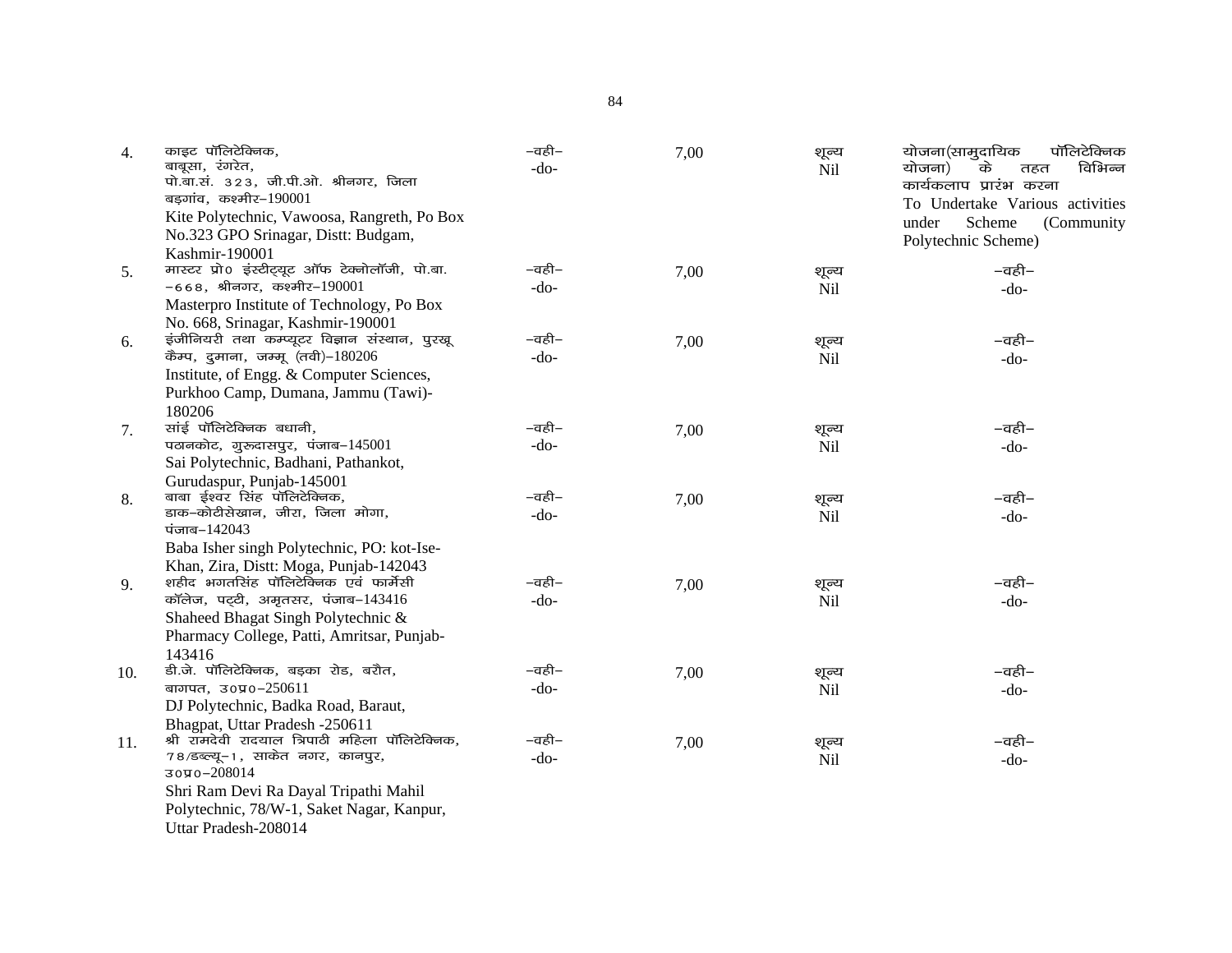| | | | | | |
|---|---|---|---|---|---|
| 4. | काइट पॉलिटेक्निक, बाबूसा, रंगरेत, पो.बा.सं. 323, जी.पी.ओ. श्रीनगर, जिला बड़गांव, कश्मीर–190001<br>Kite Polytechnic, Vawoosa, Rangreth, Po Box No.323 GPO Srinagar, Distt: Budgam, Kashmir-190001 | –वही–<br>-do- | 7,00 | शून्य<br>Nil | योजना (सामुदायिक पॉलिटेक्निक योजना) के तहत विभिन्न कार्यकलाप प्रारंभ करना<br>To Undertake Various activities under Scheme (Community Polytechnic Scheme) |
| 5. | मास्टर प्रो० इंस्टीट्यूट ऑफ टेक्नोलॉजी, पो.बा. –668, श्रीनगर, कश्मीर–190001<br>Masterpro Institute of Technology, Po Box No. 668, Srinagar, Kashmir-190001 | –वही–<br>-do- | 7,00 | शून्य<br>Nil | –वही–<br>-do- |
| 6. | इंजीनियरी तथा कम्प्यूटर विज्ञान संस्थान, पुरखू कैम्प, दुमाना, जम्मू (तवी)–180206<br>Institute, of Engg. & Computer Sciences, Purkhoo Camp, Dumana, Jammu (Tawi)-180206 | –वही–<br>-do- | 7,00 | शून्य<br>Nil | –वही–<br>-do- |
| 7. | सांई पॉलिटेक्निक बधानी, पठानकोट, गुरुदासपुर, पंजाब–145001<br>Sai Polytechnic, Badhani, Pathankot, Gurudaspur, Punjab-145001 | –वही–<br>-do- | 7,00 | शून्य<br>Nil | –वही–<br>-do- |
| 8. | बाबा ईश्वर सिंह पॉलिटेक्निक, डाक–कोटीसेखान, जीरा, जिला मोगा, पंजाब–142043<br>Baba Isher singh Polytechnic, PO: kot-Ise-Khan, Zira, Distt: Moga, Punjab-142043 | –वही–<br>-do- | 7,00 | शून्य<br>Nil | –वही–<br>-do- |
| 9. | शहीद भगतसिंह पॉलिटेक्निक एवं फार्मेसी कॉलेज, पट्टी, अमृतसर, पंजाब–143416<br>Shaheed Bhagat Singh Polytechnic & Pharmacy College, Patti, Amritsar, Punjab-143416 | –वही–<br>-do- | 7,00 | शून्य<br>Nil | –वही–<br>-do- |
| 10. | डी.जे. पॉलिटेक्निक, बड़का रोड, बरौत, बागपत, उ०प्र०–250611<br>DJ Polytechnic, Badka Road, Baraut, Bhagpat, Uttar Pradesh -250611 | –वही–<br>-do- | 7,00 | शून्य<br>Nil | –वही–<br>-do- |
| 11. | श्री रामदेवी रादयाल त्रिपाठी महिला पॉलिटेक्निक, 78/डब्ल्यू–1, साकेत नगर, कानपुर, उ०प्र०–208014<br>Shri Ram Devi Ra Dayal Tripathi Mahil Polytechnic, 78/W-1, Saket Nagar, Kanpur, Uttar Pradesh-208014 | –वही–<br>-do- | 7,00 | शून्य<br>Nil | –वही–<br>-do- |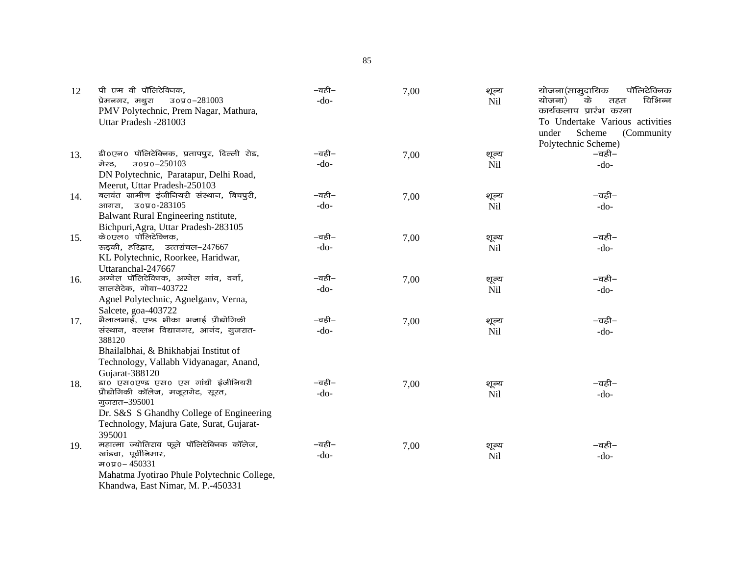| | | | | | |
|---|---|---|---|---|---|
| 12 | पी एम वी पॉलिटेक्निक, प्रेमनगर, मथुरा उ०प्र०–281003<br>PMV Polytechnic, Prem Nagar, Mathura, Uttar Pradesh -281003 | –वही–<br>-do- | 7,00 | शून्य<br>Nil | योजना(सामुदायिक पॉलिटेक्निक योजना) के तहत विभिन्न कार्यकलाप प्रारंभ करना<br>To Undertake Various activities under Scheme (Community Polytechnic Scheme) |
| 13. | डी०एन० पॉलिटेक्निक, प्रतापपुर, दिल्ली रोड, मेरठ, उ०प्र०–250103<br>DN Polytechnic, Paratapur, Delhi Road, Meerut, Uttar Pradesh-250103 | –वही–<br>-do- | 7,00 | शून्य<br>Nil | –वही–<br>-do- |
| 14. | बलवंत ग्रामीण इंजीनियरी संस्थान, बिचपुरी, आगरा, उ०प्र०-283105<br>Balwant Rural Engineering nstitute, Bichpuri,Agra, Uttar Pradesh-283105 | –वही–<br>-do- | 7,00 | शून्य<br>Nil | –वही–<br>-do- |
| 15. | के०एल० पॉलिटेक्निक, रुड़की, हरिद्वार, उत्तरांचल–247667<br>KL Polytechnic, Roorkee, Haridwar, Uttaranchal-247667 | –वही–<br>-do- | 7,00 | शून्य<br>Nil | –वही–<br>-do- |
| 16. | अग्नेल पॉलिटेक्निक, अग्नेल गांव, वर्ना, सालसेटेक, गोवा–403722<br>Agnel Polytechnic, Agnelganv, Verna, Salcete, goa-403722 | –वही–<br>-do- | 7,00 | शून्य<br>Nil | –वही–<br>-do- |
| 17. | भैलालभाई, एण्ड भीका भजाई प्रौद्योगिकी संस्थान, वल्लभ विद्यानगर, आनंद, गुजरात-388120<br>Bhailalbhai, & Bhikhabjai Institut of Technology, Vallabh Vidyanagar, Anand, Gujarat-388120 | –वही–<br>-do- | 7,00 | शून्य<br>Nil | –वही–<br>-do- |
| 18. | डा० एस०एण्ड एस० एस गांधी इंजीनियरी प्रौद्योगिकी कॉलेज, मजूरागेट, सूरत, गुजरात–395001<br>Dr. S&S S Ghandhy College of Engineering Technology, Majura Gate, Surat, Gujarat-395001 | –वही–<br>-do- | 7,00 | शून्य<br>Nil | –वही–<br>-do- |
| 19. | महात्मा ज्योतिराव फूले पॉलिटेक्निक कॉलेज, खांडवा, पूर्वीनिमार, म०प्र०– 450331<br>Mahatma Jyotirao Phule Polytechnic College, Khandwa, East Nimar, M. P.-450331 | –वही–<br>-do- | 7,00 | शून्य<br>Nil | –वही–<br>-do- |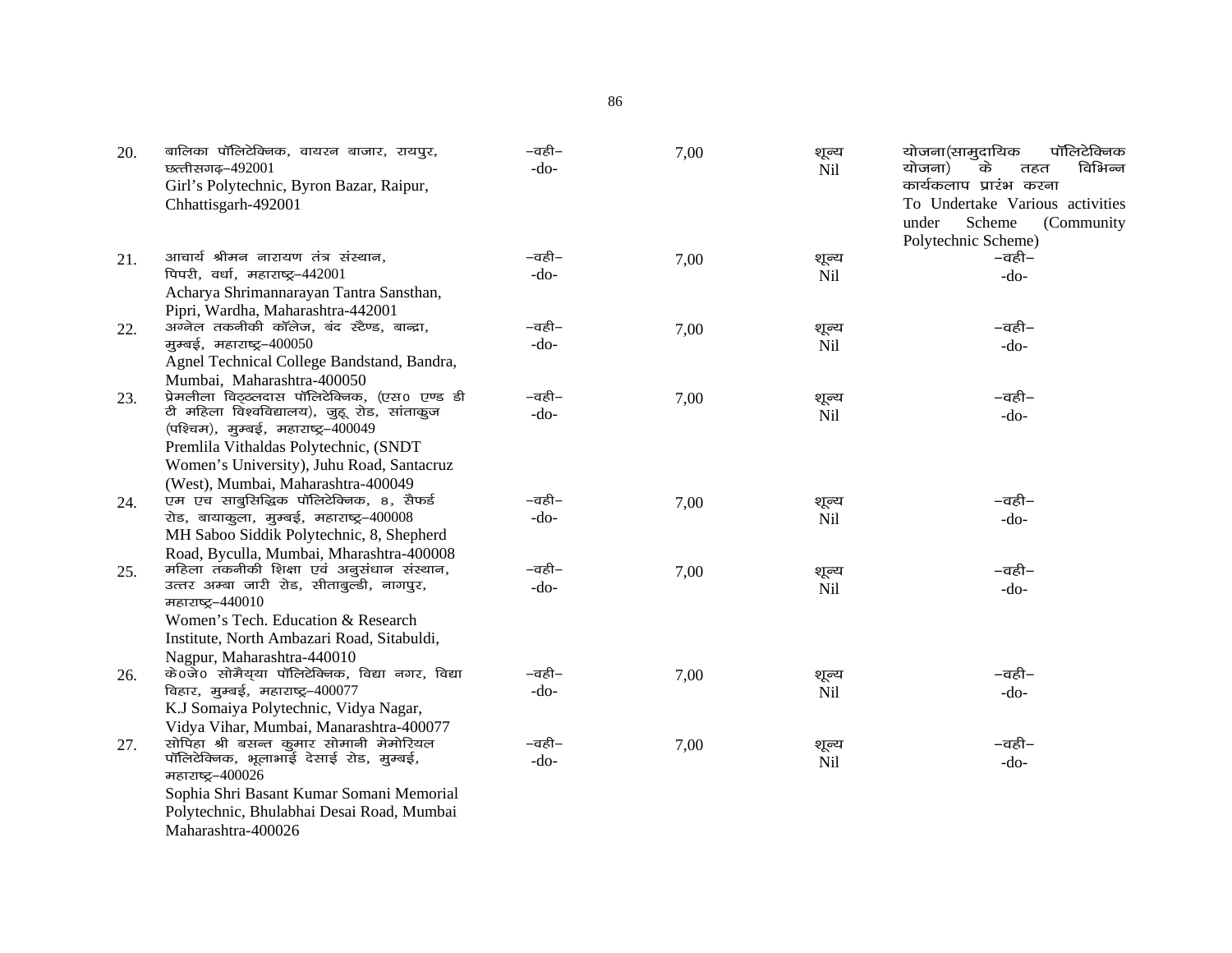| | | | | | |
|---|---|---|---|---|---|
| 20. | बालिका पॉलिटेक्निक, वायरन बाजार, रायपुर, छत्तीसगढ़–492001<br>Girl's Polytechnic, Byron Bazar, Raipur, Chhattisgarh-492001 | –वही–<br>-do- | 7,00 | शून्य<br>Nil | योजना(सामुदायिक पॉलिटेक्निक योजना) के तहत विभिन्न कार्यकलाप प्रारंभ करना<br>To Undertake Various activities under Scheme (Community Polytechnic Scheme) |
| 21. | आचार्य श्रीमन नारायण तंत्र संस्थान, पिपरी, वर्धा, महाराष्ट्र–442001<br>Acharya Shrimannarayan Tantra Sansthan, Pipri, Wardha, Maharashtra-442001 | –वही–<br>-do- | 7,00 | शून्य<br>Nil | –वही–<br>-do- |
| 22. | अग्नेल तकनीकी कॉलेज, बंद स्टैण्ड, बान्द्रा, मुम्बई, महाराष्ट्र–400050<br>Agnel Technical College Bandstand, Bandra, Mumbai, Maharashtra-400050 | –वही–<br>-do- | 7,00 | शून्य<br>Nil | –वही–<br>-do- |
| 23. | प्रेमलीला विठ्ठलदास पॉलिटेक्निक, (एस० एण्ड डी टी महिला विश्वविद्यालय), जुहू रोड, सांताकुज (पश्चिम), मुम्बई, महाराष्ट्र–400049<br>Premlila Vithaldas Polytechnic, (SNDT Women's University), Juhu Road, Santacruz (West), Mumbai, Maharashtra-400049 | –वही–<br>-do- | 7,00 | शून्य<br>Nil | –वही–<br>-do- |
| 24. | एम एच साबुसिद्धिक पॉलिटेक्निक, 8, सैफर्ड रोड, बायाकुला, मुम्बई, महाराष्ट्र–400008<br>MH Saboo Siddik Polytechnic, 8, Shepherd Road, Byculla, Mumbai, Mharashtra-400008 | –वही–<br>-do- | 7,00 | शून्य<br>Nil | –वही–<br>-do- |
| 25. | महिला तकनीकी शिक्षा एवं अनुसंधान संस्थान, उत्तर अम्बा जारी रोड, सीताबुल्डी, नागपुर, महाराष्ट्र–440010<br>Women's Tech. Education & Research Institute, North Ambazari Road, Sitabuldi, Nagpur, Maharashtra-440010 | –वही–<br>-do- | 7,00 | शून्य<br>Nil | –वही–<br>-do- |
| 26. | के०जे० सोमैयूया पॉलिटेक्निक, विद्या नगर, विद्या विहार, मुम्बई, महाराष्ट्र–400077<br>K.J Somaiya Polytechnic, Vidya Nagar, Vidya Vihar, Mumbai, Manarashtra-400077 | –वही–<br>-do- | 7,00 | शून्य<br>Nil | –वही–<br>-do- |
| 27. | सोपिहा श्री बसन्त कुमार सोमानी मेमोरियल पॉलिटेक्निक, भूलाभाई देसाई रोड, मुम्बई, महाराष्ट्र–400026<br>Sophia Shri Basant Kumar Somani Memorial Polytechnic, Bhulabhai Desai Road, Mumbai Maharashtra-400026 | –वही–<br>-do- | 7,00 | शून्य<br>Nil | –वही–<br>-do- |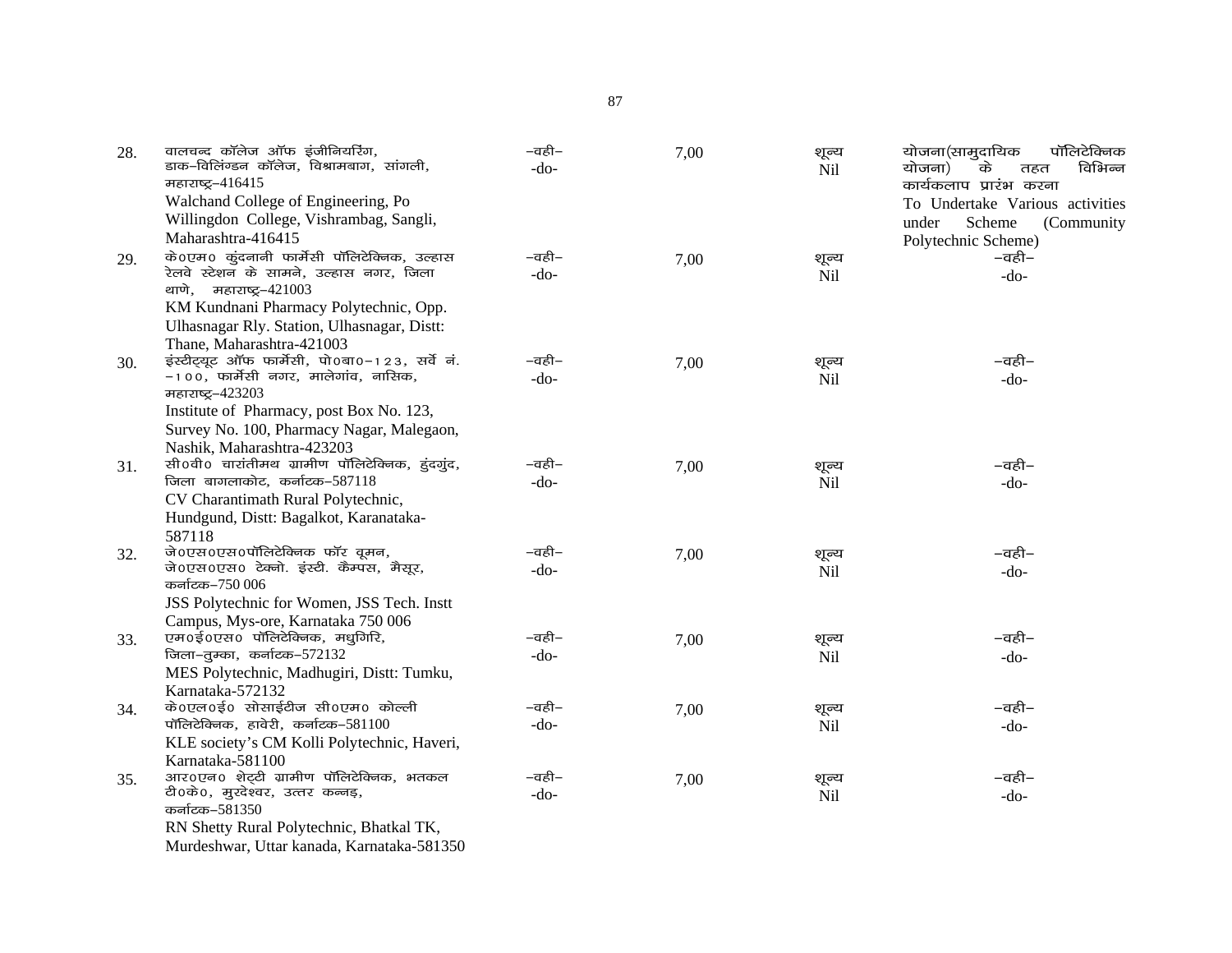| | | | | | |
|---|---|---|---|---|---|
| 28. | वालचन्द कॉलेज ऑफ इंजीनियरिंग, डाक–विलिंग्डन कॉलेज, विश्रामबाग, सांगली, महाराष्ट्र–416415<br>Walchand College of Engineering, Po Willingdon College, Vishrambag, Sangli, Maharashtra-416415 | –वही–<br>-do- | 7,00 | शून्य<br>Nil | योजना(सामुदायिक पॉलिटेक्निक योजना) के तहत विभिन्न कार्यकलाप प्रारंभ करना<br>To Undertake Various activities under Scheme (Community Polytechnic Scheme) |
| 29. | के0एम0 कुंदनानी फार्मेसी पॉलिटेक्निक, उल्हास रेलवे स्टेशन के सामने, उल्हास नगर, जिला थाणे, महाराष्ट्र–421003<br>KM Kundnani Pharmacy Polytechnic, Opp. Ulhasnagar Rly. Station, Ulhasnagar, Distt: Thane, Maharashtra-421003 | –वही–<br>-do- | 7,00 | शून्य<br>Nil | –वही–<br>-do- |
| 30. | इंस्टीट्यूट ऑफ फार्मेसी, पो0बा0–123, सर्वे नं. –100, फार्मेसी नगर, मालेगांव, नासिक, महाराष्ट्र–423203<br>Institute of Pharmacy, post Box No. 123, Survey No. 100, Pharmacy Nagar, Malegaon, Nashik, Maharashtra-423203 | –वही–<br>-do- | 7,00 | शून्य<br>Nil | –वही–<br>-do- |
| 31. | सी0वी0 चारांतीमथ ग्रामीण पॉलिटेक्निक, हुंदगुंद, जिला बागलाकोट, कर्नाटक–587118<br>CV Charantimath Rural Polytechnic, Hundgund, Distt: Bagalkot, Karanataka-587118 | –वही–<br>-do- | 7,00 | शून्य<br>Nil | –वही–<br>-do- |
| 32. | जे0एस0एस0पॉलिटेक्निक फॉर वूमन, जे0एस0एस0 टेक्नो. इंस्टी. कैम्पस, मैसूर, कर्नाटक–750 006<br>JSS Polytechnic for Women, JSS Tech. Instt Campus, Mys-ore, Karnataka 750 006 | –वही–<br>-do- | 7,00 | शून्य<br>Nil | –वही–<br>-do- |
| 33. | एम0ई0एस0 पॉलिटेक्निक, मधुगिरि, जिला–तुम्का, कर्नाटक–572132<br>MES Polytechnic, Madhugiri, Distt: Tumku, Karnataka-572132 | –वही–<br>-do- | 7,00 | शून्य<br>Nil | –वही–<br>-do- |
| 34. | के0एल0ई0 सोसाईटीज सी0एम0 कोल्ली पॉलिटेक्निक, हावेरी, कर्नाटक–581100<br>KLE society's CM Kolli Polytechnic, Haveri, Karnataka-581100 | –वही–<br>-do- | 7,00 | शून्य<br>Nil | –वही–<br>-do- |
| 35. | आर0एन0 शेट्टी ग्रामीण पॉलिटेक्निक, भतकल टी0के0, मुरदेश्वर, उत्तर कन्नड़, कर्नाटक–581350<br>RN Shetty Rural Polytechnic, Bhatkal TK, Murdeshwar, Uttar kanada, Karnataka-581350 | –वही–<br>-do- | 7,00 | शून्य<br>Nil | –वही–<br>-do- |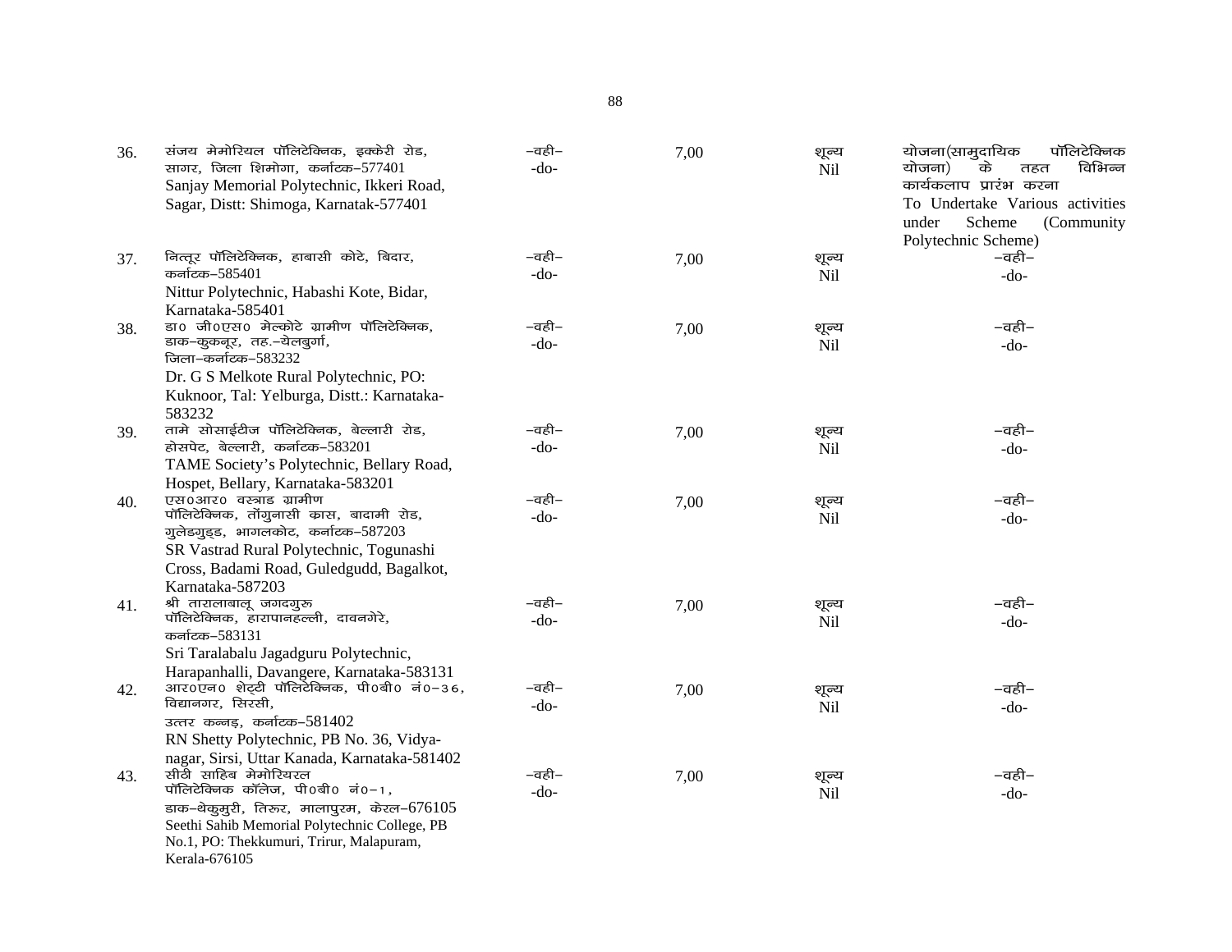| | | | | | |
|---|---|---|---|---|---|
| 36. | संजय मेमोरियल पॉलिटेक्निक, इक्केरी रोड, सागर, जिला शिमोगा, कर्नाटक–577401<br>Sanjay Memorial Polytechnic, Ikkeri Road, Sagar, Distt: Shimoga, Karnatak-577401 | –वही–<br>-do- | 7,00 | शून्य<br>Nil | योजना(सामुदायिक पॉलिटेक्निक योजना) के तहत विभिन्न कार्यकलाप प्रारंभ करना<br>To Undertake Various activities under Scheme (Community Polytechnic Scheme) |
| 37. | नित्तूर पॉलिटेक्निक, हाबासी कोटे, बिदार, कर्नाटक–585401<br>Nittur Polytechnic, Habashi Kote, Bidar, Karnataka-585401 | –वही–<br>-do- | 7,00 | शून्य<br>Nil | –वही–<br>-do- |
| 38. | डा० जी०एस० मेल्कोटे ग्रामीण पॉलिटेक्निक, डाक–कुकनूर, तह.–येलबुर्गा, जिला–कर्नाटक–583232<br>Dr. G S Melkote Rural Polytechnic, PO: Kuknoor, Tal: Yelburga, Distt.: Karnataka-583232 | –वही–<br>-do- | 7,00 | शून्य<br>Nil | –वही–<br>-do- |
| 39. | तामे सोसाईटीज पॉलिटेक्निक, बेल्लारी रोड, होसपेट, बेल्लारी, कर्नाटक–583201<br>TAME Society's Polytechnic, Bellary Road, Hospet, Bellary, Karnataka-583201 | –वही–<br>-do- | 7,00 | शून्य<br>Nil | –वही–<br>-do- |
| 40. | एस०आर० वस्त्राड ग्रामीण पॉलिटेक्निक, तोंगुनासी क्रास, बादामी रोड, गुलेडगुड्ड, भागलकोट, कर्नाटक–587203<br>SR Vastrad Rural Polytechnic, Togunashi Cross, Badami Road, Guledgudd, Bagalkot, Karnataka-587203 | –वही–<br>-do- | 7,00 | शून्य<br>Nil | –वही–<br>-do- |
| 41. | श्री तारालाबालू जगदगुरू पॉलिटेक्निक, हारापानहल्ली, दावनगेरे, कर्नाटक–583131<br>Sri Taralabalu Jagadguru Polytechnic, Harapanhalli, Davangere, Karnataka-583131 | –वही–<br>-do- | 7,00 | शून्य<br>Nil | –वही–<br>-do- |
| 42. | आर०एन० शेट्टी पॉलिटेक्निक, पी०बी० नं०–३६, विद्यानगर, सिरसी, उत्तर कन्नड़, कर्नाटक–581402<br>RN Shetty Polytechnic, PB No. 36, Vidya-nagar, Sirsi, Uttar Kanada, Karnataka-581402 | –वही–<br>-do- | 7,00 | शून्य<br>Nil | –वही–<br>-do- |
| 43. | सीठी साहिब मेमोरियरल पॉलिटेक्निक कॉलेज, पी०बी० नं०–१, डाक–थेकुमुरी, तिरूर, मालापुरम, केरल–676105<br>Seethi Sahib Memorial Polytechnic College, PB No.1, PO: Thekkumuri, Trirur, Malapuram, Kerala-676105 | –वही–<br>-do- | 7,00 | शून्य<br>Nil | –वही–<br>-do- |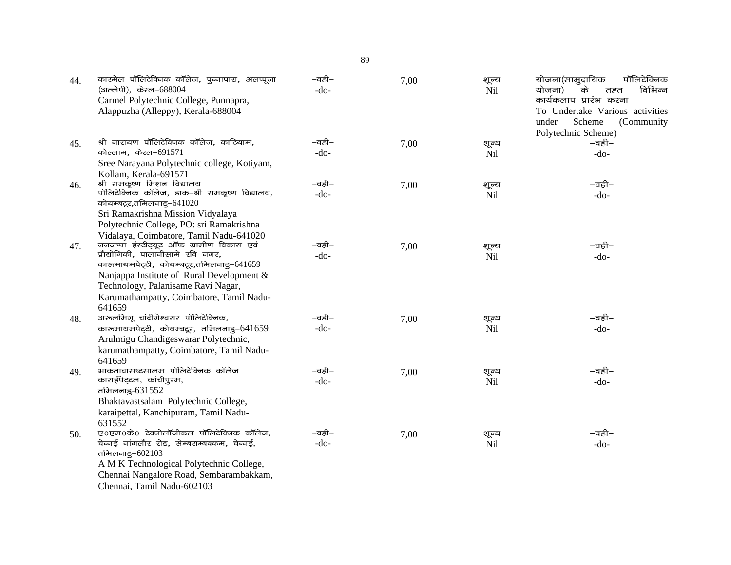| | | | | | |
|---|---|---|---|---|---|
| 44. | कारमेल पॉलिटेक्निक कॉलेज, पुन्नापारा, अलप्पूजा (अल्लेपी), केरल–688004<br>Carmel Polytechnic College, Punnapra, Alappuzha (Alleppy), Kerala-688004 | –वही–<br>-do- | 7,00 | शून्य<br>Nil | योजना(सामुदायिक पॉलिटेक्निक योजना) के तहत विभिन्न कार्यकलाप प्रारंभ करना<br>To Undertake Various activities under Scheme (Community Polytechnic Scheme) |
| 45. | श्री नारायण पॉलिटेक्निक कॉलेज, काटियाम, कोल्लाम, केरल–691571<br>Sree Narayana Polytechnic college, Kotiyam, Kollam, Kerala-691571 | –वही–<br>-do- | 7,00 | शून्य<br>Nil | –वही–<br>-do- |
| 46. | श्री रामकृष्ण मिशन विद्यालय पॉलिटेक्निक कॉलेज, डाक–श्री रामकृष्ण विद्यालय, कोयम्बटूर,तमिलनाडु–641020<br>Sri Ramakrishna Mission Vidyalaya Polytechnic College, PO: sri Ramakrishna Vidalaya, Coimbatore, Tamil Nadu-641020 | –वही–<br>-do- | 7,00 | शून्य<br>Nil | –वही–<br>-do- |
| 47. | ननजप्पा इंस्टीट्यूट ऑफ ग्रामीण विकास एवं प्रौद्योगिकी, पालानीसामे रवि नगर, कारुमाथमपेट्टी, कोयम्बटूर,तमिलनाडु–641659<br>Nanjappa Institute of Rural Development & Technology, Palanisame Ravi Nagar, Karumathampatty, Coimbatore, Tamil Nadu-641659 | –वही–<br>-do- | 7,00 | शून्य<br>Nil | –वही–<br>-do- |
| 48. | अरुलमिगू चांदीगेश्वरार पॉलिटेक्निक, कारुमाथमपेट्टी, कोयम्बटूर, तमिलनाडु–641659<br>Arulmigu Chandigeswarar Polytechnic, karumathampatty, Coimbatore, Tamil Nadu-641659 | –वही–<br>-do- | 7,00 | शून्य<br>Nil | –वही–<br>-do- |
| 49. | भाकतावासष्टसालम पॉलिटेक्निक कॉलेज काराईपेट्टल, कांचीपुरम, तमिलनाडु-631552<br>Bhaktavastsalam Polytechnic College, karaipettal, Kanchipuram, Tamil Nadu-631552 | –वही–<br>-do- | 7,00 | शून्य<br>Nil | –वही–<br>-do- |
| 50. | ए०एम०के० टेक्नोलॉजीकल पॉलिटेक्निक कॉलेज, चेन्नई नांगलौर रोड, सेम्बराम्बक्कम, चेन्नई, तमिलनाडु–602103<br>A M K Technological Polytechnic College, Chennai Nangalore Road, Sembarambakkam, Chennai, Tamil Nadu-602103 | –वही–<br>-do- | 7,00 | शून्य<br>Nil | –वही–<br>-do- |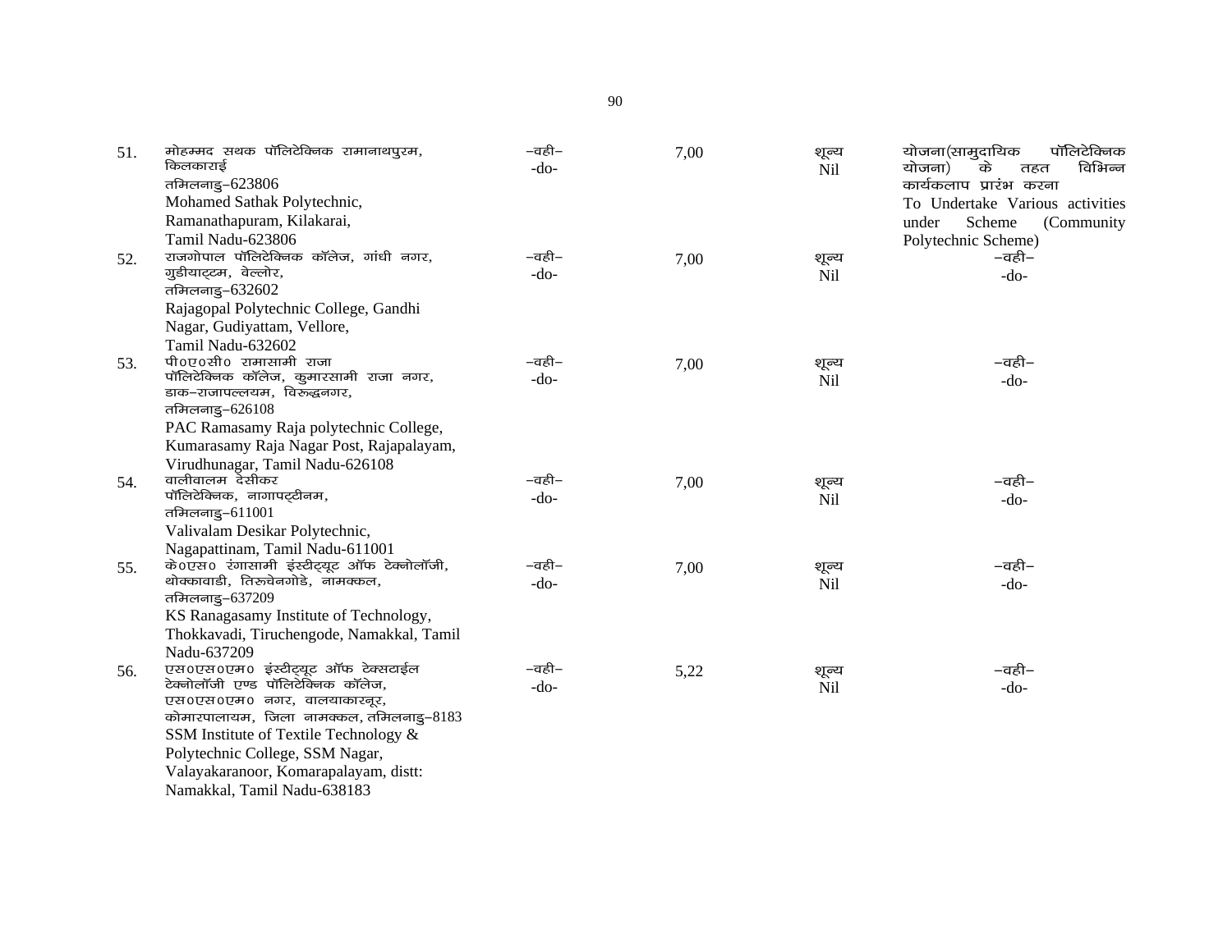| | | | | | |
|---|---|---|---|---|---|
| 51. | मोहम्मद सथक पॉलिटेक्निक रामानाथपुरम, किलकाराई तमिलनाडु–623806<br>Mohamed Sathak Polytechnic, Ramanathapuram, Kilakarai, Tamil Nadu-623806 | –वही–<br>-do- | 7,00 | शून्य<br>Nil | योजना(सामुदायिक पॉलिटेक्निक योजना) के तहत विभिन्न कार्यकलाप प्रारंभ करना<br>To Undertake Various activities under Scheme (Community Polytechnic Scheme) |
| 52. | राजगोपाल पॉलिटेक्निक कॉलेज, गांधी नगर, गुडीयाट्टम, वेल्लोर, तमिलनाडु–632602<br>Rajagopal Polytechnic College, Gandhi Nagar, Gudiyattam, Vellore, Tamil Nadu-632602 | –वही–<br>-do- | 7,00 | शून्य<br>Nil | –वही–<br>-do- |
| 53. | पी०ए०सी० रामासामी राजा पॉलिटेक्निक कॉलेज, कुमारसामी राजा नगर, डाक–राजापल्लयम, विरुद्धनगर, तमिलनाडु–626108<br>PAC Ramasamy Raja polytechnic College, Kumarasamy Raja Nagar Post, Rajapalayam, Virudhunagar, Tamil Nadu-626108 | –वही–<br>-do- | 7,00 | शून्य<br>Nil | –वही–<br>-do- |
| 54. | वालीवालम देसीकर पॉलिटेक्निक, नागापट्टीनम, तमिलनाडु–611001<br>Valivalam Desikar Polytechnic, Nagapattinam, Tamil Nadu-611001 | –वही–<br>-do- | 7,00 | शून्य<br>Nil | –वही–<br>-do- |
| 55. | के०एस० रंगासामी इंस्टीट्यूट ऑफ टेक्नोलॉजी, थोक्कावाडी, तिरुचेनगोडे, नामक्कल, तमिलनाडु–637209<br>KS Ranagasamy Institute of Technology, Thokkavadi, Tiruchengode, Namakkal, Tamil Nadu-637209 | –वही–<br>-do- | 7,00 | शून्य<br>Nil | –वही–<br>-do- |
| 56. | एस०एस०एम० इंस्टीट्यूट ऑफ टेक्सटाईल टेक्नोलॉजी एण्ड पॉलिटेक्निक कॉलेज, एस०एस०एम० नगर, वालयाकारनूर, कोमारपालायम, जिला नामक्कल, तमिलनाडु–8183<br>SSM Institute of Textile Technology & Polytechnic College, SSM Nagar, Valayakaranoor, Komarapalayam, distt: Namakkal, Tamil Nadu-638183 | –वही–<br>-do- | 5,22 | शून्य<br>Nil | –वही–<br>-do- |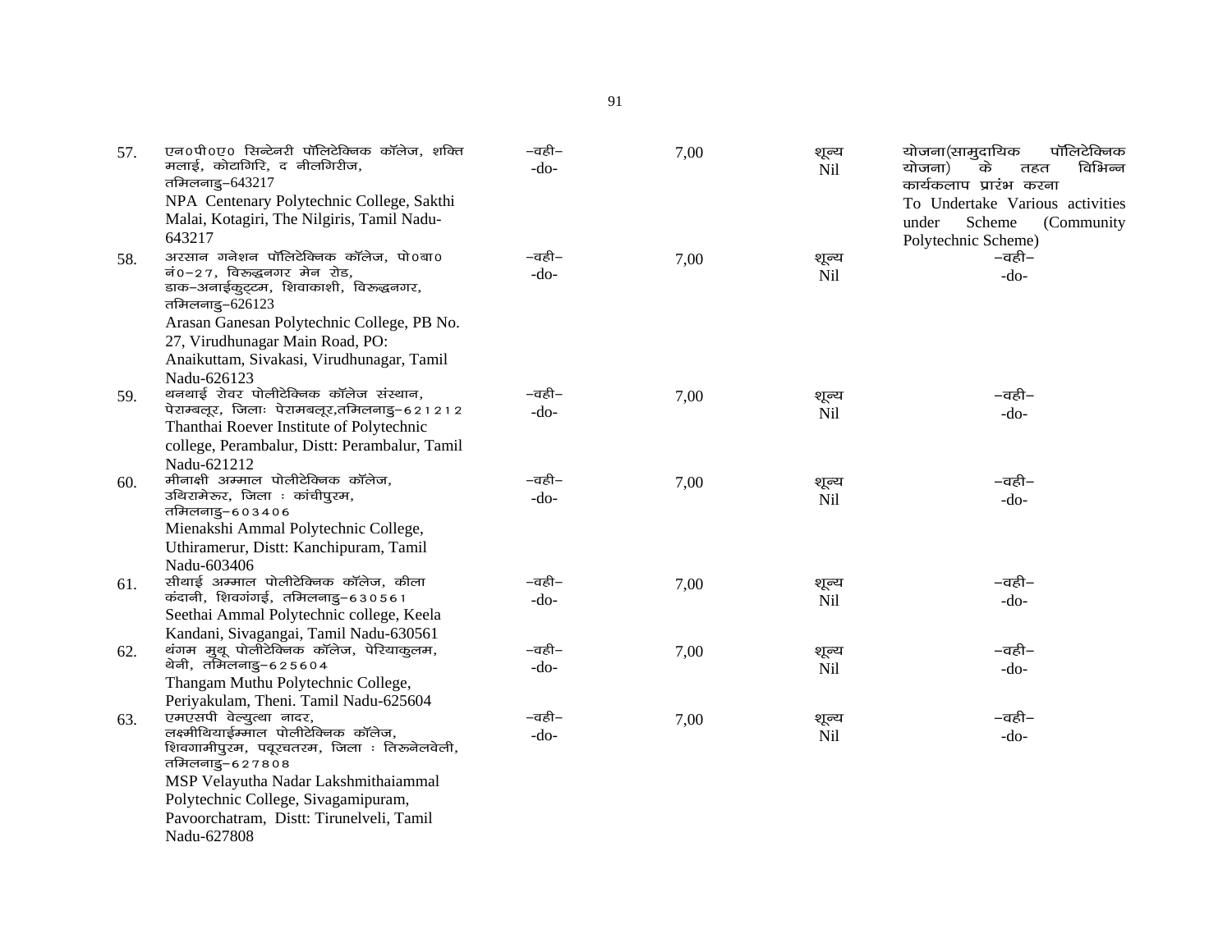| | | | | | |
|---|---|---|---|---|---|
| 57. | एन0पी0ए0 सिन्टेनरी पॉलिटेक्निक कॉलेज, शक्ति मलाई, कोटागिरि, द नीलगिरीज, तमिलनाडु–643217<br>NPA Centenary Polytechnic College, Sakthi Malai, Kotagiri, The Nilgiris, Tamil Nadu-643217 | –वही–<br>-do- | 7,00 | शून्य<br>Nil | योजना(सामुदायिक पॉलिटेक्निक योजना) के तहत विभिन्न कार्यकलाप प्रारंभ करना<br>To Undertake Various activities under Scheme (Community Polytechnic Scheme) |
| 58. | अरसान गनेशन पॉलिटेक्निक कॉलेज, पो0बा0 नं0–27, विरूद्धनगर मेन रोड, डाक–अनाईकुट्टम, शिवाकाशी, विरूद्धनगर, तमिलनाडु–626123<br>Arasan Ganesan Polytechnic College, PB No. 27, Virudhunagar Main Road, PO: Anaikuttam, Sivakasi, Virudhunagar, Tamil Nadu-626123 | –वही–<br>-do- | 7,00 | शून्य<br>Nil | –वही–<br>-do- |
| 59. | थनथाई रोवर पोलीटेक्निक कॉलेज संस्थान, पेराम्बलूर, जिलाः पेरामबलूर,तमिलनाडु–621212<br>Thanthai Roever Institute of Polytechnic college, Perambalur, Distt: Perambalur, Tamil Nadu-621212 | –वही–<br>-do- | 7,00 | शून्य<br>Nil | –वही–<br>-do- |
| 60. | मीनाक्षी अम्माल पोलीटेक्निक कॉलेज, उथिरामेरूर, जिला : कांचीपुरम, तमिलनाडु–603406<br>Mienakshi Ammal Polytechnic College, Uthiramerur, Distt: Kanchipuram, Tamil Nadu-603406 | –वही–<br>-do- | 7,00 | शून्य<br>Nil | –वही–<br>-do- |
| 61. | सीथाई अम्माल पोलीटेक्निक कॉलेज, कीला कंदानी, शिवगंगई, तमिलनाडु–630561<br>Seethai Ammal Polytechnic college, Keela Kandani, Sivagangai, Tamil Nadu-630561 | –वही–<br>-do- | 7,00 | शून्य<br>Nil | –वही–<br>-do- |
| 62. | थंगम मुथू पोलीटेक्निक कॉलेज, पेरियाकुलम, थेनी, तमिलनाडु–625604<br>Thangam Muthu Polytechnic College, Periyakulam, Theni. Tamil Nadu-625604 | –वही–<br>-do- | 7,00 | शून्य<br>Nil | –वही–<br>-do- |
| 63. | एमएसपी वेल्युत्था नादर, लक्ष्मीथियाईम्माल पोलीटेक्निक कॉलेज, शिवगामीपुरम, पवूरचतरम, जिला : तिरूनेलवेली, तमिलनाडु–627808<br>MSP Velayutha Nadar Lakshmithaiammal Polytechnic College, Sivagamipuram, Pavoorchatram, Distt: Tirunelveli, Tamil Nadu-627808 | –वही–<br>-do- | 7,00 | शून्य<br>Nil | –वही–<br>-do- |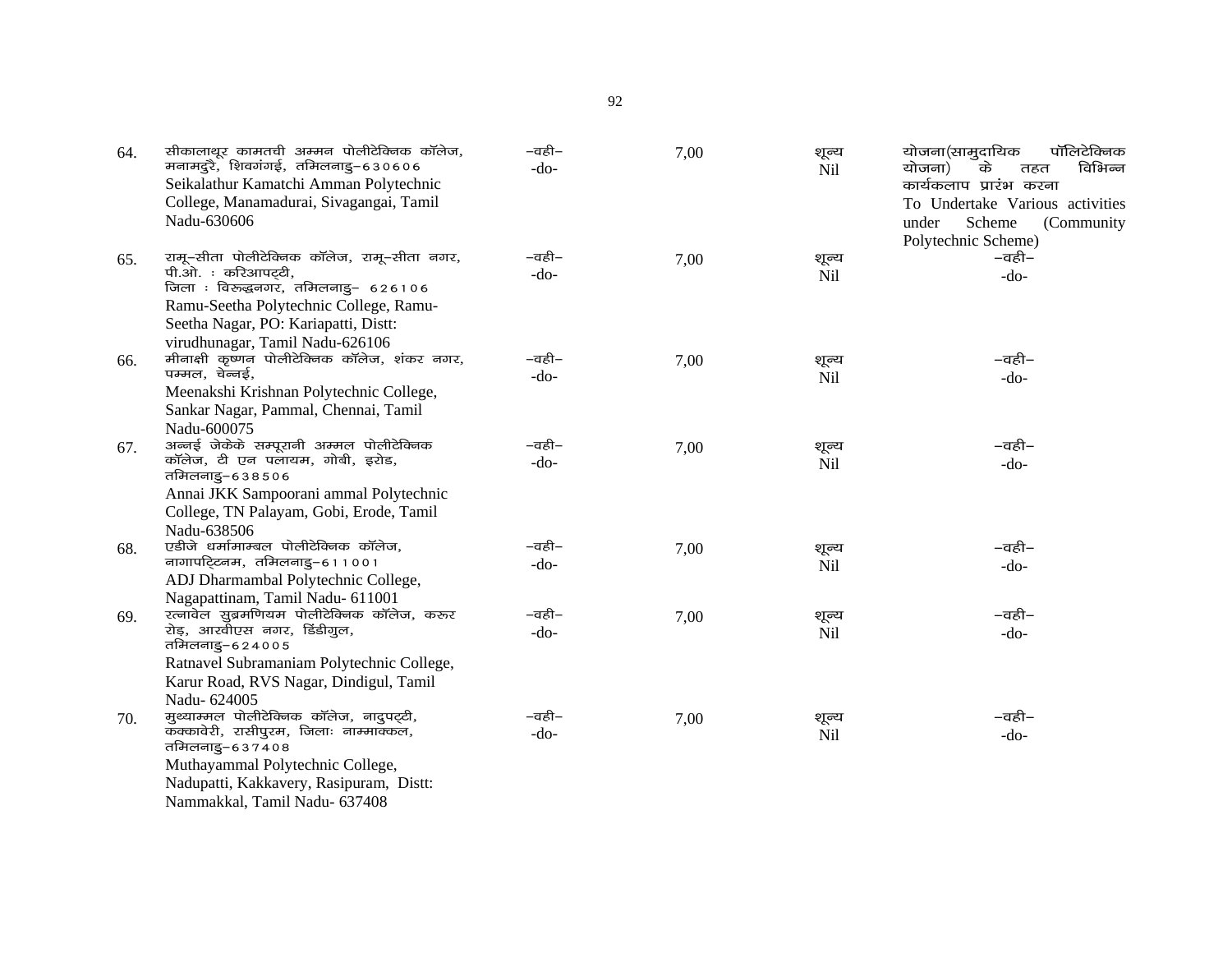| | | | | | |
|---|---|---|---|---|---|
| 64. | सीकालाथूर कामतची अम्मन पोलीटेक्निक कॉलेज, मनामदुरै, शिवगंगई, तमिलनाडु–630606<br>Seikalathur Kamatchi Amman Polytechnic College, Manamadurai, Sivagangai, Tamil Nadu-630606 | –वही–<br>-do- | 7,00 | शून्य<br>Nil | योजना(सामुदायिक पॉलिटेक्निक योजना) के तहत विभिन्न कार्यकलाप प्रारंभ करना<br>To Undertake Various activities under Scheme (Community Polytechnic Scheme) |
| 65. | रामू–सीता पोलीटेक्निक कॉलेज, रामू–सीता नगर, पी.ओ. : करिआपट्टी, जिला : विरूद्धनगर, तमिलनाडु– 626106<br>Ramu-Seetha Polytechnic College, Ramu-Seetha Nagar, PO: Kariapatti, Distt: virudhunagar, Tamil Nadu-626106 | –वही–<br>-do- | 7,00 | शून्य<br>Nil | –वही–<br>-do- |
| 66. | मीनाक्षी कृष्णन पोलीटेक्निक कॉलेज, शंकर नगर, पम्मल, चेन्नई,<br>Meenakshi Krishnan Polytechnic College, Sankar Nagar, Pammal, Chennai, Tamil Nadu-600075 | –वही–<br>-do- | 7,00 | शून्य<br>Nil | –वही–<br>-do- |
| 67. | अन्नई जेकेके सम्पूरानी अम्मल पोलीटेक्निक कॉलेज, टी एन पलायम, गोबी, इरोड, तमिलनाडु–638506<br>Annai JKK Sampoorani ammal Polytechnic College, TN Palayam, Gobi, Erode, Tamil Nadu-638506 | –वही–<br>-do- | 7,00 | शून्य<br>Nil | –वही–<br>-do- |
| 68. | एडीजे धर्मामाम्बल पोलीटेक्निक कॉलेज, नागापट्टिनम, तमिलनाडु–611001<br>ADJ Dharmambal Polytechnic College, Nagapattinam, Tamil Nadu- 611001 | –वही–<br>-do- | 7,00 | शून्य<br>Nil | –वही–<br>-do- |
| 69. | रत्नावेल सुब्रमणियम पोलीटेक्निक कॉलेज, करूर रोड़, आरवीएस नगर, डिंडीगुल, तमिलनाडु–624005<br>Ratnavel Subramaniam Polytechnic College, Karur Road, RVS Nagar, Dindigul, Tamil Nadu- 624005 | –वही–<br>-do- | 7,00 | शून्य<br>Nil | –वही–<br>-do- |
| 70. | मुथ्याम्मल पोलीटेक्निक कॉलेज, नादुपट्टी, कक्कावेरी, रासीपुरम, जिलाः नाम्माक्कल, तमिलनाडु–637408<br>Muthayammal Polytechnic College, Nadupatti, Kakkavery, Rasipuram, Distt: Nammakkal, Tamil Nadu- 637408 | –वही–<br>-do- | 7,00 | शून्य<br>Nil | –वही–<br>-do- |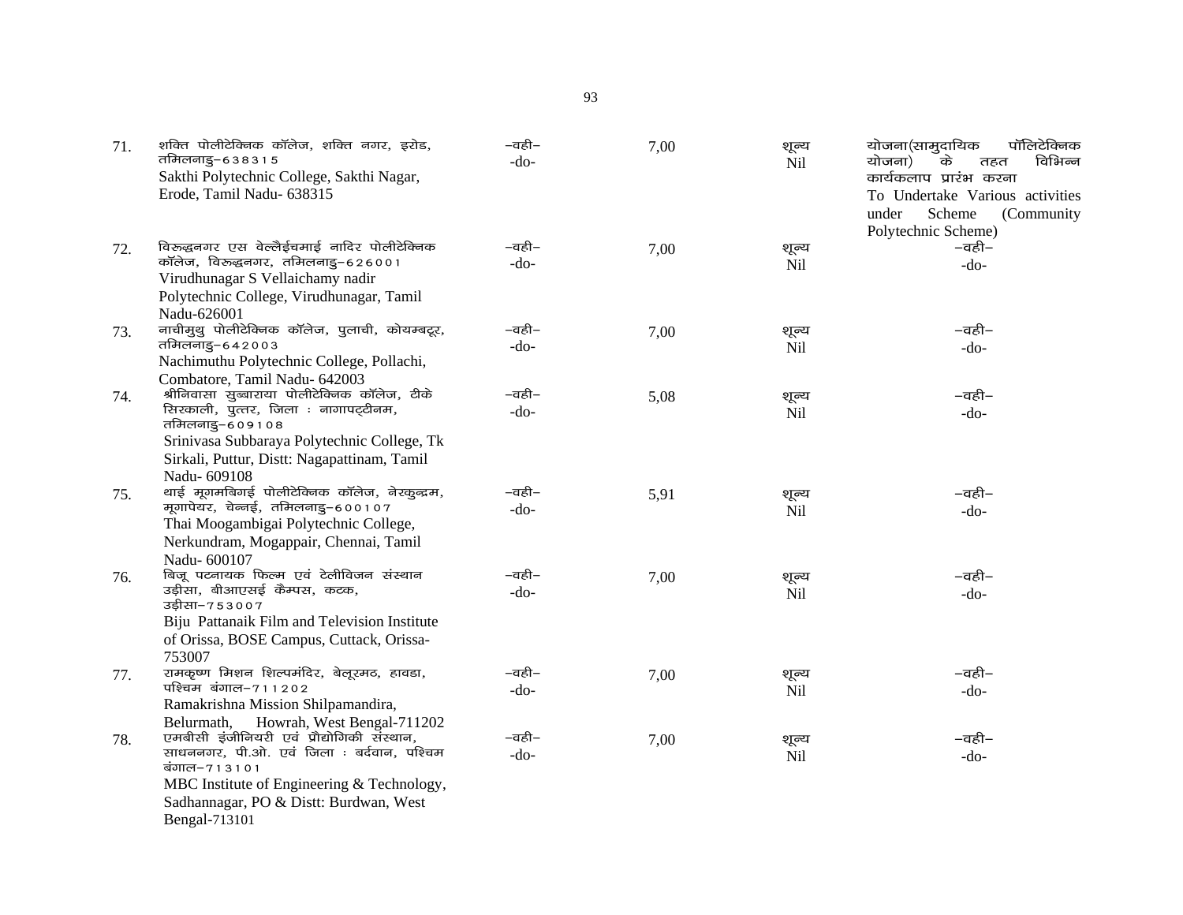| | | | | | |
|---|---|---|---|---|---|
| 71. | शक्ति पोलीटेक्निक कॉलेज, शक्ति नगर, इरोड, तमिलनाडु–638315<br>Sakthi Polytechnic College, Sakthi Nagar, Erode, Tamil Nadu- 638315 | –वही–<br>-do- | 7,00 | शून्य<br>Nil | योजना(सामुदायिक पॉलिटेक्निक योजना) के तहत विभिन्न कार्यकलाप प्रारंभ करना<br>To Undertake Various activities under Scheme (Community Polytechnic Scheme) |
| 72. | विरूद्धनगर एस वेल्लैईचमाई नादिर पोलीटेक्निक कॉलेज, विरूद्धनगर, तमिलनाडु–626001<br>Virudhunagar S Vellaichamy nadir Polytechnic College, Virudhunagar, Tamil Nadu-626001 | –वही–<br>-do- | 7,00 | शून्य<br>Nil | –वही–<br>-do- |
| 73. | नाचीमुथु पोलीटेक्निक कॉलेज, पुलाची, कोयम्बटूर, तमिलनाडु–642003<br>Nachimuthu Polytechnic College, Pollachi, Combatore, Tamil Nadu- 642003 | –वही–<br>-do- | 7,00 | शून्य<br>Nil | –वही–<br>-do- |
| 74. | श्रीनिवासा सुब्बाराया पोलीटेक्निक कॉलेज, टीके सिरकाली, पुत्तर, जिला : नागापट्टीनम, तमिलनाडु–609108<br>Srinivasa Subbaraya Polytechnic College, Tk Sirkali, Puttur, Distt: Nagapattinam, Tamil Nadu- 609108 | –वही–<br>-do- | 5,08 | शून्य<br>Nil | –वही–<br>-do- |
| 75. | थाई मूगमबिगई पोलीटेक्निक कॉलेज, नेरकुन्द्रम, मूगापेयर, चेन्नई, तमिलनाडु–600107<br>Thai Moogambigai Polytechnic College, Nerkundram, Mogappair, Chennai, Tamil Nadu- 600107 | –वही–<br>-do- | 5,91 | शून्य<br>Nil | –वही–<br>-do- |
| 76. | बिजू पटनायक फिल्म एवं टेलीविजन संस्थान उड़ीसा, बीआएसई कैम्पस, कटक, उड़ीसा–753007<br>Biju Pattanaik Film and Television Institute of Orissa, BOSE Campus, Cuttack, Orissa-753007 | –वही–<br>-do- | 7,00 | शून्य<br>Nil | –वही–<br>-do- |
| 77. | रामकृष्ण मिशन शिल्पमंदिर, बेलूरमठ, हावडा, पश्चिम बंगाल–711202<br>Ramakrishna Mission Shilpamandira, Belurmath, Howrah, West Bengal-711202 | –वही–<br>-do- | 7,00 | शून्य<br>Nil | –वही–<br>-do- |
| 78. | एमबीसी इंजीनियरी एवं प्रौद्योगिकी संस्थान, साधननगर, पी.ओ. एवं जिला : बर्दवान, पश्चिम बंगाल–713101<br>MBC Institute of Engineering & Technology, Sadhannagar, PO & Distt: Burdwan, West Bengal-713101 | –वही–<br>-do- | 7,00 | शून्य<br>Nil | –वही–<br>-do- |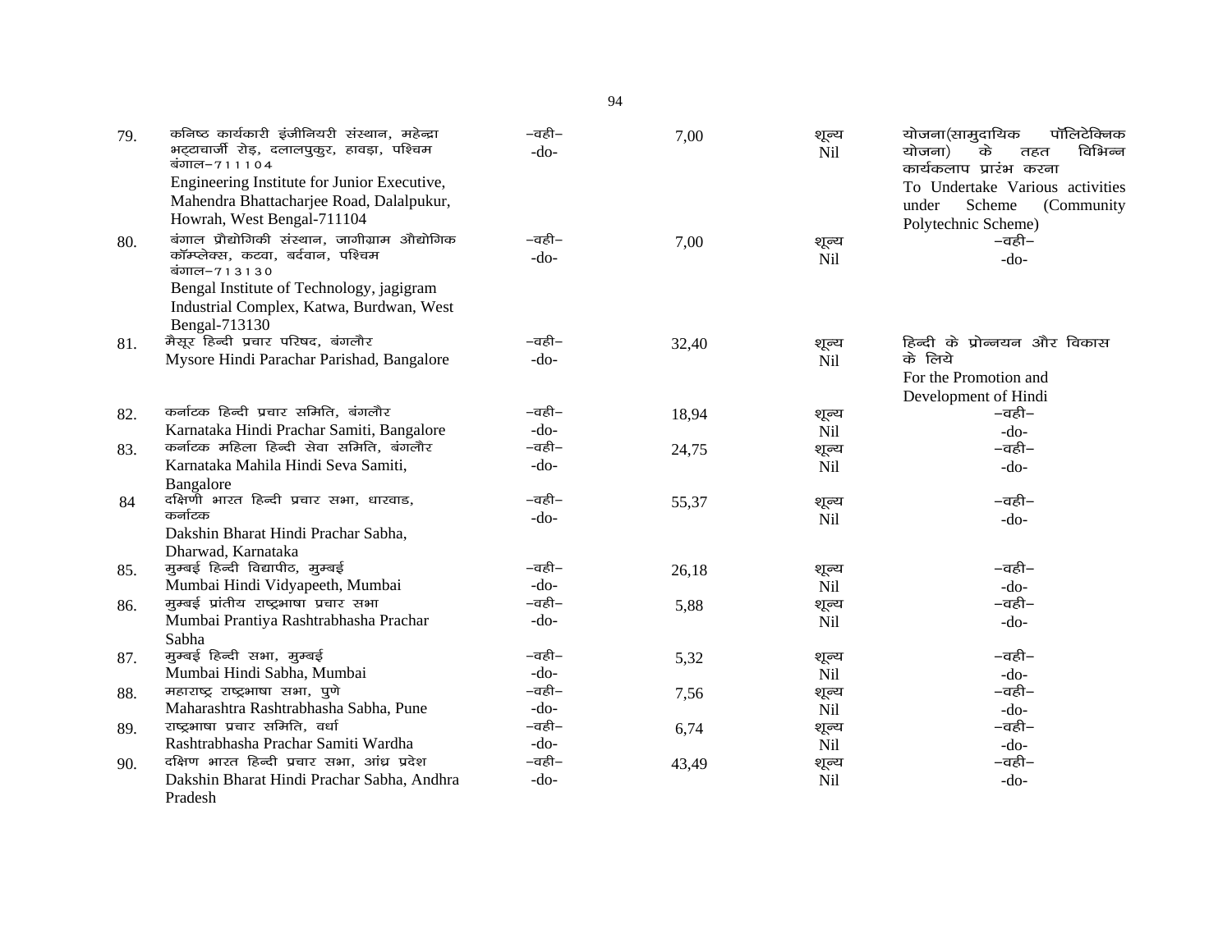| | | | | | |
|---|---|---|---|---|---|
| 79. | कनिष्ठ कार्यकारी इंजीनियरी संस्थान, महेन्द्रा भट्टाचार्जी रोड़, दलालपुकुर, हावड़ा, पश्चिम बंगाल–711104<br>Engineering Institute for Junior Executive, Mahendra Bhattacharjee Road, Dalalpukur, Howrah, West Bengal-711104 | –वही–<br>-do- | 7,00 | शून्य<br>Nil | योजना(सामुदायिक पॉलिटेक्निक योजना) के तहत विभिन्न कार्यकलाप प्रारंभ करना<br>To Undertake Various activities under Scheme (Community Polytechnic Scheme) |
| 80. | बंगाल प्रौद्योगिकी संस्थान, जागीग्राम औद्योगिक कॉम्प्लेक्स, कटवा, बर्दवान, पश्चिम बंगाल–713130<br>Bengal Institute of Technology, jagigram Industrial Complex, Katwa, Burdwan, West Bengal-713130 | –वही–<br>-do- | 7,00 | शून्य<br>Nil | –वही–<br>-do- |
| 81. | मैसूर हिन्दी प्रचार परिषद, बंगलौर<br>Mysore Hindi Parachar Parishad, Bangalore | –वही–<br>-do- | 32,40 | शून्य<br>Nil | हिन्दी के प्रोन्नयन और विकास के लिये<br>For the Promotion and Development of Hindi |
| 82. | कर्नाटक हिन्दी प्रचार समिति, बंगलौर<br>Karnataka Hindi Prachar Samiti, Bangalore | –वही–<br>-do- | 18,94 | शून्य<br>Nil | –वही–<br>-do- |
| 83. | कर्नाटक महिला हिन्दी सेवा समिति, बंगलौर<br>Karnataka Mahila Hindi Seva Samiti, Bangalore | –वही–<br>-do- | 24,75 | शून्य<br>Nil | –वही–<br>-do- |
| 84 | दक्षिणी भारत हिन्दी प्रचार सभा, धारवाड, कर्नाटक<br>Dakshin Bharat Hindi Prachar Sabha, Dharwad, Karnataka | –वही–<br>-do- | 55,37 | शून्य<br>Nil | –वही–<br>-do- |
| 85. | मुम्बई हिन्दी विद्यापीठ, मुम्बई<br>Mumbai Hindi Vidyapeeth, Mumbai | –वही–<br>-do- | 26,18 | शून्य<br>Nil | –वही–<br>-do- |
| 86. | मुम्बई प्रांतीय राष्ट्रभाषा प्रचार सभा<br>Mumbai Prantiya Rashtrabhasha Prachar Sabha | –वही–<br>-do- | 5,88 | शून्य<br>Nil | –वही–<br>-do- |
| 87. | मुम्बई हिन्दी सभा, मुम्बई<br>Mumbai Hindi Sabha, Mumbai | –वही–<br>-do- | 5,32 | शून्य<br>Nil | –वही–<br>-do- |
| 88. | महाराष्ट्र राष्ट्रभाषा सभा, पुणे<br>Maharashtra Rashtrabhasha Sabha, Pune | –वही–<br>-do- | 7,56 | शून्य<br>Nil | –वही–<br>-do- |
| 89. | राष्ट्रभाषा प्रचार समिति, वर्धा<br>Rashtrabhasha Prachar Samiti Wardha | –वही–<br>-do- | 6,74 | शून्य<br>Nil | –वही–<br>-do- |
| 90. | दक्षिण भारत हिन्दी प्रचार सभा, आंध्र प्रदेश<br>Dakshin Bharat Hindi Prachar Sabha, Andhra Pradesh | –वही–<br>-do- | 43,49 | शून्य<br>Nil | –वही–<br>-do- |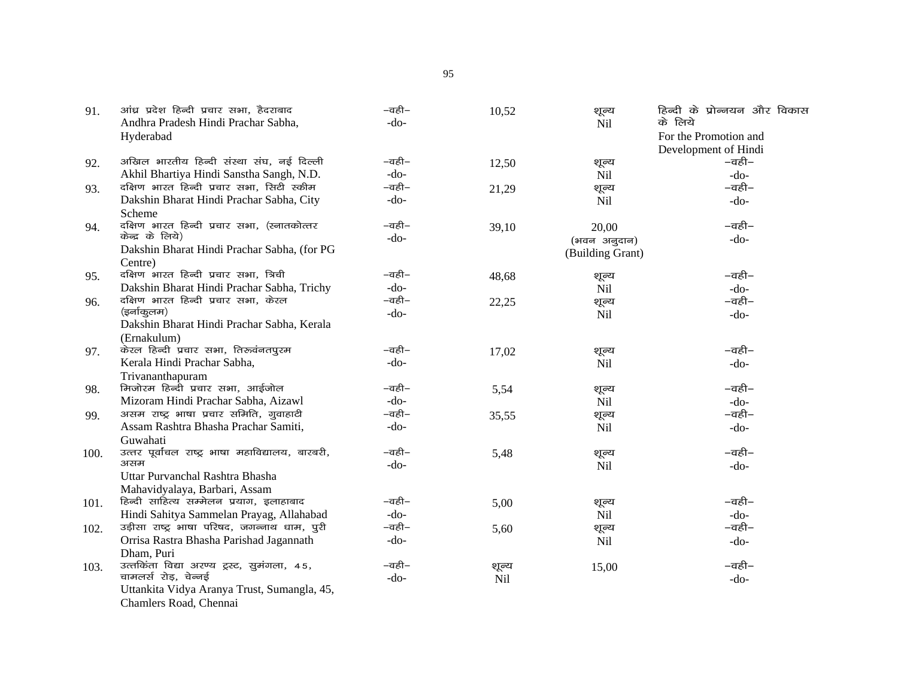| | | | | | |
|---|---|---|---|---|---|
| 91. | आंध्र प्रदेश हिन्दी प्रचार सभा, हैदराबाद<br>Andhra Pradesh Hindi Prachar Sabha, Hyderabad | –वही–<br>-do- | 10,52 | शून्य<br>Nil | हिन्दी के प्रोन्नयन और विकास के लिये<br>For the Promotion and Development of Hindi |
| 92. | अखिल भारतीय हिन्दी संस्था संघ, नई दिल्ली<br>Akhil Bhartiya Hindi Sanstha Sangh, N.D. | –वही–<br>-do- | 12,50 | शून्य<br>Nil | –वही–<br>-do- |
| 93. | दक्षिण भारत हिन्दी प्रचार सभा, सिटी स्कीम<br>Dakshin Bharat Hindi Prachar Sabha, City Scheme | –वही–<br>-do- | 21,29 | शून्य<br>Nil | –वही–<br>-do- |
| 94. | दक्षिण भारत हिन्दी प्रचार सभा, (स्नातकोत्तर केन्द्र के लिये)<br>Dakshin Bharat Hindi Prachar Sabha, (for PG Centre) | –वही–<br>-do- | 39,10 | 20,00<br>(भवन अनुदान)<br>(Building Grant) | –वही–<br>-do- |
| 95. | दक्षिण भारत हिन्दी प्रचार सभा, त्रिची<br>Dakshin Bharat Hindi Prachar Sabha, Trichy | –वही–<br>-do- | 48,68 | शून्य<br>Nil | –वही–<br>-do- |
| 96. | दक्षिण भारत हिन्दी प्रचार सभा, केरल (इर्नाकुलम)<br>Dakshin Bharat Hindi Prachar Sabha, Kerala (Ernakulum) | –वही–<br>-do- | 22,25 | शून्य<br>Nil | –वही–<br>-do- |
| 97. | केरल हिन्दी प्रचार सभा, तिरूवंनतपुरम<br>Kerala Hindi Prachar Sabha, Trivananthapuram | –वही–<br>-do- | 17,02 | शून्य<br>Nil | –वही–<br>-do- |
| 98. | मिजोरम हिन्दी प्रचार सभा, आईजोल<br>Mizoram Hindi Prachar Sabha, Aizawl | –वही–<br>-do- | 5,54 | शून्य<br>Nil | –वही–<br>-do- |
| 99. | असम राष्ट्र भाषा प्रचार समिति, गुवाहाटी<br>Assam Rashtra Bhasha Prachar Samiti, Guwahati | –वही–<br>-do- | 35,55 | शून्य<br>Nil | –वही–<br>-do- |
| 100. | उत्तर पूर्वांचल राष्ट्र भाषा महाविद्यालय, बारबरी, असम<br>Uttar Purvanchal Rashtra Bhasha Mahavidyalaya, Barbari, Assam | –वही–<br>-do- | 5,48 | शून्य<br>Nil | –वही–<br>-do- |
| 101. | हिन्दी साहित्य सम्मेलन प्रयाग, इलाहाबाद<br>Hindi Sahitya Sammelan Prayag, Allahabad | –वही–<br>-do- | 5,00 | शून्य<br>Nil | –वही–<br>-do- |
| 102. | उड़ीसा राष्ट्र भाषा परिषद, जगन्नाथ धाम, पुरी<br>Orrisa Rastra Bhasha Parishad Jagannath Dham, Puri | –वही–<br>-do- | 5,60 | शून्य<br>Nil | –वही–<br>-do- |
| 103. | उत्तकिंता विद्या अरण्य ट्रस्ट, सुमंगला, 45, चामलर्स रोड़, चेन्नई<br>Uttankita Vidya Aranya Trust, Sumangla, 45, Chamlers Road, Chennai | –वही–<br>-do- | शून्य<br>Nil | 15,00 | –वही–<br>-do- |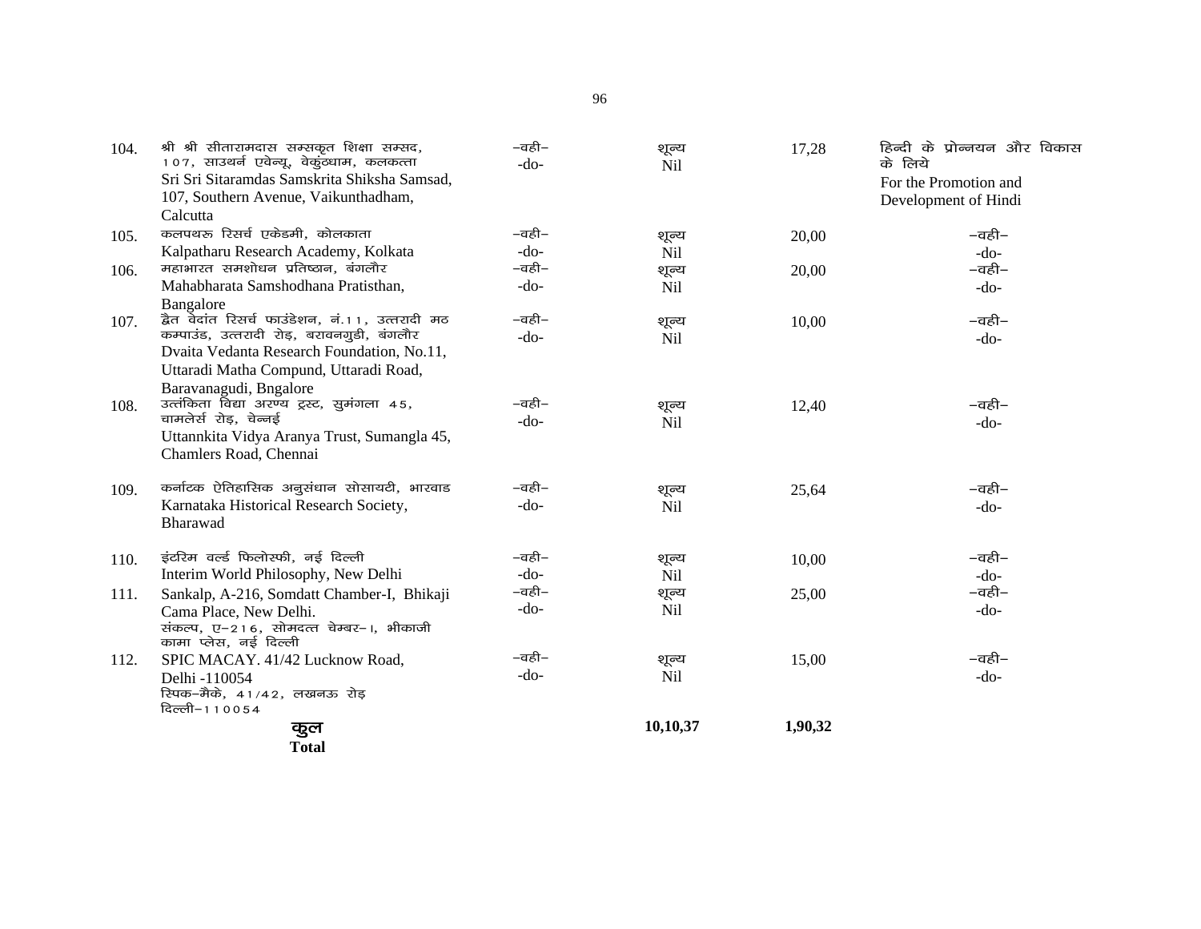| | | | | | |
|---|---|---|---|---|---|
| 104. | श्री श्री सीतारामदास सम्सकृत शिक्षा सम्सद, १०७, साउथर्न एवेन्यू, वेकुंठधाम, कलकत्ता<br>Sri Sri Sitaramdas Samskrita Shiksha Samsad, 107, Southern Avenue, Vaikunthadham, Calcutta | –वही–<br>-do- | शून्य<br>Nil | 17,28 | हिन्दी के प्रोन्नयन और विकास के लिये<br>For the Promotion and Development of Hindi |
| 105. | कलपथरू रिसर्च एकेडमी, कोलकाता<br>Kalpatharu Research Academy, Kolkata | –वही–<br>-do- | शून्य<br>Nil | 20,00 | –वही–<br>-do- |
| 106. | महाभारत समशोधन प्रतिष्ठान, बंगलौर<br>Mahabharata Samshodhana Pratisthan, Bangalore | –वही–<br>-do- | शून्य<br>Nil | 20,00 | –वही–<br>-do- |
| 107. | द्वैत वेदांत रिसर्च फाउंडेशन, नं.११, उत्तरादी मठ कम्पाउंड, उत्तरादी रोड़, बरावनगुडी, बंगलौर<br>Dvaita Vedanta Research Foundation, No.11, Uttaradi Matha Compund, Uttaradi Road, Baravanagudi, Bngalore | –वही–<br>-do- | शून्य<br>Nil | 10,00 | –वही–<br>-do- |
| 108. | उत्तंकिता विद्या अरण्य ट्रस्ट, सुमंगला ४५, चामलेर्स रोड़, चेन्नई<br>Uttannkita Vidya Aranya Trust, Sumangla 45, Chamlers Road, Chennai | –वही–<br>-do- | शून्य<br>Nil | 12,40 | –वही–<br>-do- |
| 109. | कर्नाटक ऐतिहासिक अनुसंधान सोसायटी, भारवाड<br>Karnataka Historical Research Society, Bharawad | –वही–<br>-do- | शून्य<br>Nil | 25,64 | –वही–<br>-do- |
| 110. | इंटरिम वर्ल्ड फिलोस्फी, नई दिल्ली<br>Interim World Philosophy, New Delhi | –वही–<br>-do- | शून्य<br>Nil | 10,00 | –वही–<br>-do- |
| 111. | Sankalp, A-216, Somdatt Chamber-I, Bhikaji Cama Place, New Delhi.<br>संकल्प, ए–२१६, सोमदत्त चेम्बर–I, भीकाजी कामा प्लेस, नई दिल्ली | –वही–<br>-do- | शून्य<br>Nil | 25,00 | –वही–<br>-do- |
| 112. | SPIC MACAY. 41/42 Lucknow Road, Delhi -110054<br>स्पिक–मैके, ४१/४२, लखनऊ रोड़ दिल्ली–११००५४ | –वही–<br>-do- | शून्य<br>Nil | 15,00 | –वही–<br>-do- |
| | **कुल**<br>**Total** | | **10,10,37** | **1,90,32** | |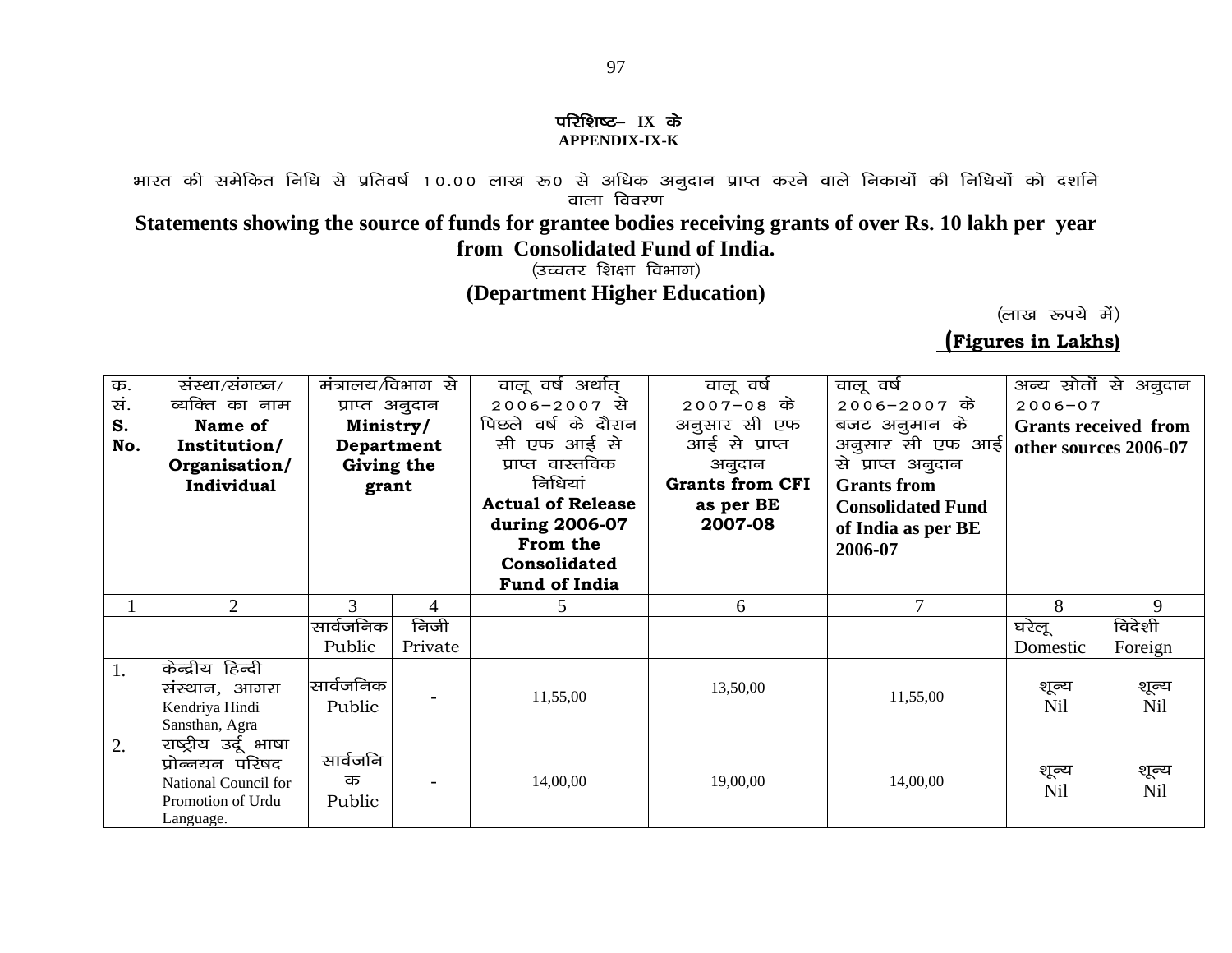**परिशिष्ट– IX के**
**APPENDIX-IX-K**

भारत की समेकित निधि से प्रतिवर्ष 10.00 लाख रू0 से अधिक अनुदान प्राप्त करने वाले निकायों की निधियों को दर्शाने वाला विवरण

**Statements showing the source of funds for grantee bodies receiving grants of over Rs. 10 lakh per year from Consolidated Fund of India.**

(उच्चतर शिक्षा विभाग)

**(Department Higher Education)**

(लाख रूपये में)

**(Figures in Lakhs)**

| क. सं. **S. No.** | संस्था/संगठन/ व्यक्ति का नाम **Name of Institution/ Organisation/ Individual** | मंत्रालय/विभाग से प्राप्त अनुदान **Ministry/ Department Giving the grant** | | चालू वर्ष अर्थात् 2006–2007 से पिछले वर्ष के दौरान सी एफ आई से प्राप्त वास्तविक निधियां **Actual of Release during 2006-07 From the Consolidated Fund of India** | चालू वर्ष 2007–08 के अनुसार सी एफ आई से प्राप्त अनुदान **Grants from CFI as per BE 2007-08** | चालू वर्ष 2006–2007 के बजट अनुमान के अनुसार सी एफ आई से प्राप्त अनुदान **Grants from Consolidated Fund of India as per BE 2006-07** | अन्य स्रोतों से अनुदान 2006–07 **Grants received from other sources 2006-07** | |
|---|---|---|---|---|---|---|---|---|
| 1 | 2 | 3 | 4 | 5 | 6 | 7 | 8 | 9 |
| | | सार्वजनिक Public | निजी Private | | | | घरेलू Domestic | विदेशी Foreign |
| 1. | केन्द्रीय हिन्दी संस्थान, आगरा Kendriya Hindi Sansthan, Agra | सार्वजनिक Public | - | 11,55,00 | 13,50,00 | 11,55,00 | शून्य Nil | शून्य Nil |
| 2. | राष्ट्रीय उर्दू भाषा प्रोन्नयन परिषद National Council for Promotion of Urdu Language. | सार्वजनिक Public | - | 14,00,00 | 19,00,00 | 14,00,00 | शून्य Nil | शून्य Nil |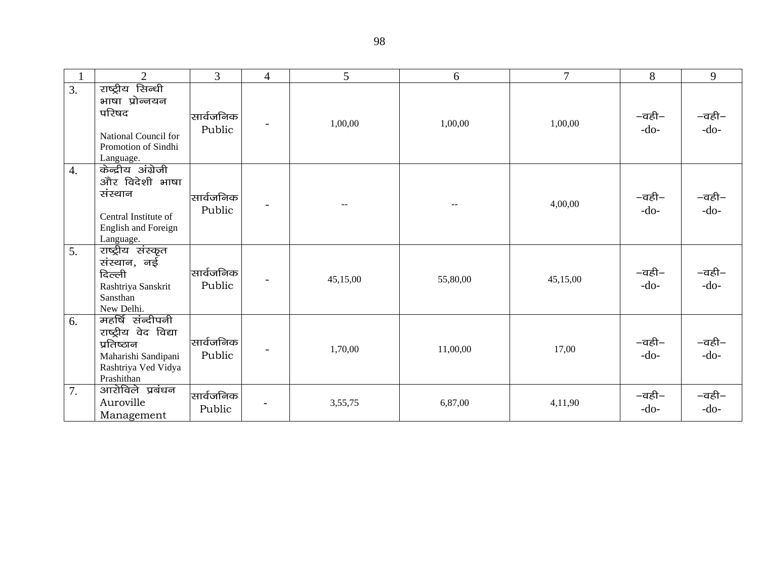| 1 | 2 | 3 | 4 | 5 | 6 | 7 | 8 | 9 |
|---|---|---|---|---|---|---|---|---|
| 3. | राष्ट्रीय सिन्धी भाषा प्रोन्नयन परिषद<br><br>National Council for Promotion of Sindhi Language. | सार्वजनिक Public | - | 1,00,00 | 1,00,00 | 1,00,00 | –वही–<br>-do- | –वही–<br>-do- |
| 4. | केन्द्रीय अंग्रेजी और विदेशी भाषा संस्थान<br><br>Central Institute of English and Foreign Language. | सार्वजनिक Public | - | -- | -- | 4,00,00 | –वही–<br>-do- | –वही–<br>-do- |
| 5. | राष्ट्रीय संस्कृत संस्थान, नई दिल्ली<br>Rashtriya Sanskrit Sansthan<br>New Delhi. | सार्वजनिक Public | - | 45,15,00 | 55,80,00 | 45,15,00 | –वही–<br>-do- | –वही–<br>-do- |
| 6. | महर्षि संन्दीपनी राष्ट्रीय वेद विद्या प्रतिष्ठान<br>Maharishi Sandipani Rashtriya Ved Vidya Prashithan | सार्वजनिक Public | - | 1,70,00 | 11,00,00 | 17,00 | –वही–<br>-do- | –वही–<br>-do- |
| 7. | आरोविले प्रबंधन<br>Auroville Management | सार्वजनिक Public | - | 3,55,75 | 6,87,00 | 4,11,90 | –वही–<br>-do- | –वही–<br>-do- |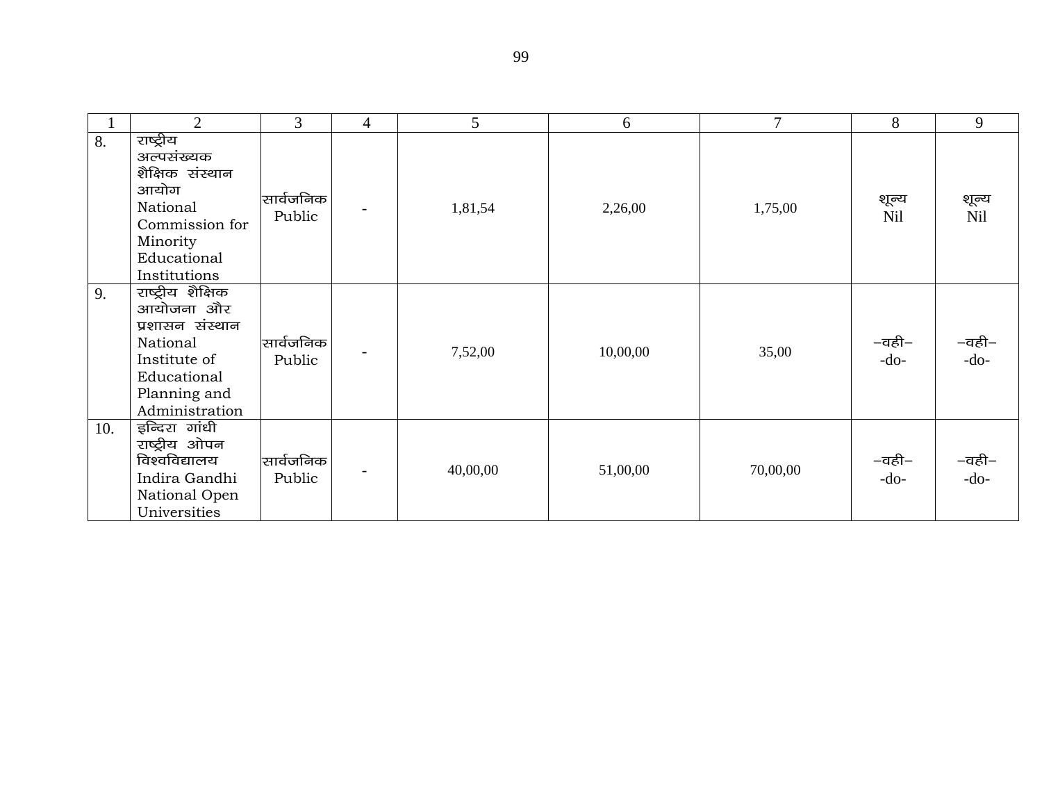| 1 | 2 | 3 | 4 | 5 | 6 | 7 | 8 | 9 |
|---|---|---|---|---|---|---|---|---|
| 8. | राष्ट्रीय अल्पसंख्यक शैक्षिक संस्थान आयोग National Commission for Minority Educational Institutions | सार्वजनिक Public | - | 1,81,54 | 2,26,00 | 1,75,00 | शून्य Nil | शून्य Nil |
| 9. | राष्ट्रीय शैक्षिक आयोजना और प्रशासन संस्थान National Institute of Educational Planning and Administration | सार्वजनिक Public | - | 7,52,00 | 10,00,00 | 35,00 | –वही– -do- | –वही– -do- |
| 10. | इन्दिरा गांधी राष्ट्रीय ओपन विश्वविद्यालय Indira Gandhi National Open Universities | सार्वजनिक Public | - | 40,00,00 | 51,00,00 | 70,00,00 | –वही– -do- | –वही– -do- |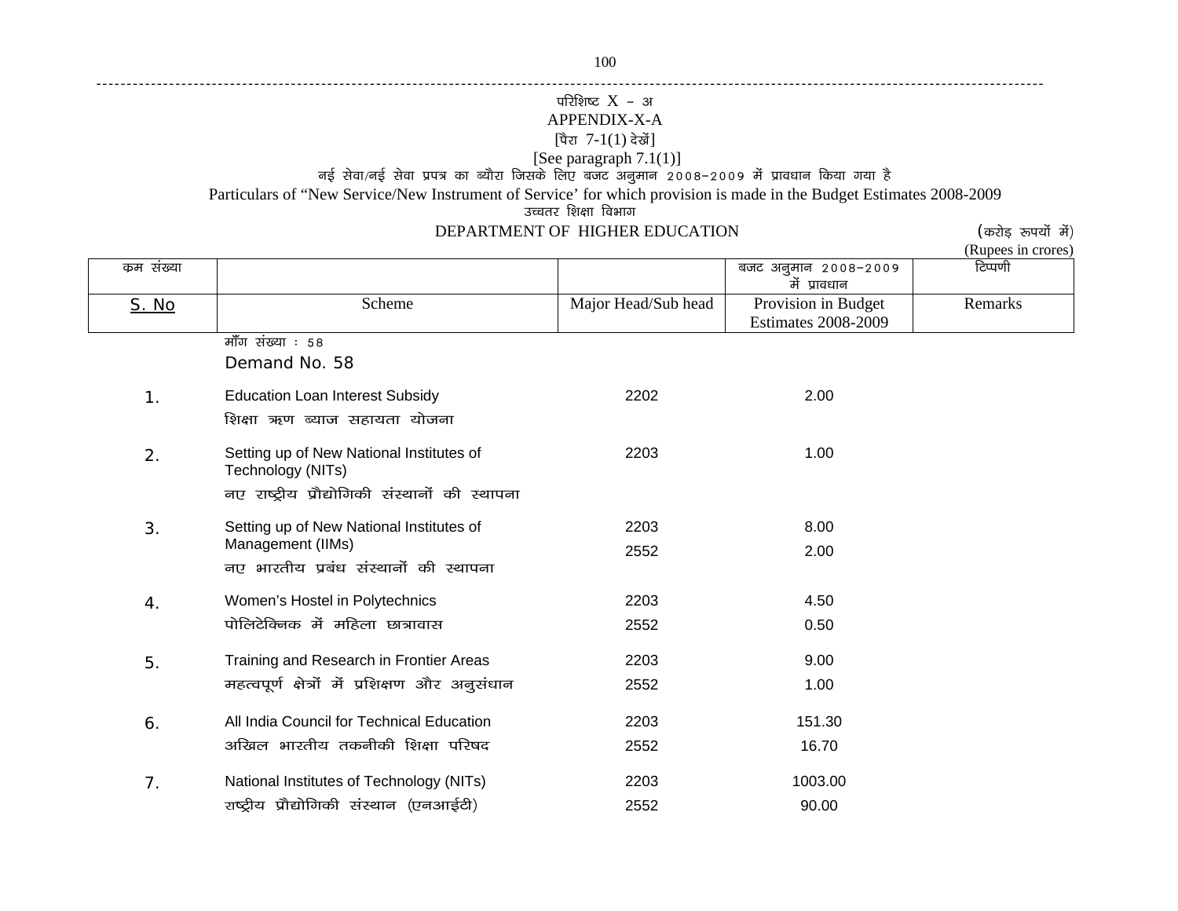परिशिष्ट X – अ

APPENDIX-X-A

[पैरा 7-1(1) देखें]

[See paragraph 7.1(1)]

नई सेवा/नई सेवा प्रपत्र का ब्यौरा जिसके लिए बजट अनुमान 2008–2009 में प्रावधान किया गया है

Particulars of "New Service/New Instrument of Service' for which provision is made in the Budget Estimates 2008-2009

उच्चतर शिक्षा विभाग

DEPARTMENT OF HIGHER EDUCATION

(करोड़ रूपयों में)
(Rupees in crores)

| क्रम संख्या | | | बजट अनुमान 2008–2009 में प्रावधान | टिप्पणी |
|---|---|---|---|---|
| S. No | Scheme | Major Head/Sub head | Provision in Budget Estimates 2008-2009 | Remarks |
| | माँग संख्या : 58<br>Demand No. 58 | | | |
| 1. | Education Loan Interest Subsidy<br>शिक्षा ऋण ब्याज सहायता योजना | 2202 | 2.00 | |
| 2. | Setting up of New National Institutes of Technology (NITs)<br>नए राष्ट्रीय प्रौद्योगिकी संस्थानों की स्थापना | 2203 | 1.00 | |
| 3. | Setting up of New National Institutes of Management (IIMs)<br>नए भारतीय प्रबंध संस्थानों की स्थापना | 2203<br>2552 | 8.00<br>2.00 | |
| 4. | Women's Hostel in Polytechnics<br>पोलिटेक्निक में महिला छात्रावास | 2203<br>2552 | 4.50<br>0.50 | |
| 5. | Training and Research in Frontier Areas<br>महत्वपूर्ण क्षेत्रों में प्रशिक्षण और अनुसंधान | 2203<br>2552 | 9.00<br>1.00 | |
| 6. | All India Council for Technical Education<br>अखिल भारतीय तकनीकी शिक्षा परिषद | 2203<br>2552 | 151.30<br>16.70 | |
| 7. | National Institutes of Technology (NITs)<br>राष्ट्रीय प्रौद्योगिकी संस्थान (एनआईटी) | 2203<br>2552 | 1003.00<br>90.00 | |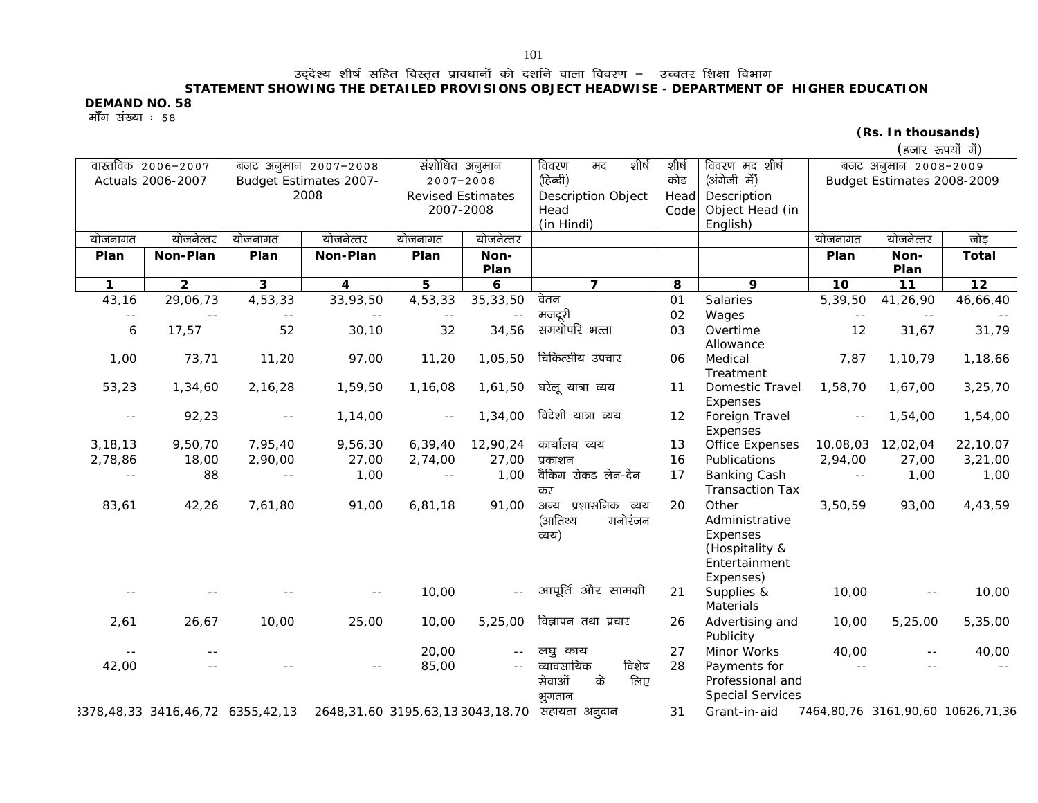उद्देश्य शीर्ष सहित विस्तृत प्रावधानों को दर्शाने वाला विवरण – उच्चतर शिक्षा विभाग

**STATEMENT SHOWING THE DETAILED PROVISIONS OBJECT HEADWISE - DEPARTMENT OF HIGHER EDUCATION**

**DEMAND NO. 58**

माँग संख्या : 58

**(Rs. In thousands)**

(हजार रूपयों में)

| वास्तविक 2006-2007 Actuals 2006-2007 | | बजट अनुमान 2007-2008 Budget Estimates 2007-2008 | | संशोधित अनुमान 2007-2008 Revised Estimates 2007-2008 | | विवरण मद शीर्ष (हिन्दी) Description Object Head (in Hindi) | शीर्ष कोड Head Code | विवरण मद शीर्ष (अंगेजी में) Description Object Head (in English) | बजट अनुमान 2008-2009 Budget Estimates 2008-2009 | | |
|---|---|---|---|---|---|---|---|---|---|---|---|
| योजनागत | योजनेत्तर | योजनागत | योजनेत्तर | योजनागत | योजनेत्तर | | | | योजनागत | योजनेत्तर | जोड़ |
| **Plan** | **Non-Plan** | **Plan** | **Non-Plan** | **Plan** | **Non-Plan** | | | | **Plan** | **Non-Plan** | **Total** |
| **1** | **2** | **3** | **4** | **5** | **6** | **7** | **8** | **9** | **10** | **11** | **12** |
| 43,16 | 29,06,73 | 4,53,33 | 33,93,50 | 4,53,33 | 35,33,50 | वेतन | 01 | Salaries | 5,39,50 | 41,26,90 | 46,66,40 |
| -- | -- | -- | -- | -- | -- | मजदूरी | 02 | Wages | -- | -- | -- |
| 6 | 17,57 | 52 | 30,10 | 32 | 34,56 | समयोपरि भत्ता | 03 | Overtime Allowance | 12 | 31,67 | 31,79 |
| 1,00 | 73,71 | 11,20 | 97,00 | 11,20 | 1,05,50 | चिकित्सीय उपचार | 06 | Medical Treatment | 7,87 | 1,10,79 | 1,18,66 |
| 53,23 | 1,34,60 | 2,16,28 | 1,59,50 | 1,16,08 | 1,61,50 | घरेलू यात्रा व्यय | 11 | Domestic Travel Expenses | 1,58,70 | 1,67,00 | 3,25,70 |
| -- | 92,23 | -- | 1,14,00 | -- | 1,34,00 | विदेशी यात्रा व्यय | 12 | Foreign Travel Expenses | -- | 1,54,00 | 1,54,00 |
| 3,18,13 | 9,50,70 | 7,95,40 | 9,56,30 | 6,39,40 | 12,90,24 | कार्यालय व्यय | 13 | Office Expenses | 10,08,03 | 12,02,04 | 22,10,07 |
| 2,78,86 | 18,00 | 2,90,00 | 27,00 | 2,74,00 | 27,00 | प्रकाशन | 16 | Publications | 2,94,00 | 27,00 | 3,21,00 |
| -- | 88 | -- | 1,00 | -- | 1,00 | वैकिंग रोकड लेन-देन कर | 17 | Banking Cash Transaction Tax | -- | 1,00 | 1,00 |
| 83,61 | 42,26 | 7,61,80 | 91,00 | 6,81,18 | 91,00 | अन्य प्रशासनिक व्यय (आतिथ्य मनोरंजन व्यय) | 20 | Other Administrative Expenses (Hospitality & Entertainment Expenses) | 3,50,59 | 93,00 | 4,43,59 |
| -- | -- | -- | -- | 10,00 | -- | आपूर्ति और सामग्री | 21 | Supplies & Materials | 10,00 | -- | 10,00 |
| 2,61 | 26,67 | 10,00 | 25,00 | 10,00 | 5,25,00 | विज्ञापन तथा प्रचार | 26 | Advertising and Publicity | 10,00 | 5,25,00 | 5,35,00 |
| -- | -- | | | 20,00 | -- | लघु काय | 27 | Minor Works | 40,00 | -- | 40,00 |
| 42,00 | -- | -- | -- | 85,00 | -- | व्यावसायिक सेवाओं के लिए भुगतान | 28 | Payments for Professional and Special Services | -- | -- | -- |
| 3378,48,33 | 3416,46,72 | 6355,42,13 | 2648,31,60 | 3195,63,13 | 3043,18,70 | सहायता अनुदान | 31 | Grant-in-aid | 7464,80,76 | 3161,90,60 | 10626,71,36 |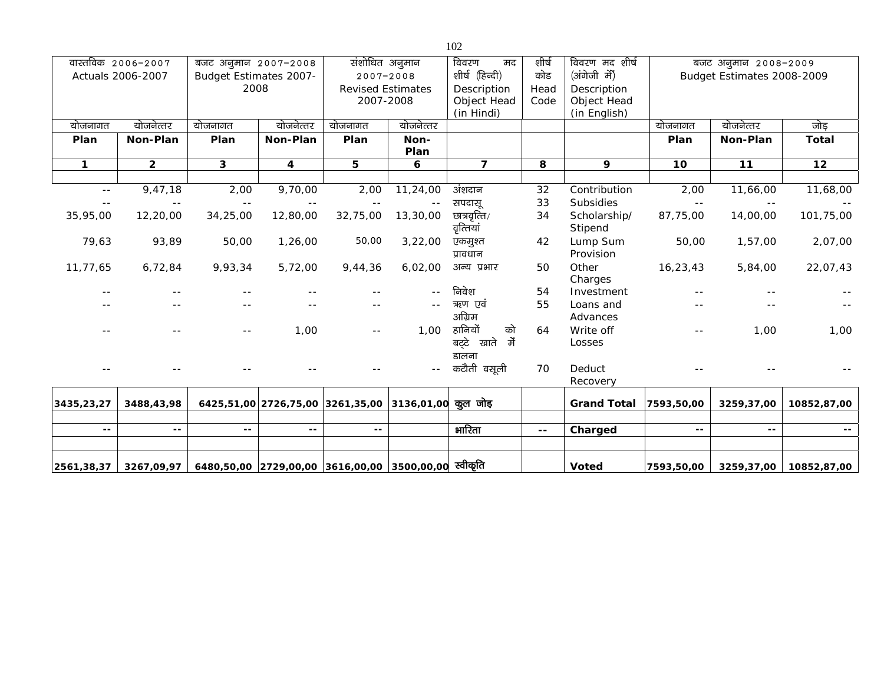| वास्तविक 2006-2007 Actuals 2006-2007 | | बजट अनुमान 2007-2008 Budget Estimates 2007-2008 | | संशोधित अनुमान 2007-2008 Revised Estimates 2007-2008 | | विवरण मद शीर्ष (हिन्दी) Description Object Head (in Hindi) | शीर्ष कोड Head Code | विवरण मद शीर्ष (अंग्रेजी में) Description Object Head (in English) | बजट अनुमान 2008-2009 Budget Estimates 2008-2009 | | |
|---|---|---|---|---|---|---|---|---|---|---|---|
| योजनागत Plan | योजनेत्तर Non-Plan | योजनागत Plan | योजनेत्तर Non-Plan | योजनागत Plan | योजनेत्तर Non-Plan | | | | योजनागत Plan | योजनेत्तर Non-Plan | जोड़ Total |
| 1 | 2 | 3 | 4 | 5 | 6 | 7 | 8 | 9 | 10 | 11 | 12 |
| -- | 9,47,18 | 2,00 | 9,70,00 | 2,00 | 11,24,00 | अंशदान | 32 | Contribution | 2,00 | 11,66,00 | 11,68,00 |
| -- | -- | -- | -- | -- | -- | सपदासू | 33 | Subsidies | -- | -- | -- |
| 35,95,00 | 12,20,00 | 34,25,00 | 12,80,00 | 32,75,00 | 13,30,00 | छात्रवृत्ति/ वृत्तियां | 34 | Scholarship/ Stipend | 87,75,00 | 14,00,00 | 101,75,00 |
| 79,63 | 93,89 | 50,00 | 1,26,00 | 50,00 | 3,22,00 | एकमुश्त प्रावधान | 42 | Lump Sum Provision | 50,00 | 1,57,00 | 2,07,00 |
| 11,77,65 | 6,72,84 | 9,93,34 | 5,72,00 | 9,44,36 | 6,02,00 | अन्य प्रभार | 50 | Other Charges | 16,23,43 | 5,84,00 | 22,07,43 |
| -- | -- | -- | -- | -- | -- | निवेश | 54 | Investment | -- | -- | -- |
| -- | -- | -- | -- | -- | -- | ऋण एवं अग्रिम | 55 | Loans and Advances | -- | -- | -- |
| -- | -- | -- | 1,00 | -- | 1,00 | हानियों को बट्टे खाते में डालना | 64 | Write off Losses | -- | 1,00 | 1,00 |
| -- | -- | -- | -- | -- | -- | कटौती वसूली | 70 | Deduct Recovery | -- | -- | -- |
| **3435,23,27** | **3488,43,98** | **6425,51,00** | **2726,75,00** | **3261,35,00** | **3136,01,00** | **कुल जोड़** | | **Grand Total** | **7593,50,00** | **3259,37,00** | **10852,87,00** |
| **--** | **--** | **--** | **--** | **--** | | **भारिता** | **--** | **Charged** | **--** | **--** | **--** |
| **2561,38,37** | **3267,09,97** | **6480,50,00** | **2729,00,00** | **3616,00,00** | **3500,00,00** | **स्वीकृति** | | **Voted** | **7593,50,00** | **3259,37,00** | **10852,87,00** |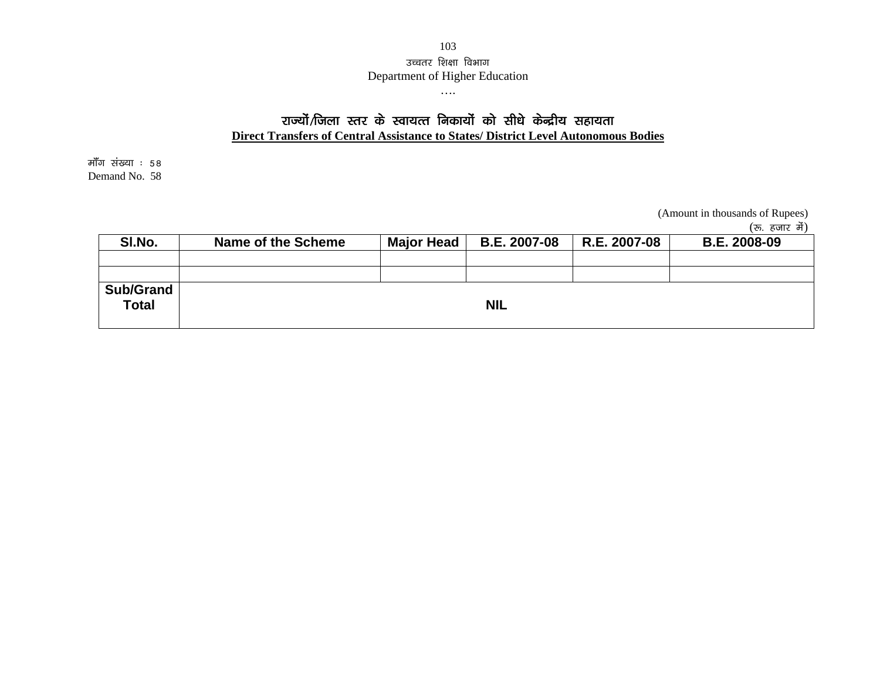उच्चतर शिक्षा विभाग

Department of Higher Education

….

## राज्यों/जिला स्तर के स्वायत्त निकायों को सीधे केन्द्रीय सहायता

## Direct Transfers of Central Assistance to States/ District Level Autonomous Bodies

माँग संख्या : 58

Demand No. 58

(Amount in thousands of Rupees)

(रू. हजार में)

| Sl.No. | Name of the Scheme | Major Head | B.E. 2007-08 | R.E. 2007-08 | B.E. 2008-09 |
|---|---|---|---|---|---|
| | | | | | |
| | | | | | |
| **Sub/Grand Total** | **NIL** | | | | |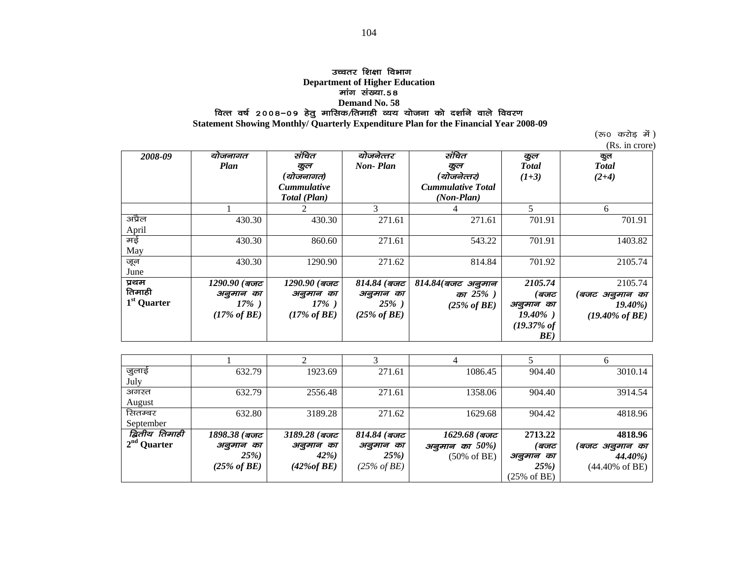**उच्चतर शिक्षा विभाग**
**Department of Higher Education**
**मांग संख्या.58**
**Demand No. 58**
**वित्त वर्ष 2008–09 हेतु मासिक/तिमाही व्यय योजना को दर्शाने वाले विवरण**
**Statement Showing Monthly/ Quarterly Expenditure Plan for the Financial Year 2008-09**

(रू0 करोड़ में)
(Rs. in crore)

| *2008-09* | *योजनागत Plan* | *संचित कुल (योजनागत) Cummulative Total (Plan)* | *योजनेत्तर Non- Plan* | *संचित कुल (योजनेत्तर) Cummulative Total (Non-Plan)* | *कुल Total (1+3)* | *कुल Total (2+4)* |
|---|---|---|---|---|---|---|
| | 1 | 2 | 3 | 4 | 5 | 6 |
| अप्रैल April | 430.30 | 430.30 | 271.61 | 271.61 | 701.91 | 701.91 |
| मई May | 430.30 | 860.60 | 271.61 | 543.22 | 701.91 | 1403.82 |
| जून June | 430.30 | 1290.90 | 271.62 | 814.84 | 701.92 | 2105.74 |
| **प्रथम तिमाही 1st Quarter** | *1290.90 (बजट अनुमान का 17% ) (17% of BE)* | *1290.90 (बजट अनुमान का 17% ) (17% of BE)* | *814.84 (बजट अनुमान का 25% ) (25% of BE)* | *814.84(बजट अनुमान का 25% ) (25% of BE)* | *2105.74 (बजट अनुमान का 19.40% ) (19.37% of BE)* | 2105.74 *(बजट अनुमान का 19.40%) (19.40% of BE)* |
| | 1 | 2 | 3 | 4 | 5 | 6 |
| जुलाई July | 632.79 | 1923.69 | 271.61 | 1086.45 | 904.40 | 3010.14 |
| अगस्त August | 632.79 | 2556.48 | 271.61 | 1358.06 | 904.40 | 3914.54 |
| सितम्बर September | 632.80 | 3189.28 | 271.62 | 1629.68 | 904.42 | 4818.96 |
| ***द्वितीय तिमाही* 2nd Quarter** | *1898.38 (बजट अनुमान का 25%) (25% of BE)* | *3189.28 (बजट अनुमान का 42%) (42%of BE)* | *814.84 (बजट अनुमान का 25%) (25% of BE)* | *1629.68 (बजट अनुमान का 50%)* (50% of BE) | **2713.22** *(बजट अनुमान का 25%)* (25% of BE) | **4818.96** *(बजट अनुमान का 44.40%)* (44.40% of BE) |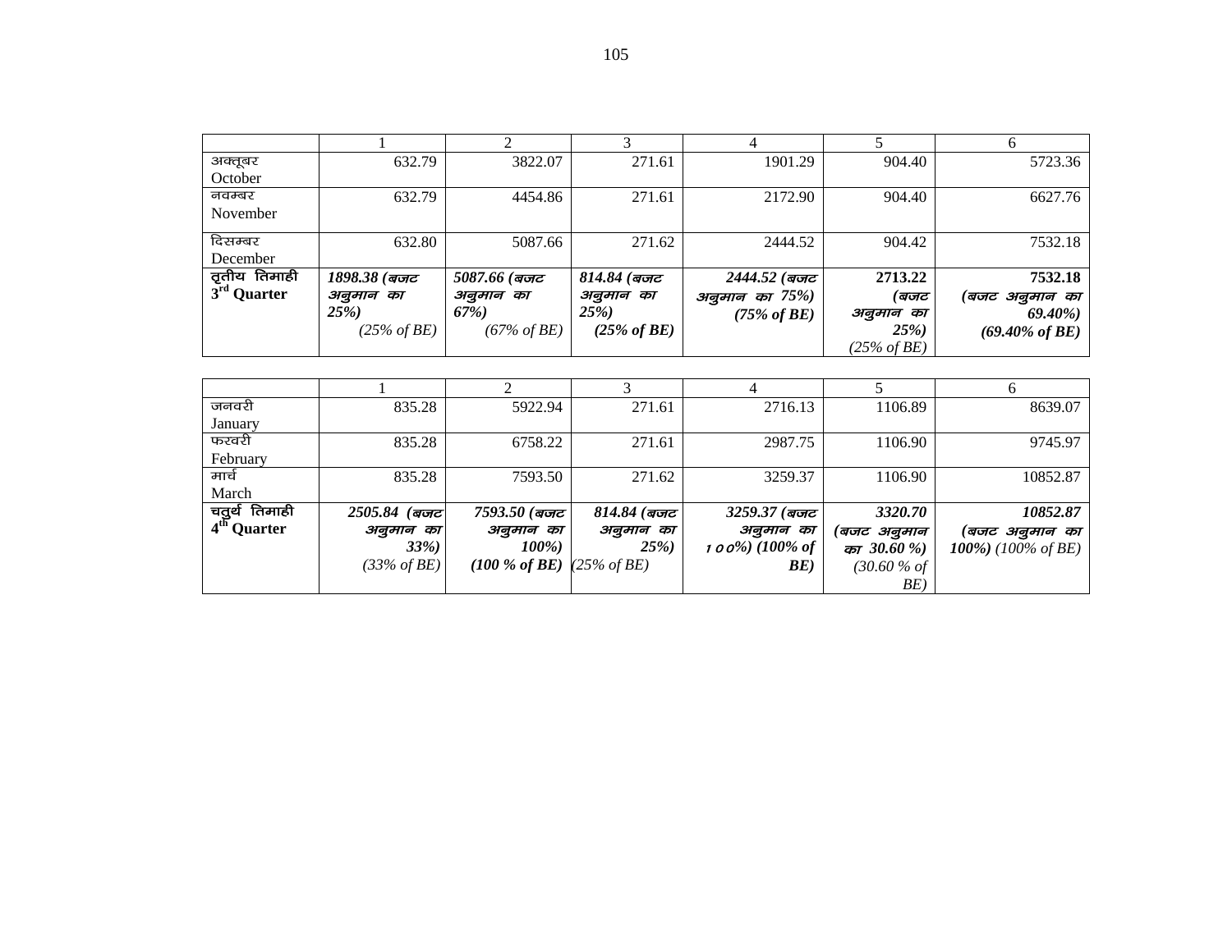| | 1 | 2 | 3 | 4 | 5 | 6 |
|---|---|---|---|---|---|---|
| अक्तूबर October | 632.79 | 3822.07 | 271.61 | 1901.29 | 904.40 | 5723.36 |
| नवम्बर November | 632.79 | 4454.86 | 271.61 | 2172.90 | 904.40 | 6627.76 |
| दिसम्बर December | 632.80 | 5087.66 | 271.62 | 2444.52 | 904.42 | 7532.18 |
| **तृतीय तिमाही 3rd Quarter** | ***1898.38 (बजट अनुमान का 25%)*** *(25% of BE)* | ***5087.66 (बजट अनुमान का 67%)*** *(67% of BE)* | ***814.84 (बजट अनुमान का 25%)*** ***(25% of BE)*** | ***2444.52 (बजट अनुमान का 75%)*** ***(75% of BE)*** | ***2713.22 (बजट अनुमान का 25%)*** *(25% of BE)* | ***7532.18 (बजट अनुमान का 69.40%)*** ***(69.40% of BE)*** |

| | 1 | 2 | 3 | 4 | 5 | 6 |
|---|---|---|---|---|---|---|
| जनवरी January | 835.28 | 5922.94 | 271.61 | 2716.13 | 1106.89 | 8639.07 |
| फरवरी February | 835.28 | 6758.22 | 271.61 | 2987.75 | 1106.90 | 9745.97 |
| मार्च March | 835.28 | 7593.50 | 271.62 | 3259.37 | 1106.90 | 10852.87 |
| **चतुर्थ तिमाही 4th Quarter** | ***2505.84 (बजट अनुमान का 33%)*** *(33% of BE)* | ***7593.50 (बजट अनुमान का 100%)*** ***(100 % of BE)*** | ***814.84 (बजट अनुमान का 25%)*** *(25% of BE)* | ***3259.37 (बजट अनुमान का १००%) (100% of BE)*** | ***3320.70 (बजट अनुमान का 30.60 %)*** *(30.60 % of BE)* | ***10852.87 (बजट अनुमान का 100%)*** *(100% of BE)* |